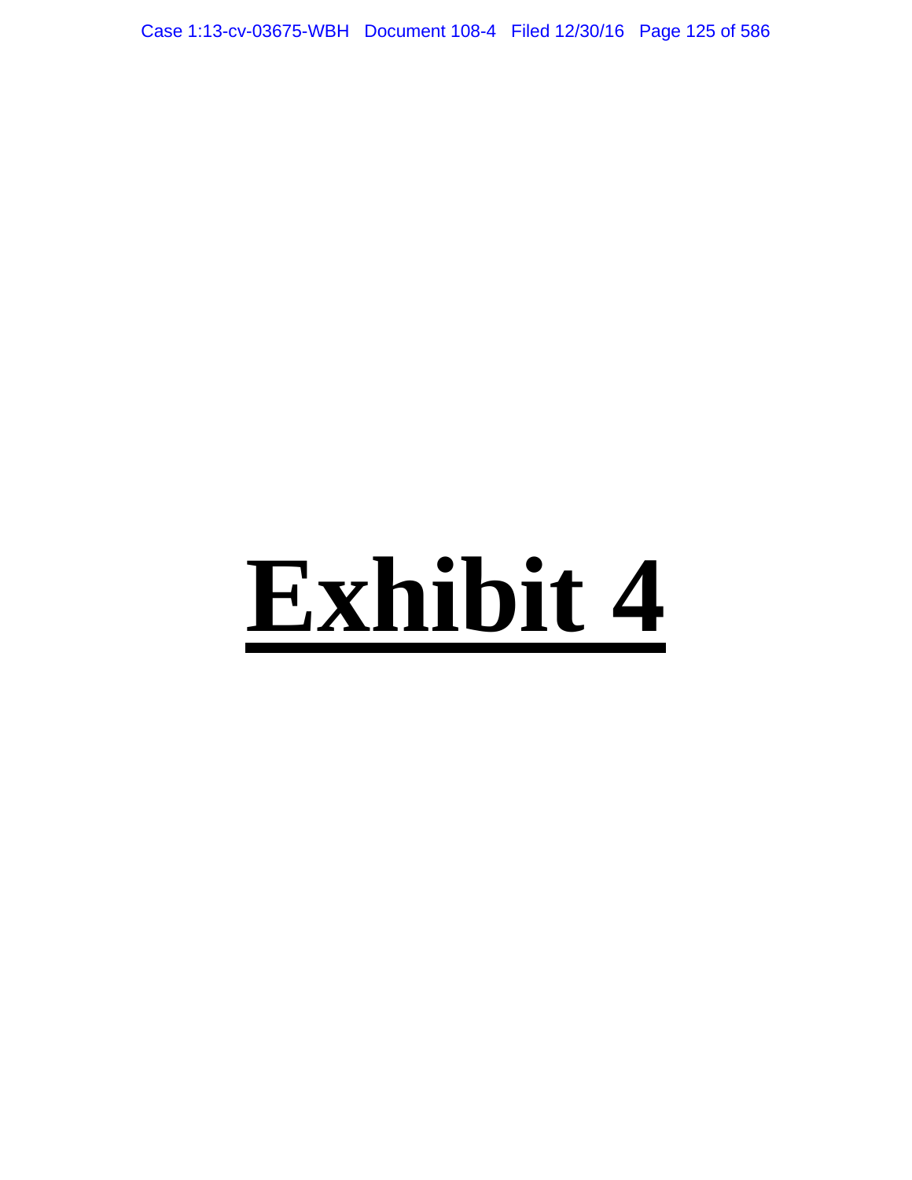# Exhibit 4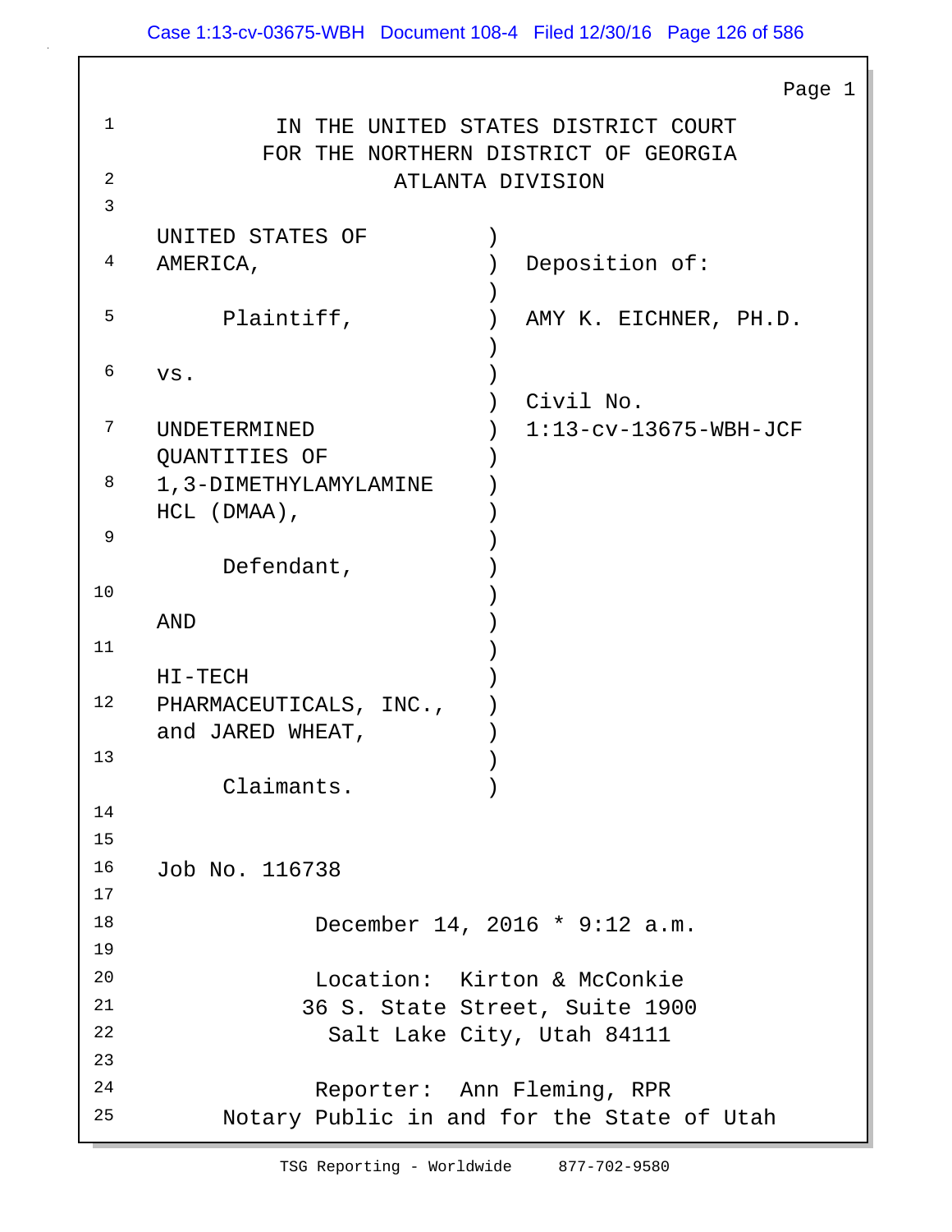IN THE UNITED STATES DISTRICT COURT
FOR THE NORTHERN DISTRICT OF GEORGIA
ATLANTA DIVISION

| | | |
|---|---|---|
| UNITED STATES OF AMERICA, | ) | Deposition of: |
| Plaintiff, | ) | AMY K. EICHNER, PH.D. |
| vs. | ) | |
| UNDETERMINED QUANTITIES OF 1,3-DIMETHYLAMYLAMINE HCL (DMAA), | ) | Civil No. 1:13-cv-13675-WBH-JCF |
| Defendant, | ) | |
| AND | ) | |
| HI-TECH PHARMACEUTICALS, INC., and JARED WHEAT, | ) | |
| Claimants. | ) | |

Job No. 116738

December 14, 2016 * 9:12 a.m.

Location: Kirton & McConkie
36 S. State Street, Suite 1900
Salt Lake City, Utah 84111

Reporter: Ann Fleming, RPR
Notary Public in and for the State of Utah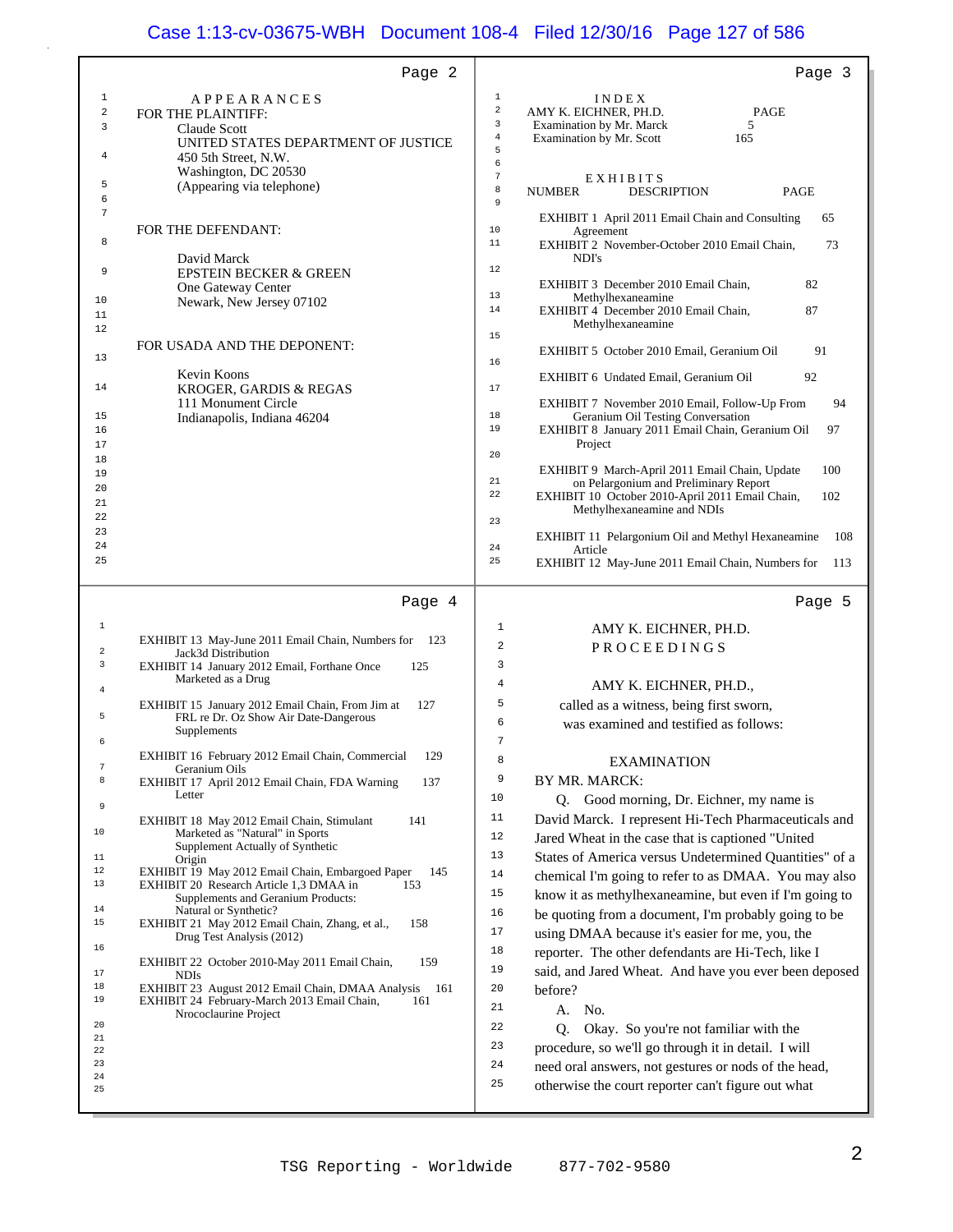## APPEARANCES

FOR THE PLAINTIFF:

Claude Scott
UNITED STATES DEPARTMENT OF JUSTICE
450 5th Street, N.W.
Washington, DC 20530
(Appearing via telephone)

FOR THE DEFENDANT:

David Marck
EPSTEIN BECKER & GREEN
One Gateway Center
Newark, New Jersey 07102

FOR USADA AND THE DEPONENT:

Kevin Koons
KROGER, GARDIS & REGAS
111 Monument Circle
Indianapolis, Indiana 46204

## INDEX

| AMY K. EICHNER, PH.D. | PAGE |
|---|---|
| Examination by Mr. Marck | 5 |
| Examination by Mr. Scott | 165 |

## EXHIBITS

| NUMBER | DESCRIPTION | PAGE |
|---|---|---|
| EXHIBIT 1 | April 2011 Email Chain and Consulting Agreement | 65 |
| EXHIBIT 2 | November-October 2010 Email Chain, NDI's | 73 |
| EXHIBIT 3 | December 2010 Email Chain, Methylhexaneamine | 82 |
| EXHIBIT 4 | December 2010 Email Chain, Methylhexaneamine | 87 |
| EXHIBIT 5 | October 2010 Email, Geranium Oil | 91 |
| EXHIBIT 6 | Undated Email, Geranium Oil | 92 |
| EXHIBIT 7 | November 2010 Email, Follow-Up From Geranium Oil Testing Conversation | 94 |
| EXHIBIT 8 | January 2011 Email Chain, Geranium Oil Project | 97 |
| EXHIBIT 9 | March-April 2011 Email Chain, Update on Pelargonium and Preliminary Report | 100 |
| EXHIBIT 10 | October 2010-April 2011 Email Chain, Methylhexaneamine and NDIs | 102 |
| EXHIBIT 11 | Pelargonium Oil and Methyl Hexaneamine Article | 108 |
| EXHIBIT 12 | May-June 2011 Email Chain, Numbers for | 113 |
| EXHIBIT 13 | May-June 2011 Email Chain, Numbers for Jack3d Distribution | 123 |
| EXHIBIT 14 | January 2012 Email, Forthane Once Marketed as a Drug | 125 |
| EXHIBIT 15 | January 2012 Email Chain, From Jim at FRL re Dr. Oz Show Air Date-Dangerous Supplements | 127 |
| EXHIBIT 16 | February 2012 Email Chain, Commercial Geranium Oils | 129 |
| EXHIBIT 17 | April 2012 Email Chain, FDA Warning Letter | 137 |
| EXHIBIT 18 | May 2012 Email Chain, Stimulant Marketed as "Natural" in Sports Supplement Actually of Synthetic Origin | 141 |
| EXHIBIT 19 | May 2012 Email Chain, Embargoed Paper | 145 |
| EXHIBIT 20 | Research Article 1,3 DMAA in Supplements and Geranium Products: Natural or Synthetic? | 153 |
| EXHIBIT 21 | May 2012 Email Chain, Zhang, et al., Drug Test Analysis (2012) | 158 |
| EXHIBIT 22 | October 2010-May 2011 Email Chain, NDIs | 159 |
| EXHIBIT 23 | August 2012 Email Chain, DMAA Analysis | 161 |
| EXHIBIT 24 | February-March 2013 Email Chain, Nrococlaurine Project | 161 |

AMY K. EICHNER, PH.D.

PROCEEDINGS

AMY K. EICHNER, PH.D.,
called as a witness, being first sworn,
was examined and testified as follows:

EXAMINATION

BY MR. MARCK:

Q. Good morning, Dr. Eichner, my name is David Marck. I represent Hi-Tech Pharmaceuticals and Jared Wheat in the case that is captioned "United States of America versus Undetermined Quantities" of a chemical I'm going to refer to as DMAA. You may also know it as methylhexaneamine, but even if I'm going to be quoting from a document, I'm probably going to be using DMAA because it's easier for me, you, the reporter. The other defendants are Hi-Tech, like I said, and Jared Wheat. And have you ever been deposed before?

A. No.

Q. Okay. So you're not familiar with the procedure, so we'll go through it in detail. I will need oral answers, not gestures or nods of the head, otherwise the court reporter can't figure out what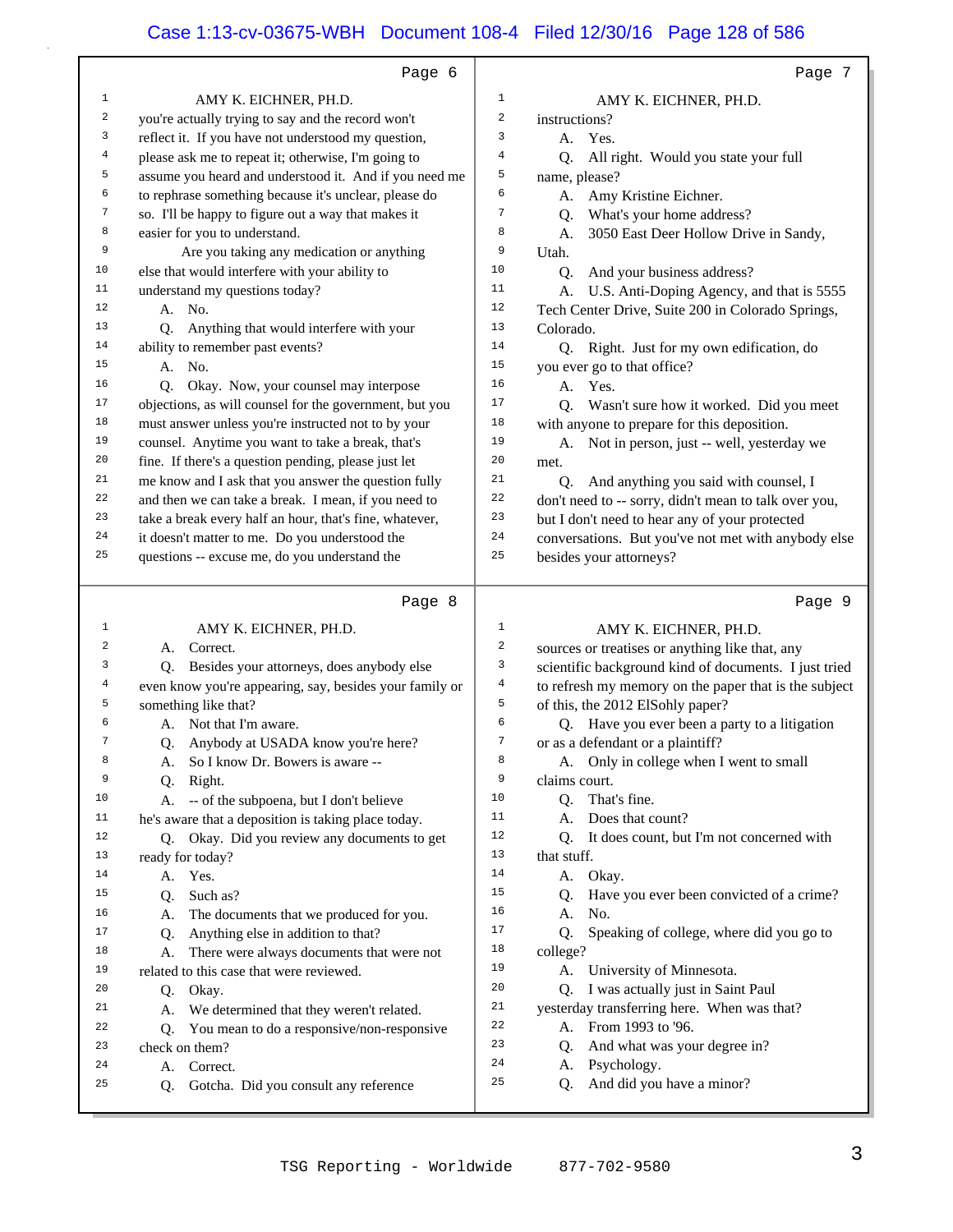Page 6

AMY K. EICHNER, PH.D.

you're actually trying to say and the record won't reflect it. If you have not understood my question, please ask me to repeat it; otherwise, I'm going to assume you heard and understood it. And if you need me to rephrase something because it's unclear, please do so. I'll be happy to figure out a way that makes it easier for you to understand.

Are you taking any medication or anything else that would interfere with your ability to understand my questions today?

A. No.

Q. Anything that would interfere with your ability to remember past events?

A. No.

Q. Okay. Now, your counsel may interpose objections, as will counsel for the government, but you must answer unless you're instructed not to by your counsel. Anytime you want to take a break, that's fine. If there's a question pending, please just let me know and I ask that you answer the question fully and then we can take a break. I mean, if you need to take a break every half an hour, that's fine, whatever, it doesn't matter to me. Do you understood the questions -- excuse me, do you understand the

Page 7

AMY K. EICHNER, PH.D.

instructions?

A. Yes.

Q. All right. Would you state your full name, please?

A. Amy Kristine Eichner.

Q. What's your home address?

A. 3050 East Deer Hollow Drive in Sandy, Utah.

Q. And your business address?

A. U.S. Anti-Doping Agency, and that is 5555 Tech Center Drive, Suite 200 in Colorado Springs, Colorado.

Q. Right. Just for my own edification, do you ever go to that office?

A. Yes.

Q. Wasn't sure how it worked. Did you meet with anyone to prepare for this deposition.

A. Not in person, just -- well, yesterday we met.

Q. And anything you said with counsel, I don't need to -- sorry, didn't mean to talk over you, but I don't need to hear any of your protected conversations. But you've not met with anybody else besides your attorneys?

Page 8

AMY K. EICHNER, PH.D.

A. Correct.

Q. Besides your attorneys, does anybody else even know you're appearing, say, besides your family or something like that?

A. Not that I'm aware.

Q. Anybody at USADA know you're here?

A. So I know Dr. Bowers is aware --

Q. Right.

A. -- of the subpoena, but I don't believe he's aware that a deposition is taking place today.

Q. Okay. Did you review any documents to get ready for today?

A. Yes.

Q. Such as?

A. The documents that we produced for you.

Q. Anything else in addition to that?

A. There were always documents that were not related to this case that were reviewed.

Q. Okay.

A. We determined that they weren't related.

Q. You mean to do a responsive/non-responsive check on them?

A. Correct.

Q. Gotcha. Did you consult any reference

Page 9

AMY K. EICHNER, PH.D.

sources or treatises or anything like that, any scientific background kind of documents. I just tried to refresh my memory on the paper that is the subject of this, the 2012 ElSohly paper?

Q. Have you ever been a party to a litigation or as a defendant or a plaintiff?

A. Only in college when I went to small claims court.

Q. That's fine.

A. Does that count?

Q. It does count, but I'm not concerned with that stuff.

A. Okay.

Q. Have you ever been convicted of a crime?

A. No.

Q. Speaking of college, where did you go to college?

A. University of Minnesota.

Q. I was actually just in Saint Paul yesterday transferring here. When was that?

A. From 1993 to '96.

Q. And what was your degree in?

A. Psychology.

Q. And did you have a minor?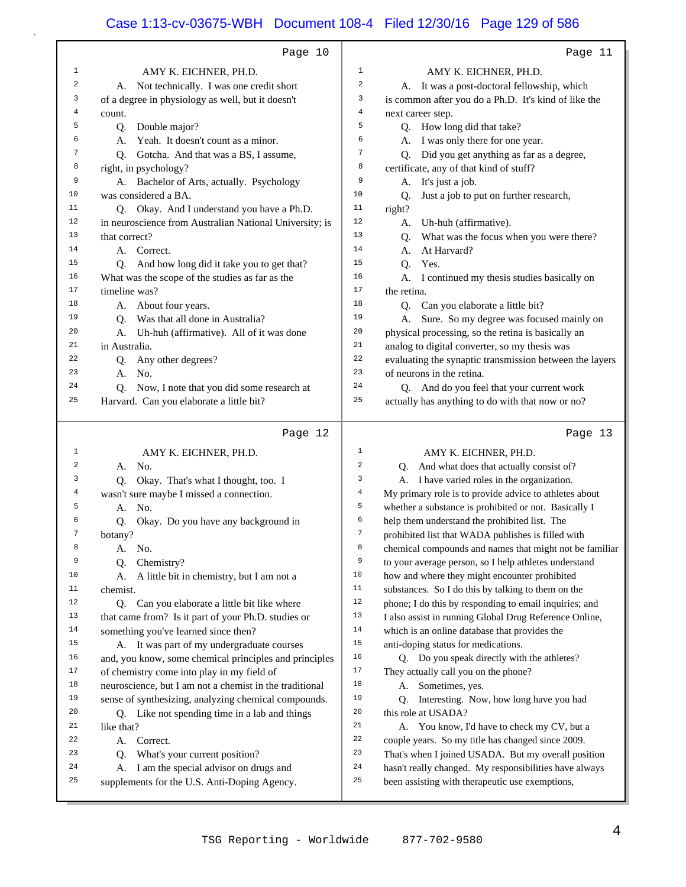Page 10

AMY K. EICHNER, PH.D.

A. Not technically. I was one credit short of a degree in physiology as well, but it doesn't count.

Q. Double major?

A. Yeah. It doesn't count as a minor.

Q. Gotcha. And that was a BS, I assume, right, in psychology?

A. Bachelor of Arts, actually. Psychology was considered a BA.

Q. Okay. And I understand you have a Ph.D. in neuroscience from Australian National University; is that correct?

A. Correct.

Q. And how long did it take you to get that? What was the scope of the studies as far as the timeline was?

A. About four years.

Q. Was that all done in Australia?

A. Uh-huh (affirmative). All of it was done in Australia.

Q. Any other degrees?

A. No.

Q. Now, I note that you did some research at Harvard. Can you elaborate a little bit?

Page 11

AMY K. EICHNER, PH.D.

A. It was a post-doctoral fellowship, which is common after you do a Ph.D. It's kind of like the next career step.

Q. How long did that take?

A. I was only there for one year.

Q. Did you get anything as far as a degree, certificate, any of that kind of stuff?

A. It's just a job.

Q. Just a job to put on further research, right?

A. Uh-huh (affirmative).

Q. What was the focus when you were there?

A. At Harvard?

Q. Yes.

A. I continued my thesis studies basically on the retina.

Q. Can you elaborate a little bit?

A. Sure. So my degree was focused mainly on physical processing, so the retina is basically an analog to digital converter, so my thesis was evaluating the synaptic transmission between the layers of neurons in the retina.

Q. And do you feel that your current work actually has anything to do with that now or no?

Page 12

AMY K. EICHNER, PH.D.

A. No.

Q. Okay. That's what I thought, too. I wasn't sure maybe I missed a connection.

A. No.

Q. Okay. Do you have any background in botany?

A. No.

Q. Chemistry?

A. A little bit in chemistry, but I am not a chemist.

Q. Can you elaborate a little bit like where that came from? Is it part of your Ph.D. studies or something you've learned since then?

A. It was part of my undergraduate courses and, you know, some chemical principles and principles of chemistry come into play in my field of neuroscience, but I am not a chemist in the traditional sense of synthesizing, analyzing chemical compounds.

Q. Like not spending time in a lab and things like that?

A. Correct.

Q. What's your current position?

A. I am the special advisor on drugs and supplements for the U.S. Anti-Doping Agency.

Page 13

AMY K. EICHNER, PH.D.

Q. And what does that actually consist of?

A. I have varied roles in the organization. My primary role is to provide advice to athletes about whether a substance is prohibited or not. Basically I help them understand the prohibited list. The prohibited list that WADA publishes is filled with chemical compounds and names that might not be familiar to your average person, so I help athletes understand how and where they might encounter prohibited substances. So I do this by talking to them on the phone; I do this by responding to email inquiries; and I also assist in running Global Drug Reference Online, which is an online database that provides the anti-doping status for medications.

Q. Do you speak directly with the athletes? They actually call you on the phone?

A. Sometimes, yes.

Q. Interesting. Now, how long have you had this role at USADA?

A. You know, I'd have to check my CV, but a couple years. So my title has changed since 2009. That's when I joined USADA. But my overall position hasn't really changed. My responsibilities have always been assisting with therapeutic use exemptions,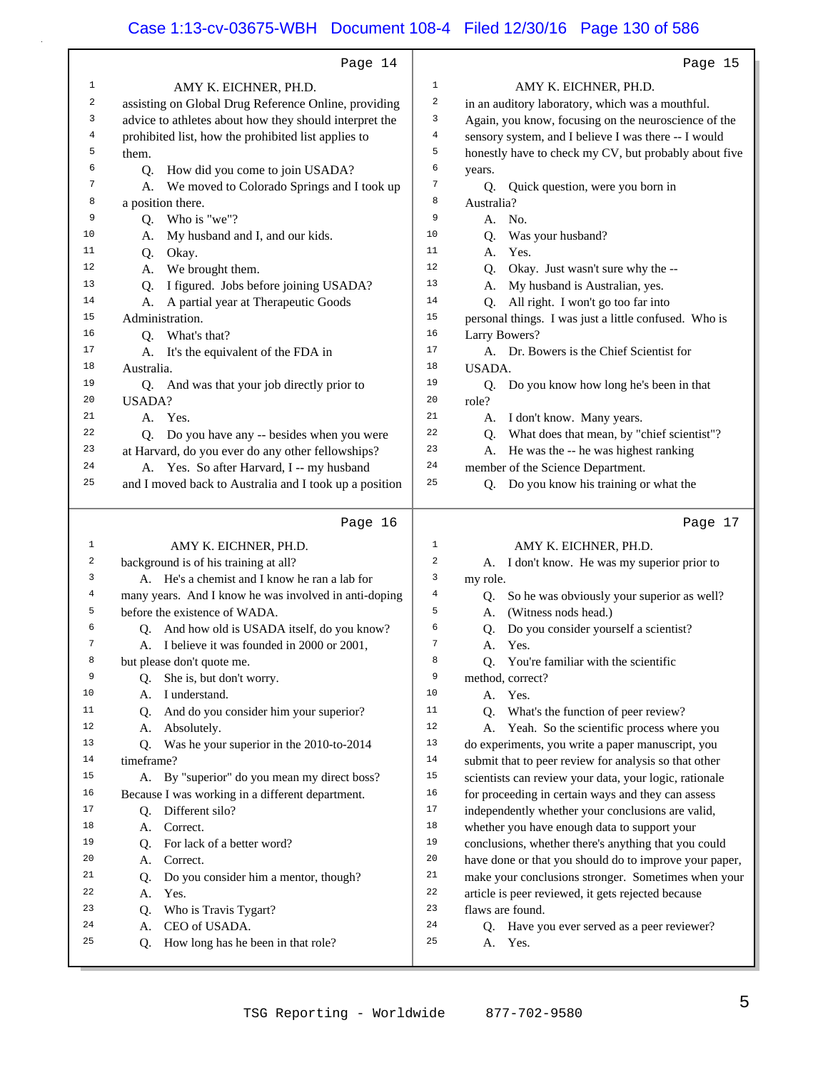## Page 14

AMY K. EICHNER, PH.D.

assisting on Global Drug Reference Online, providing advice to athletes about how they should interpret the prohibited list, how the prohibited list applies to them.

Q. How did you come to join USADA?

A. We moved to Colorado Springs and I took up a position there.

Q. Who is "we"?

A. My husband and I, and our kids.

Q. Okay.

A. We brought them.

Q. I figured. Jobs before joining USADA?

A. A partial year at Therapeutic Goods Administration.

Q. What's that?

A. It's the equivalent of the FDA in Australia.

Q. And was that your job directly prior to USADA?

A. Yes.

Q. Do you have any -- besides when you were at Harvard, do you ever do any other fellowships?

A. Yes. So after Harvard, I -- my husband and I moved back to Australia and I took up a position

## Page 15

AMY K. EICHNER, PH.D.

in an auditory laboratory, which was a mouthful. Again, you know, focusing on the neuroscience of the sensory system, and I believe I was there -- I would honestly have to check my CV, but probably about five years.

Q. Quick question, were you born in Australia?

A. No.

Q. Was your husband?

A. Yes.

Q. Okay. Just wasn't sure why the --

A. My husband is Australian, yes.

Q. All right. I won't go too far into personal things. I was just a little confused. Who is Larry Bowers?

A. Dr. Bowers is the Chief Scientist for USADA.

Q. Do you know how long he's been in that role?

A. I don't know. Many years.

Q. What does that mean, by "chief scientist"?

A. He was the -- he was highest ranking member of the Science Department.

Q. Do you know his training or what the

## Page 16

AMY K. EICHNER, PH.D.

background is of his training at all?

A. He's a chemist and I know he ran a lab for many years. And I know he was involved in anti-doping before the existence of WADA.

Q. And how old is USADA itself, do you know?

A. I believe it was founded in 2000 or 2001, but please don't quote me.

Q. She is, but don't worry.

A. I understand.

Q. And do you consider him your superior?

A. Absolutely.

Q. Was he your superior in the 2010-to-2014 timeframe?

A. By "superior" do you mean my direct boss? Because I was working in a different department.

Q. Different silo?

A. Correct.

Q. For lack of a better word?

A. Correct.

Q. Do you consider him a mentor, though?

A. Yes.

Q. Who is Travis Tygart?

A. CEO of USADA.

Q. How long has he been in that role?

## Page 17

AMY K. EICHNER, PH.D.

A. I don't know. He was my superior prior to my role.

Q. So he was obviously your superior as well?

A. (Witness nods head.)

Q. Do you consider yourself a scientist?

A. Yes.

Q. You're familiar with the scientific method, correct?

A. Yes.

Q. What's the function of peer review?

A. Yeah. So the scientific process where you do experiments, you write a paper manuscript, you submit that to peer review for analysis so that other scientists can review your data, your logic, rationale for proceeding in certain ways and they can assess independently whether your conclusions are valid, whether you have enough data to support your conclusions, whether there's anything that you could have done or that you should do to improve your paper, make your conclusions stronger. Sometimes when your article is peer reviewed, it gets rejected because flaws are found.

Q. Have you ever served as a peer reviewer?

A. Yes.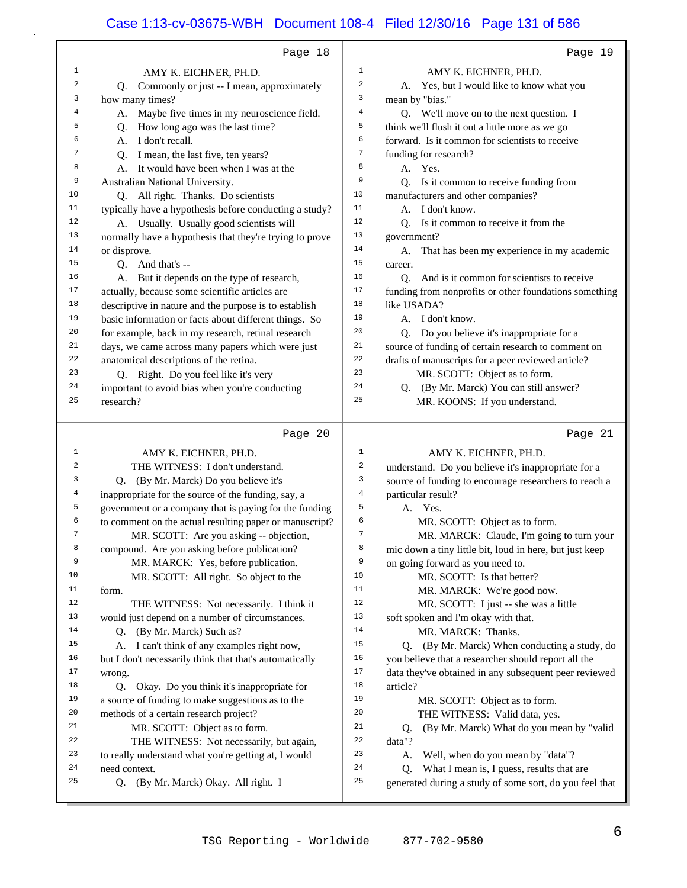Page 18

1 AMY K. EICHNER, PH.D.
2 Q. Commonly or just -- I mean, approximately
3 how many times?
4 A. Maybe five times in my neuroscience field.
5 Q. How long ago was the last time?
6 A. I don't recall.
7 Q. I mean, the last five, ten years?
8 A. It would have been when I was at the
9 Australian National University.
10 Q. All right. Thanks. Do scientists
11 typically have a hypothesis before conducting a study?
12 A. Usually. Usually good scientists will
13 normally have a hypothesis that they're trying to prove
14 or disprove.
15 Q. And that's --
16 A. But it depends on the type of research,
17 actually, because some scientific articles are
18 descriptive in nature and the purpose is to establish
19 basic information or facts about different things. So
20 for example, back in my research, retinal research
21 days, we came across many papers which were just
22 anatomical descriptions of the retina.
23 Q. Right. Do you feel like it's very
24 important to avoid bias when you're conducting
25 research?

Page 19

1 AMY K. EICHNER, PH.D.
2 A. Yes, but I would like to know what you
3 mean by "bias."
4 Q. We'll move on to the next question. I
5 think we'll flush it out a little more as we go
6 forward. Is it common for scientists to receive
7 funding for research?
8 A. Yes.
9 Q. Is it common to receive funding from
10 manufacturers and other companies?
11 A. I don't know.
12 Q. Is it common to receive it from the
13 government?
14 A. That has been my experience in my academic
15 career.
16 Q. And is it common for scientists to receive
17 funding from nonprofits or other foundations something
18 like USADA?
19 A. I don't know.
20 Q. Do you believe it's inappropriate for a
21 source of funding of certain research to comment on
22 drafts of manuscripts for a peer reviewed article?
23 MR. SCOTT: Object as to form.
24 Q. (By Mr. Marck) You can still answer?
25 MR. KOONS: If you understand.

Page 20

1 AMY K. EICHNER, PH.D.
2 THE WITNESS: I don't understand.
3 Q. (By Mr. Marck) Do you believe it's
4 inappropriate for the source of the funding, say, a
5 government or a company that is paying for the funding
6 to comment on the actual resulting paper or manuscript?
7 MR. SCOTT: Are you asking -- objection,
8 compound. Are you asking before publication?
9 MR. MARCK: Yes, before publication.
10 MR. SCOTT: All right. So object to the
11 form.
12 THE WITNESS: Not necessarily. I think it
13 would just depend on a number of circumstances.
14 Q. (By Mr. Marck) Such as?
15 A. I can't think of any examples right now,
16 but I don't necessarily think that that's automatically
17 wrong.
18 Q. Okay. Do you think it's inappropriate for
19 a source of funding to make suggestions as to the
20 methods of a certain research project?
21 MR. SCOTT: Object as to form.
22 THE WITNESS: Not necessarily, but again,
23 to really understand what you're getting at, I would
24 need context.
25 Q. (By Mr. Marck) Okay. All right. I

Page 21

1 AMY K. EICHNER, PH.D.
2 understand. Do you believe it's inappropriate for a
3 source of funding to encourage researchers to reach a
4 particular result?
5 A. Yes.
6 MR. SCOTT: Object as to form.
7 MR. MARCK: Claude, I'm going to turn your
8 mic down a tiny little bit, loud in here, but just keep
9 on going forward as you need to.
10 MR. SCOTT: Is that better?
11 MR. MARCK: We're good now.
12 MR. SCOTT: I just -- she was a little
13 soft spoken and I'm okay with that.
14 MR. MARCK: Thanks.
15 Q. (By Mr. Marck) When conducting a study, do
16 you believe that a researcher should report all the
17 data they've obtained in any subsequent peer reviewed
18 article?
19 MR. SCOTT: Object as to form.
20 THE WITNESS: Valid data, yes.
21 Q. (By Mr. Marck) What do you mean by "valid
22 data"?
23 A. Well, when do you mean by "data"?
24 Q. What I mean is, I guess, results that are
25 generated during a study of some sort, do you feel that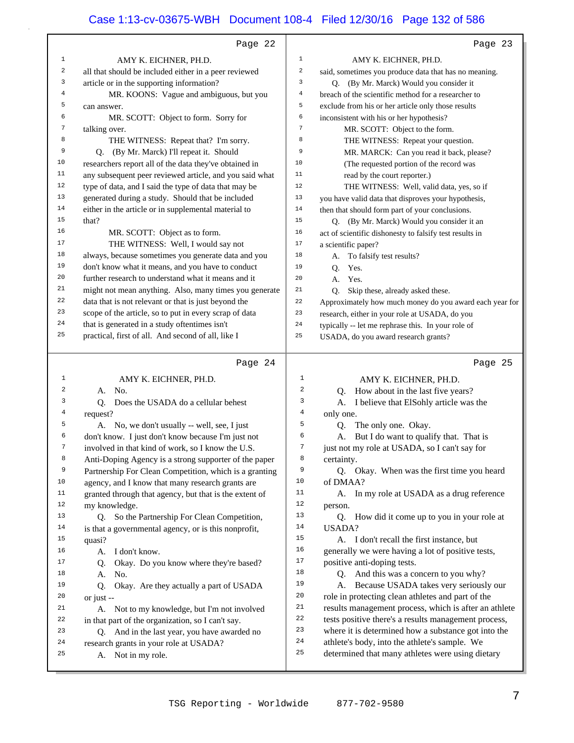Page 22

1 AMY K. EICHNER, PH.D.
2 all that should be included either in a peer reviewed
3 article or in the supporting information?
4 MR. KOONS: Vague and ambiguous, but you
5 can answer.
6 MR. SCOTT: Object to form. Sorry for
7 talking over.
8 THE WITNESS: Repeat that? I'm sorry.
9 Q. (By Mr. Marck) I'll repeat it. Should
10 researchers report all of the data they've obtained in
11 any subsequent peer reviewed article, and you said what
12 type of data, and I said the type of data that may be
13 generated during a study. Should that be included
14 either in the article or in supplemental material to
15 that?
16 MR. SCOTT: Object as to form.
17 THE WITNESS: Well, I would say not
18 always, because sometimes you generate data and you
19 don't know what it means, and you have to conduct
20 further research to understand what it means and it
21 might not mean anything. Also, many times you generate
22 data that is not relevant or that is just beyond the
23 scope of the article, so to put in every scrap of data
24 that is generated in a study oftentimes isn't
25 practical, first of all. And second of all, like I

Page 23

1 AMY K. EICHNER, PH.D.
2 said, sometimes you produce data that has no meaning.
3 Q. (By Mr. Marck) Would you consider it
4 breach of the scientific method for a researcher to
5 exclude from his or her article only those results
6 inconsistent with his or her hypothesis?
7 MR. SCOTT: Object to the form.
8 THE WITNESS: Repeat your question.
9 MR. MARCK: Can you read it back, please?
10 (The requested portion of the record was
11 read by the court reporter.)
12 THE WITNESS: Well, valid data, yes, so if
13 you have valid data that disproves your hypothesis,
14 then that should form part of your conclusions.
15 Q. (By Mr. Marck) Would you consider it an
16 act of scientific dishonesty to falsify test results in
17 a scientific paper?
18 A. To falsify test results?
19 Q. Yes.
20 A. Yes.
21 Q. Skip these, already asked these.
22 Approximately how much money do you award each year for
23 research, either in your role at USADA, do you
24 typically -- let me rephrase this. In your role of
25 USADA, do you award research grants?

Page 24

1 AMY K. EICHNER, PH.D.
2 A. No.
3 Q. Does the USADA do a cellular behest
4 request?
5 A. No, we don't usually -- well, see, I just
6 don't know. I just don't know because I'm just not
7 involved in that kind of work, so I know the U.S.
8 Anti-Doping Agency is a strong supporter of the paper
9 Partnership For Clean Competition, which is a granting
10 agency, and I know that many research grants are
11 granted through that agency, but that is the extent of
12 my knowledge.
13 Q. So the Partnership For Clean Competition,
14 is that a governmental agency, or is this nonprofit,
15 quasi?
16 A. I don't know.
17 Q. Okay. Do you know where they're based?
18 A. No.
19 Q. Okay. Are they actually a part of USADA
20 or just --
21 A. Not to my knowledge, but I'm not involved
22 in that part of the organization, so I can't say.
23 Q. And in the last year, you have awarded no
24 research grants in your role at USADA?
25 A. Not in my role.

Page 25

1 AMY K. EICHNER, PH.D.
2 Q. How about in the last five years?
3 A. I believe that ElSohly article was the
4 only one.
5 Q. The only one. Okay.
6 A. But I do want to qualify that. That is
7 just not my role at USADA, so I can't say for
8 certainty.
9 Q. Okay. When was the first time you heard
10 of DMAA?
11 A. In my role at USADA as a drug reference
12 person.
13 Q. How did it come up to you in your role at
14 USADA?
15 A. I don't recall the first instance, but
16 generally we were having a lot of positive tests,
17 positive anti-doping tests.
18 Q. And this was a concern to you why?
19 A. Because USADA takes very seriously our
20 role in protecting clean athletes and part of the
21 results management process, which is after an athlete
22 tests positive there's a results management process,
23 where it is determined how a substance got into the
24 athlete's body, into the athlete's sample. We
25 determined that many athletes were using dietary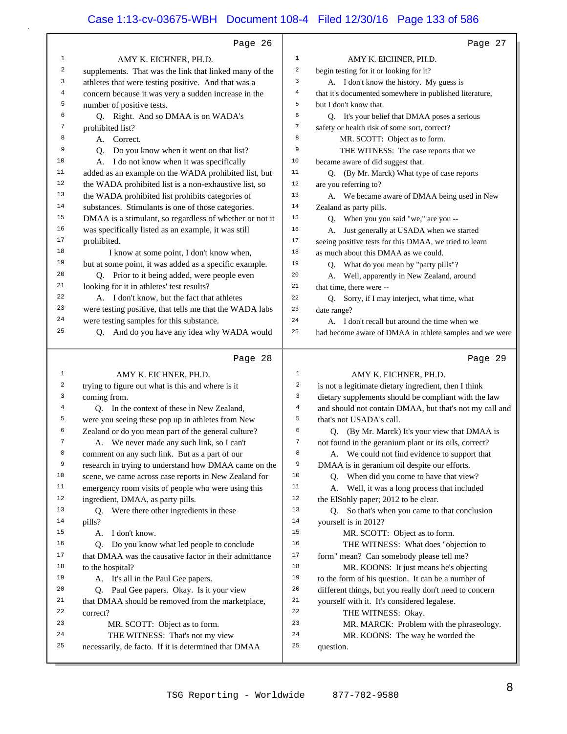Page 26

AMY K. EICHNER, PH.D.

supplements. That was the link that linked many of the athletes that were testing positive. And that was a concern because it was very a sudden increase in the number of positive tests.

Q. Right. And so DMAA is on WADA's prohibited list?

A. Correct.

Q. Do you know when it went on that list?

A. I do not know when it was specifically added as an example on the WADA prohibited list, but the WADA prohibited list is a non-exhaustive list, so the WADA prohibited list prohibits categories of substances. Stimulants is one of those categories. DMAA is a stimulant, so regardless of whether or not it was specifically listed as an example, it was still prohibited.

I know at some point, I don't know when, but at some point, it was added as a specific example.

Q. Prior to it being added, were people even looking for it in athletes' test results?

A. I don't know, but the fact that athletes were testing positive, that tells me that the WADA labs were testing samples for this substance.

Q. And do you have any idea why WADA would

Page 27

AMY K. EICHNER, PH.D.

begin testing for it or looking for it?

A. I don't know the history. My guess is that it's documented somewhere in published literature, but I don't know that.

Q. It's your belief that DMAA poses a serious safety or health risk of some sort, correct?

MR. SCOTT: Object as to form.

THE WITNESS: The case reports that we became aware of did suggest that.

Q. (By Mr. Marck) What type of case reports are you referring to?

A. We became aware of DMAA being used in New Zealand as party pills.

Q. When you you said "we," are you --

A. Just generally at USADA when we started seeing positive tests for this DMAA, we tried to learn as much about this DMAA as we could.

Q. What do you mean by "party pills"?

A. Well, apparently in New Zealand, around that time, there were --

Q. Sorry, if I may interject, what time, what date range?

A. I don't recall but around the time when we had become aware of DMAA in athlete samples and we were

Page 28

AMY K. EICHNER, PH.D.

trying to figure out what is this and where is it coming from.

Q. In the context of these in New Zealand, were you seeing these pop up in athletes from New Zealand or do you mean part of the general culture?

A. We never made any such link, so I can't comment on any such link. But as a part of our research in trying to understand how DMAA came on the scene, we came across case reports in New Zealand for emergency room visits of people who were using this ingredient, DMAA, as party pills.

Q. Were there other ingredients in these pills?

A. I don't know.

Q. Do you know what led people to conclude that DMAA was the causative factor in their admittance to the hospital?

A. It's all in the Paul Gee papers.

Q. Paul Gee papers. Okay. Is it your view that DMAA should be removed from the marketplace, correct?

MR. SCOTT: Object as to form.

THE WITNESS: That's not my view necessarily, de facto. If it is determined that DMAA

Page 29

AMY K. EICHNER, PH.D.

is not a legitimate dietary ingredient, then I think dietary supplements should be compliant with the law and should not contain DMAA, but that's not my call and that's not USADA's call.

Q. (By Mr. Marck) It's your view that DMAA is not found in the geranium plant or its oils, correct?

A. We could not find evidence to support that DMAA is in geranium oil despite our efforts.

Q. When did you come to have that view?

A. Well, it was a long process that included the ElSohly paper; 2012 to be clear.

Q. So that's when you came to that conclusion yourself is in 2012?

MR. SCOTT: Object as to form.

THE WITNESS: What does "objection to form" mean? Can somebody please tell me?

MR. KOONS: It just means he's objecting to the form of his question. It can be a number of different things, but you really don't need to concern yourself with it. It's considered legalese.

THE WITNESS: Okay.

MR. MARCK: Problem with the phraseology.

MR. KOONS: The way he worded the question.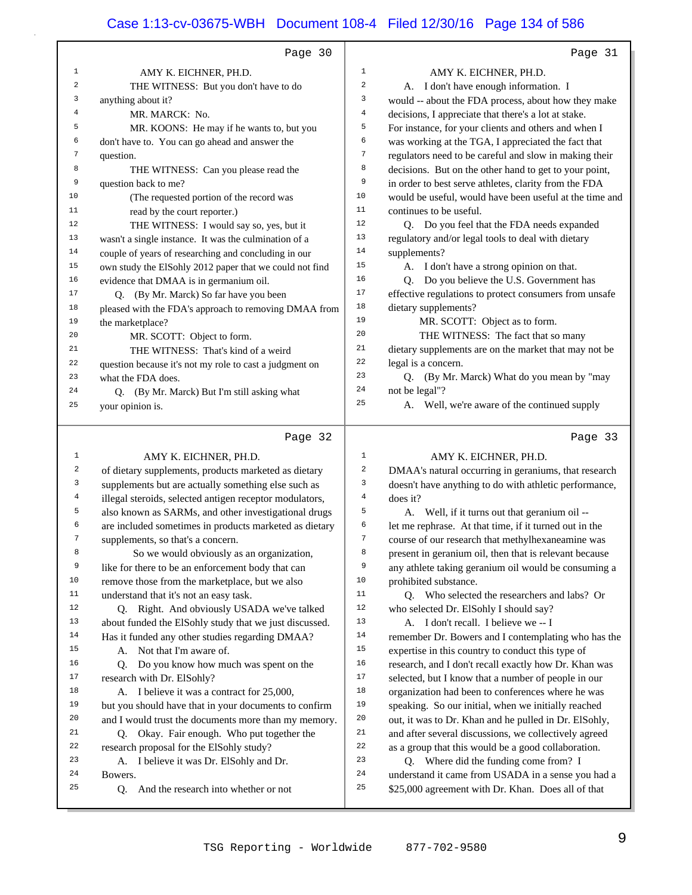Page 30

AMY K. EICHNER, PH.D.

THE WITNESS: But you don't have to do anything about it?

MR. MARCK: No.

MR. KOONS: He may if he wants to, but you don't have to. You can go ahead and answer the question.

THE WITNESS: Can you please read the question back to me?

(The requested portion of the record was read by the court reporter.)

THE WITNESS: I would say so, yes, but it wasn't a single instance. It was the culmination of a couple of years of researching and concluding in our own study the ElSohly 2012 paper that we could not find evidence that DMAA is in germanium oil.

Q. (By Mr. Marck) So far have you been pleased with the FDA's approach to removing DMAA from the marketplace?

MR. SCOTT: Object to form.

THE WITNESS: That's kind of a weird question because it's not my role to cast a judgment on what the FDA does.

Q. (By Mr. Marck) But I'm still asking what your opinion is.

Page 31

AMY K. EICHNER, PH.D.

A. I don't have enough information. I would -- about the FDA process, about how they make decisions, I appreciate that there's a lot at stake. For instance, for your clients and others and when I was working at the TGA, I appreciated the fact that regulators need to be careful and slow in making their decisions. But on the other hand to get to your point, in order to best serve athletes, clarity from the FDA would be useful, would have been useful at the time and continues to be useful.

Q. Do you feel that the FDA needs expanded regulatory and/or legal tools to deal with dietary supplements?

A. I don't have a strong opinion on that.

Q. Do you believe the U.S. Government has effective regulations to protect consumers from unsafe dietary supplements?

MR. SCOTT: Object as to form.

THE WITNESS: The fact that so many dietary supplements are on the market that may not be legal is a concern.

Q. (By Mr. Marck) What do you mean by "may not be legal"?

A. Well, we're aware of the continued supply

Page 32

AMY K. EICHNER, PH.D.

of dietary supplements, products marketed as dietary supplements but are actually something else such as illegal steroids, selected antigen receptor modulators, also known as SARMs, and other investigational drugs are included sometimes in products marketed as dietary supplements, so that's a concern.

So we would obviously as an organization, like for there to be an enforcement body that can remove those from the marketplace, but we also understand that it's not an easy task.

Q. Right. And obviously USADA we've talked about funded the ElSohly study that we just discussed. Has it funded any other studies regarding DMAA?

A. Not that I'm aware of.

Q. Do you know how much was spent on the research with Dr. ElSohly?

A. I believe it was a contract for 25,000, but you should have that in your documents to confirm and I would trust the documents more than my memory.

Q. Okay. Fair enough. Who put together the research proposal for the ElSohly study?

A. I believe it was Dr. ElSohly and Dr. Bowers.

Q. And the research into whether or not

Page 33

AMY K. EICHNER, PH.D.

DMAA's natural occurring in geraniums, that research doesn't have anything to do with athletic performance, does it?

A. Well, if it turns out that geranium oil -- let me rephrase. At that time, if it turned out in the course of our research that methylhexaneamine was present in geranium oil, then that is relevant because any athlete taking geranium oil would be consuming a prohibited substance.

Q. Who selected the researchers and labs? Or who selected Dr. ElSohly I should say?

A. I don't recall. I believe we -- I remember Dr. Bowers and I contemplating who has the expertise in this country to conduct this type of research, and I don't recall exactly how Dr. Khan was selected, but I know that a number of people in our organization had been to conferences where he was speaking. So our initial, when we initially reached out, it was to Dr. Khan and he pulled in Dr. ElSohly, and after several discussions, we collectively agreed as a group that this would be a good collaboration.

Q. Where did the funding come from? I understand it came from USADA in a sense you had a $25,000 agreement with Dr. Khan. Does all of that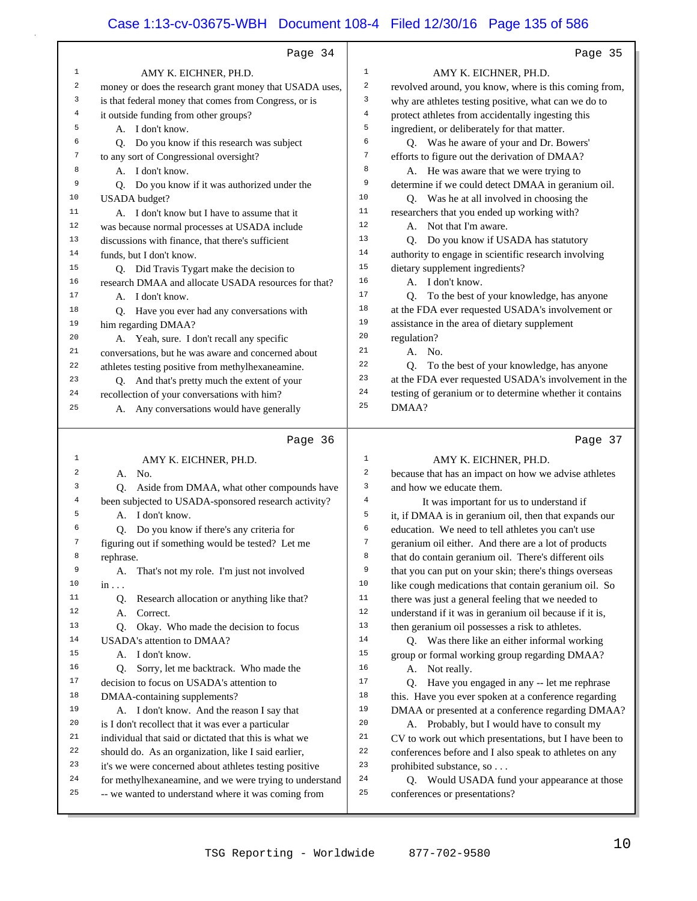Page 34

AMY K. EICHNER, PH.D.

money or does the research grant money that USADA uses, is that federal money that comes from Congress, or is it outside funding from other groups?

A. I don't know.

Q. Do you know if this research was subject to any sort of Congressional oversight?

A. I don't know.

Q. Do you know if it was authorized under the USADA budget?

A. I don't know but I have to assume that it was because normal processes at USADA include discussions with finance, that there's sufficient funds, but I don't know.

Q. Did Travis Tygart make the decision to research DMAA and allocate USADA resources for that?

A. I don't know.

Q. Have you ever had any conversations with him regarding DMAA?

A. Yeah, sure. I don't recall any specific conversations, but he was aware and concerned about athletes testing positive from methylhexaneamine.

Q. And that's pretty much the extent of your recollection of your conversations with him?

A. Any conversations would have generally

Page 35

AMY K. EICHNER, PH.D.

revolved around, you know, where is this coming from, why are athletes testing positive, what can we do to protect athletes from accidentally ingesting this ingredient, or deliberately for that matter.

Q. Was he aware of your and Dr. Bowers' efforts to figure out the derivation of DMAA?

A. He was aware that we were trying to determine if we could detect DMAA in geranium oil.

Q. Was he at all involved in choosing the researchers that you ended up working with?

A. Not that I'm aware.

Q. Do you know if USADA has statutory authority to engage in scientific research involving dietary supplement ingredients?

A. I don't know.

Q. To the best of your knowledge, has anyone at the FDA ever requested USADA's involvement or assistance in the area of dietary supplement regulation?

A. No.

Q. To the best of your knowledge, has anyone at the FDA ever requested USADA's involvement in the testing of geranium or to determine whether it contains DMAA?

Page 36

AMY K. EICHNER, PH.D.

A. No.

Q. Aside from DMAA, what other compounds have been subjected to USADA-sponsored research activity?

A. I don't know.

Q. Do you know if there's any criteria for figuring out if something would be tested? Let me rephrase.

A. That's not my role. I'm just not involved in . . .

Q. Research allocation or anything like that?

A. Correct.

Q. Okay. Who made the decision to focus USADA's attention to DMAA?

A. I don't know.

Q. Sorry, let me backtrack. Who made the decision to focus on USADA's attention to DMAA-containing supplements?

A. I don't know. And the reason I say that is I don't recollect that it was ever a particular individual that said or dictated that this is what we should do. As an organization, like I said earlier, it's we were concerned about athletes testing positive for methylhexaneamine, and we were trying to understand -- we wanted to understand where it was coming from

Page 37

AMY K. EICHNER, PH.D.

because that has an impact on how we advise athletes and how we educate them.

It was important for us to understand if it, if DMAA is in geranium oil, then that expands our education. We need to tell athletes you can't use geranium oil either. And there are a lot of products that do contain geranium oil. There's different oils that you can put on your skin; there's things overseas like cough medications that contain geranium oil. So there was just a general feeling that we needed to understand if it was in geranium oil because if it is, then geranium oil possesses a risk to athletes.

Q. Was there like an either informal working group or formal working group regarding DMAA?

A. Not really.

Q. Have you engaged in any -- let me rephrase this. Have you ever spoken at a conference regarding DMAA or presented at a conference regarding DMAA?

A. Probably, but I would have to consult my CV to work out which presentations, but I have been to conferences before and I also speak to athletes on any prohibited substance, so . . .

Q. Would USADA fund your appearance at those conferences or presentations?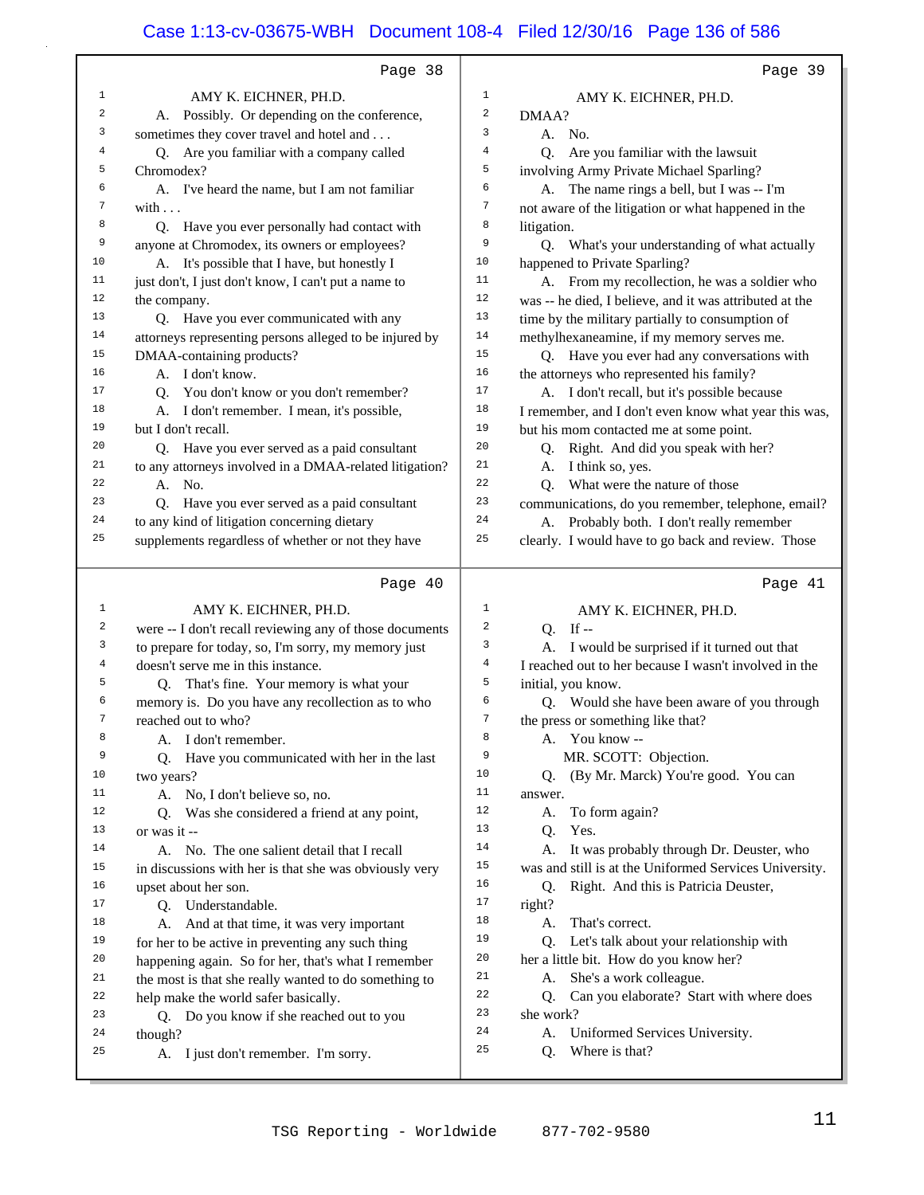Page 38

AMY K. EICHNER, PH.D.

A. Possibly. Or depending on the conference, sometimes they cover travel and hotel and . . .

Q. Are you familiar with a company called Chromodex?

A. I've heard the name, but I am not familiar with . . .

Q. Have you ever personally had contact with anyone at Chromodex, its owners or employees?

A. It's possible that I have, but honestly I just don't, I just don't know, I can't put a name to the company.

Q. Have you ever communicated with any attorneys representing persons alleged to be injured by DMAA-containing products?

A. I don't know.

Q. You don't know or you don't remember?

A. I don't remember. I mean, it's possible, but I don't recall.

Q. Have you ever served as a paid consultant to any attorneys involved in a DMAA-related litigation?

A. No.

Q. Have you ever served as a paid consultant to any kind of litigation concerning dietary supplements regardless of whether or not they have

Page 39

AMY K. EICHNER, PH.D.

DMAA?

A. No.

Q. Are you familiar with the lawsuit involving Army Private Michael Sparling?

A. The name rings a bell, but I was -- I'm not aware of the litigation or what happened in the litigation.

Q. What's your understanding of what actually happened to Private Sparling?

A. From my recollection, he was a soldier who was -- he died, I believe, and it was attributed at the time by the military partially to consumption of methylhexaneamine, if my memory serves me.

Q. Have you ever had any conversations with the attorneys who represented his family?

A. I don't recall, but it's possible because I remember, and I don't even know what year this was, but his mom contacted me at some point.

Q. Right. And did you speak with her?

A. I think so, yes.

Q. What were the nature of those communications, do you remember, telephone, email?

A. Probably both. I don't really remember clearly. I would have to go back and review. Those

Page 40

AMY K. EICHNER, PH.D.

were -- I don't recall reviewing any of those documents to prepare for today, so, I'm sorry, my memory just doesn't serve me in this instance.

Q. That's fine. Your memory is what your memory is. Do you have any recollection as to who reached out to who?

A. I don't remember.

Q. Have you communicated with her in the last two years?

A. No, I don't believe so, no.

Q. Was she considered a friend at any point, or was it --

A. No. The one salient detail that I recall in discussions with her is that she was obviously very upset about her son.

Q. Understandable.

A. And at that time, it was very important for her to be active in preventing any such thing happening again. So for her, that's what I remember the most is that she really wanted to do something to help make the world safer basically.

Q. Do you know if she reached out to you though?

A. I just don't remember. I'm sorry.

Page 41

AMY K. EICHNER, PH.D.

Q. If --

A. I would be surprised if it turned out that I reached out to her because I wasn't involved in the initial, you know.

Q. Would she have been aware of you through the press or something like that?

A. You know --

MR. SCOTT: Objection.

Q. (By Mr. Marck) You're good. You can answer.

A. To form again?

Q. Yes.

A. It was probably through Dr. Deuster, who was and still is at the Uniformed Services University.

Q. Right. And this is Patricia Deuster, right?

A. That's correct.

Q. Let's talk about your relationship with her a little bit. How do you know her?

A. She's a work colleague.

Q. Can you elaborate? Start with where does she work?

A. Uniformed Services University.

Q. Where is that?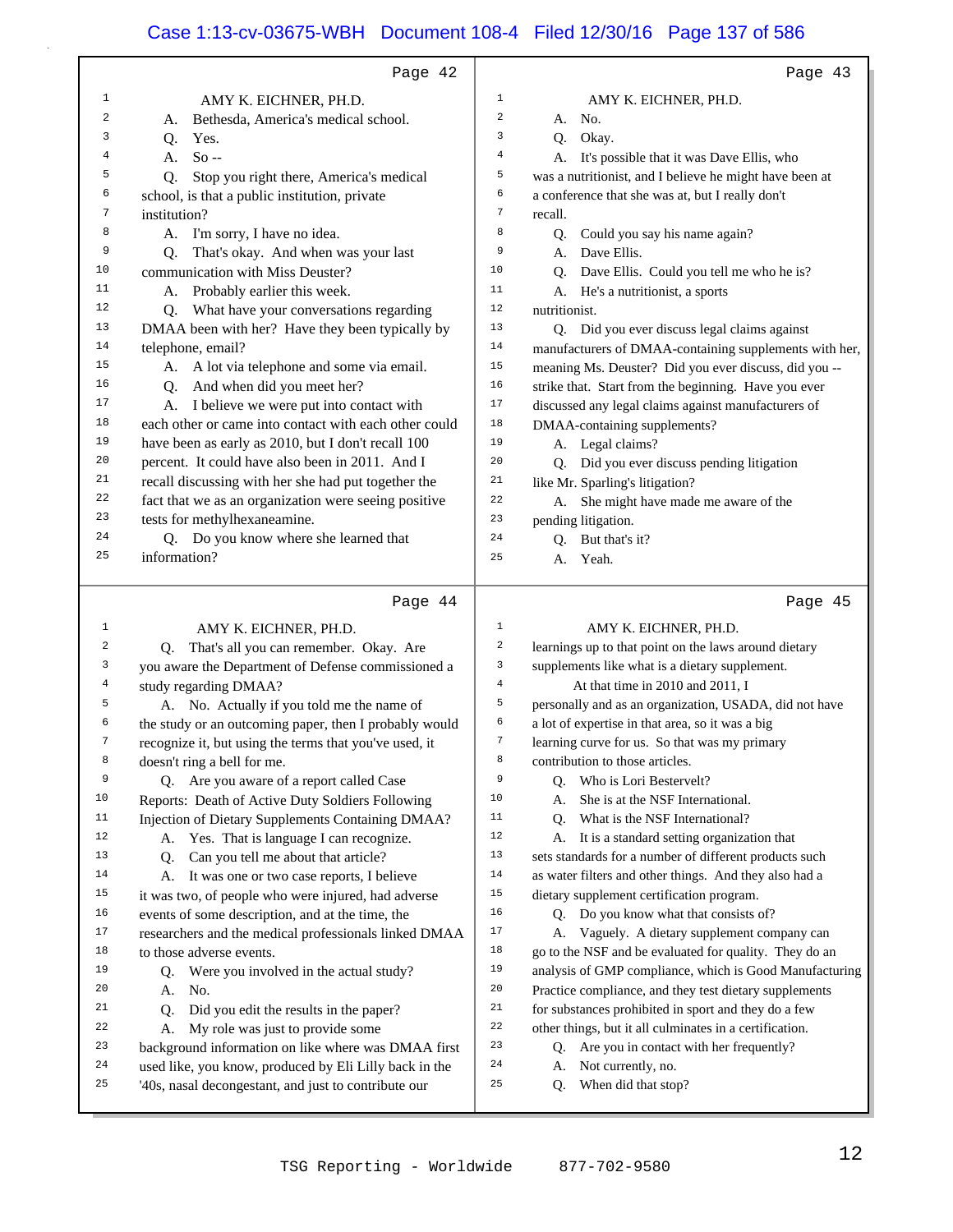Page 42

AMY K. EICHNER, PH.D.

A. Bethesda, America's medical school.

Q. Yes.

A. So --

Q. Stop you right there, America's medical school, is that a public institution, private institution?

A. I'm sorry, I have no idea.

Q. That's okay. And when was your last communication with Miss Deuster?

A. Probably earlier this week.

Q. What have your conversations regarding DMAA been with her? Have they been typically by telephone, email?

A. A lot via telephone and some via email.

Q. And when did you meet her?

A. I believe we were put into contact with each other or came into contact with each other could have been as early as 2010, but I don't recall 100 percent. It could have also been in 2011. And I recall discussing with her she had put together the fact that we as an organization were seeing positive tests for methylhexaneamine.

Q. Do you know where she learned that information?

Page 43

AMY K. EICHNER, PH.D.

A. No.

Q. Okay.

A. It's possible that it was Dave Ellis, who was a nutritionist, and I believe he might have been at a conference that she was at, but I really don't recall.

Q. Could you say his name again?

A. Dave Ellis.

Q. Dave Ellis. Could you tell me who he is?

A. He's a nutritionist, a sports nutritionist.

Q. Did you ever discuss legal claims against manufacturers of DMAA-containing supplements with her, meaning Ms. Deuster? Did you ever discuss, did you -- strike that. Start from the beginning. Have you ever discussed any legal claims against manufacturers of DMAA-containing supplements?

A. Legal claims?

Q. Did you ever discuss pending litigation like Mr. Sparling's litigation?

A. She might have made me aware of the pending litigation.

Q. But that's it?

A. Yeah.

Page 44

AMY K. EICHNER, PH.D.

Q. That's all you can remember. Okay. Are you aware the Department of Defense commissioned a study regarding DMAA?

A. No. Actually if you told me the name of the study or an outcoming paper, then I probably would recognize it, but using the terms that you've used, it doesn't ring a bell for me.

Q. Are you aware of a report called Case Reports: Death of Active Duty Soldiers Following Injection of Dietary Supplements Containing DMAA?

A. Yes. That is language I can recognize.

Q. Can you tell me about that article?

A. It was one or two case reports, I believe it was two, of people who were injured, had adverse events of some description, and at the time, the researchers and the medical professionals linked DMAA to those adverse events.

Q. Were you involved in the actual study?

A. No.

Q. Did you edit the results in the paper?

A. My role was just to provide some background information on like where was DMAA first used like, you know, produced by Eli Lilly back in the '40s, nasal decongestant, and just to contribute our

Page 45

AMY K. EICHNER, PH.D.

learnings up to that point on the laws around dietary supplements like what is a dietary supplement.

At that time in 2010 and 2011, I personally and as an organization, USADA, did not have a lot of expertise in that area, so it was a big learning curve for us. So that was my primary contribution to those articles.

Q. Who is Lori Bestervelt?

A. She is at the NSF International.

Q. What is the NSF International?

A. It is a standard setting organization that sets standards for a number of different products such as water filters and other things. And they also had a dietary supplement certification program.

Q. Do you know what that consists of?

A. Vaguely. A dietary supplement company can go to the NSF and be evaluated for quality. They do an analysis of GMP compliance, which is Good Manufacturing Practice compliance, and they test dietary supplements for substances prohibited in sport and they do a few other things, but it all culminates in a certification.

Q. Are you in contact with her frequently?

A. Not currently, no.

Q. When did that stop?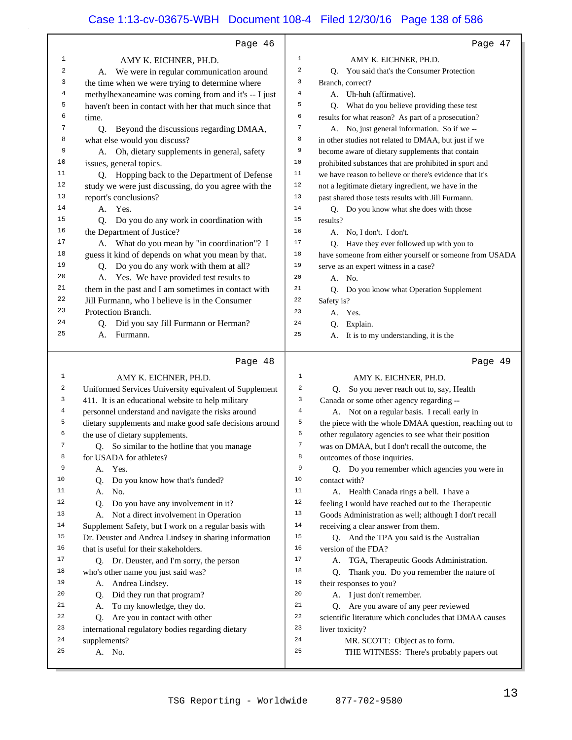Page 46

AMY K. EICHNER, PH.D.

A. We were in regular communication around the time when we were trying to determine where methylhexaneamine was coming from and it's -- I just haven't been in contact with her that much since that time.

Q. Beyond the discussions regarding DMAA, what else would you discuss?

A. Oh, dietary supplements in general, safety issues, general topics.

Q. Hopping back to the Department of Defense study we were just discussing, do you agree with the report's conclusions?

A. Yes.

Q. Do you do any work in coordination with the Department of Justice?

A. What do you mean by "in coordination"? I guess it kind of depends on what you mean by that.

Q. Do you do any work with them at all?

A. Yes. We have provided test results to them in the past and I am sometimes in contact with Jill Furmann, who I believe is in the Consumer Protection Branch.

Q. Did you say Jill Furmann or Herman?

A. Furmann.

Page 47

AMY K. EICHNER, PH.D.

Q. You said that's the Consumer Protection Branch, correct?

A. Uh-huh (affirmative).

Q. What do you believe providing these test results for what reason? As part of a prosecution?

A. No, just general information. So if we -- in other studies not related to DMAA, but just if we become aware of dietary supplements that contain prohibited substances that are prohibited in sport and we have reason to believe or there's evidence that it's not a legitimate dietary ingredient, we have in the past shared those tests results with Jill Furmann.

Q. Do you know what she does with those results?

A. No, I don't. I don't.

Q. Have they ever followed up with you to have someone from either yourself or someone from USADA serve as an expert witness in a case?

A. No.

Q. Do you know what Operation Supplement Safety is?

A. Yes.

Q. Explain.

A. It is to my understanding, it is the

Page 48

AMY K. EICHNER, PH.D.

Uniformed Services University equivalent of Supplement 411. It is an educational website to help military personnel understand and navigate the risks around dietary supplements and make good safe decisions around the use of dietary supplements.

Q. So similar to the hotline that you manage for USADA for athletes?

A. Yes.

Q. Do you know how that's funded?

A. No.

Q. Do you have any involvement in it?

A. Not a direct involvement in Operation Supplement Safety, but I work on a regular basis with Dr. Deuster and Andrea Lindsey in sharing information that is useful for their stakeholders.

Q. Dr. Deuster, and I'm sorry, the person who's other name you just said was?

A. Andrea Lindsey.

Q. Did they run that program?

A. To my knowledge, they do.

Q. Are you in contact with other international regulatory bodies regarding dietary supplements?

A. No.

Page 49

AMY K. EICHNER, PH.D.

Q. So you never reach out to, say, Health Canada or some other agency regarding --

A. Not on a regular basis. I recall early in the piece with the whole DMAA question, reaching out to other regulatory agencies to see what their position was on DMAA, but I don't recall the outcome, the outcomes of those inquiries.

Q. Do you remember which agencies you were in contact with?

A. Health Canada rings a bell. I have a feeling I would have reached out to the Therapeutic Goods Administration as well; although I don't recall receiving a clear answer from them.

Q. And the TPA you said is the Australian version of the FDA?

A. TGA, Therapeutic Goods Administration.

Q. Thank you. Do you remember the nature of their responses to you?

A. I just don't remember.

Q. Are you aware of any peer reviewed scientific literature which concludes that DMAA causes liver toxicity?

MR. SCOTT: Object as to form.

THE WITNESS: There's probably papers out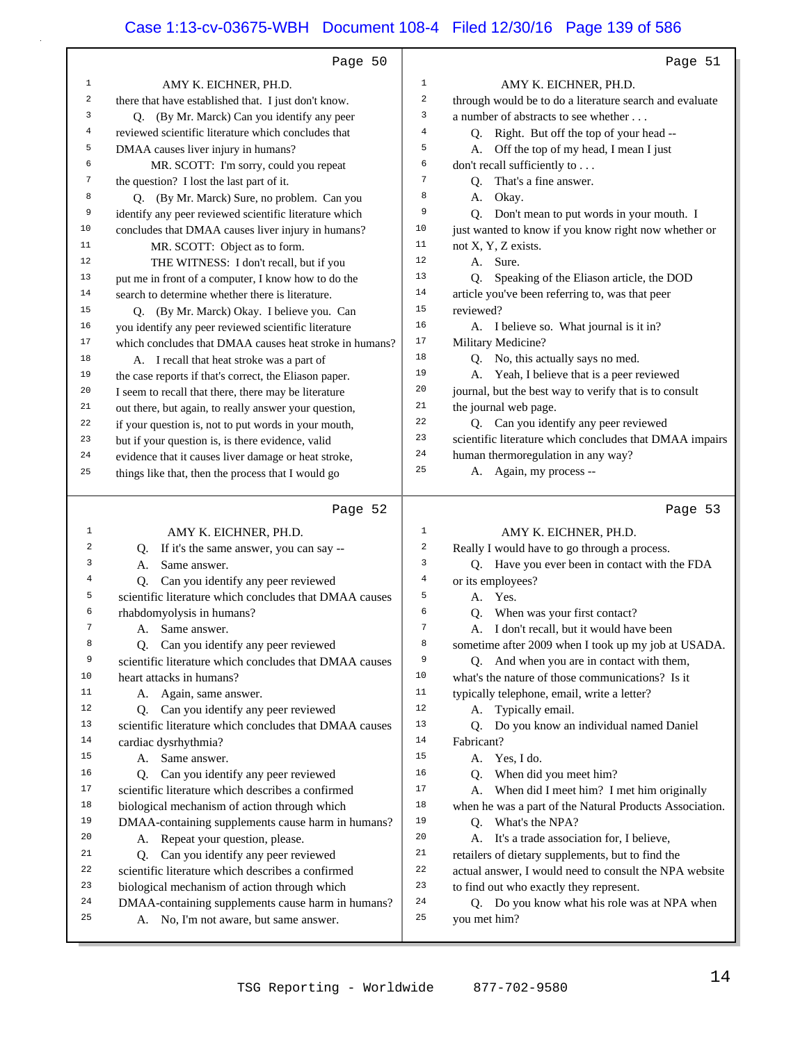Page 50

1 AMY K. EICHNER, PH.D.
2 there that have established that. I just don't know.
3 Q. (By Mr. Marck) Can you identify any peer
4 reviewed scientific literature which concludes that
5 DMAA causes liver injury in humans?
6 MR. SCOTT: I'm sorry, could you repeat
7 the question? I lost the last part of it.
8 Q. (By Mr. Marck) Sure, no problem. Can you
9 identify any peer reviewed scientific literature which
10 concludes that DMAA causes liver injury in humans?
11 MR. SCOTT: Object as to form.
12 THE WITNESS: I don't recall, but if you
13 put me in front of a computer, I know how to do the
14 search to determine whether there is literature.
15 Q. (By Mr. Marck) Okay. I believe you. Can
16 you identify any peer reviewed scientific literature
17 which concludes that DMAA causes heat stroke in humans?
18 A. I recall that heat stroke was a part of
19 the case reports if that's correct, the Eliason paper.
20 I seem to recall that there, there may be literature
21 out there, but again, to really answer your question,
22 if your question is, not to put words in your mouth,
23 but if your question is, is there evidence, valid
24 evidence that it causes liver damage or heat stroke,
25 things like that, then the process that I would go

Page 51

1 AMY K. EICHNER, PH.D.
2 through would be to do a literature search and evaluate
3 a number of abstracts to see whether . . .
4 Q. Right. But off the top of your head --
5 A. Off the top of my head, I mean I just
6 don't recall sufficiently to . . .
7 Q. That's a fine answer.
8 A. Okay.
9 Q. Don't mean to put words in your mouth. I
10 just wanted to know if you know right now whether or
11 not X, Y, Z exists.
12 A. Sure.
13 Q. Speaking of the Eliason article, the DOD
14 article you've been referring to, was that peer
15 reviewed?
16 A. I believe so. What journal is it in?
17 Military Medicine?
18 Q. No, this actually says no med.
19 A. Yeah, I believe that is a peer reviewed
20 journal, but the best way to verify that is to consult
21 the journal web page.
22 Q. Can you identify any peer reviewed
23 scientific literature which concludes that DMAA impairs
24 human thermoregulation in any way?
25 A. Again, my process --

Page 52

1 AMY K. EICHNER, PH.D.
2 Q. If it's the same answer, you can say --
3 A. Same answer.
4 Q. Can you identify any peer reviewed
5 scientific literature which concludes that DMAA causes
6 rhabdomyolysis in humans?
7 A. Same answer.
8 Q. Can you identify any peer reviewed
9 scientific literature which concludes that DMAA causes
10 heart attacks in humans?
11 A. Again, same answer.
12 Q. Can you identify any peer reviewed
13 scientific literature which concludes that DMAA causes
14 cardiac dysrhythmia?
15 A. Same answer.
16 Q. Can you identify any peer reviewed
17 scientific literature which describes a confirmed
18 biological mechanism of action through which
19 DMAA-containing supplements cause harm in humans?
20 A. Repeat your question, please.
21 Q. Can you identify any peer reviewed
22 scientific literature which describes a confirmed
23 biological mechanism of action through which
24 DMAA-containing supplements cause harm in humans?
25 A. No, I'm not aware, but same answer.

Page 53

1 AMY K. EICHNER, PH.D.
2 Really I would have to go through a process.
3 Q. Have you ever been in contact with the FDA
4 or its employees?
5 A. Yes.
6 Q. When was your first contact?
7 A. I don't recall, but it would have been
8 sometime after 2009 when I took up my job at USADA.
9 Q. And when you are in contact with them,
10 what's the nature of those communications? Is it
11 typically telephone, email, write a letter?
12 A. Typically email.
13 Q. Do you know an individual named Daniel
14 Fabricant?
15 A. Yes, I do.
16 Q. When did you meet him?
17 A. When did I meet him? I met him originally
18 when he was a part of the Natural Products Association.
19 Q. What's the NPA?
20 A. It's a trade association for, I believe,
21 retailers of dietary supplements, but to find the
22 actual answer, I would need to consult the NPA website
23 to find out who exactly they represent.
24 Q. Do you know what his role was at NPA when
25 you met him?

TSG Reporting - Worldwide 877-702-9580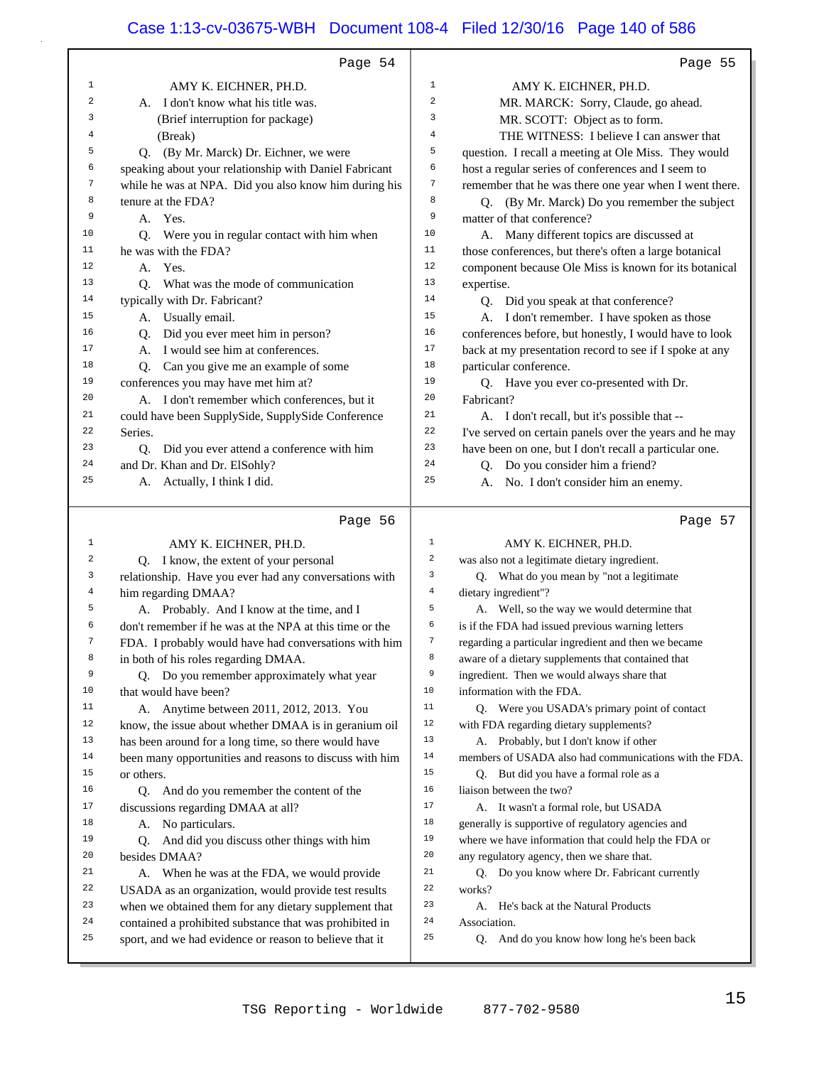Page 54

1 AMY K. EICHNER, PH.D.
2 A. I don't know what his title was.
3 (Brief interruption for package)
4 (Break)
5 Q. (By Mr. Marcd) Dr. Eichner, we were
6 speaking about your relationship with Daniel Fabricant
7 while he was at NPA. Did you also know him during his
8 tenure at the FDA?
9 A. Yes.
10 Q. Were you in regular contact with him when
11 he was with the FDA?
12 A. Yes.
13 Q. What was the mode of communication
14 typically with Dr. Fabricant?
15 A. Usually email.
16 Q. Did you ever meet him in person?
17 A. I would see him at conferences.
18 Q. Can you give me an example of some
19 conferences you may have met him at?
20 A. I don't remember which conferences, but it
21 could have been SupplySide, SupplySide Conference
22 Series.
23 Q. Did you ever attend a conference with him
24 and Dr. Khan and Dr. ElSohly?
25 A. Actually, I think I did.

Page 55

1 AMY K. EICHNER, PH.D.
2 MR. MARCK: Sorry, Claude, go ahead.
3 MR. SCOTT: Object as to form.
4 THE WITNESS: I believe I can answer that
5 question. I recall a meeting at Ole Miss. They would
6 host a regular series of conferences and I seem to
7 remember that he was there one year when I went there.
8 Q. (By Mr. Marck) Do you remember the subject
9 matter of that conference?
10 A. Many different topics are discussed at
11 those conferences, but there's often a large botanical
12 component because Ole Miss is known for its botanical
13 expertise.
14 Q. Did you speak at that conference?
15 A. I don't remember. I have spoken as those
16 conferences before, but honestly, I would have to look
17 back at my presentation record to see if I spoke at any
18 particular conference.
19 Q. Have you ever co-presented with Dr.
20 Fabricant?
21 A. I don't recall, but it's possible that --
22 I've served on certain panels over the years and he may
23 have been on one, but I don't recall a particular one.
24 Q. Do you consider him a friend?
25 A. No. I don't consider him an enemy.

Page 56

1 AMY K. EICHNER, PH.D.
2 Q. I know, the extent of your personal
3 relationship. Have you ever had any conversations with
4 him regarding DMAA?
5 A. Probably. And I know at the time, and I
6 don't remember if he was at the NPA at this time or the
7 FDA. I probably would have had conversations with him
8 in both of his roles regarding DMAA.
9 Q. Do you remember approximately what year
10 that would have been?
11 A. Anytime between 2011, 2012, 2013. You
12 know, the issue about whether DMAA is in geranium oil
13 has been around for a long time, so there would have
14 been many opportunities and reasons to discuss with him
15 or others.
16 Q. And do you remember the content of the
17 discussions regarding DMAA at all?
18 A. No particulars.
19 Q. And did you discuss other things with him
20 besides DMAA?
21 A. When he was at the FDA, we would provide
22 USADA as an organization, would provide test results
23 when we obtained them for any dietary supplement that
24 contained a prohibited substance that was prohibited in
25 sport, and we had evidence or reason to believe that it

Page 57

1 AMY K. EICHNER, PH.D.
2 was also not a legitimate dietary ingredient.
3 Q. What do you mean by "not a legitimate
4 dietary ingredient"?
5 A. Well, so the way we would determine that
6 is if the FDA had issued previous warning letters
7 regarding a particular ingredient and then we became
8 aware of a dietary supplements that contained that
9 ingredient. Then we would always share that
10 information with the FDA.
11 Q. Were you USADA's primary point of contact
12 with FDA regarding dietary supplements?
13 A. Probably, but I don't know if other
14 members of USADA also had communications with the FDA.
15 Q. But did you have a formal role as a
16 liaison between the two?
17 A. It wasn't a formal role, but USADA
18 generally is supportive of regulatory agencies and
19 where we have information that could help the FDA or
20 any regulatory agency, then we share that.
21 Q. Do you know where Dr. Fabricant currently
22 works?
23 A. He's back at the Natural Products
24 Association.
25 Q. And do you know how long he's been back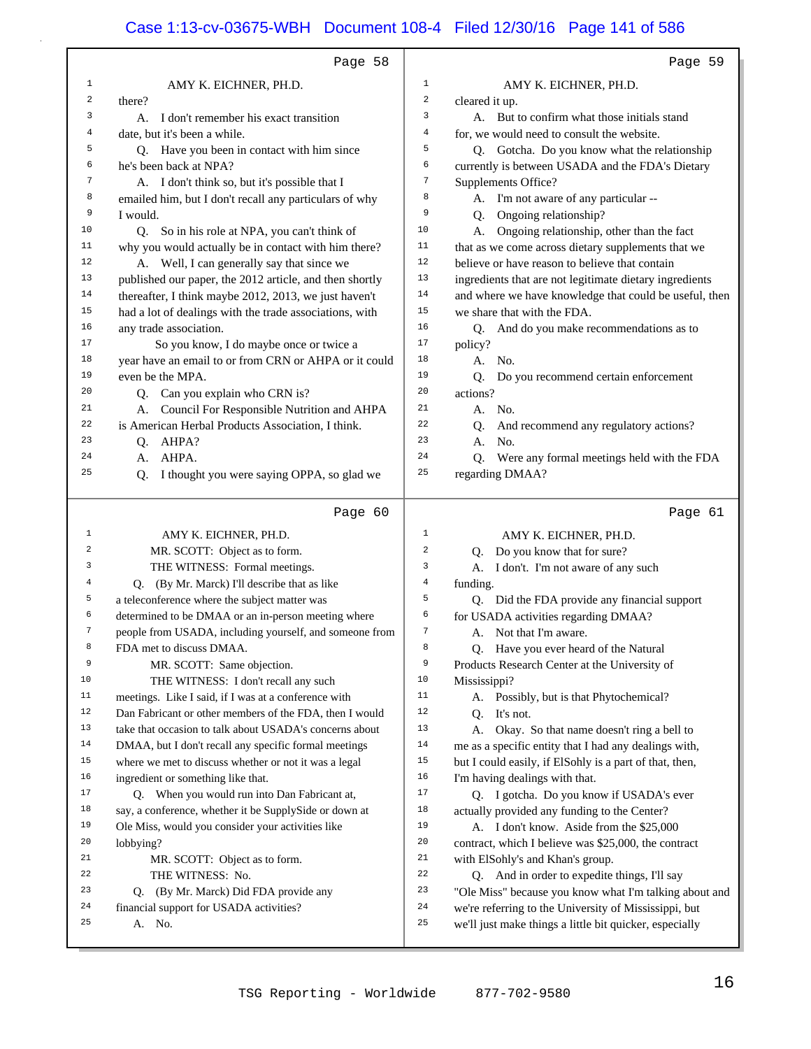Page 58

AMY K. EICHNER, PH.D.

there?

A. I don't remember his exact transition date, but it's been a while.

Q. Have you been in contact with him since he's been back at NPA?

A. I don't think so, but it's possible that I emailed him, but I don't recall any particulars of why I would.

Q. So in his role at NPA, you can't think of why you would actually be in contact with him there?

A. Well, I can generally say that since we published our paper, the 2012 article, and then shortly thereafter, I think maybe 2012, 2013, we just haven't had a lot of dealings with the trade associations, with any trade association.

So you know, I do maybe once or twice a year have an email to or from CRN or AHPA or it could even be the MPA.

Q. Can you explain who CRN is?

A. Council For Responsible Nutrition and AHPA is American Herbal Products Association, I think.

Q. AHPA?

A. AHPA.

Q. I thought you were saying OPPA, so glad we

Page 59

AMY K. EICHNER, PH.D.

cleared it up.

A. But to confirm what those initials stand for, we would need to consult the website.

Q. Gotcha. Do you know what the relationship currently is between USADA and the FDA's Dietary Supplements Office?

A. I'm not aware of any particular --

Q. Ongoing relationship?

A. Ongoing relationship, other than the fact that as we come across dietary supplements that we believe or have reason to believe that contain ingredients that are not legitimate dietary ingredients and where we have knowledge that could be useful, then we share that with the FDA.

Q. And do you make recommendations as to policy?

A. No.

Q. Do you recommend certain enforcement actions?

A. No.

Q. And recommend any regulatory actions?

A. No.

Q. Were any formal meetings held with the FDA regarding DMAA?

Page 60

AMY K. EICHNER, PH.D.

MR. SCOTT: Object as to form.

THE WITNESS: Formal meetings.

Q. (By Mr. Marck) I'll describe that as like a teleconference where the subject matter was determined to be DMAA or an in-person meeting where people from USADA, including yourself, and someone from FDA met to discuss DMAA.

MR. SCOTT: Same objection.

THE WITNESS: I don't recall any such meetings. Like I said, if I was at a conference with Dan Fabricant or other members of the FDA, then I would take that occasion to talk about USADA's concerns about DMAA, but I don't recall any specific formal meetings where we met to discuss whether or not it was a legal ingredient or something like that.

Q. When you would run into Dan Fabricant at, say, a conference, whether it be SupplySide or down at Ole Miss, would you consider your activities like lobbying?

MR. SCOTT: Object as to form.

THE WITNESS: No.

Q. (By Mr. Marck) Did FDA provide any financial support for USADA activities?

A. No.

Page 61

AMY K. EICHNER, PH.D.

Q. Do you know that for sure?

A. I don't. I'm not aware of any such funding.

Q. Did the FDA provide any financial support for USADA activities regarding DMAA?

A. Not that I'm aware.

Q. Have you ever heard of the Natural Products Research Center at the University of Mississippi?

A. Possibly, but is that Phytochemical?

Q. It's not.

A. Okay. So that name doesn't ring a bell to me as a specific entity that I had any dealings with, but I could easily, if ElSohly is a part of that, then, I'm having dealings with that.

Q. I gotcha. Do you know if USADA's ever actually provided any funding to the Center?

A. I don't know. Aside from the $25,000 contract, which I believe was $25,000, the contract with ElSohly's and Khan's group.

Q. And in order to expedite things, I'll say "Ole Miss" because you know what I'm talking about and we're referring to the University of Mississippi, but we'll just make things a little bit quicker, especially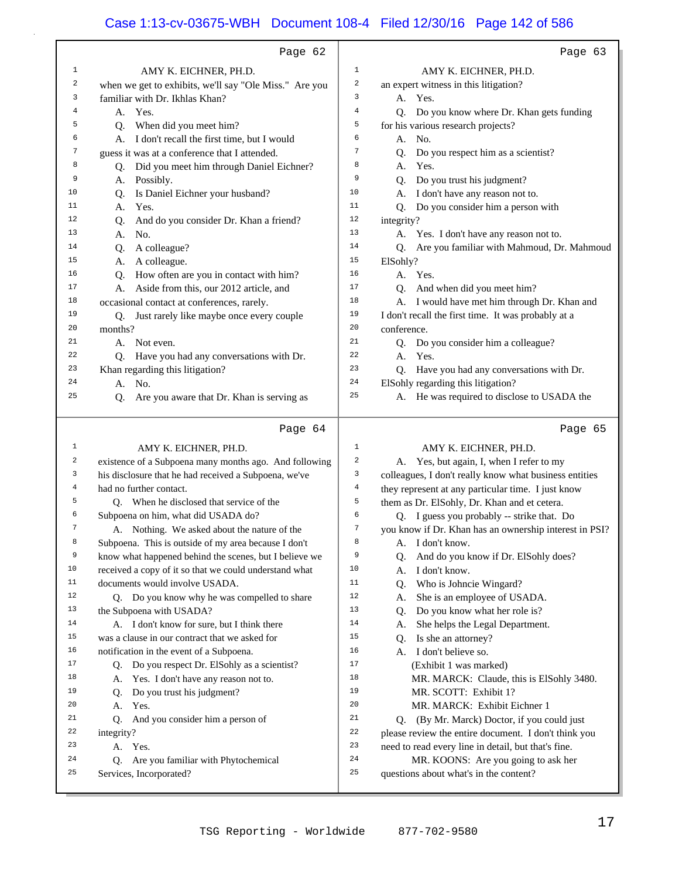Page 62

AMY K. EICHNER, PH.D.

when we get to exhibits, we'll say "Ole Miss." Are you familiar with Dr. Ikhlas Khan?

A. Yes.

Q. When did you meet him?

A. I don't recall the first time, but I would guess it was at a conference that I attended.

Q. Did you meet him through Daniel Eichner?

A. Possibly.

Q. Is Daniel Eichner your husband?

A. Yes.

Q. And do you consider Dr. Khan a friend?

A. No.

Q. A colleague?

A. A colleague.

Q. How often are you in contact with him?

A. Aside from this, our 2012 article, and occasional contact at conferences, rarely.

Q. Just rarely like maybe once every couple months?

A. Not even.

Q. Have you had any conversations with Dr. Khan regarding this litigation?

A. No.

Q. Are you aware that Dr. Khan is serving as

Page 63

AMY K. EICHNER, PH.D.

an expert witness in this litigation?

A. Yes.

Q. Do you know where Dr. Khan gets funding for his various research projects?

A. No.

Q. Do you respect him as a scientist?

A. Yes.

Q. Do you trust his judgment?

A. I don't have any reason not to.

Q. Do you consider him a person with integrity?

A. Yes. I don't have any reason not to.

Q. Are you familiar with Mahmoud, Dr. Mahmoud ElSohly?

A. Yes.

Q. And when did you meet him?

A. I would have met him through Dr. Khan and I don't recall the first time. It was probably at a conference.

Q. Do you consider him a colleague?

A. Yes.

Q. Have you had any conversations with Dr. ElSohly regarding this litigation?

A. He was required to disclose to USADA the

Page 64

AMY K. EICHNER, PH.D.

existence of a Subpoena many months ago. And following his disclosure that he had received a Subpoena, we've had no further contact.

Q. When he disclosed that service of the Subpoena on him, what did USADA do?

A. Nothing. We asked about the nature of the Subpoena. This is outside of my area because I don't know what happened behind the scenes, but I believe we received a copy of it so that we could understand what documents would involve USADA.

Q. Do you know why he was compelled to share the Subpoena with USADA?

A. I don't know for sure, but I think there was a clause in our contract that we asked for notification in the event of a Subpoena.

Q. Do you respect Dr. ElSohly as a scientist?

A. Yes. I don't have any reason not to.

Q. Do you trust his judgment?

A. Yes.

Q. And you consider him a person of integrity?

A. Yes.

Q. Are you familiar with Phytochemical Services, Incorporated?

Page 65

AMY K. EICHNER, PH.D.

A. Yes, but again, I, when I refer to my colleagues, I don't really know what business entities they represent at any particular time. I just know them as Dr. ElSohly, Dr. Khan and et cetera.

Q. I guess you probably -- strike that. Do you know if Dr. Khan has an ownership interest in PSI?

A. I don't know.

Q. And do you know if Dr. ElSohly does?

A. I don't know.

Q. Who is Johncie Wingard?

A. She is an employee of USADA.

Q. Do you know what her role is?

A. She helps the Legal Department.

Q. Is she an attorney?

A. I don't believe so.

(Exhibit 1 was marked)

MR. MARCK: Claude, this is ElSohly 3480.

MR. SCOTT: Exhibit 1?

MR. MARCK: Exhibit Eichner 1

Q. (By Mr. Marck) Doctor, if you could just please review the entire document. I don't think you need to read every line in detail, but that's fine.

MR. KOONS: Are you going to ask her questions about what's in the content?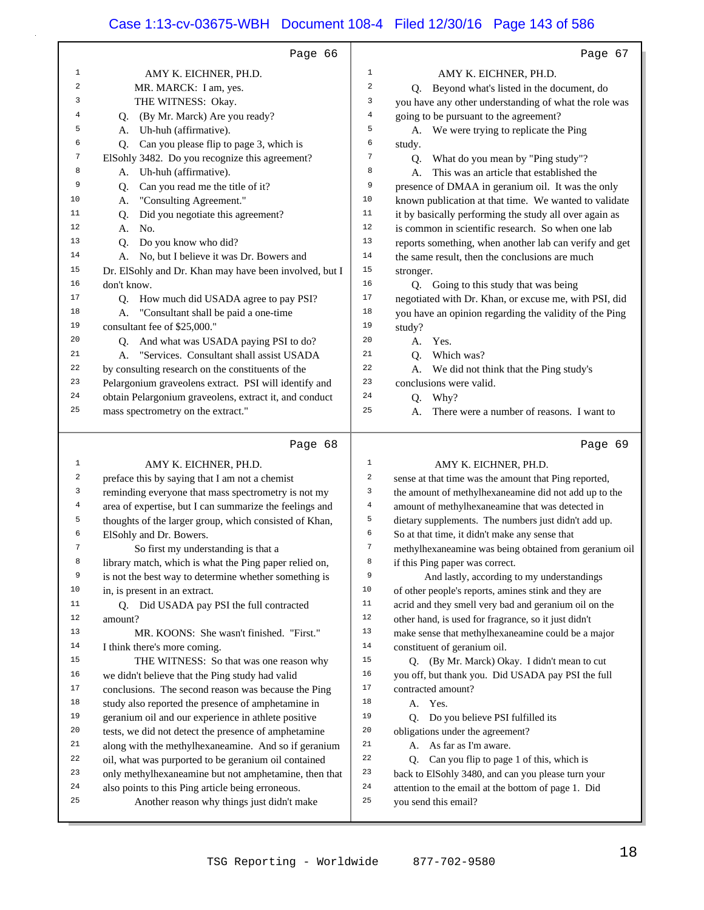Page 66

1 AMY K. EICHNER, PH.D.
2 MR. MARCK: I am, yes.
3 THE WITNESS: Okay.
4 Q. (By Mr. Marck) Are you ready?
5 A. Uh-huh (affirmative).
6 Q. Can you please flip to page 3, which is
7 ElSohly 3482. Do you recognize this agreement?
8 A. Uh-huh (affirmative).
9 Q. Can you read me the title of it?
10 A. "Consulting Agreement."
11 Q. Did you negotiate this agreement?
12 A. No.
13 Q. Do you know who did?
14 A. No, but I believe it was Dr. Bowers and
15 Dr. ElSohly and Dr. Khan may have been involved, but I
16 don't know.
17 Q. How much did USADA agree to pay PSI?
18 A. "Consultant shall be paid a one-time
19 consultant fee of $25,000."
20 Q. And what was USADA paying PSI to do?
21 A. "Services. Consultant shall assist USADA
22 by consulting research on the constituents of the
23 Pelargonium graveolens extract. PSI will identify and
24 obtain Pelargonium graveolens, extract it, and conduct
25 mass spectrometry on the extract."

Page 67

1 AMY K. EICHNER, PH.D.
2 Q. Beyond what's listed in the document, do
3 you have any other understanding of what the role was
4 going to be pursuant to the agreement?
5 A. We were trying to replicate the Ping
6 study.
7 Q. What do you mean by "Ping study"?
8 A. This was an article that established the
9 presence of DMAA in geranium oil. It was the only
10 known publication at that time. We wanted to validate
11 it by basically performing the study all over again as
12 is common in scientific research. So when one lab
13 reports something, when another lab can verify and get
14 the same result, then the conclusions are much
15 stronger.
16 Q. Going to this study that was being
17 negotiated with Dr. Khan, or excuse me, with PSI, did
18 you have an opinion regarding the validity of the Ping
19 study?
20 A. Yes.
21 Q. Which was?
22 A. We did not think that the Ping study's
23 conclusions were valid.
24 Q. Why?
25 A. There were a number of reasons. I want to

Page 68

1 AMY K. EICHNER, PH.D.
2 preface this by saying that I am not a chemist
3 reminding everyone that mass spectrometry is not my
4 area of expertise, but I can summarize the feelings and
5 thoughts of the larger group, which consisted of Khan,
6 ElSohly and Dr. Bowers.
7 So first my understanding is that a
8 library match, which is what the Ping paper relied on,
9 is not the best way to determine whether something is
10 in, is present in an extract.
11 Q. Did USADA pay PSI the full contracted
12 amount?
13 MR. KOONS: She wasn't finished. "First."
14 I think there's more coming.
15 THE WITNESS: So that was one reason why
16 we didn't believe that the Ping study had valid
17 conclusions. The second reason was because the Ping
18 study also reported the presence of amphetamine in
19 geranium oil and our experience in athlete positive
20 tests, we did not detect the presence of amphetamine
21 along with the methylhexaneamine. And so if geranium
22 oil, what was purported to be geranium oil contained
23 only methylhexaneamine but not amphetamine, then that
24 also points to this Ping article being erroneous.
25 Another reason why things just didn't make

Page 69

1 AMY K. EICHNER, PH.D.
2 sense at that time was the amount that Ping reported,
3 the amount of methylhexaneamine did not add up to the
4 amount of methylhexaneamine that was detected in
5 dietary supplements. The numbers just didn't add up.
6 So at that time, it didn't make any sense that
7 methylhexaneamine was being obtained from geranium oil
8 if this Ping paper was correct.
9 And lastly, according to my understandings
10 of other people's reports, amines stink and they are
11 acrid and they smell very bad and geranium oil on the
12 other hand, is used for fragrance, so it just didn't
13 make sense that methylhexaneamine could be a major
14 constituent of geranium oil.
15 Q. (By Mr. Marck) Okay. I didn't mean to cut
16 you off, but thank you. Did USADA pay PSI the full
17 contracted amount?
18 A. Yes.
19 Q. Do you believe PSI fulfilled its
20 obligations under the agreement?
21 A. As far as I'm aware.
22 Q. Can you flip to page 1 of this, which is
23 back to ElSohly 3480, and can you please turn your
24 attention to the email at the bottom of page 1. Did
25 you send this email?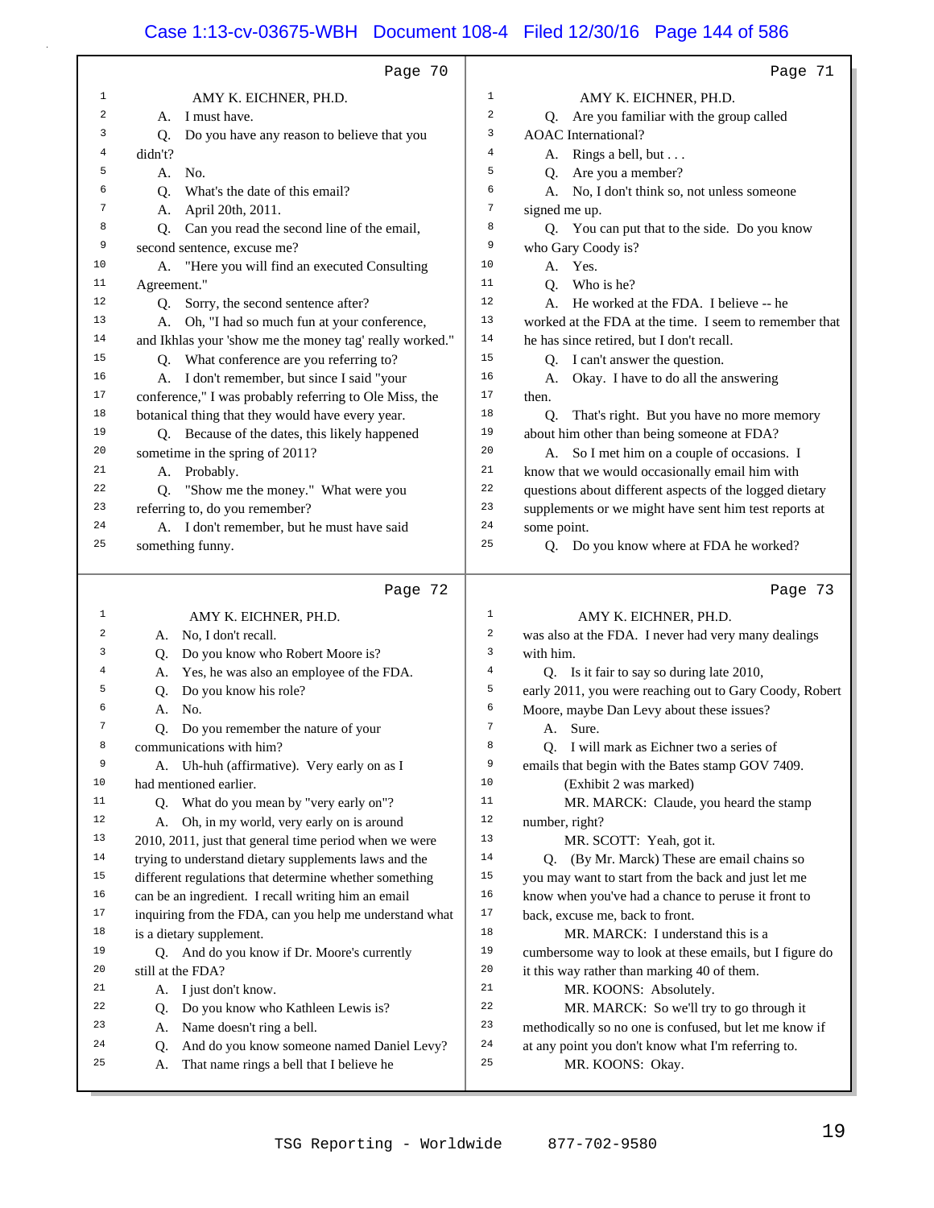Page 70

AMY K. EICHNER, PH.D.

A. I must have.

Q. Do you have any reason to believe that you didn't?

A. No.

Q. What's the date of this email?

A. April 20th, 2011.

Q. Can you read the second line of the email, second sentence, excuse me?

A. "Here you will find an executed Consulting Agreement."

Q. Sorry, the second sentence after?

A. Oh, "I had so much fun at your conference, and Ikhlas your 'show me the money tag' really worked."

Q. What conference are you referring to?

A. I don't remember, but since I said "your conference," I was probably referring to Ole Miss, the botanical thing that they would have every year.

Q. Because of the dates, this likely happened sometime in the spring of 2011?

A. Probably.

Q. "Show me the money." What were you referring to, do you remember?

A. I don't remember, but he must have said something funny.

Page 71

AMY K. EICHNER, PH.D.

Q. Are you familiar with the group called AOAC International?

A. Rings a bell, but . . .

Q. Are you a member?

A. No, I don't think so, not unless someone signed me up.

Q. You can put that to the side. Do you know who Gary Coody is?

A. Yes.

Q. Who is he?

A. He worked at the FDA. I believe -- he worked at the FDA at the time. I seem to remember that he has since retired, but I don't recall.

Q. I can't answer the question.

A. Okay. I have to do all the answering then.

Q. That's right. But you have no more memory about him other than being someone at FDA?

A. So I met him on a couple of occasions. I know that we would occasionally email him with questions about different aspects of the logged dietary supplements or we might have sent him test reports at some point.

Q. Do you know where at FDA he worked?

Page 72

AMY K. EICHNER, PH.D.

A. No, I don't recall.

Q. Do you know who Robert Moore is?

A. Yes, he was also an employee of the FDA.

Q. Do you know his role?

A. No.

Q. Do you remember the nature of your communications with him?

A. Uh-huh (affirmative). Very early on as I had mentioned earlier.

Q. What do you mean by "very early on"?

A. Oh, in my world, very early on is around 2010, 2011, just that general time period when we were trying to understand dietary supplements laws and the different regulations that determine whether something can be an ingredient. I recall writing him an email inquiring from the FDA, can you help me understand what is a dietary supplement.

Q. And do you know if Dr. Moore's currently still at the FDA?

A. I just don't know.

Q. Do you know who Kathleen Lewis is?

A. Name doesn't ring a bell.

Q. And do you know someone named Daniel Levy?

A. That name rings a bell that I believe he

Page 73

AMY K. EICHNER, PH.D.

was also at the FDA. I never had very many dealings with him.

Q. Is it fair to say so during late 2010, early 2011, you were reaching out to Gary Coody, Robert Moore, maybe Dan Levy about these issues?

A. Sure.

Q. I will mark as Eichner two a series of emails that begin with the Bates stamp GOV 7409.

(Exhibit 2 was marked)

MR. MARCK: Claude, you heard the stamp number, right?

MR. SCOTT: Yeah, got it.

Q. (By Mr. Marck) These are email chains so you may want to start from the back and just let me know when you've had a chance to peruse it front to back, excuse me, back to front.

MR. MARCK: I understand this is a cumbersome way to look at these emails, but I figure do it this way rather than marking 40 of them.

MR. KOONS: Absolutely.

MR. MARCK: So we'll try to go through it methodically so no one is confused, but let me know if at any point you don't know what I'm referring to.

MR. KOONS: Okay.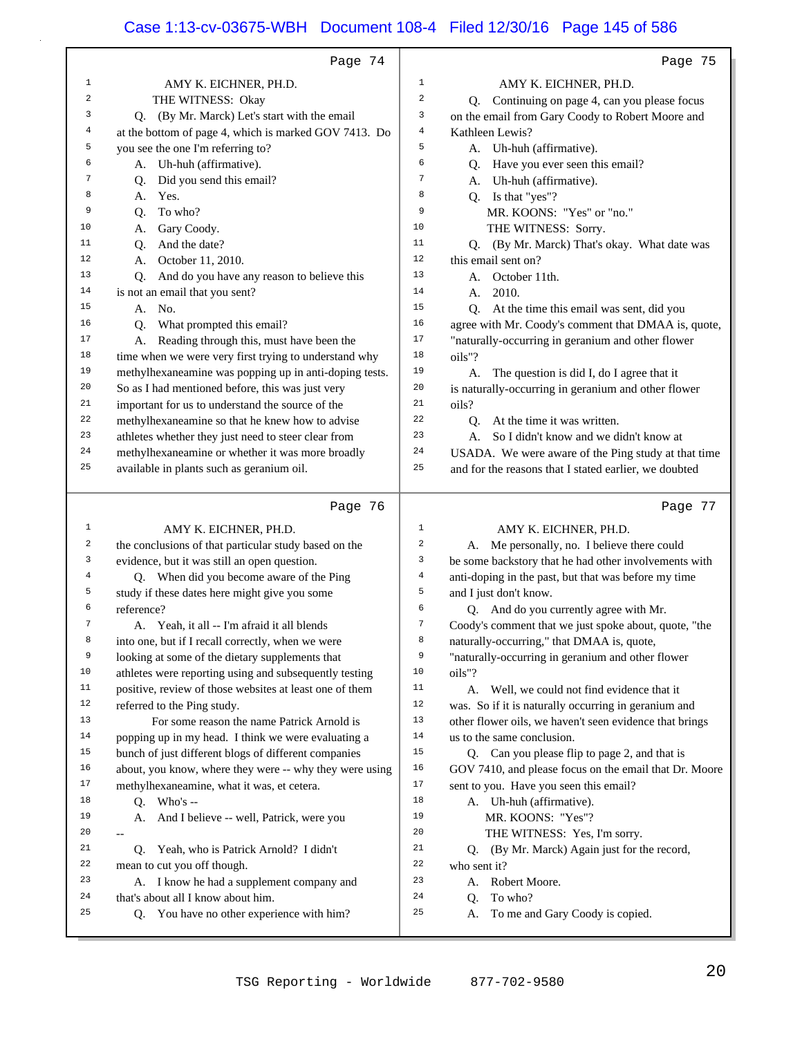Page 74

AMY K. EICHNER, PH.D.

THE WITNESS: Okay

Q. (By Mr. Marck) Let's start with the email at the bottom of page 4, which is marked GOV 7413. Do you see the one I'm referring to?

A. Uh-huh (affirmative).

Q. Did you send this email?

A. Yes.

Q. To who?

A. Gary Coody.

Q. And the date?

A. October 11, 2010.

Q. And do you have any reason to believe this is not an email that you sent?

A. No.

Q. What prompted this email?

A. Reading through this, must have been the time when we were very first trying to understand why methylhexaneamine was popping up in anti-doping tests. So as I had mentioned before, this was just very important for us to understand the source of the methylhexaneamine so that he knew how to advise athletes whether they just need to steer clear from methylhexaneamine or whether it was more broadly available in plants such as geranium oil.

Page 75

AMY K. EICHNER, PH.D.

Q. Continuing on page 4, can you please focus on the email from Gary Coody to Robert Moore and Kathleen Lewis?

A. Uh-huh (affirmative).

Q. Have you ever seen this email?

A. Uh-huh (affirmative).

Q. Is that "yes"?

MR. KOONS: "Yes" or "no."

THE WITNESS: Sorry.

Q. (By Mr. Marck) That's okay. What date was this email sent on?

A. October 11th.

A. 2010.

Q. At the time this email was sent, did you agree with Mr. Coody's comment that DMAA is, quote, "naturally-occurring in geranium and other flower oils"?

A. The question is did I, do I agree that it is naturally-occurring in geranium and other flower oils?

Q. At the time it was written.

A. So I didn't know and we didn't know at USADA. We were aware of the Ping study at that time and for the reasons that I stated earlier, we doubted

Page 76

AMY K. EICHNER, PH.D.

the conclusions of that particular study based on the evidence, but it was still an open question.

Q. When did you become aware of the Ping study if these dates here might give you some reference?

A. Yeah, it all -- I'm afraid it all blends into one, but if I recall correctly, when we were looking at some of the dietary supplements that athletes were reporting using and subsequently testing positive, review of those websites at least one of them referred to the Ping study.

For some reason the name Patrick Arnold is popping up in my head. I think we were evaluating a bunch of just different blogs of different companies about, you know, where they were -- why they were using methylhexaneamine, what it was, et cetera.

Q. Who's --

A. And I believe -- well, Patrick, were you --

Q. Yeah, who is Patrick Arnold? I didn't mean to cut you off though.

A. I know he had a supplement company and that's about all I know about him.

Q. You have no other experience with him?

Page 77

AMY K. EICHNER, PH.D.

A. Me personally, no. I believe there could be some backstory that he had other involvements with anti-doping in the past, but that was before my time and I just don't know.

Q. And do you currently agree with Mr. Coody's comment that we just spoke about, quote, "the naturally-occurring," that DMAA is, quote, "naturally-occurring in geranium and other flower oils"?

A. Well, we could not find evidence that it was. So if it is naturally occurring in geranium and other flower oils, we haven't seen evidence that brings us to the same conclusion.

Q. Can you please flip to page 2, and that is GOV 7410, and please focus on the email that Dr. Moore sent to you. Have you seen this email?

A. Uh-huh (affirmative).

MR. KOONS: "Yes"?

THE WITNESS: Yes, I'm sorry.

Q. (By Mr. Marck) Again just for the record, who sent it?

A. Robert Moore.

Q. To who?

A. To me and Gary Coody is copied.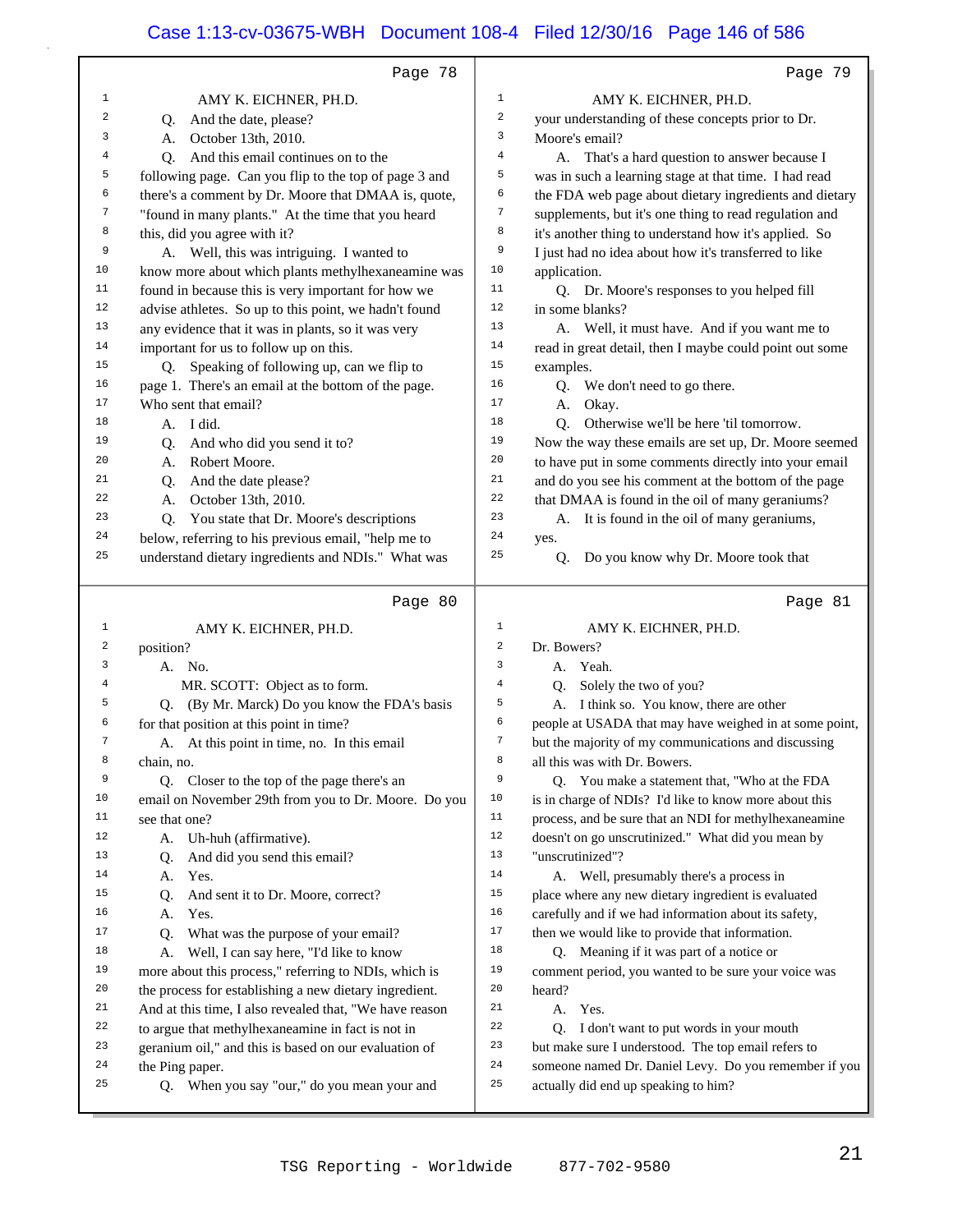Page 78

AMY K. EICHNER, PH.D.

Q. And the date, please?

A. October 13th, 2010.

Q. And this email continues on to the following page. Can you flip to the top of page 3 and there's a comment by Dr. Moore that DMAA is, quote, "found in many plants." At the time that you heard this, did you agree with it?

A. Well, this was intriguing. I wanted to know more about which plants methylhexaneamine was found in because this is very important for how we advise athletes. So up to this point, we hadn't found any evidence that it was in plants, so it was very important for us to follow up on this.

Q. Speaking of following up, can we flip to page 1. There's an email at the bottom of the page. Who sent that email?

A. I did.

Q. And who did you send it to?

A. Robert Moore.

Q. And the date please?

A. October 13th, 2010.

Q. You state that Dr. Moore's descriptions below, referring to his previous email, "help me to understand dietary ingredients and NDIs." What was

Page 79

AMY K. EICHNER, PH.D.

your understanding of these concepts prior to Dr. Moore's email?

A. That's a hard question to answer because I was in such a learning stage at that time. I had read the FDA web page about dietary ingredients and dietary supplements, but it's one thing to read regulation and it's another thing to understand how it's applied. So I just had no idea about how it's transferred to like application.

Q. Dr. Moore's responses to you helped fill in some blanks?

A. Well, it must have. And if you want me to read in great detail, then I maybe could point out some examples.

Q. We don't need to go there.

A. Okay.

Q. Otherwise we'll be here 'til tomorrow. Now the way these emails are set up, Dr. Moore seemed to have put in some comments directly into your email and do you see his comment at the bottom of the page that DMAA is found in the oil of many geraniums?

A. It is found in the oil of many geraniums, yes.

Q. Do you know why Dr. Moore took that

Page 80

AMY K. EICHNER, PH.D.

position?

A. No.

MR. SCOTT: Object as to form.

Q. (By Mr. Marck) Do you know the FDA's basis for that position at this point in time?

A. At this point in time, no. In this email chain, no.

Q. Closer to the top of the page there's an email on November 29th from you to Dr. Moore. Do you see that one?

A. Uh-huh (affirmative).

Q. And did you send this email?

A. Yes.

Q. And sent it to Dr. Moore, correct?

A. Yes.

Q. What was the purpose of your email?

A. Well, I can say here, "I'd like to know more about this process," referring to NDIs, which is the process for establishing a new dietary ingredient. And at this time, I also revealed that, "We have reason to argue that methylhexaneamine in fact is not in geranium oil," and this is based on our evaluation of the Ping paper.

Q. When you say "our," do you mean your and

Page 81

AMY K. EICHNER, PH.D.

Dr. Bowers?

A. Yeah.

Q. Solely the two of you?

A. I think so. You know, there are other people at USADA that may have weighed in at some point, but the majority of my communications and discussing all this was with Dr. Bowers.

Q. You make a statement that, "Who at the FDA is in charge of NDIs? I'd like to know more about this process, and be sure that an NDI for methylhexaneamine doesn't on go unscrutinized." What did you mean by "unscrutinized"?

A. Well, presumably there's a process in place where any new dietary ingredient is evaluated carefully and if we had information about its safety, then we would like to provide that information.

Q. Meaning if it was part of a notice or comment period, you wanted to be sure your voice was heard?

A. Yes.

Q. I don't want to put words in your mouth but make sure I understood. The top email refers to someone named Dr. Daniel Levy. Do you remember if you actually did end up speaking to him?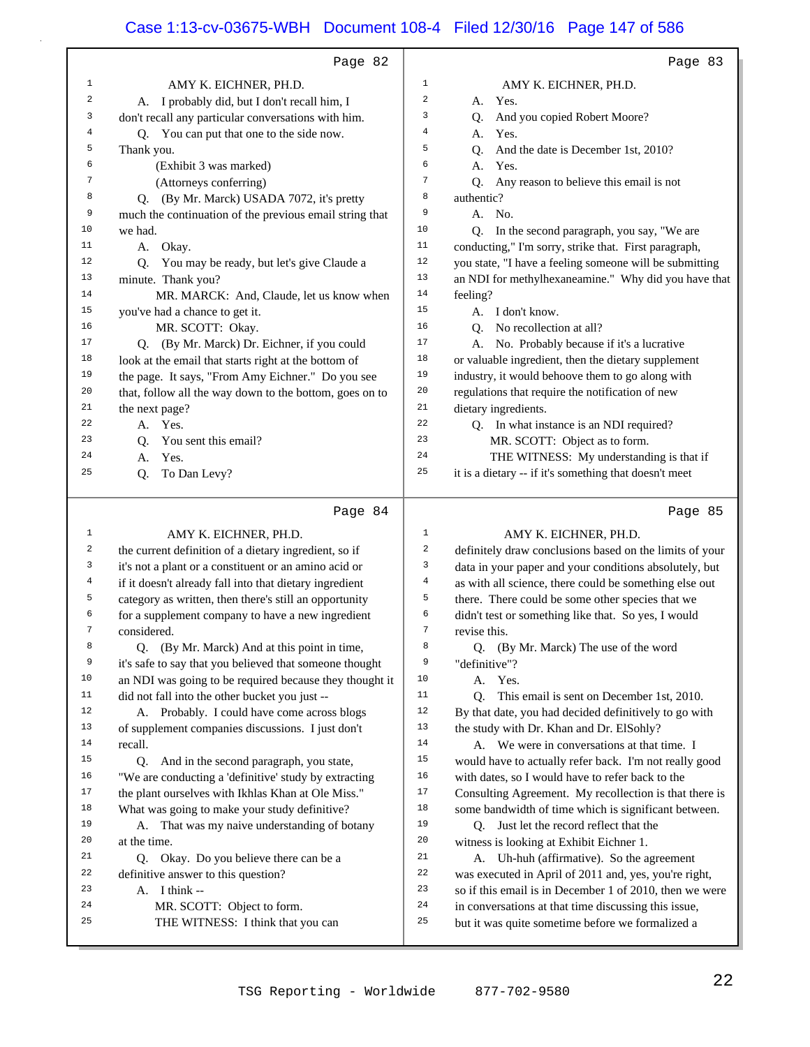Page 82

1 AMY K. EICHNER, PH.D.
2 A. I probably did, but I don't recall him, I
3 don't recall any particular conversations with him.
4 Q. You can put that one to the side now.
5 Thank you.
6 (Exhibit 3 was marked)
7 (Attorneys conferring)
8 Q. (By Mr. Marck) USADA 7072, it's pretty
9 much the continuation of the previous email string that
10 we had.
11 A. Okay.
12 Q. You may be ready, but let's give Claude a
13 minute. Thank you?
14 MR. MARCK: And, Claude, let us know when
15 you've had a chance to get it.
16 MR. SCOTT: Okay.
17 Q. (By Mr. Marck) Dr. Eichner, if you could
18 look at the email that starts right at the bottom of
19 the page. It says, "From Amy Eichner." Do you see
20 that, follow all the way down to the bottom, goes on to
21 the next page?
22 A. Yes.
23 Q. You sent this email?
24 A. Yes.
25 Q. To Dan Levy?

Page 83

1 AMY K. EICHNER, PH.D.
2 A. Yes.
3 Q. And you copied Robert Moore?
4 A. Yes.
5 Q. And the date is December 1st, 2010?
6 A. Yes.
7 Q. Any reason to believe this email is not
8 authentic?
9 A. No.
10 Q. In the second paragraph, you say, "We are
11 conducting," I'm sorry, strike that. First paragraph,
12 you state, "I have a feeling someone will be submitting
13 an NDI for methylhexaneamine." Why did you have that
14 feeling?
15 A. I don't know.
16 Q. No recollection at all?
17 A. No. Probably because if it's a lucrative
18 or valuable ingredient, then the dietary supplement
19 industry, it would behoove them to go along with
20 regulations that require the notification of new
21 dietary ingredients.
22 Q. In what instance is an NDI required?
23 MR. SCOTT: Object as to form.
24 THE WITNESS: My understanding is that if
25 it is a dietary -- if it's something that doesn't meet

Page 84

1 AMY K. EICHNER, PH.D.
2 the current definition of a dietary ingredient, so if
3 it's not a plant or a constituent or an amino acid or
4 if it doesn't already fall into that dietary ingredient
5 category as written, then there's still an opportunity
6 for a supplement company to have a new ingredient
7 considered.
8 Q. (By Mr. Marck) And at this point in time,
9 it's safe to say that you believed that someone thought
10 an NDI was going to be required because they thought it
11 did not fall into the other bucket you just --
12 A. Probably. I could have come across blogs
13 of supplement companies discussions. I just don't
14 recall.
15 Q. And in the second paragraph, you state,
16 "We are conducting a 'definitive' study by extracting
17 the plant ourselves with Ikhlas Khan at Ole Miss."
18 What was going to make your study definitive?
19 A. That was my naive understanding of botany
20 at the time.
21 Q. Okay. Do you believe there can be a
22 definitive answer to this question?
23 A. I think --
24 MR. SCOTT: Object to form.
25 THE WITNESS: I think that you can

Page 85

1 AMY K. EICHNER, PH.D.
2 definitely draw conclusions based on the limits of your
3 data in your paper and your conditions absolutely, but
4 as with all science, there could be something else out
5 there. There could be some other species that we
6 didn't test or something like that. So yes, I would
7 revise this.
8 Q. (By Mr. Marck) The use of the word
9 "definitive"?
10 A. Yes.
11 Q. This email is sent on December 1st, 2010.
12 By that date, you had decided definitively to go with
13 the study with Dr. Khan and Dr. ElSohly?
14 A. We were in conversations at that time. I
15 would have to actually refer back. I'm not really good
16 with dates, so I would have to refer back to the
17 Consulting Agreement. My recollection is that there is
18 some bandwidth of time which is significant between.
19 Q. Just let the record reflect that the
20 witness is looking at Exhibit Eichner 1.
21 A. Uh-huh (affirmative). So the agreement
22 was executed in April of 2011 and, yes, you're right,
23 so if this email is in December 1 of 2010, then we were
24 in conversations at that time discussing this issue,
25 but it was quite sometime before we formalized a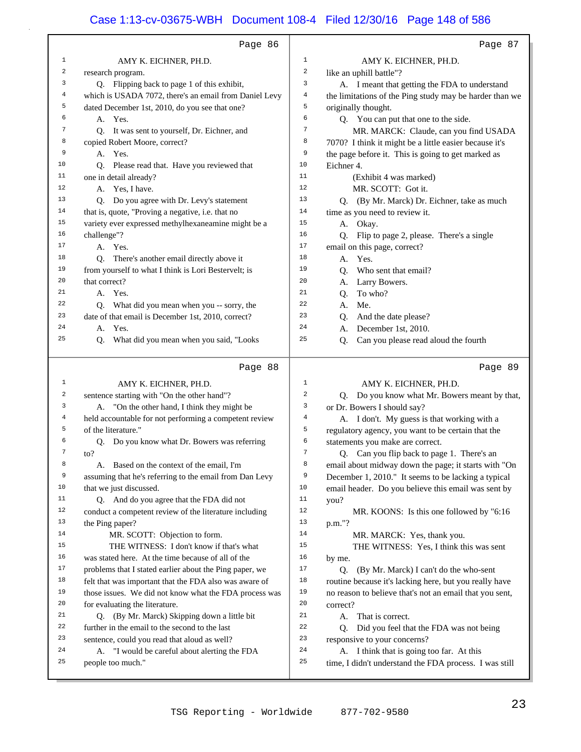Page 86

AMY K. EICHNER, PH.D.

research program.

Q. Flipping back to page 1 of this exhibit, which is USADA 7072, there's an email from Daniel Levy dated December 1st, 2010, do you see that one?

A. Yes.

Q. It was sent to yourself, Dr. Eichner, and copied Robert Moore, correct?

A. Yes.

Q. Please read that. Have you reviewed that one in detail already?

A. Yes, I have.

Q. Do you agree with Dr. Levy's statement that is, quote, "Proving a negative, i.e. that no variety ever expressed methylhexaneamine might be a challenge"?

A. Yes.

Q. There's another email directly above it from yourself to what I think is Lori Bestervelt; is that correct?

A. Yes.

Q. What did you mean when you -- sorry, the date of that email is December 1st, 2010, correct?

A. Yes.

Q. What did you mean when you said, "Looks like an uphill battle"?

Page 87

A. I meant that getting the FDA to understand the limitations of the Ping study may be harder than we originally thought.

Q. You can put that one to the side.

MR. MARCK: Claude, can you find USADA 7070? I think it might be a little easier because it's the page before it. This is going to get marked as Eichner 4.

(Exhibit 4 was marked)

MR. SCOTT: Got it.

Q. (By Mr. Marck) Dr. Eichner, take as much time as you need to review it.

A. Okay.

Q. Flip to page 2, please. There's a single email on this page, correct?

A. Yes.

Q. Who sent that email?

A. Larry Bowers.

Q. To who?

A. Me.

Q. And the date please?

A. December 1st, 2010.

Q. Can you please read aloud the fourth sentence starting with "On the other hand"?

Page 88

A. "On the other hand, I think they might be held accountable for not performing a competent review of the literature."

Q. Do you know what Dr. Bowers was referring to?

A. Based on the context of the email, I'm assuming that he's referring to the email from Dan Levy that we just discussed.

Q. And do you agree that the FDA did not conduct a competent review of the literature including the Ping paper?

MR. SCOTT: Objection to form.

THE WITNESS: I don't know if that's what was stated here. At the time because of all of the problems that I stated earlier about the Ping paper, we felt that was important that the FDA also was aware of those issues. We did not know what the FDA process was for evaluating the literature.

Q. (By Mr. Marck) Skipping down a little bit further in the email to the second to the last sentence, could you read that aloud as well?

A. "I would be careful about alerting the FDA people too much."

Page 89

Q. Do you know what Mr. Bowers meant by that, or Dr. Bowers I should say?

A. I don't. My guess is that working with a regulatory agency, you want to be certain that the statements you make are correct.

Q. Can you flip back to page 1. There's an email about midway down the page; it starts with "On December 1, 2010." It seems to be lacking a typical email header. Do you believe this email was sent by you?

MR. KOONS: Is this one followed by "6:16 p.m."?

MR. MARCK: Yes, thank you.

THE WITNESS: Yes, I think this was sent by me.

Q. (By Mr. Marck) I can't do the who-sent routine because it's lacking here, but you really have no reason to believe that's not an email that you sent, correct?

A. That is correct.

Q. Did you feel that the FDA was not being responsive to your concerns?

A. I think that is going too far. At this time, I didn't understand the FDA process. I was still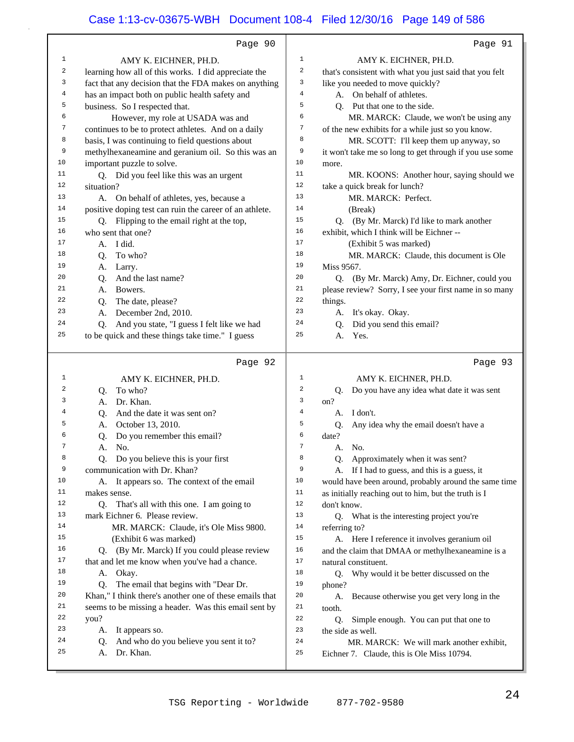Page 90

AMY K. EICHNER, PH.D.

learning how all of this works. I did appreciate the fact that any decision that the FDA makes on anything has an impact both on public health safety and business. So I respected that.

However, my role at USADA was and continues to be to protect athletes. And on a daily basis, I was continuing to field questions about methylhexaneamine and geranium oil. So this was an important puzzle to solve.

Q. Did you feel like this was an urgent situation?

A. On behalf of athletes, yes, because a positive doping test can ruin the career of an athlete.

Q. Flipping to the email right at the top, who sent that one?

A. I did.

Q. To who?

A. Larry.

Q. And the last name?

A. Bowers.

Q. The date, please?

A. December 2nd, 2010.

Q. And you state, "I guess I felt like we had to be quick and these things take time." I guess

Page 91

AMY K. EICHNER, PH.D.

that's consistent with what you just said that you felt like you needed to move quickly?

A. On behalf of athletes.

Q. Put that one to the side.

MR. MARCK: Claude, we won't be using any of the new exhibits for a while just so you know.

MR. SCOTT: I'll keep them up anyway, so it won't take me so long to get through if you use some more.

MR. KOONS: Another hour, saying should we take a quick break for lunch?

MR. MARCK: Perfect.

(Break)

Q. (By Mr. Marck) I'd like to mark another exhibit, which I think will be Eichner --

(Exhibit 5 was marked)

MR. MARCK: Claude, this document is Ole Miss 9567.

Q. (By Mr. Marck) Amy, Dr. Eichner, could you please review? Sorry, I see your first name in so many things.

A. It's okay. Okay.

Q. Did you send this email?

A. Yes.

Page 92

AMY K. EICHNER, PH.D.

Q. To who?

A. Dr. Khan.

Q. And the date it was sent on?

A. October 13, 2010.

Q. Do you remember this email?

A. No.

Q. Do you believe this is your first communication with Dr. Khan?

A. It appears so. The context of the email makes sense.

Q. That's all with this one. I am going to mark Eichner 6. Please review.

MR. MARCK: Claude, it's Ole Miss 9800.

(Exhibit 6 was marked)

Q. (By Mr. Marck) If you could please review that and let me know when you've had a chance.

A. Okay.

Q. The email that begins with "Dear Dr. Khan," I think there's another one of these emails that seems to be missing a header. Was this email sent by you?

A. It appears so.

Q. And who do you believe you sent it to?

A. Dr. Khan.

Page 93

AMY K. EICHNER, PH.D.

Q. Do you have any idea what date it was sent on?

A. I don't.

Q. Any idea why the email doesn't have a date?

A. No.

Q. Approximately when it was sent?

A. If I had to guess, and this is a guess, it would have been around, probably around the same time as initially reaching out to him, but the truth is I don't know.

Q. What is the interesting project you're referring to?

A. Here I reference it involves geranium oil and the claim that DMAA or methylhexaneamine is a natural constituent.

Q. Why would it be better discussed on the phone?

A. Because otherwise you get very long in the tooth.

Q. Simple enough. You can put that one to the side as well.

MR. MARCK: We will mark another exhibit, Eichner 7. Claude, this is Ole Miss 10794.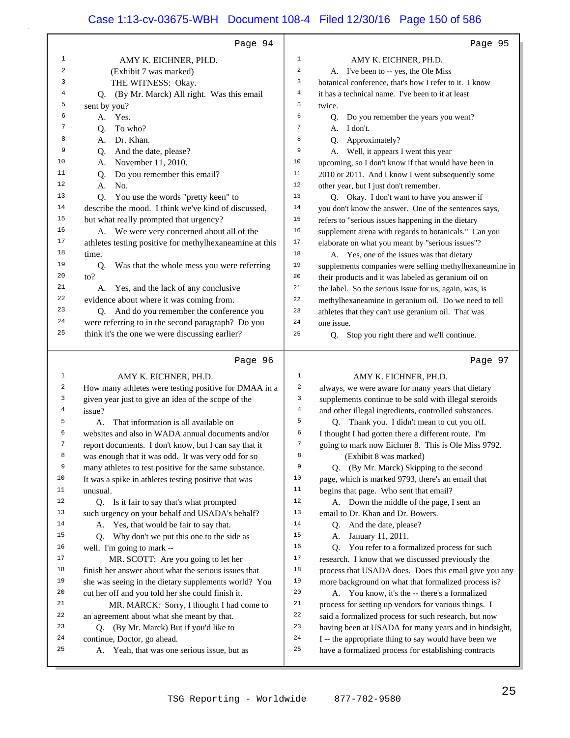Page 94

AMY K. EICHNER, PH.D.

(Exhibit 7 was marked)

THE WITNESS: Okay.

Q. (By Mr. Marck) All right. Was this email sent by you?

A. Yes.

Q. To who?

A. Dr. Khan.

Q. And the date, please?

A. November 11, 2010.

Q. Do you remember this email?

A. No.

Q. You use the words "pretty keen" to describe the mood. I think we've kind of discussed, but what really prompted that urgency?

A. We were very concerned about all of the athletes testing positive for methylhexaneamine at this time.

Q. Was that the whole mess you were referring to?

A. Yes, and the lack of any conclusive evidence about where it was coming from.

Q. And do you remember the conference you were referring to in the second paragraph? Do you think it's the one we were discussing earlier?

Page 95

AMY K. EICHNER, PH.D.

A. I've been to -- yes, the Ole Miss botanical conference, that's how I refer to it. I know it has a technical name. I've been to it at least twice.

Q. Do you remember the years you went?

A. I don't.

Q. Approximately?

A. Well, it appears I went this year upcoming, so I don't know if that would have been in 2010 or 2011. And I know I went subsequently some other year, but I just don't remember.

Q. Okay. I don't want to have you answer if you don't know the answer. One of the sentences says, refers to "serious issues happening in the dietary supplement arena with regards to botanicals." Can you elaborate on what you meant by "serious issues"?

A. Yes, one of the issues was that dietary supplements companies were selling methylhexaneamine in their products and it was labeled as geranium oil on the label. So the serious issue for us, again, was, is methylhexaneamine in geranium oil. Do we need to tell athletes that they can't use geranium oil. That was one issue.

Q. Stop you right there and we'll continue.

Page 96

AMY K. EICHNER, PH.D.

How many athletes were testing positive for DMAA in a given year just to give an idea of the scope of the issue?

A. That information is all available on websites and also in WADA annual documents and/or report documents. I don't know, but I can say that it was enough that it was odd. It was very odd for so many athletes to test positive for the same substance. It was a spike in athletes testing positive that was unusual.

Q. Is it fair to say that's what prompted such urgency on your behalf and USADA's behalf?

A. Yes, that would be fair to say that.

Q. Why don't we put this one to the side as well. I'm going to mark --

MR. SCOTT: Are you going to let her finish her answer about what the serious issues that she was seeing in the dietary supplements world? You cut her off and you told her she could finish it.

MR. MARCK: Sorry, I thought I had come to an agreement about what she meant by that.

Q. (By Mr. Marck) But if you'd like to continue, Doctor, go ahead.

A. Yeah, that was one serious issue, but as

Page 97

AMY K. EICHNER, PH.D.

always, we were aware for many years that dietary supplements continue to be sold with illegal steroids and other illegal ingredients, controlled substances.

Q. Thank you. I didn't mean to cut you off. I thought I had gotten there a different route. I'm going to mark now Eichner 8. This is Ole Miss 9792.

(Exhibit 8 was marked)

Q. (By Mr. Marck) Skipping to the second page, which is marked 9793, there's an email that begins that page. Who sent that email?

A. Down the middle of the page, I sent an email to Dr. Khan and Dr. Bowers.

Q. And the date, please?

A. January 11, 2011.

Q. You refer to a formalized process for such research. I know that we discussed previously the process that USADA does. Does this email give you any more background on what that formalized process is?

A. You know, it's the -- there's a formalized process for setting up vendors for various things. I said a formalized process for such research, but now having been at USADA for many years and in hindsight, I -- the appropriate thing to say would have been we have a formalized process for establishing contracts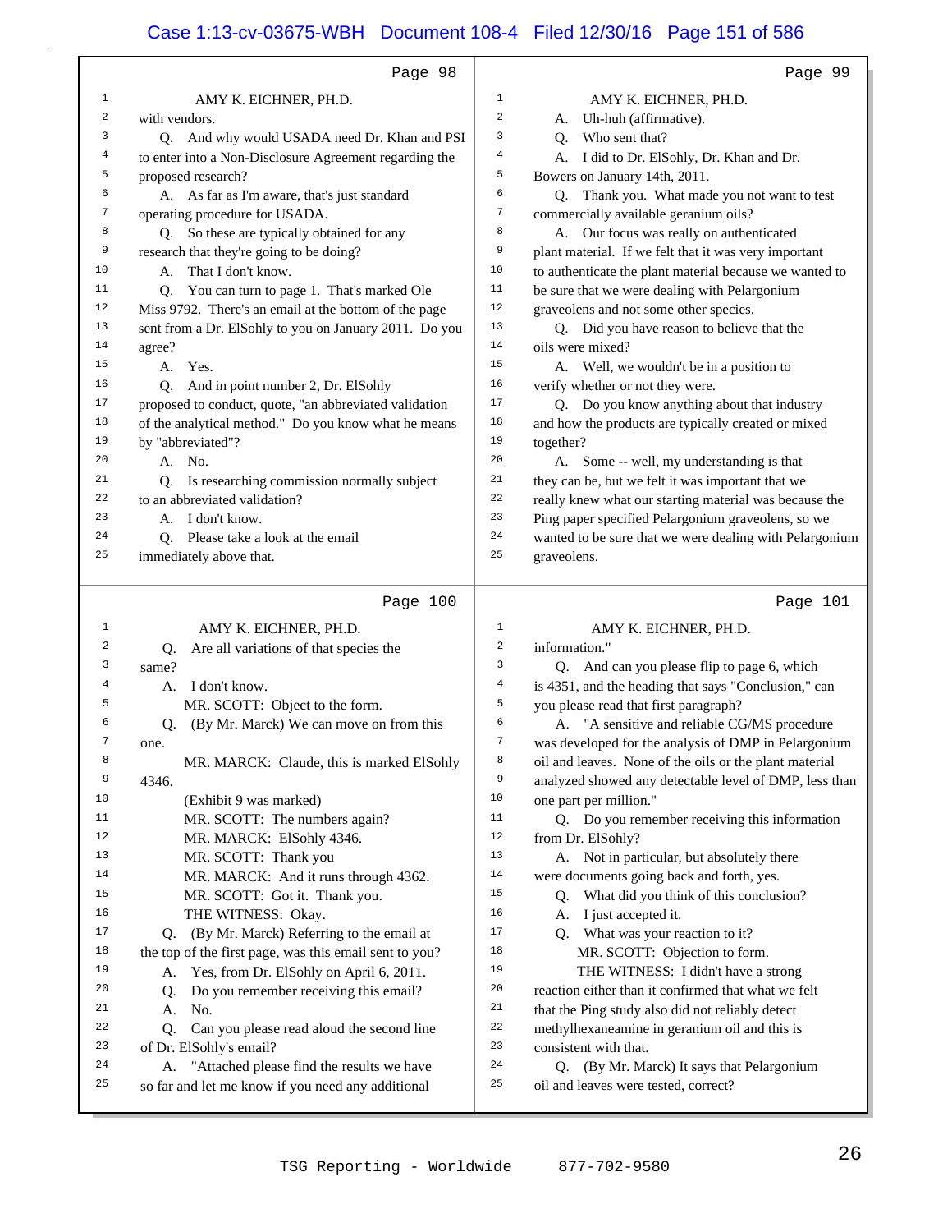Page 98

AMY K. EICHNER, PH.D.

with vendors.

Q. And why would USADA need Dr. Khan and PSI to enter into a Non-Disclosure Agreement regarding the proposed research?

A. As far as I'm aware, that's just standard operating procedure for USADA.

Q. So these are typically obtained for any research that they're going to be doing?

A. That I don't know.

Q. You can turn to page 1. That's marked Ole Miss 9792. There's an email at the bottom of the page sent from a Dr. ElSohly to you on January 2011. Do you agree?

A. Yes.

Q. And in point number 2, Dr. ElSohly proposed to conduct, quote, "an abbreviated validation of the analytical method." Do you know what he means by "abbreviated"?

A. No.

Q. Is researching commission normally subject to an abbreviated validation?

A. I don't know.

Q. Please take a look at the email immediately above that.

Page 99

AMY K. EICHNER, PH.D.

A. Uh-huh (affirmative).

Q. Who sent that?

A. I did to Dr. ElSohly, Dr. Khan and Dr. Bowers on January 14th, 2011.

Q. Thank you. What made you not want to test commercially available geranium oils?

A. Our focus was really on authenticated plant material. If we felt that it was very important to authenticate the plant material because we wanted to be sure that we were dealing with Pelargonium graveolens and not some other species.

Q. Did you have reason to believe that the oils were mixed?

A. Well, we wouldn't be in a position to verify whether or not they were.

Q. Do you know anything about that industry and how the products are typically created or mixed together?

A. Some -- well, my understanding is that they can be, but we felt it was important that we really knew what our starting material was because the Ping paper specified Pelargonium graveolens, so we wanted to be sure that we were dealing with Pelargonium graveolens.

Page 100

AMY K. EICHNER, PH.D.

Q. Are all variations of that species the same?

A. I don't know.

MR. SCOTT: Object to the form.

Q. (By Mr. Marck) We can move on from this one.

MR. MARCK: Claude, this is marked ElSohly 4346.

(Exhibit 9 was marked)

MR. SCOTT: The numbers again?

MR. MARCK: ElSohly 4346.

MR. SCOTT: Thank you

MR. MARCK: And it runs through 4362.

MR. SCOTT: Got it. Thank you.

THE WITNESS: Okay.

Q. (By Mr. Marck) Referring to the email at the top of the first page, was this email sent to you?

A. Yes, from Dr. ElSohly on April 6, 2011.

Q. Do you remember receiving this email?

A. No.

Q. Can you please read aloud the second line of Dr. ElSohly's email?

A. "Attached please find the results we have so far and let me know if you need any additional

Page 101

AMY K. EICHNER, PH.D.

information."

Q. And can you please flip to page 6, which is 4351, and the heading that says "Conclusion," can you please read that first paragraph?

A. "A sensitive and reliable CG/MS procedure was developed for the analysis of DMP in Pelargonium oil and leaves. None of the oils or the plant material analyzed showed any detectable level of DMP, less than one part per million."

Q. Do you remember receiving this information from Dr. ElSohly?

A. Not in particular, but absolutely there were documents going back and forth, yes.

Q. What did you think of this conclusion?

A. I just accepted it.

Q. What was your reaction to it?

MR. SCOTT: Objection to form.

THE WITNESS: I didn't have a strong reaction either than it confirmed that what we felt that the Ping study also did not reliably detect methylhexaneamine in geranium oil and this is consistent with that.

Q. (By Mr. Marck) It says that Pelargonium oil and leaves were tested, correct?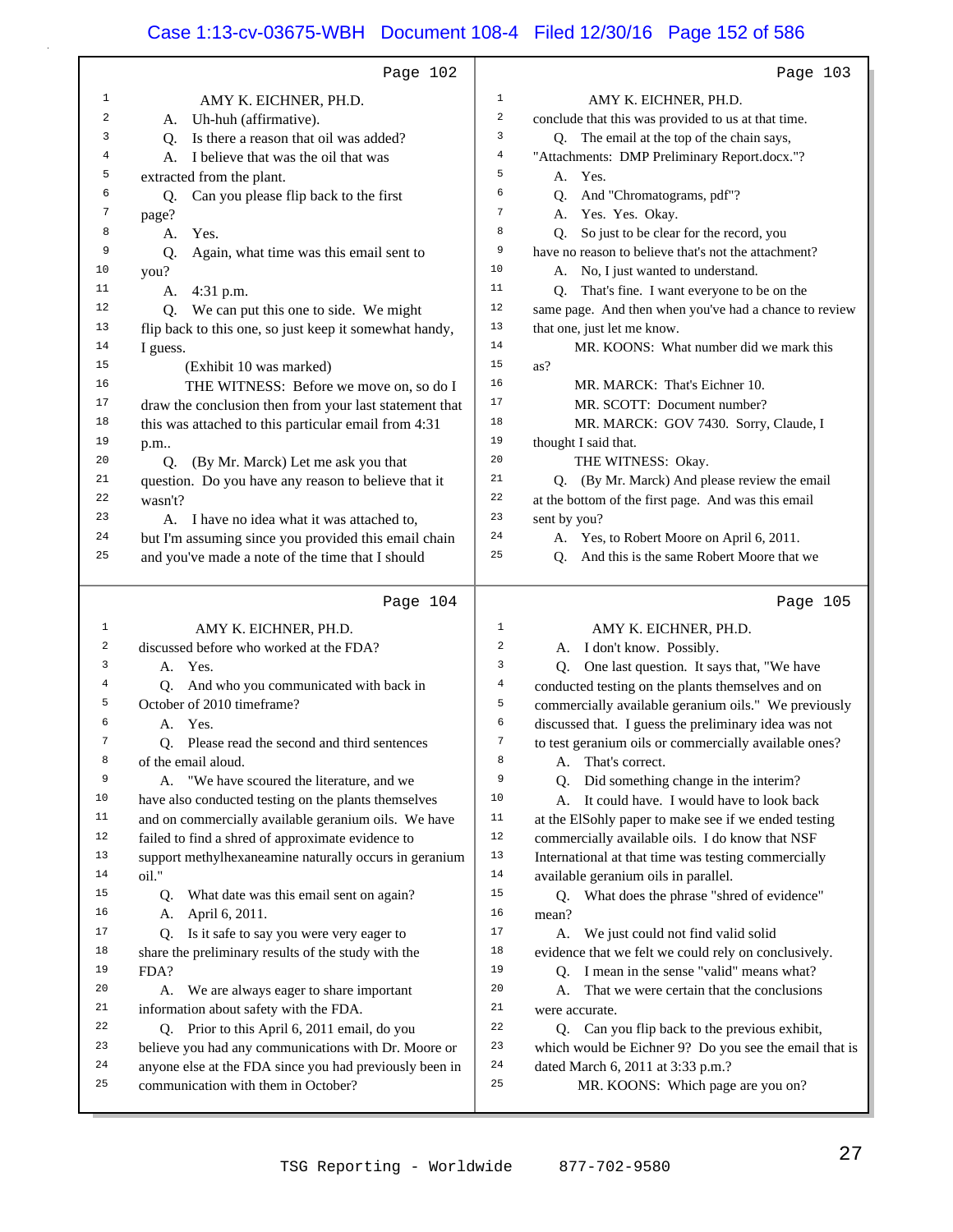Page 102

1 AMY K. EICHNER, PH.D.
2 A. Uh-huh (affirmative).
3 Q. Is there a reason that oil was added?
4 A. I believe that was the oil that was
5 extracted from the plant.
6 Q. Can you please flip back to the first
7 page?
8 A. Yes.
9 Q. Again, what time was this email sent to
10 you?
11 A. 4:31 p.m.
12 Q. We can put this one to side. We might
13 flip back to this one, so just keep it somewhat handy,
14 I guess.
15 (Exhibit 10 was marked)
16 THE WITNESS: Before we move on, so do I
17 draw the conclusion then from your last statement that
18 this was attached to this particular email from 4:31
19 p.m..
20 Q. (By Mr. Marck) Let me ask you that
21 question. Do you have any reason to believe that it
22 wasn't?
23 A. I have no idea what it was attached to,
24 but I'm assuming since you provided this email chain
25 and you've made a note of the time that I should

Page 103

1 AMY K. EICHNER, PH.D.
2 conclude that this was provided to us at that time.
3 Q. The email at the top of the chain says,
4 "Attachments: DMP Preliminary Report.docx."?
5 A. Yes.
6 Q. And "Chromatograms, pdf"?
7 A. Yes. Yes. Okay.
8 Q. So just to be clear for the record, you
9 have no reason to believe that's not the attachment?
10 A. No, I just wanted to understand.
11 Q. That's fine. I want everyone to be on the
12 same page. And then when you've had a chance to review
13 that one, just let me know.
14 MR. KOONS: What number did we mark this
15 as?
16 MR. MARCK: That's Eichner 10.
17 MR. SCOTT: Document number?
18 MR. MARCK: GOV 7430. Sorry, Claude, I
19 thought I said that.
20 THE WITNESS: Okay.
21 Q. (By Mr. Marck) And please review the email
22 at the bottom of the first page. And was this email
23 sent by you?
24 A. Yes, to Robert Moore on April 6, 2011.
25 Q. And this is the same Robert Moore that we

Page 104

1 AMY K. EICHNER, PH.D.
2 discussed before who worked at the FDA?
3 A. Yes.
4 Q. And who you communicated with back in
5 October of 2010 timeframe?
6 A. Yes.
7 Q. Please read the second and third sentences
8 of the email aloud.
9 A. "We have scoured the literature, and we
10 have also conducted testing on the plants themselves
11 and on commercially available geranium oils. We have
12 failed to find a shred of approximate evidence to
13 support methylhexaneamine naturally occurs in geranium
14 oil."
15 Q. What date was this email sent on again?
16 A. April 6, 2011.
17 Q. Is it safe to say you were very eager to
18 share the preliminary results of the study with the
19 FDA?
20 A. We are always eager to share important
21 information about safety with the FDA.
22 Q. Prior to this April 6, 2011 email, do you
23 believe you had any communications with Dr. Moore or
24 anyone else at the FDA since you had previously been in
25 communication with them in October?

Page 105

1 AMY K. EICHNER, PH.D.
2 A. I don't know. Possibly.
3 Q. One last question. It says that, "We have
4 conducted testing on the plants themselves and on
5 commercially available geranium oils." We previously
6 discussed that. I guess the preliminary idea was not
7 to test geranium oils or commercially available ones?
8 A. That's correct.
9 Q. Did something change in the interim?
10 A. It could have. I would have to look back
11 at the ElSohly paper to make see if we ended testing
12 commercially available oils. I do know that NSF
13 International at that time was testing commercially
14 available geranium oils in parallel.
15 Q. What does the phrase "shred of evidence"
16 mean?
17 A. We just could not find valid solid
18 evidence that we felt we could rely on conclusively.
19 Q. I mean in the sense "valid" means what?
20 A. That we were certain that the conclusions
21 were accurate.
22 Q. Can you flip back to the previous exhibit,
23 which would be Eichner 9? Do you see the email that is
24 dated March 6, 2011 at 3:33 p.m.?
25 MR. KOONS: Which page are you on?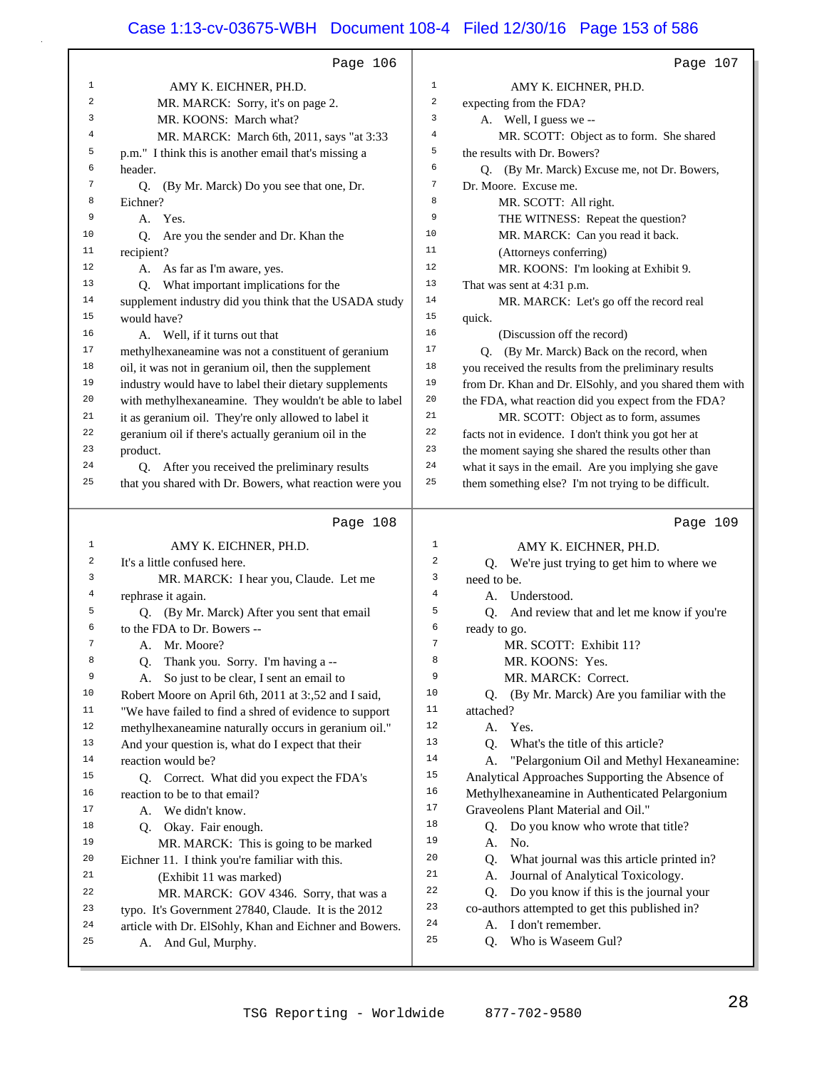## Page 106

1 AMY K. EICHNER, PH.D.
2 MR. MARCK: Sorry, it's on page 2.
3 MR. KOONS: March what?
4 MR. MARCK: March 6th, 2011, says "at 3:33
5 p.m." I think this is another email that's missing a
6 header.
7 Q. (By Mr. Marck) Do you see that one, Dr.
8 Eichner?
9 A. Yes.
10 Q. Are you the sender and Dr. Khan the
11 recipient?
12 A. As far as I'm aware, yes.
13 Q. What important implications for the
14 supplement industry did you think that the USADA study
15 would have?
16 A. Well, if it turns out that
17 methylhexaneamine was not a constituent of geranium
18 oil, it was not in geranium oil, then the supplement
19 industry would have to label their dietary supplements
20 with methylhexaneamine. They wouldn't be able to label
21 it as geranium oil. They're only allowed to label it
22 geranium oil if there's actually geranium oil in the
23 product.
24 Q. After you received the preliminary results
25 that you shared with Dr. Bowers, what reaction were you

## Page 107

1 AMY K. EICHNER, PH.D.
2 expecting from the FDA?
3 A. Well, I guess we --
4 MR. SCOTT: Object as to form. She shared
5 the results with Dr. Bowers?
6 Q. (By Mr. Marck) Excuse me, not Dr. Bowers,
7 Dr. Moore. Excuse me.
8 MR. SCOTT: All right.
9 THE WITNESS: Repeat the question?
10 MR. MARCK: Can you read it back.
11 (Attorneys conferring)
12 MR. KOONS: I'm looking at Exhibit 9.
13 That was sent at 4:31 p.m.
14 MR. MARCK: Let's go off the record real
15 quick.
16 (Discussion off the record)
17 Q. (By Mr. Marck) Back on the record, when
18 you received the results from the preliminary results
19 from Dr. Khan and Dr. ElSohly, and you shared them with
20 the FDA, what reaction did you expect from the FDA?
21 MR. SCOTT: Object as to form, assumes
22 facts not in evidence. I don't think you got her at
23 the moment saying she shared the results other than
24 what it says in the email. Are you implying she gave
25 them something else? I'm not trying to be difficult.

## Page 108

1 AMY K. EICHNER, PH.D.
2 It's a little confused here.
3 MR. MARCK: I hear you, Claude. Let me
4 rephrase it again.
5 Q. (By Mr. Marck) After you sent that email
6 to the FDA to Dr. Bowers --
7 A. Mr. Moore?
8 Q. Thank you. Sorry. I'm having a --
9 A. So just to be clear, I sent an email to
10 Robert Moore on April 6th, 2011 at 3:,52 and I said,
11 "We have failed to find a shred of evidence to support
12 methylhexaneamine naturally occurs in geranium oil."
13 And your question is, what do I expect that their
14 reaction would be?
15 Q. Correct. What did you expect the FDA's
16 reaction to be to that email?
17 A. We didn't know.
18 Q. Okay. Fair enough.
19 MR. MARCK: This is going to be marked
20 Eichner 11. I think you're familiar with this.
21 (Exhibit 11 was marked)
22 MR. MARCK: GOV 4346. Sorry, that was a
23 typo. It's Government 27840, Claude. It is the 2012
24 article with Dr. ElSohly, Khan and Eichner and Bowers.
25 A. And Gul, Murphy.

## Page 109

1 AMY K. EICHNER, PH.D.
2 Q. We're just trying to get him to where we
3 need to be.
4 A. Understood.
5 Q. And review that and let me know if you're
6 ready to go.
7 MR. SCOTT: Exhibit 11?
8 MR. KOONS: Yes.
9 MR. MARCK: Correct.
10 Q. (By Mr. Marck) Are you familiar with the
11 attached?
12 A. Yes.
13 Q. What's the title of this article?
14 A. "Pelargonium Oil and Methyl Hexaneamine:
15 Analytical Approaches Supporting the Absence of
16 Methylhexaneamine in Authenticated Pelargonium
17 Graveolens Plant Material and Oil."
18 Q. Do you know who wrote that title?
19 A. No.
20 Q. What journal was this article printed in?
21 A. Journal of Analytical Toxicology.
22 Q. Do you know if this is the journal your
23 co-authors attempted to get this published in?
24 A. I don't remember.
25 Q. Who is Waseem Gul?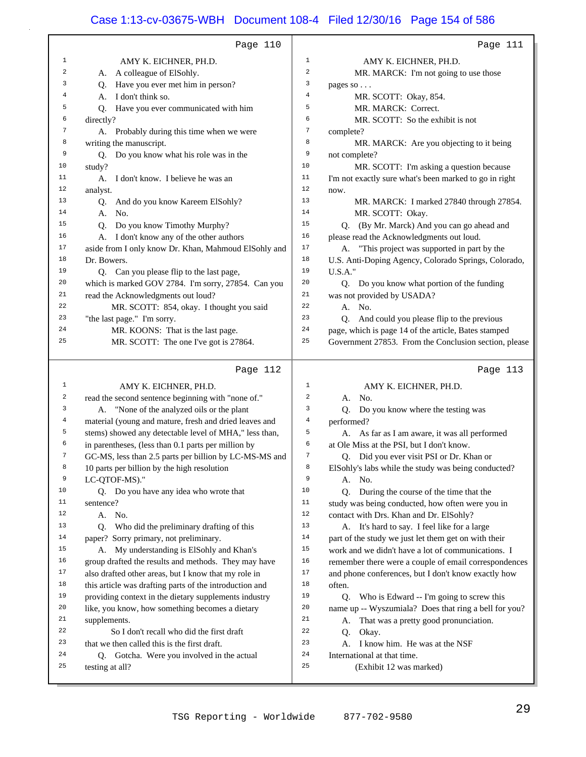Page 110

AMY K. EICHNER, PH.D.

A. A colleague of ElSohly.

Q. Have you ever met him in person?

A. I don't think so.

Q. Have you ever communicated with him directly?

A. Probably during this time when we were writing the manuscript.

Q. Do you know what his role was in the study?

A. I don't know. I believe he was an analyst.

Q. And do you know Kareem ElSohly?

A. No.

Q. Do you know Timothy Murphy?

A. I don't know any of the other authors aside from I only know Dr. Khan, Mahmoud ElSohly and Dr. Bowers.

Q. Can you please flip to the last page, which is marked GOV 2784. I'm sorry, 27854. Can you read the Acknowledgments out loud?

MR. SCOTT: 854, okay. I thought you said "the last page." I'm sorry.

MR. KOONS: That is the last page.

MR. SCOTT: The one I've got is 27864.

Page 111

AMY K. EICHNER, PH.D.

MR. MARCK: I'm not going to use those pages so . . .

MR. SCOTT: Okay, 854.

MR. MARCK: Correct.

MR. SCOTT: So the exhibit is not complete?

MR. MARCK: Are you objecting to it being not complete?

MR. SCOTT: I'm asking a question because I'm not exactly sure what's been marked to go in right now.

MR. MARCK: I marked 27840 through 27854.

MR. SCOTT: Okay.

Q. (By Mr. Marck) And you can go ahead and please read the Acknowledgments out loud.

A. "This project was supported in part by the U.S. Anti-Doping Agency, Colorado Springs, Colorado, U.S.A."

Q. Do you know what portion of the funding was not provided by USADA?

A. No.

Q. And could you please flip to the previous page, which is page 14 of the article, Bates stamped Government 27853. From the Conclusion section, please

Page 112

AMY K. EICHNER, PH.D.

read the second sentence beginning with "none of."

A. "None of the analyzed oils or the plant material (young and mature, fresh and dried leaves and stems) showed any detectable level of MHA," less than, in parentheses, (less than 0.1 parts per million by GC-MS, less than 2.5 parts per billion by LC-MS-MS and 10 parts per billion by the high resolution LC-QTOF-MS)."

Q. Do you have any idea who wrote that sentence?

A. No.

Q. Who did the preliminary drafting of this paper? Sorry primary, not preliminary.

A. My understanding is ElSohly and Khan's group drafted the results and methods. They may have also drafted other areas, but I know that my role in this article was drafting parts of the introduction and providing context in the dietary supplements industry like, you know, something becomes a dietary supplements.

So I don't recall who did the first draft that we then called this is the first draft.

Q. Gotcha. Were you involved in the actual testing at all?

Page 113

AMY K. EICHNER, PH.D.

A. No.

Q. Do you know where the testing was performed?

A. As far as I am aware, it was all performed at Ole Miss at the PSI, but I don't know.

Q. Did you ever visit PSI or Dr. Khan or ElSohly's labs while the study was being conducted?

A. No.

Q. During the course of the time that the study was being conducted, how often were you in contact with Drs. Khan and Dr. ElSohly?

A. It's hard to say. I feel like for a large part of the study we just let them get on with their work and we didn't have a lot of communications. I remember there were a couple of email correspondences and phone conferences, but I don't know exactly how often.

Q. Who is Edward -- I'm going to screw this name up -- Wyszumiala? Does that ring a bell for you?

A. That was a pretty good pronunciation.

Q. Okay.

A. I know him. He was at the NSF International at that time.

(Exhibit 12 was marked)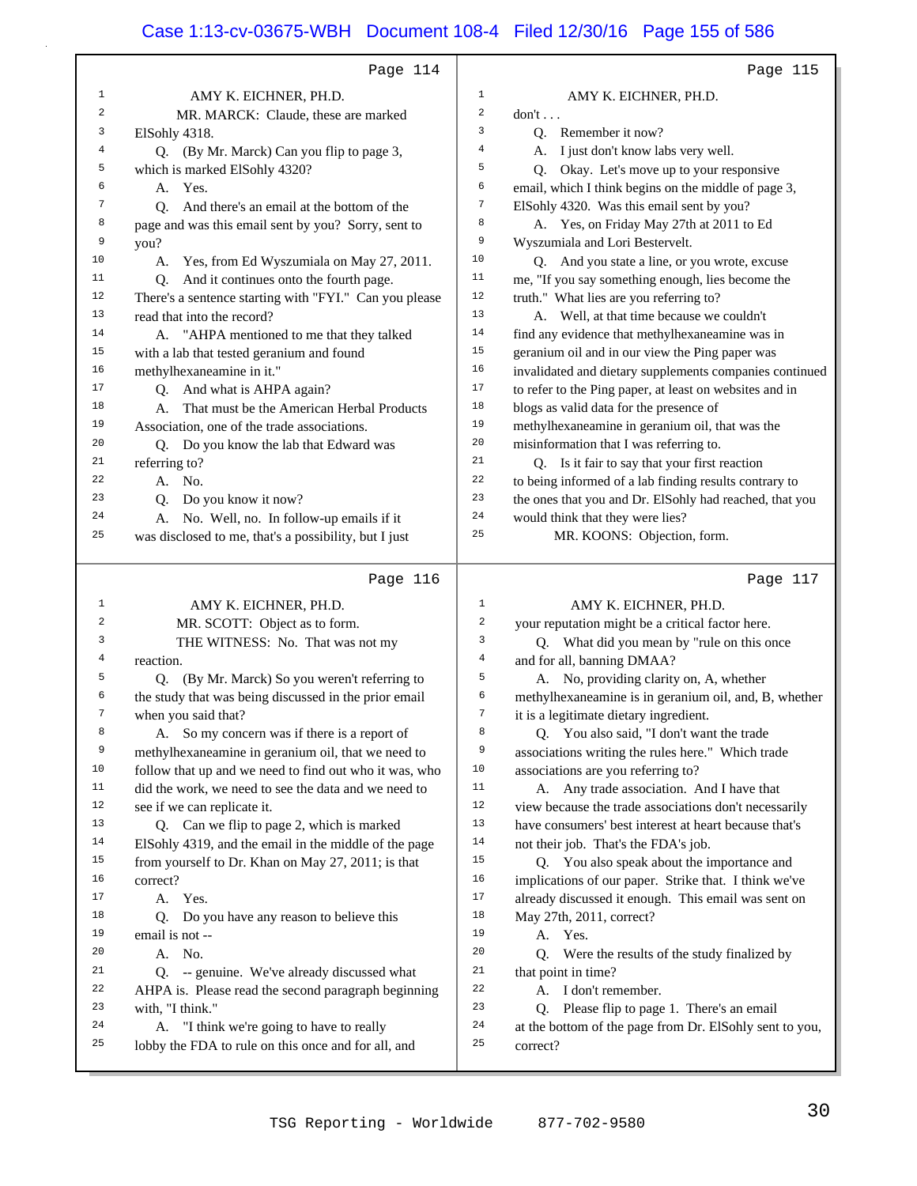Page 114

1 AMY K. EICHNER, PH.D.
2 MR. MARCK: Claude, these are marked
3 ElSohly 4318.
4 Q. (By Mr. Marck) Can you flip to page 3,
5 which is marked ElSohly 4320?
6 A. Yes.
7 Q. And there's an email at the bottom of the
8 page and was this email sent by you? Sorry, sent to
9 you?
10 A. Yes, from Ed Wyszumiala on May 27, 2011.
11 Q. And it continues onto the fourth page.
12 There's a sentence starting with "FYI." Can you please
13 read that into the record?
14 A. "AHPA mentioned to me that they talked
15 with a lab that tested geranium and found
16 methylhexaneamine in it."
17 Q. And what is AHPA again?
18 A. That must be the American Herbal Products
19 Association, one of the trade associations.
20 Q. Do you know the lab that Edward was
21 referring to?
22 A. No.
23 Q. Do you know it now?
24 A. No. Well, no. In follow-up emails if it
25 was disclosed to me, that's a possibility, but I just

Page 115

1 AMY K. EICHNER, PH.D.
2 don't . . .
3 Q. Remember it now?
4 A. I just don't know labs very well.
5 Q. Okay. Let's move up to your responsive
6 email, which I think begins on the middle of page 3,
7 ElSohly 4320. Was this email sent by you?
8 A. Yes, on Friday May 27th at 2011 to Ed
9 Wyszumiala and Lori Bestervelt.
10 Q. And you state a line, or you wrote, excuse
11 me, "If you say something enough, lies become the
12 truth." What lies are you referring to?
13 A. Well, at that time because we couldn't
14 find any evidence that methylhexaneamine was in
15 geranium oil and in our view the Ping paper was
16 invalidated and dietary supplements companies continued
17 to refer to the Ping paper, at least on websites and in
18 blogs as valid data for the presence of
19 methylhexaneamine in geranium oil, that was the
20 misinformation that I was referring to.
21 Q. Is it fair to say that your first reaction
22 to being informed of a lab finding results contrary to
23 the ones that you and Dr. ElSohly had reached, that you
24 would think that they were lies?
25 MR. KOONS: Objection, form.

Page 116

1 AMY K. EICHNER, PH.D.
2 MR. SCOTT: Object as to form.
3 THE WITNESS: No. That was not my
4 reaction.
5 Q. (By Mr. Marck) So you weren't referring to
6 the study that was being discussed in the prior email
7 when you said that?
8 A. So my concern was if there is a report of
9 methylhexaneamine in geranium oil, that we need to
10 follow that up and we need to find out who it was, who
11 did the work, we need to see the data and we need to
12 see if we can replicate it.
13 Q. Can we flip to page 2, which is marked
14 ElSohly 4319, and the email in the middle of the page
15 from yourself to Dr. Khan on May 27, 2011; is that
16 correct?
17 A. Yes.
18 Q. Do you have any reason to believe this
19 email is not --
20 A. No.
21 Q. -- genuine. We've already discussed what
22 AHPA is. Please read the second paragraph beginning
23 with, "I think."
24 A. "I think we're going to have to really
25 lobby the FDA to rule on this once and for all, and

Page 117

1 AMY K. EICHNER, PH.D.
2 your reputation might be a critical factor here.
3 Q. What did you mean by "rule on this once
4 and for all, banning DMAA?
5 A. No, providing clarity on, A, whether
6 methylhexaneamine is in geranium oil, and, B, whether
7 it is a legitimate dietary ingredient.
8 Q. You also said, "I don't want the trade
9 associations writing the rules here." Which trade
10 associations are you referring to?
11 A. Any trade association. And I have that
12 view because the trade associations don't necessarily
13 have consumers' best interest at heart because that's
14 not their job. That's the FDA's job.
15 Q. You also speak about the importance and
16 implications of our paper. Strike that. I think we've
17 already discussed it enough. This email was sent on
18 May 27th, 2011, correct?
19 A. Yes.
20 Q. Were the results of the study finalized by
21 that point in time?
22 A. I don't remember.
23 Q. Please flip to page 1. There's an email
24 at the bottom of the page from Dr. ElSohly sent to you,
25 correct?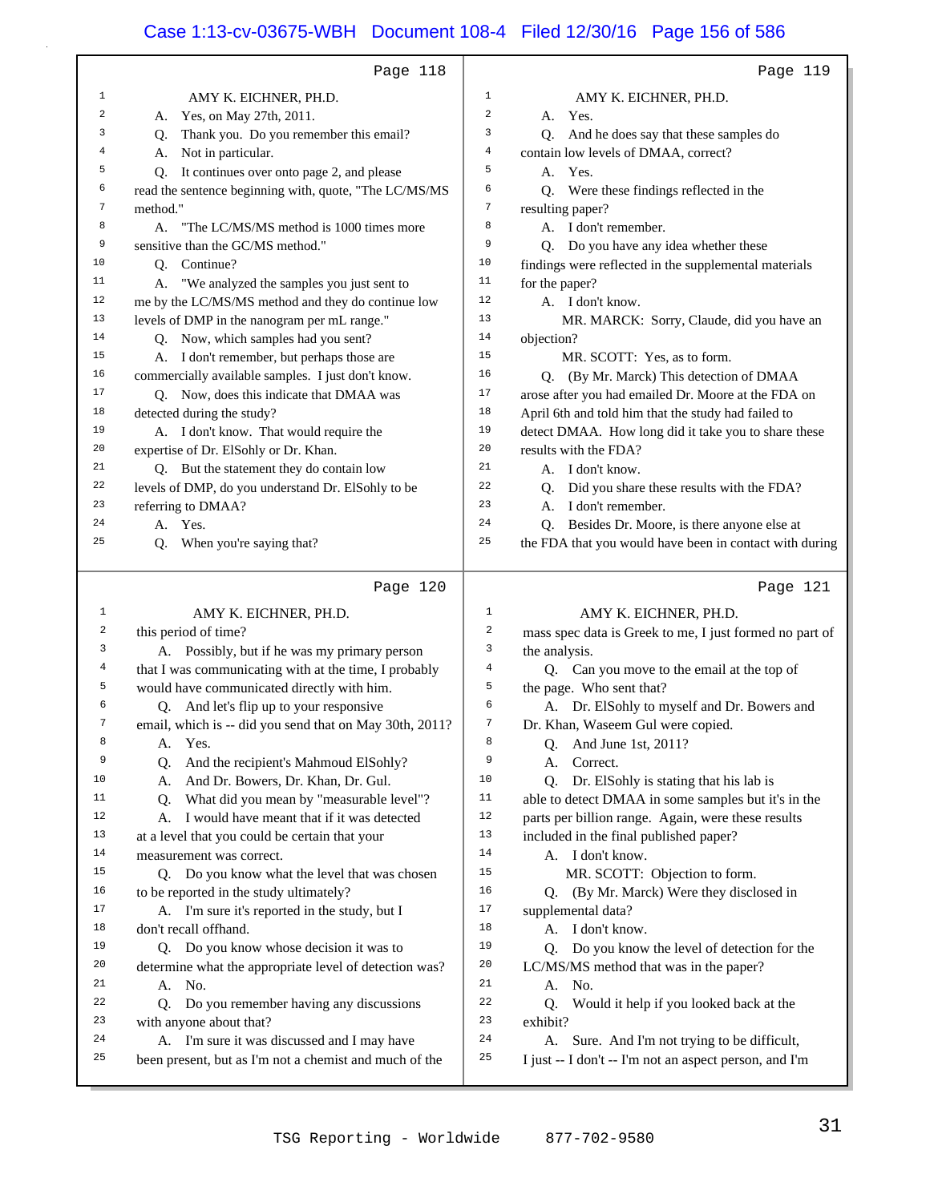Page 118

1 AMY K. EICHNER, PH.D.
2 A. Yes, on May 27th, 2011.
3 Q. Thank you. Do you remember this email?
4 A. Not in particular.
5 Q. It continues over onto page 2, and please
6 read the sentence beginning with, quote, "The LC/MS/MS
7 method."
8 A. "The LC/MS/MS method is 1000 times more
9 sensitive than the GC/MS method."
10 Q. Continue?
11 A. "We analyzed the samples you just sent to
12 me by the LC/MS/MS method and they do continue low
13 levels of DMP in the nanogram per mL range."
14 Q. Now, which samples had you sent?
15 A. I don't remember, but perhaps those are
16 commercially available samples. I just don't know.
17 Q. Now, does this indicate that DMAA was
18 detected during the study?
19 A. I don't know. That would require the
20 expertise of Dr. ElSohly or Dr. Khan.
21 Q. But the statement they do contain low
22 levels of DMP, do you understand Dr. ElSohly to be
23 referring to DMAA?
24 A. Yes.
25 Q. When you're saying that?

Page 119

1 AMY K. EICHNER, PH.D.
2 A. Yes.
3 Q. And he does say that these samples do
4 contain low levels of DMAA, correct?
5 A. Yes.
6 Q. Were these findings reflected in the
7 resulting paper?
8 A. I don't remember.
9 Q. Do you have any idea whether these
10 findings were reflected in the supplemental materials
11 for the paper?
12 A. I don't know.
13 MR. MARCK: Sorry, Claude, did you have an
14 objection?
15 MR. SCOTT: Yes, as to form.
16 Q. (By Mr. Marck) This detection of DMAA
17 arose after you had emailed Dr. Moore at the FDA on
18 April 6th and told him that the study had failed to
19 detect DMAA. How long did it take you to share these
20 results with the FDA?
21 A. I don't know.
22 Q. Did you share these results with the FDA?
23 A. I don't remember.
24 Q. Besides Dr. Moore, is there anyone else at
25 the FDA that you would have been in contact with during

Page 120

1 AMY K. EICHNER, PH.D.
2 this period of time?
3 A. Possibly, but if he was my primary person
4 that I was communicating with at the time, I probably
5 would have communicated directly with him.
6 Q. And let's flip up to your responsive
7 email, which is -- did you send that on May 30th, 2011?
8 A. Yes.
9 Q. And the recipient's Mahmoud ElSohly?
10 A. And Dr. Bowers, Dr. Khan, Dr. Gul.
11 Q. What did you mean by "measurable level"?
12 A. I would have meant that if it was detected
13 at a level that you could be certain that your
14 measurement was correct.
15 Q. Do you know what the level that was chosen
16 to be reported in the study ultimately?
17 A. I'm sure it's reported in the study, but I
18 don't recall offhand.
19 Q. Do you know whose decision it was to
20 determine what the appropriate level of detection was?
21 A. No.
22 Q. Do you remember having any discussions
23 with anyone about that?
24 A. I'm sure it was discussed and I may have
25 been present, but as I'm not a chemist and much of the

Page 121

1 AMY K. EICHNER, PH.D.
2 mass spec data is Greek to me, I just formed no part of
3 the analysis.
4 Q. Can you move to the email at the top of
5 the page. Who sent that?
6 A. Dr. ElSohly to myself and Dr. Bowers and
7 Dr. Khan, Waseem Gul were copied.
8 Q. And June 1st, 2011?
9 A. Correct.
10 Q. Dr. ElSohly is stating that his lab is
11 able to detect DMAA in some samples but it's in the
12 parts per billion range. Again, were these results
13 included in the final published paper?
14 A. I don't know.
15 MR. SCOTT: Objection to form.
16 Q. (By Mr. Marck) Were they disclosed in
17 supplemental data?
18 A. I don't know.
19 Q. Do you know the level of detection for the
20 LC/MS/MS method that was in the paper?
21 A. No.
22 Q. Would it help if you looked back at the
23 exhibit?
24 A. Sure. And I'm not trying to be difficult,
25 I just -- I don't -- I'm not an aspect person, and I'm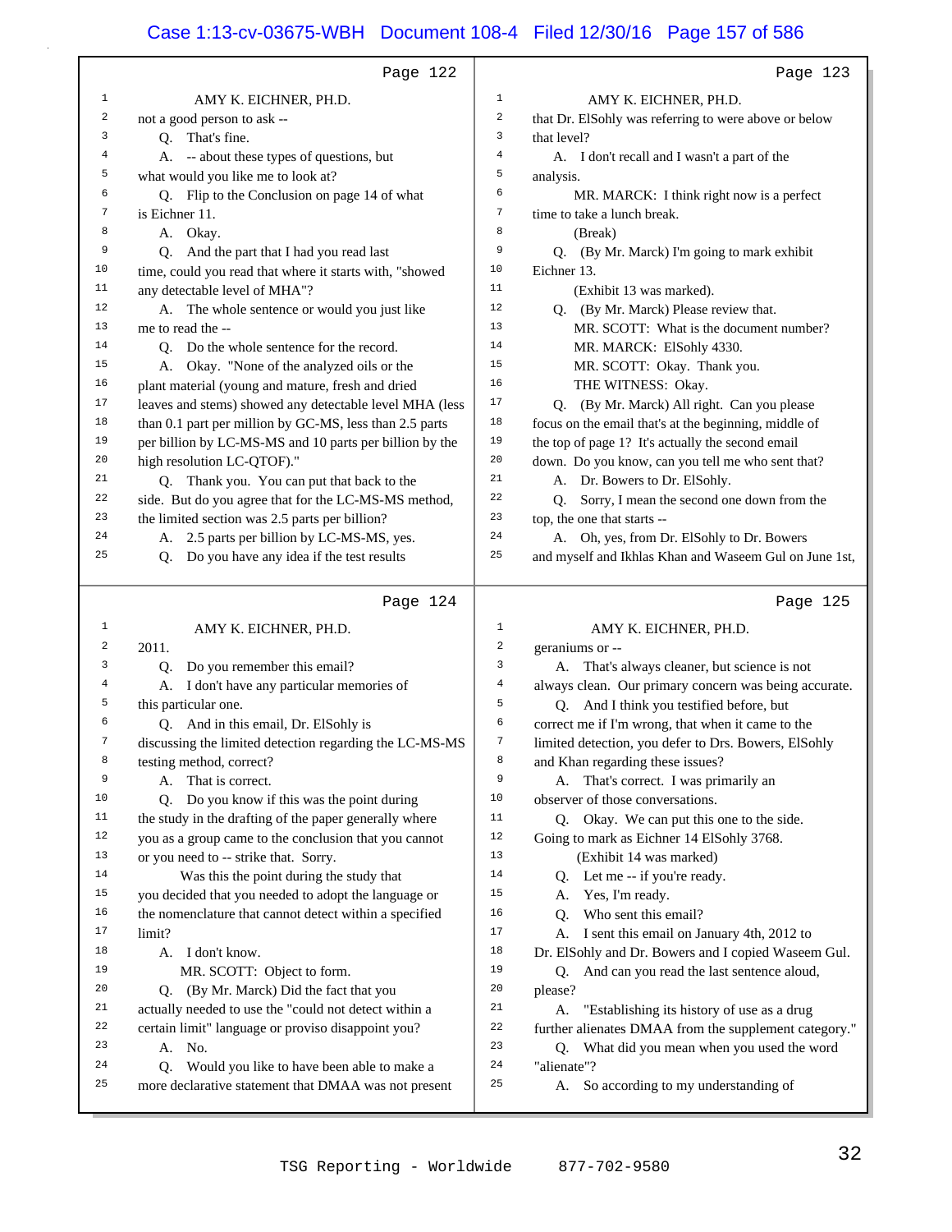Page 122

1 AMY K. EICHNER, PH.D.
2 not a good person to ask --
3 Q. That's fine.
4 A. -- about these types of questions, but
5 what would you like me to look at?
6 Q. Flip to the Conclusion on page 14 of what
7 is Eichner 11.
8 A. Okay.
9 Q. And the part that I had you read last
10 time, could you read that where it starts with, "showed
11 any detectable level of MHA"?
12 A. The whole sentence or would you just like
13 me to read the --
14 Q. Do the whole sentence for the record.
15 A. Okay. "None of the analyzed oils or the
16 plant material (young and mature, fresh and dried
17 leaves and stems) showed any detectable level MHA (less
18 than 0.1 part per million by GC-MS, less than 2.5 parts
19 per billion by LC-MS-MS and 10 parts per billion by the
20 high resolution LC-QTOF)."
21 Q. Thank you. You can put that back to the
22 side. But do you agree that for the LC-MS-MS method,
23 the limited section was 2.5 parts per billion?
24 A. 2.5 parts per billion by LC-MS-MS, yes.
25 Q. Do you have any idea if the test results

Page 123

1 AMY K. EICHNER, PH.D.
2 that Dr. ElSohly was referring to were above or below
3 that level?
4 A. I don't recall and I wasn't a part of the
5 analysis.
6 MR. MARCK: I think right now is a perfect
7 time to take a lunch break.
8 (Break)
9 Q. (By Mr. Marck) I'm going to mark exhibit
10 Eichner 13.
11 (Exhibit 13 was marked).
12 Q. (By Mr. Marck) Please review that.
13 MR. SCOTT: What is the document number?
14 MR. MARCK: ElSohly 4330.
15 MR. SCOTT: Okay. Thank you.
16 THE WITNESS: Okay.
17 Q. (By Mr. Marck) All right. Can you please
18 focus on the email that's at the beginning, middle of
19 the top of page 1? It's actually the second email
20 down. Do you know, can you tell me who sent that?
21 A. Dr. Bowers to Dr. ElSohly.
22 Q. Sorry, I mean the second one down from the
23 top, the one that starts --
24 A. Oh, yes, from Dr. ElSohly to Dr. Bowers
25 and myself and Ikhlas Khan and Waseem Gul on June 1st,

Page 124

1 AMY K. EICHNER, PH.D.
2 2011.
3 Q. Do you remember this email?
4 A. I don't have any particular memories of
5 this particular one.
6 Q. And in this email, Dr. ElSohly is
7 discussing the limited detection regarding the LC-MS-MS
8 testing method, correct?
9 A. That is correct.
10 Q. Do you know if this was the point during
11 the study in the drafting of the paper generally where
12 you as a group came to the conclusion that you cannot
13 or you need to -- strike that. Sorry.
14 Was this the point during the study that
15 you decided that you needed to adopt the language or
16 the nomenclature that cannot detect within a specified
17 limit?
18 A. I don't know.
19 MR. SCOTT: Object to form.
20 Q. (By Mr. Marck) Did the fact that you
21 actually needed to use the "could not detect within a
22 certain limit" language or proviso disappoint you?
23 A. No.
24 Q. Would you like to have been able to make a
25 more declarative statement that DMAA was not present

Page 125

1 AMY K. EICHNER, PH.D.
2 geraniums or --
3 A. That's always cleaner, but science is not
4 always clean. Our primary concern was being accurate.
5 Q. And I think you testified before, but
6 correct me if I'm wrong, that when it came to the
7 limited detection, you defer to Drs. Bowers, ElSohly
8 and Khan regarding these issues?
9 A. That's correct. I was primarily an
10 observer of those conversations.
11 Q. Okay. We can put this one to the side.
12 Going to mark as Eichner 14 ElSohly 3768.
13 (Exhibit 14 was marked)
14 Q. Let me -- if you're ready.
15 A. Yes, I'm ready.
16 Q. Who sent this email?
17 A. I sent this email on January 4th, 2012 to
18 Dr. ElSohly and Dr. Bowers and I copied Waseem Gul.
19 Q. And can you read the last sentence aloud,
20 please?
21 A. "Establishing its history of use as a drug
22 further alienates DMAA from the supplement category."
23 Q. What did you mean when you used the word
24 "alienate"?
25 A. So according to my understanding of

TSG Reporting - Worldwide 877-702-9580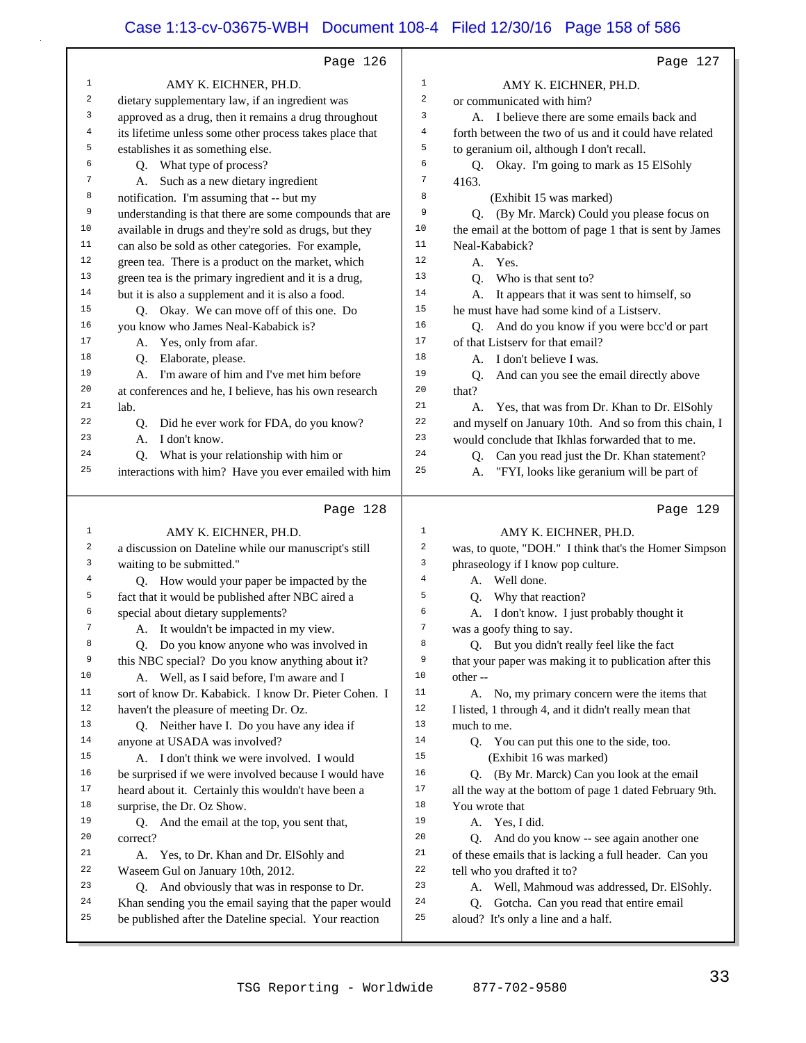Page 126

AMY K. EICHNER, PH.D.

dietary supplementary law, if an ingredient was approved as a drug, then it remains a drug throughout its lifetime unless some other process takes place that establishes it as something else.

Q. What type of process?

A. Such as a new dietary ingredient notification. I'm assuming that -- but my understanding is that there are some compounds that are available in drugs and they're sold as drugs, but they can also be sold as other categories. For example, green tea. There is a product on the market, which green tea is the primary ingredient and it is a drug, but it is also a supplement and it is also a food.

Q. Okay. We can move off of this one. Do you know who James Neal-Kababick is?

A. Yes, only from afar.

Q. Elaborate, please.

A. I'm aware of him and I've met him before at conferences and he, I believe, has his own research lab.

Q. Did he ever work for FDA, do you know?

A. I don't know.

Q. What is your relationship with him or interactions with him? Have you ever emailed with him

Page 127

AMY K. EICHNER, PH.D.

or communicated with him?

A. I believe there are some emails back and forth between the two of us and it could have related to geranium oil, although I don't recall.

Q. Okay. I'm going to mark as 15 ElSohly 4163.

(Exhibit 15 was marked)

Q. (By Mr. Marck) Could you please focus on the email at the bottom of page 1 that is sent by James Neal-Kababick?

A. Yes.

Q. Who is that sent to?

A. It appears that it was sent to himself, so he must have had some kind of a Listserv.

Q. And do you know if you were bcc'd or part of that Listserv for that email?

A. I don't believe I was.

Q. And can you see the email directly above that?

A. Yes, that was from Dr. Khan to Dr. ElSohly and myself on January 10th. And so from this chain, I would conclude that Ikhlas forwarded that to me.

Q. Can you read just the Dr. Khan statement?

A. "FYI, looks like geranium will be part of

Page 128

AMY K. EICHNER, PH.D.

a discussion on Dateline while our manuscript's still waiting to be submitted."

Q. How would your paper be impacted by the fact that it would be published after NBC aired a special about dietary supplements?

A. It wouldn't be impacted in my view.

Q. Do you know anyone who was involved in this NBC special? Do you know anything about it?

A. Well, as I said before, I'm aware and I sort of know Dr. Kababick. I know Dr. Pieter Cohen. I haven't the pleasure of meeting Dr. Oz.

Q. Neither have I. Do you have any idea if anyone at USADA was involved?

A. I don't think we were involved. I would be surprised if we were involved because I would have heard about it. Certainly this wouldn't have been a surprise, the Dr. Oz Show.

Q. And the email at the top, you sent that, correct?

A. Yes, to Dr. Khan and Dr. ElSohly and Waseem Gul on January 10th, 2012.

Q. And obviously that was in response to Dr. Khan sending you the email saying that the paper would be published after the Dateline special. Your reaction

Page 129

AMY K. EICHNER, PH.D.

was, to quote, "DOH." I think that's the Homer Simpson phraseology if I know pop culture.

A. Well done.

Q. Why that reaction?

A. I don't know. I just probably thought it was a goofy thing to say.

Q. But you didn't really feel like the fact that your paper was making it to publication after this other --

A. No, my primary concern were the items that I listed, 1 through 4, and it didn't really mean that much to me.

Q. You can put this one to the side, too.

(Exhibit 16 was marked)

Q. (By Mr. Marck) Can you look at the email all the way at the bottom of page 1 dated February 9th. You wrote that

A. Yes, I did.

Q. And do you know -- see again another one of these emails that is lacking a full header. Can you tell who you drafted it to?

A. Well, Mahmoud was addressed, Dr. ElSohly.

Q. Gotcha. Can you read that entire email aloud? It's only a line and a half.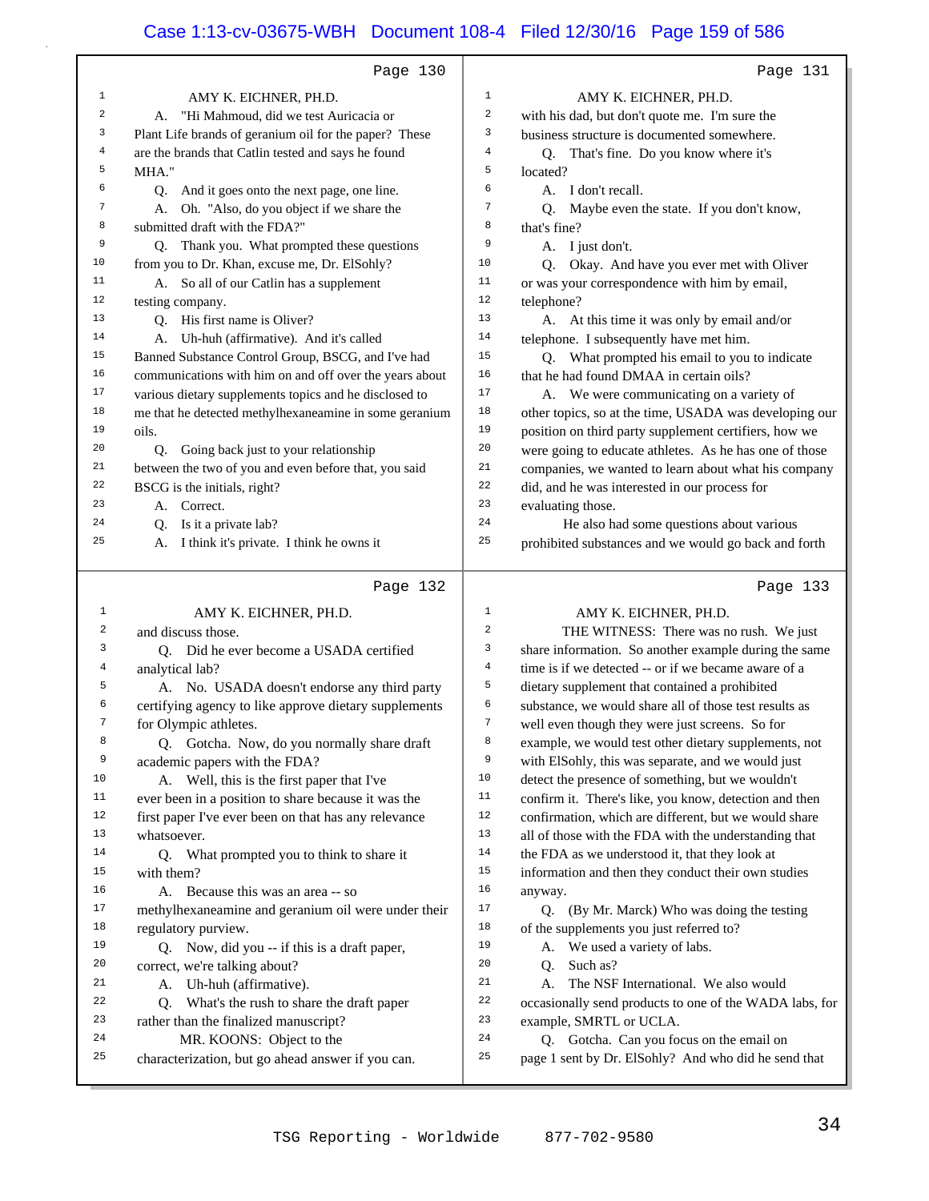## Page 130

AMY K. EICHNER, PH.D.

A. "Hi Mahmoud, did we test Auricacia or Plant Life brands of geranium oil for the paper? These are the brands that Catlin tested and says he found MHA."

Q. And it goes onto the next page, one line.

A. Oh. "Also, do you object if we share the submitted draft with the FDA?"

Q. Thank you. What prompted these questions from you to Dr. Khan, excuse me, Dr. ElSohly?

A. So all of our Catlin has a supplement testing company.

Q. His first name is Oliver?

A. Uh-huh (affirmative). And it's called Banned Substance Control Group, BSCG, and I've had communications with him on and off over the years about various dietary supplements topics and he disclosed to me that he detected methylhexaneamine in some geranium oils.

Q. Going back just to your relationship between the two of you and even before that, you said BSCG is the initials, right?

A. Correct.

Q. Is it a private lab?

A. I think it's private. I think he owns it

## Page 131

AMY K. EICHNER, PH.D.

with his dad, but don't quote me. I'm sure the business structure is documented somewhere.

Q. That's fine. Do you know where it's located?

A. I don't recall.

Q. Maybe even the state. If you don't know, that's fine?

A. I just don't.

Q. Okay. And have you ever met with Oliver or was your correspondence with him by email, telephone?

A. At this time it was only by email and/or telephone. I subsequently have met him.

Q. What prompted his email to you to indicate that he had found DMAA in certain oils?

A. We were communicating on a variety of other topics, so at the time, USADA was developing our position on third party supplement certifiers, how we were going to educate athletes. As he has one of those companies, we wanted to learn about what his company did, and he was interested in our process for evaluating those.

He also had some questions about various prohibited substances and we would go back and forth

## Page 132

AMY K. EICHNER, PH.D.

and discuss those.

Q. Did he ever become a USADA certified analytical lab?

A. No. USADA doesn't endorse any third party certifying agency to like approve dietary supplements for Olympic athletes.

Q. Gotcha. Now, do you normally share draft academic papers with the FDA?

A. Well, this is the first paper that I've ever been in a position to share because it was the first paper I've ever been on that has any relevance whatsoever.

Q. What prompted you to think to share it with them?

A. Because this was an area -- so methylhexaneamine and geranium oil were under their regulatory purview.

Q. Now, did you -- if this is a draft paper, correct, we're talking about?

A. Uh-huh (affirmative).

Q. What's the rush to share the draft paper rather than the finalized manuscript?

MR. KOONS: Object to the characterization, but go ahead answer if you can.

## Page 133

AMY K. EICHNER, PH.D.

THE WITNESS: There was no rush. We just share information. So another example during the same time is if we detected -- or if we became aware of a dietary supplement that contained a prohibited substance, we would share all of those test results as well even though they were just screens. So for example, we would test other dietary supplements, not with ElSohly, this was separate, and we would just detect the presence of something, but we wouldn't confirm it. There's like, you know, detection and then confirmation, which are different, but we would share all of those with the FDA with the understanding that the FDA as we understood it, that they look at information and then they conduct their own studies anyway.

Q. (By Mr. Marck) Who was doing the testing of the supplements you just referred to?

A. We used a variety of labs.

Q. Such as?

A. The NSF International. We also would occasionally send products to one of the WADA labs, for example, SMRTL or UCLA.

Q. Gotcha. Can you focus on the email on page 1 sent by Dr. ElSohly? And who did he send that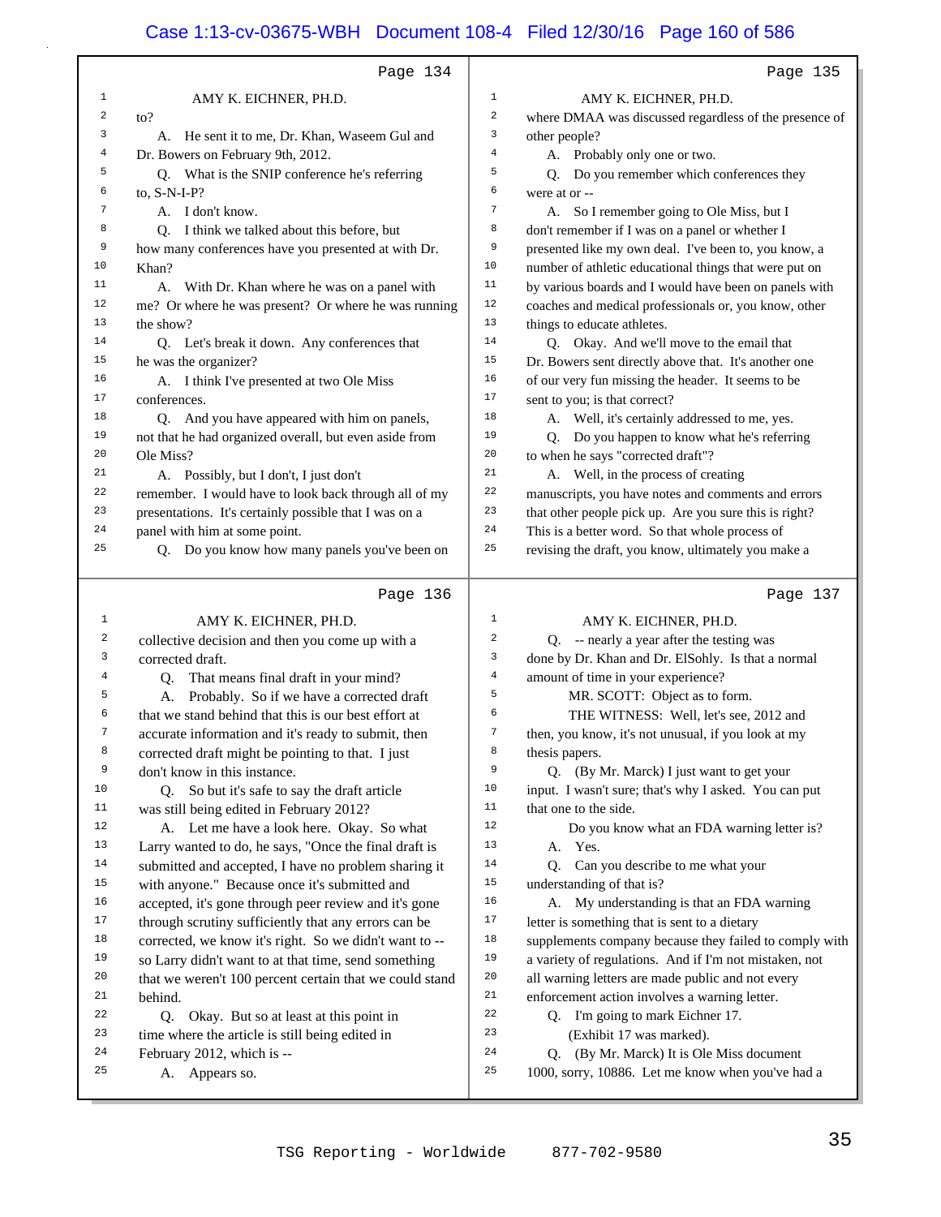Page 134

AMY K. EICHNER, PH.D.

to?

A. He sent it to me, Dr. Khan, Waseem Gul and Dr. Bowers on February 9th, 2012.

Q. What is the SNIP conference he's referring to, S-N-I-P?

A. I don't know.

Q. I think we talked about this before, but how many conferences have you presented at with Dr. Khan?

A. With Dr. Khan where he was on a panel with me? Or where he was present? Or where he was running the show?

Q. Let's break it down. Any conferences that he was the organizer?

A. I think I've presented at two Ole Miss conferences.

Q. And you have appeared with him on panels, not that he had organized overall, but even aside from Ole Miss?

A. Possibly, but I don't, I just don't remember. I would have to look back through all of my presentations. It's certainly possible that I was on a panel with him at some point.

Q. Do you know how many panels you've been on

Page 135

AMY K. EICHNER, PH.D.

where DMAA was discussed regardless of the presence of other people?

A. Probably only one or two.

Q. Do you remember which conferences they were at or --

A. So I remember going to Ole Miss, but I don't remember if I was on a panel or whether I presented like my own deal. I've been to, you know, a number of athletic educational things that were put on by various boards and I would have been on panels with coaches and medical professionals or, you know, other things to educate athletes.

Q. Okay. And we'll move to the email that Dr. Bowers sent directly above that. It's another one of our very fun missing the header. It seems to be sent to you; is that correct?

A. Well, it's certainly addressed to me, yes.

Q. Do you happen to know what he's referring to when he says "corrected draft"?

A. Well, in the process of creating manuscripts, you have notes and comments and errors that other people pick up. Are you sure this is right? This is a better word. So that whole process of revising the draft, you know, ultimately you make a

Page 136

AMY K. EICHNER, PH.D.

collective decision and then you come up with a corrected draft.

Q. That means final draft in your mind?

A. Probably. So if we have a corrected draft that we stand behind that this is our best effort at accurate information and it's ready to submit, then corrected draft might be pointing to that. I just don't know in this instance.

Q. So but it's safe to say the draft article was still being edited in February 2012?

A. Let me have a look here. Okay. So what Larry wanted to do, he says, "Once the final draft is submitted and accepted, I have no problem sharing it with anyone." Because once it's submitted and accepted, it's gone through peer review and it's gone through scrutiny sufficiently that any errors can be corrected, we know it's right. So we didn't want to -- so Larry didn't want to at that time, send something that we weren't 100 percent certain that we could stand behind.

Q. Okay. But so at least at this point in time where the article is still being edited in February 2012, which is --

A. Appears so.

Page 137

AMY K. EICHNER, PH.D.

Q. -- nearly a year after the testing was done by Dr. Khan and Dr. ElSohly. Is that a normal amount of time in your experience?

MR. SCOTT: Object as to form.

THE WITNESS: Well, let's see, 2012 and then, you know, it's not unusual, if you look at my thesis papers.

Q. (By Mr. Marck) I just want to get your input. I wasn't sure; that's why I asked. You can put that one to the side.

Do you know what an FDA warning letter is?

A. Yes.

Q. Can you describe to me what your understanding of that is?

A. My understanding is that an FDA warning letter is something that is sent to a dietary supplements company because they failed to comply with a variety of regulations. And if I'm not mistaken, not all warning letters are made public and not every enforcement action involves a warning letter.

Q. I'm going to mark Eichner 17.

(Exhibit 17 was marked).

Q. (By Mr. Marck) It is Ole Miss document 1000, sorry, 10886. Let me know when you've had a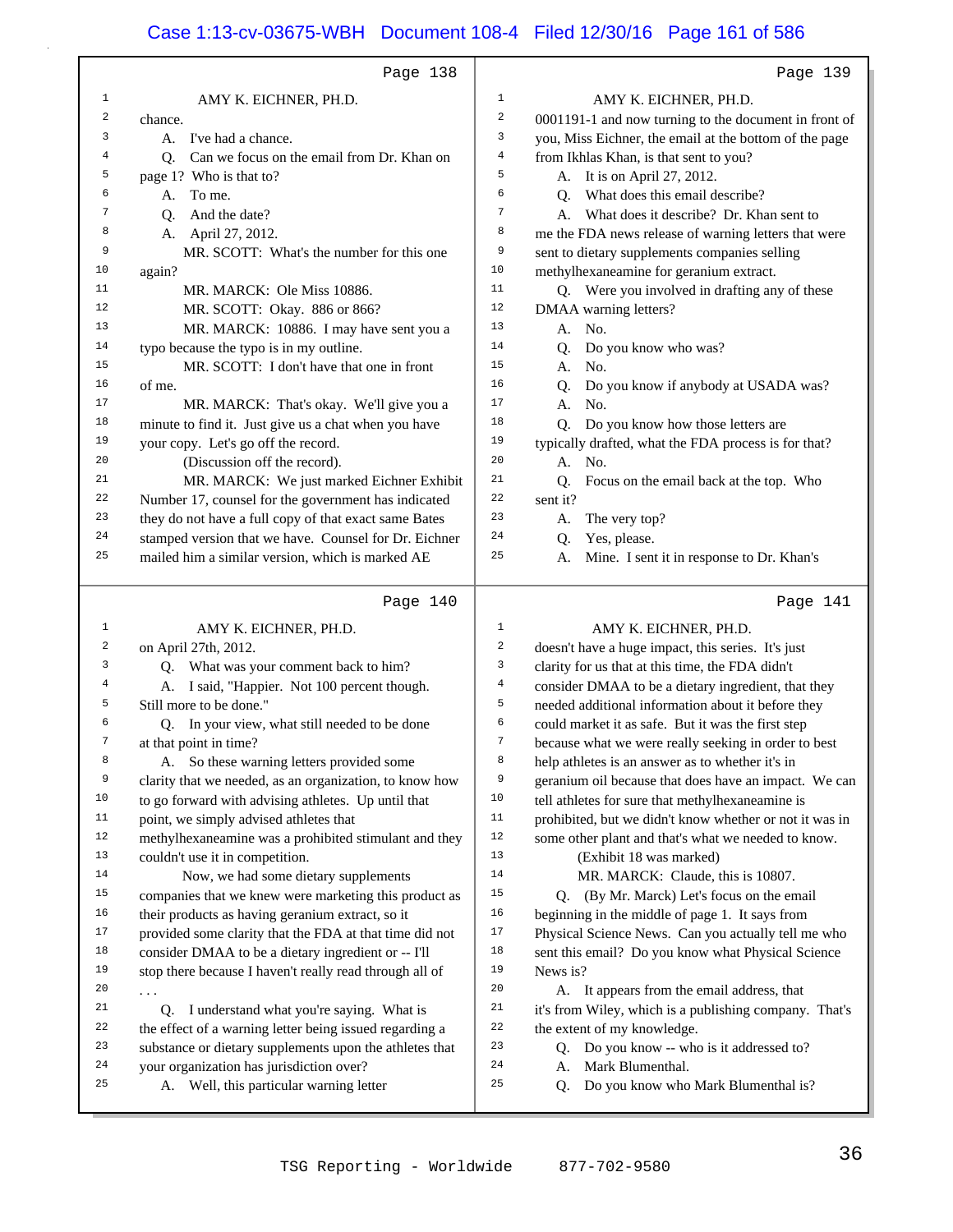Page 138

AMY K. EICHNER, PH.D.

chance.

A. I've had a chance.

Q. Can we focus on the email from Dr. Khan on page 1? Who is that to?

A. To me.

Q. And the date?

A. April 27, 2012.

MR. SCOTT: What's the number for this one again?

MR. MARCK: Ole Miss 10886.

MR. SCOTT: Okay. 886 or 866?

MR. MARCK: 10886. I may have sent you a typo because the typo is in my outline.

MR. SCOTT: I don't have that one in front of me.

MR. MARCK: That's okay. We'll give you a minute to find it. Just give us a chat when you have your copy. Let's go off the record.

(Discussion off the record).

MR. MARCK: We just marked Eichner Exhibit Number 17, counsel for the government has indicated they do not have a full copy of that exact same Bates stamped version that we have. Counsel for Dr. Eichner mailed him a similar version, which is marked AE

Page 139

AMY K. EICHNER, PH.D.

0001191-1 and now turning to the document in front of you, Miss Eichner, the email at the bottom of the page from Ikhlas Khan, is that sent to you?

A. It is on April 27, 2012.

Q. What does this email describe?

A. What does it describe? Dr. Khan sent to me the FDA news release of warning letters that were sent to dietary supplements companies selling methylhexaneamine for geranium extract.

Q. Were you involved in drafting any of these DMAA warning letters?

A. No.

Q. Do you know who was?

A. No.

Q. Do you know if anybody at USADA was?

A. No.

Q. Do you know how those letters are typically drafted, what the FDA process is for that?

A. No.

Q. Focus on the email back at the top. Who sent it?

A. The very top?

Q. Yes, please.

A. Mine. I sent it in response to Dr. Khan's

Page 140

AMY K. EICHNER, PH.D.

on April 27th, 2012.

Q. What was your comment back to him?

A. I said, "Happier. Not 100 percent though. Still more to be done."

Q. In your view, what still needed to be done at that point in time?

A. So these warning letters provided some clarity that we needed, as an organization, to know how to go forward with advising athletes. Up until that point, we simply advised athletes that methylhexaneamine was a prohibited stimulant and they couldn't use it in competition.

Now, we had some dietary supplements companies that we knew were marketing this product as their products as having geranium extract, so it provided some clarity that the FDA at that time did not consider DMAA to be a dietary ingredient or -- I'll stop there because I haven't really read through all of . . .

Q. I understand what you're saying. What is the effect of a warning letter being issued regarding a substance or dietary supplements upon the athletes that your organization has jurisdiction over?

A. Well, this particular warning letter

Page 141

AMY K. EICHNER, PH.D.

doesn't have a huge impact, this series. It's just clarity for us that at this time, the FDA didn't consider DMAA to be a dietary ingredient, that they needed additional information about it before they could market it as safe. But it was the first step because what we were really seeking in order to best help athletes is an answer as to whether it's in geranium oil because that does have an impact. We can tell athletes for sure that methylhexaneamine is prohibited, but we didn't know whether or not it was in some other plant and that's what we needed to know.

(Exhibit 18 was marked)

MR. MARCK: Claude, this is 10807.

Q. (By Mr. Marck) Let's focus on the email beginning in the middle of page 1. It says from Physical Science News. Can you actually tell me who sent this email? Do you know what Physical Science News is?

A. It appears from the email address, that it's from Wiley, which is a publishing company. That's the extent of my knowledge.

Q. Do you know -- who is it addressed to?

A. Mark Blumenthal.

Q. Do you know who Mark Blumenthal is?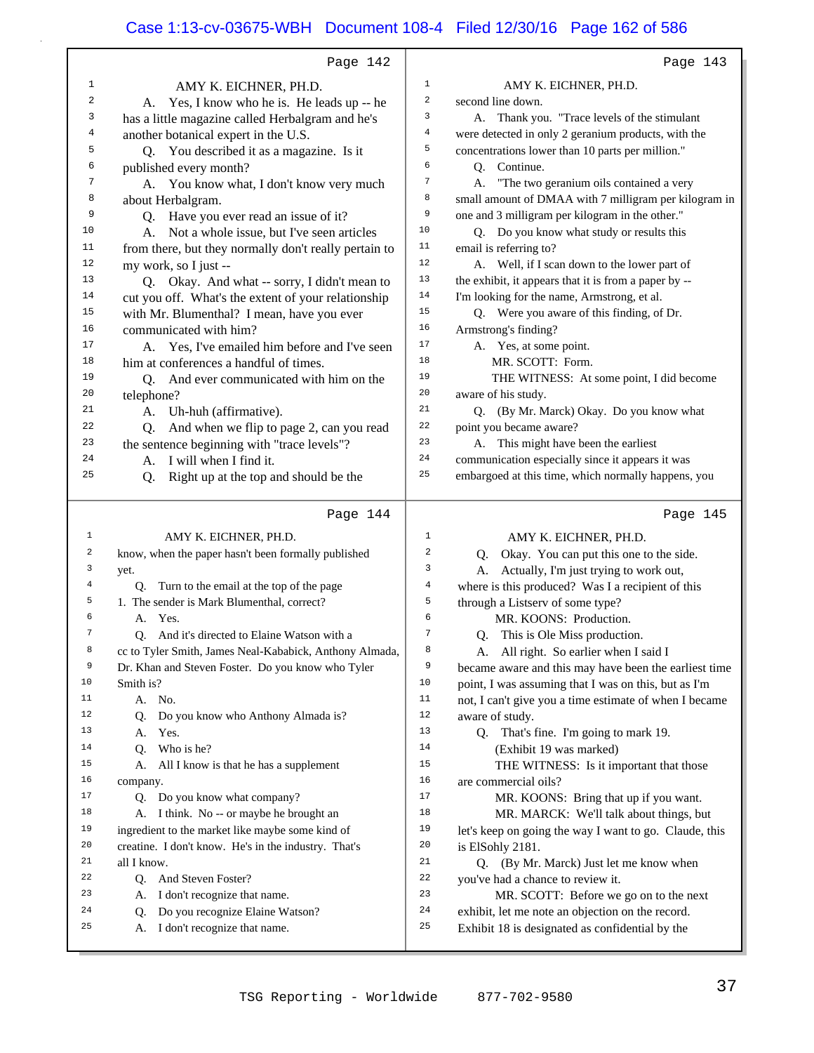Page 142

AMY K. EICHNER, PH.D.

A. Yes, I know who he is. He leads up -- he has a little magazine called Herbalgram and he's another botanical expert in the U.S.

Q. You described it as a magazine. Is it published every month?

A. You know what, I don't know very much about Herbalgram.

Q. Have you ever read an issue of it?

A. Not a whole issue, but I've seen articles from there, but they normally don't really pertain to my work, so I just --

Q. Okay. And what -- sorry, I didn't mean to cut you off. What's the extent of your relationship with Mr. Blumenthal? I mean, have you ever communicated with him?

A. Yes, I've emailed him before and I've seen him at conferences a handful of times.

Q. And ever communicated with him on the telephone?

A. Uh-huh (affirmative).

Q. And when we flip to page 2, can you read the sentence beginning with "trace levels"?

A. I will when I find it.

Q. Right up at the top and should be the

Page 143

AMY K. EICHNER, PH.D.

second line down.

A. Thank you. "Trace levels of the stimulant were detected in only 2 geranium products, with the concentrations lower than 10 parts per million."

Q. Continue.

A. "The two geranium oils contained a very small amount of DMAA with 7 milligram per kilogram in one and 3 milligram per kilogram in the other."

Q. Do you know what study or results this email is referring to?

A. Well, if I scan down to the lower part of the exhibit, it appears that it is from a paper by -- I'm looking for the name, Armstrong, et al.

Q. Were you aware of this finding, of Dr. Armstrong's finding?

A. Yes, at some point.

MR. SCOTT: Form.

THE WITNESS: At some point, I did become aware of his study.

Q. (By Mr. Marck) Okay. Do you know what point you became aware?

A. This might have been the earliest communication especially since it appears it was embargoed at this time, which normally happens, you

Page 144

AMY K. EICHNER, PH.D.

know, when the paper hasn't been formally published yet.

Q. Turn to the email at the top of the page 1. The sender is Mark Blumenthal, correct?

A. Yes.

Q. And it's directed to Elaine Watson with a cc to Tyler Smith, James Neal-Kababick, Anthony Almada, Dr. Khan and Steven Foster. Do you know who Tyler Smith is?

A. No.

Q. Do you know who Anthony Almada is?

A. Yes.

Q. Who is he?

A. All I know is that he has a supplement company.

Q. Do you know what company?

A. I think. No -- or maybe he brought an ingredient to the market like maybe some kind of creatine. I don't know. He's in the industry. That's all I know.

Q. And Steven Foster?

A. I don't recognize that name.

Q. Do you recognize Elaine Watson?

A. I don't recognize that name.

Page 145

AMY K. EICHNER, PH.D.

Q. Okay. You can put this one to the side.

A. Actually, I'm just trying to work out, where is this produced? Was I a recipient of this through a Listserv of some type?

MR. KOONS: Production.

Q. This is Ole Miss production.

A. All right. So earlier when I said I became aware and this may have been the earliest time point, I was assuming that I was on this, but as I'm not, I can't give you a time estimate of when I became aware of study.

Q. That's fine. I'm going to mark 19.

(Exhibit 19 was marked)

THE WITNESS: Is it important that those are commercial oils?

MR. KOONS: Bring that up if you want.

MR. MARCK: We'll talk about things, but let's keep on going the way I want to go. Claude, this is ElSohly 2181.

Q. (By Mr. Marck) Just let me know when you've had a chance to review it.

MR. SCOTT: Before we go on to the next exhibit, let me note an objection on the record. Exhibit 18 is designated as confidential by the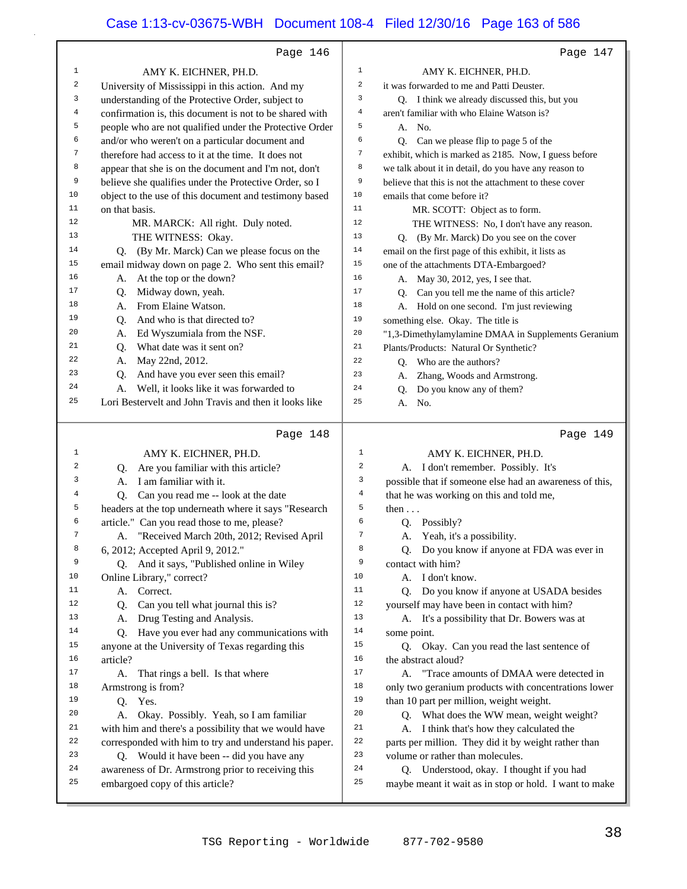Page 146

AMY K. EICHNER, PH.D.

University of Mississippi in this action. And my understanding of the Protective Order, subject to confirmation is, this document is not to be shared with people who are not qualified under the Protective Order and/or who weren't on a particular document and therefore had access to it at the time. It does not appear that she is on the document and I'm not, don't believe she qualifies under the Protective Order, so I object to the use of this document and testimony based on that basis.

MR. MARCK: All right. Duly noted.

THE WITNESS: Okay.

Q. (By Mr. Marck) Can we please focus on the email midway down on page 2. Who sent this email?

A. At the top or the down?

Q. Midway down, yeah.

A. From Elaine Watson.

Q. And who is that directed to?

A. Ed Wyszumiala from the NSF.

Q. What date was it sent on?

A. May 22nd, 2012.

Q. And have you ever seen this email?

A. Well, it looks like it was forwarded to Lori Bestervelt and John Travis and then it looks like

Page 147

AMY K. EICHNER, PH.D.

it was forwarded to me and Patti Deuster.

Q. I think we already discussed this, but you aren't familiar with who Elaine Watson is?

A. No.

Q. Can we please flip to page 5 of the exhibit, which is marked as 2185. Now, I guess before we talk about it in detail, do you have any reason to believe that this is not the attachment to these cover emails that come before it?

MR. SCOTT: Object as to form.

THE WITNESS: No, I don't have any reason.

Q. (By Mr. Marck) Do you see on the cover email on the first page of this exhibit, it lists as one of the attachments DTA-Embargoed?

A. May 30, 2012, yes, I see that.

Q. Can you tell me the name of this article?

A. Hold on one second. I'm just reviewing something else. Okay. The title is "1,3-Dimethylamylamine DMAA in Supplements Geranium Plants/Products: Natural Or Synthetic?

Q. Who are the authors?

A. Zhang, Woods and Armstrong.

Q. Do you know any of them?

A. No.

Page 148

AMY K. EICHNER, PH.D.

Q. Are you familiar with this article?

A. I am familiar with it.

Q. Can you read me -- look at the date headers at the top underneath where it says "Research article." Can you read those to me, please?

A. "Received March 20th, 2012; Revised April 6, 2012; Accepted April 9, 2012."

Q. And it says, "Published online in Wiley Online Library," correct?

A. Correct.

Q. Can you tell what journal this is?

A. Drug Testing and Analysis.

Q. Have you ever had any communications with anyone at the University of Texas regarding this article?

A. That rings a bell. Is that where Armstrong is from?

Q. Yes.

A. Okay. Possibly. Yeah, so I am familiar with him and there's a possibility that we would have corresponded with him to try and understand his paper.

Q. Would it have been -- did you have any awareness of Dr. Armstrong prior to receiving this embargoed copy of this article?

Page 149

AMY K. EICHNER, PH.D.

A. I don't remember. Possibly. It's possible that if someone else had an awareness of this, that he was working on this and told me, then . . .

Q. Possibly?

A. Yeah, it's a possibility.

Q. Do you know if anyone at FDA was ever in contact with him?

A. I don't know.

Q. Do you know if anyone at USADA besides yourself may have been in contact with him?

A. It's a possibility that Dr. Bowers was at some point.

Q. Okay. Can you read the last sentence of the abstract aloud?

A. "Trace amounts of DMAA were detected in only two geranium products with concentrations lower than 10 part per million, weight weight."

Q. What does the WW mean, weight weight?

A. I think that's how they calculated the parts per million. They did it by weight rather than volume or rather than molecules.

Q. Understood, okay. I thought if you had maybe meant it wait as in stop or hold. I want to make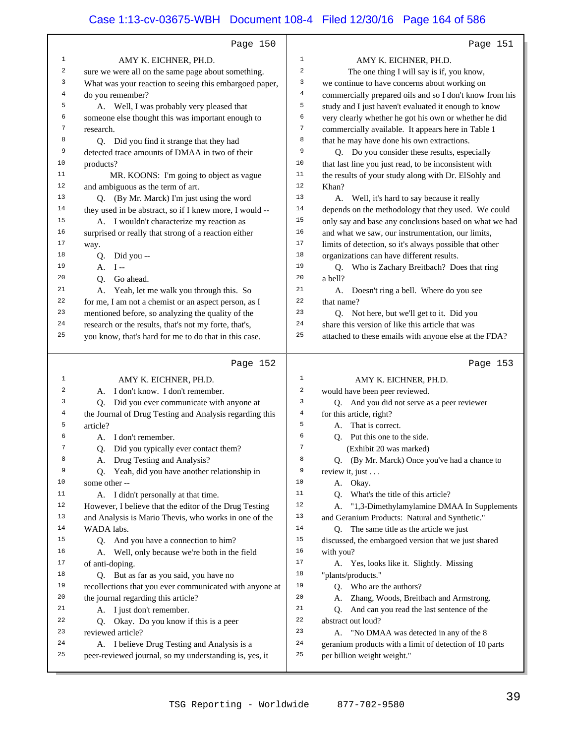Page 150

AMY K. EICHNER, PH.D.

sure we were all on the same page about something. What was your reaction to seeing this embargoed paper, do you remember?

A. Well, I was probably very pleased that someone else thought this was important enough to research.

Q. Did you find it strange that they had detected trace amounts of DMAA in two of their products?

MR. KOONS: I'm going to object as vague and ambiguous as the term of art.

Q. (By Mr. Marck) I'm just using the word they used in be abstract, so if I knew more, I would --

A. I wouldn't characterize my reaction as surprised or really that strong of a reaction either way.

Q. Did you --

A. I --

Q. Go ahead.

A. Yeah, let me walk you through this. So for me, I am not a chemist or an aspect person, as I mentioned before, so analyzing the quality of the research or the results, that's not my forte, that's, you know, that's hard for me to do that in this case.

Page 151

AMY K. EICHNER, PH.D.

The one thing I will say is if, you know, we continue to have concerns about working on commercially prepared oils and so I don't know from his study and I just haven't evaluated it enough to know very clearly whether he got his own or whether he did commercially available. It appears here in Table 1 that he may have done his own extractions.

Q. Do you consider these results, especially that last line you just read, to be inconsistent with the results of your study along with Dr. ElSohly and Khan?

A. Well, it's hard to say because it really depends on the methodology that they used. We could only say and base any conclusions based on what we had and what we saw, our instrumentation, our limits, limits of detection, so it's always possible that other organizations can have different results.

Q. Who is Zachary Breitbach? Does that ring a bell?

A. Doesn't ring a bell. Where do you see that name?

Q. Not here, but we'll get to it. Did you share this version of like this article that was attached to these emails with anyone else at the FDA?

Page 152

AMY K. EICHNER, PH.D.

A. I don't know. I don't remember.

Q. Did you ever communicate with anyone at the Journal of Drug Testing and Analysis regarding this article?

A. I don't remember.

Q. Did you typically ever contact them?

A. Drug Testing and Analysis?

Q. Yeah, did you have another relationship in some other --

A. I didn't personally at that time. However, I believe that the editor of the Drug Testing and Analysis is Mario Thevis, who works in one of the WADA labs.

Q. And you have a connection to him?

A. Well, only because we're both in the field of anti-doping.

Q. But as far as you said, you have no recollections that you ever communicated with anyone at the journal regarding this article?

A. I just don't remember.

Q. Okay. Do you know if this is a peer reviewed article?

A. I believe Drug Testing and Analysis is a peer-reviewed journal, so my understanding is, yes, it

Page 153

AMY K. EICHNER, PH.D.

would have been peer reviewed.

Q. And you did not serve as a peer reviewer for this article, right?

A. That is correct.

Q. Put this one to the side.

(Exhibit 20 was marked)

Q. (By Mr. Marck) Once you've had a chance to review it, just . . .

A. Okay.

Q. What's the title of this article?

A. "1,3-Dimethylamylamine DMAA In Supplements and Geranium Products: Natural and Synthetic."

Q. The same title as the article we just discussed, the embargoed version that we just shared with you?

A. Yes, looks like it. Slightly. Missing "plants/products."

Q. Who are the authors?

A. Zhang, Woods, Breitbach and Armstrong.

Q. And can you read the last sentence of the abstract out loud?

A. "No DMAA was detected in any of the 8 geranium products with a limit of detection of 10 parts per billion weight weight."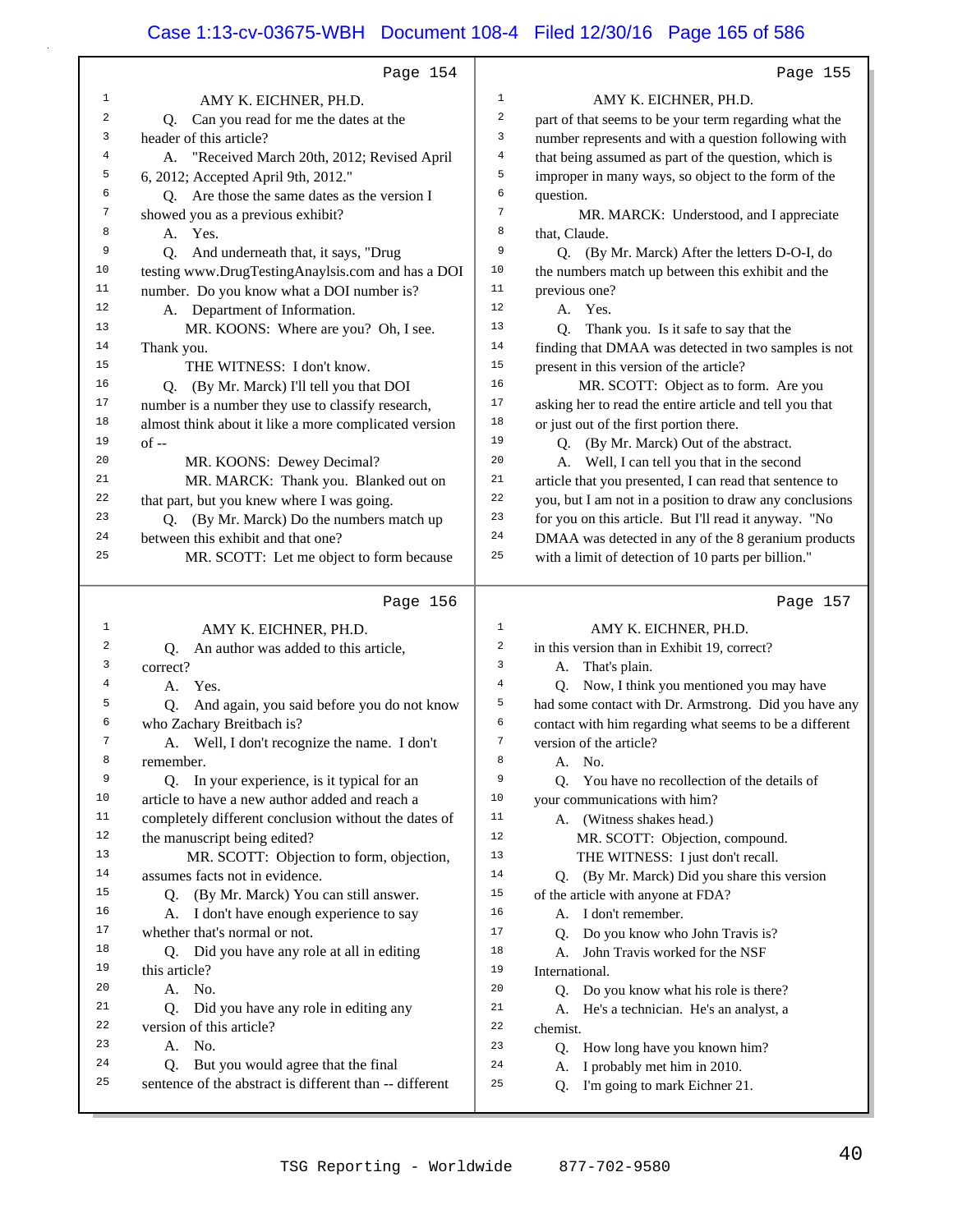Page 154

AMY K. EICHNER, PH.D.

Q. Can you read for me the dates at the header of this article?

A. "Received March 20th, 2012; Revised April 6, 2012; Accepted April 9th, 2012."

Q. Are those the same dates as the version I showed you as a previous exhibit?

A. Yes.

Q. And underneath that, it says, "Drug testing www.DrugTestingAnaylsis.com and has a DOI number. Do you know what a DOI number is?

A. Department of Information.

MR. KOONS: Where are you? Oh, I see. Thank you.

THE WITNESS: I don't know.

Q. (By Mr. Marck) I'll tell you that DOI number is a number they use to classify research, almost think about it like a more complicated version of --

MR. KOONS: Dewey Decimal?

MR. MARCK: Thank you. Blanked out on that part, but you knew where I was going.

Q. (By Mr. Marck) Do the numbers match up between this exhibit and that one?

MR. SCOTT: Let me object to form because

Page 155

AMY K. EICHNER, PH.D.

part of that seems to be your term regarding what the number represents and with a question following with that being assumed as part of the question, which is improper in many ways, so object to the form of the question.

MR. MARCK: Understood, and I appreciate that, Claude.

Q. (By Mr. Marck) After the letters D-O-I, do the numbers match up between this exhibit and the previous one?

A. Yes.

Q. Thank you. Is it safe to say that the finding that DMAA was detected in two samples is not present in this version of the article?

MR. SCOTT: Object as to form. Are you asking her to read the entire article and tell you that or just out of the first portion there.

Q. (By Mr. Marck) Out of the abstract.

A. Well, I can tell you that in the second article that you presented, I can read that sentence to you, but I am not in a position to draw any conclusions for you on this article. But I'll read it anyway. "No DMAA was detected in any of the 8 geranium products with a limit of detection of 10 parts per billion."

Page 156

AMY K. EICHNER, PH.D.

Q. An author was added to this article, correct?

A. Yes.

Q. And again, you said before you do not know who Zachary Breitbach is?

A. Well, I don't recognize the name. I don't remember.

Q. In your experience, is it typical for an article to have a new author added and reach a completely different conclusion without the dates of the manuscript being edited?

MR. SCOTT: Objection to form, objection, assumes facts not in evidence.

Q. (By Mr. Marck) You can still answer.

A. I don't have enough experience to say whether that's normal or not.

Q. Did you have any role at all in editing this article?

A. No.

Q. Did you have any role in editing any version of this article?

A. No.

Q. But you would agree that the final sentence of the abstract is different than -- different

Page 157

AMY K. EICHNER, PH.D.

in this version than in Exhibit 19, correct?

A. That's plain.

Q. Now, I think you mentioned you may have had some contact with Dr. Armstrong. Did you have any contact with him regarding what seems to be a different version of the article?

A. No.

Q. You have no recollection of the details of your communications with him?

A. (Witness shakes head.)

MR. SCOTT: Objection, compound.

THE WITNESS: I just don't recall.

Q. (By Mr. Marck) Did you share this version of the article with anyone at FDA?

A. I don't remember.

Q. Do you know who John Travis is?

A. John Travis worked for the NSF International.

Q. Do you know what his role is there?

A. He's a technician. He's an analyst, a chemist.

Q. How long have you known him?

A. I probably met him in 2010.

Q. I'm going to mark Eichner 21.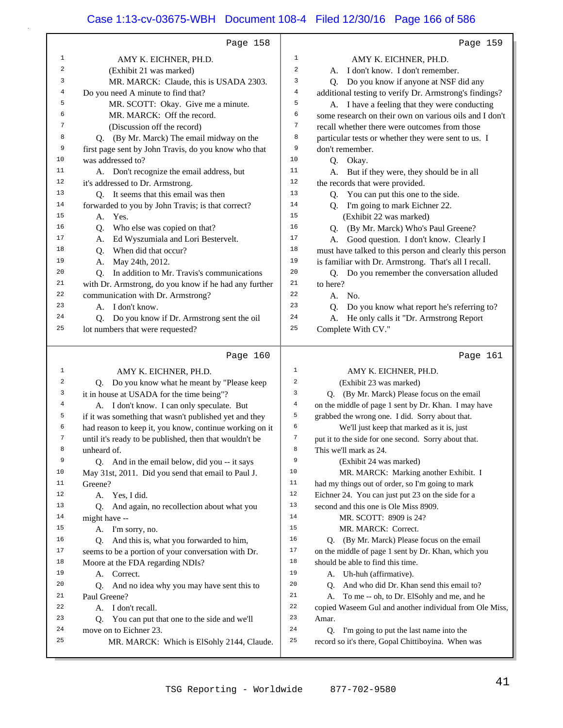Page 158

AMY K. EICHNER, PH.D.

(Exhibit 21 was marked)

MR. MARCK: Claude, this is USADA 2303. Do you need A minute to find that?

MR. SCOTT: Okay. Give me a minute.

MR. MARCK: Off the record.

(Discussion off the record)

Q. (By Mr. Marck) The email midway on the first page sent by John Travis, do you know who that was addressed to?

A. Don't recognize the email address, but it's addressed to Dr. Armstrong.

Q. It seems that this email was then forwarded to you by John Travis; is that correct?

A. Yes.

Q. Who else was copied on that?

A. Ed Wyszumiala and Lori Bestervelt.

Q. When did that occur?

A. May 24th, 2012.

Q. In addition to Mr. Travis's communications with Dr. Armstrong, do you know if he had any further communication with Dr. Armstrong?

A. I don't know.

Q. Do you know if Dr. Armstrong sent the oil lot numbers that were requested?

Page 159

AMY K. EICHNER, PH.D.

A. I don't know. I don't remember.

Q. Do you know if anyone at NSF did any additional testing to verify Dr. Armstrong's findings?

A. I have a feeling that they were conducting some research on their own on various oils and I don't recall whether there were outcomes from those particular tests or whether they were sent to us. I don't remember.

Q. Okay.

A. But if they were, they should be in all the records that were provided.

Q. You can put this one to the side.

Q. I'm going to mark Eichner 22.

(Exhibit 22 was marked)

Q. (By Mr. Marck) Who's Paul Greene?

A. Good question. I don't know. Clearly I must have talked to this person and clearly this person is familiar with Dr. Armstrong. That's all I recall.

Q. Do you remember the conversation alluded to here?

A. No.

Q. Do you know what report he's referring to?

A. He only calls it "Dr. Armstrong Report Complete With CV."

Page 160

AMY K. EICHNER, PH.D.

Q. Do you know what he meant by "Please keep it in house at USADA for the time being"?

A. I don't know. I can only speculate. But if it was something that wasn't published yet and they had reason to keep it, you know, continue working on it until it's ready to be published, then that wouldn't be unheard of.

Q. And in the email below, did you -- it says May 31st, 2011. Did you send that email to Paul J. Greene?

A. Yes, I did.

Q. And again, no recollection about what you might have --

A. I'm sorry, no.

Q. And this is, what you forwarded to him, seems to be a portion of your conversation with Dr. Moore at the FDA regarding NDIs?

A. Correct.

Q. And no idea why you may have sent this to Paul Greene?

A. I don't recall.

Q. You can put that one to the side and we'll move on to Eichner 23.

MR. MARCK: Which is ElSohly 2144, Claude.

Page 161

AMY K. EICHNER, PH.D.

(Exhibit 23 was marked)

Q. (By Mr. Marck) Please focus on the email on the middle of page 1 sent by Dr. Khan. I may have grabbed the wrong one. I did. Sorry about that.

We'll just keep that marked as it is, just put it to the side for one second. Sorry about that. This we'll mark as 24.

(Exhibit 24 was marked)

MR. MARCK: Marking another Exhibit. I had my things out of order, so I'm going to mark Eichner 24. You can just put 23 on the side for a second and this one is Ole Miss 8909.

MR. SCOTT: 8909 is 24?

MR. MARCK: Correct.

Q. (By Mr. Marck) Please focus on the email on the middle of page 1 sent by Dr. Khan, which you should be able to find this time.

A. Uh-huh (affirmative).

Q. And who did Dr. Khan send this email to?

A. To me -- oh, to Dr. ElSohly and me, and he copied Waseem Gul and another individual from Ole Miss, Amar.

Q. I'm going to put the last name into the record so it's there, Gopal Chittiboyina. When was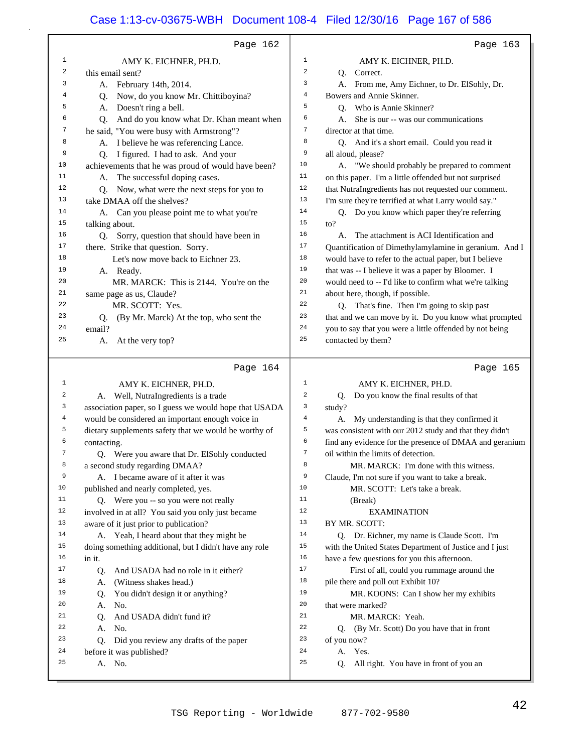Page 162

AMY K. EICHNER, PH.D.

this email sent?

A. February 14th, 2014.

Q. Now, do you know Mr. Chittiboyina?

A. Doesn't ring a bell.

Q. And do you know what Dr. Khan meant when he said, "You were busy with Armstrong"?

A. I believe he was referencing Lance.

Q. I figured. I had to ask. And your achievements that he was proud of would have been?

A. The successful doping cases.

Q. Now, what were the next steps for you to take DMAA off the shelves?

A. Can you please point me to what you're talking about.

Q. Sorry, question that should have been in there. Strike that question. Sorry.

Let's now move back to Eichner 23.

A. Ready.

MR. MARCK: This is 2144. You're on the same page as us, Claude?

MR. SCOTT: Yes.

Q. (By Mr. Marck) At the top, who sent the email?

A. At the very top?

Page 163

AMY K. EICHNER, PH.D.

Q. Correct.

A. From me, Amy Eichner, to Dr. ElSohly, Dr. Bowers and Annie Skinner.

Q. Who is Annie Skinner?

A. She is our -- was our communications director at that time.

Q. And it's a short email. Could you read it all aloud, please?

A. "We should probably be prepared to comment on this paper. I'm a little offended but not surprised that NutraIngredients has not requested our comment. I'm sure they're terrified at what Larry would say."

Q. Do you know which paper they're referring to?

A. The attachment is ACI Identification and Quantification of Dimethylamylamine in geranium. And I would have to refer to the actual paper, but I believe that was -- I believe it was a paper by Bloomer. I would need to -- I'd like to confirm what we're talking about here, though, if possible.

Q. That's fine. Then I'm going to skip past that and we can move by it. Do you know what prompted you to say that you were a little offended by not being contacted by them?

Page 164

AMY K. EICHNER, PH.D.

A. Well, NutraIngredients is a trade association paper, so I guess we would hope that USADA would be considered an important enough voice in dietary supplements safety that we would be worthy of contacting.

Q. Were you aware that Dr. ElSohly conducted a second study regarding DMAA?

A. I became aware of it after it was published and nearly completed, yes.

Q. Were you -- so you were not really involved in at all? You said you only just became aware of it just prior to publication?

A. Yeah, I heard about that they might be doing something additional, but I didn't have any role in it.

Q. And USADA had no role in it either?

A. (Witness shakes head.)

Q. You didn't design it or anything?

A. No.

Q. And USADA didn't fund it?

A. No.

Q. Did you review any drafts of the paper before it was published?

A. No.

Page 165

AMY K. EICHNER, PH.D.

Q. Do you know the final results of that study?

A. My understanding is that they confirmed it was consistent with our 2012 study and that they didn't find any evidence for the presence of DMAA and geranium oil within the limits of detection.

MR. MARCK: I'm done with this witness. Claude, I'm not sure if you want to take a break.

MR. SCOTT: Let's take a break.

(Break)

EXAMINATION

BY MR. SCOTT:

Q. Dr. Eichner, my name is Claude Scott. I'm with the United States Department of Justice and I just have a few questions for you this afternoon.

First of all, could you rummage around the pile there and pull out Exhibit 10?

MR. KOONS: Can I show her my exhibits that were marked?

MR. MARCK: Yeah.

Q. (By Mr. Scott) Do you have that in front of you now?

A. Yes.

Q. All right. You have in front of you an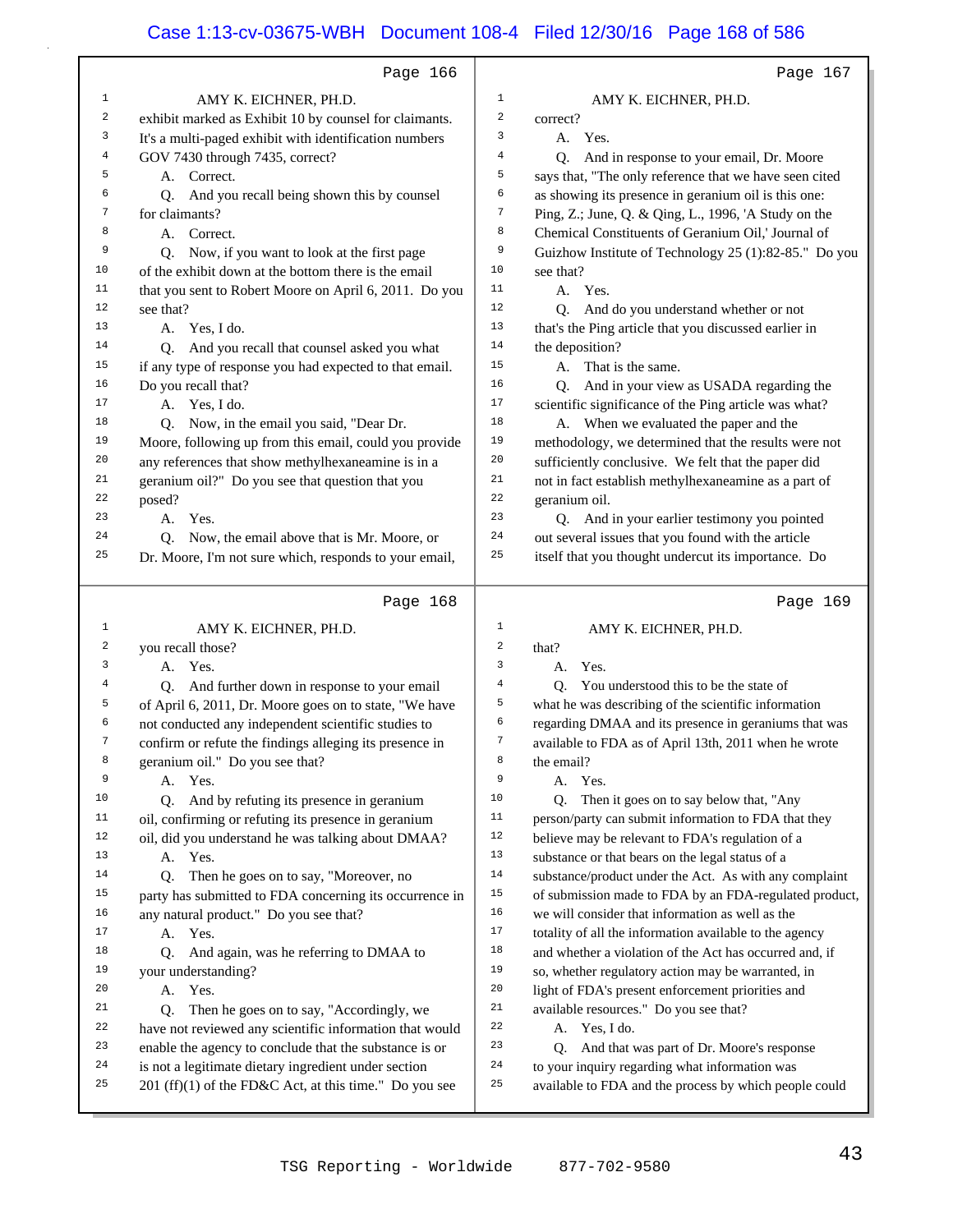Page 166

AMY K. EICHNER, PH.D.

exhibit marked as Exhibit 10 by counsel for claimants. It's a multi-paged exhibit with identification numbers GOV 7430 through 7435, correct?

A. Correct.

Q. And you recall being shown this by counsel for claimants?

A. Correct.

Q. Now, if you want to look at the first page of the exhibit down at the bottom there is the email that you sent to Robert Moore on April 6, 2011. Do you see that?

A. Yes, I do.

Q. And you recall that counsel asked you what if any type of response you had expected to that email. Do you recall that?

A. Yes, I do.

Q. Now, in the email you said, "Dear Dr. Moore, following up from this email, could you provide any references that show methylhexaneamine is in a geranium oil?" Do you see that question that you posed?

A. Yes.

Q. Now, the email above that is Mr. Moore, or Dr. Moore, I'm not sure which, responds to your email,

Page 167

AMY K. EICHNER, PH.D.

correct?

A. Yes.

Q. And in response to your email, Dr. Moore says that, "The only reference that we have seen cited as showing its presence in geranium oil is this one: Ping, Z.; June, Q. & Qing, L., 1996, 'A Study on the Chemical Constituents of Geranium Oil,' Journal of Guizhow Institute of Technology 25 (1):82-85." Do you see that?

A. Yes.

Q. And do you understand whether or not that's the Ping article that you discussed earlier in the deposition?

A. That is the same.

Q. And in your view as USADA regarding the scientific significance of the Ping article was what?

A. When we evaluated the paper and the methodology, we determined that the results were not sufficiently conclusive. We felt that the paper did not in fact establish methylhexaneamine as a part of geranium oil.

Q. And in your earlier testimony you pointed out several issues that you found with the article itself that you thought undercut its importance. Do

Page 168

AMY K. EICHNER, PH.D.

you recall those?

A. Yes.

Q. And further down in response to your email of April 6, 2011, Dr. Moore goes on to state, "We have not conducted any independent scientific studies to confirm or refute the findings alleging its presence in geranium oil." Do you see that?

A. Yes.

Q. And by refuting its presence in geranium oil, confirming or refuting its presence in geranium oil, did you understand he was talking about DMAA?

A. Yes.

Q. Then he goes on to say, "Moreover, no party has submitted to FDA concerning its occurrence in any natural product." Do you see that?

A. Yes.

Q. And again, was he referring to DMAA to your understanding?

A. Yes.

Q. Then he goes on to say, "Accordingly, we have not reviewed any scientific information that would enable the agency to conclude that the substance is or is not a legitimate dietary ingredient under section 201 (ff)(1) of the FD&C Act, at this time." Do you see

Page 169

AMY K. EICHNER, PH.D.

that?

A. Yes.

Q. You understood this to be the state of what he was describing of the scientific information regarding DMAA and its presence in geraniums that was available to FDA as of April 13th, 2011 when he wrote the email?

A. Yes.

Q. Then it goes on to say below that, "Any person/party can submit information to FDA that they believe may be relevant to FDA's regulation of a substance or that bears on the legal status of a substance/product under the Act. As with any complaint of submission made to FDA by an FDA-regulated product, we will consider that information as well as the totality of all the information available to the agency and whether a violation of the Act has occurred and, if so, whether regulatory action may be warranted, in light of FDA's present enforcement priorities and available resources." Do you see that?

A. Yes, I do.

Q. And that was part of Dr. Moore's response to your inquiry regarding what information was available to FDA and the process by which people could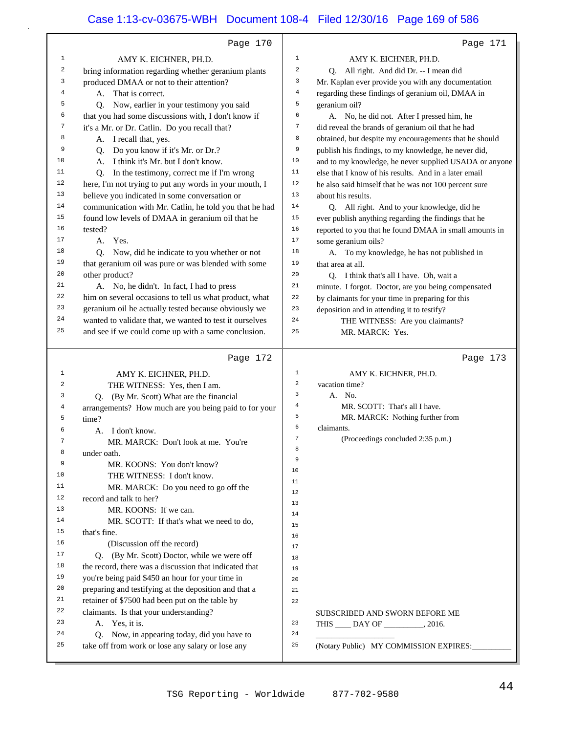Page 170

1 AMY K. EICHNER, PH.D.
2 bring information regarding whether geranium plants
3 produced DMAA or not to their attention?
4 A. That is correct.
5 Q. Now, earlier in your testimony you said
6 that you had some discussions with, I don't know if
7 it's a Mr. or Dr. Catlin. Do you recall that?
8 A. I recall that, yes.
9 Q. Do you know if it's Mr. or Dr.?
10 A. I think it's Mr. but I don't know.
11 Q. In the testimony, correct me if I'm wrong
12 here, I'm not trying to put any words in your mouth, I
13 believe you indicated in some conversation or
14 communication with Mr. Catlin, he told you that he had
15 found low levels of DMAA in geranium oil that he
16 tested?
17 A. Yes.
18 Q. Now, did he indicate to you whether or not
19 that geranium oil was pure or was blended with some
20 other product?
21 A. No, he didn't. In fact, I had to press
22 him on several occasions to tell us what product, what
23 geranium oil he actually tested because obviously we
24 wanted to validate that, we wanted to test it ourselves
25 and see if we could come up with a same conclusion.

Page 171

1 AMY K. EICHNER, PH.D.
2 Q. All right. And did Dr. -- I mean did
3 Mr. Kaplan ever provide you with any documentation
4 regarding these findings of geranium oil, DMAA in
5 geranium oil?
6 A. No, he did not. After I pressed him, he
7 did reveal the brands of geranium oil that he had
8 obtained, but despite my encouragements that he should
9 publish his findings, to my knowledge, he never did,
10 and to my knowledge, he never supplied USADA or anyone
11 else that I know of his results. And in a later email
12 he also said himself that he was not 100 percent sure
13 about his results.
14 Q. All right. And to your knowledge, did he
15 ever publish anything regarding the findings that he
16 reported to you that he found DMAA in small amounts in
17 some geranium oils?
18 A. To my knowledge, he has not published in
19 that area at all.
20 Q. I think that's all I have. Oh, wait a
21 minute. I forgot. Doctor, are you being compensated
22 by claimants for your time in preparing for this
23 deposition and in attending it to testify?
24 THE WITNESS: Are you claimants?
25 MR. MARCK: Yes.

Page 172

1 AMY K. EICHNER, PH.D.
2 THE WITNESS: Yes, then I am.
3 Q. (By Mr. Scott) What are the financial
4 arrangements? How much are you being paid to for your
5 time?
6 A. I don't know.
7 MR. MARCK: Don't look at me. You're
8 under oath.
9 MR. KOONS: You don't know?
10 THE WITNESS: I don't know.
11 MR. MARCK: Do you need to go off the
12 record and talk to her?
13 MR. KOONS: If we can.
14 MR. SCOTT: If that's what we need to do,
15 that's fine.
16 (Discussion off the record)
17 Q. (By Mr. Scott) Doctor, while we were off
18 the record, there was a discussion that indicated that
19 you're being paid $450 an hour for your time in
20 preparing and testifying at the deposition and that a
21 retainer of $7500 had been put on the table by
22 claimants. Is that your understanding?
23 A. Yes, it is.
24 Q. Now, in appearing today, did you have to
25 take off from work or lose any salary or lose any

Page 173

1 AMY K. EICHNER, PH.D.
2 vacation time?
3 A. No.
4 MR. SCOTT: That's all I have.
5 MR. MARCK: Nothing further from
6 claimants.
7 (Proceedings concluded 2:35 p.m.)
8
9
10
11
12
13
14
15
16
17
18
19
20
21
22
SUBSCRIBED AND SWORN BEFORE ME
23 THIS ____ DAY OF _________, 2016.
24 ____________________
25 (Notary Public) MY COMMISSION EXPIRES:_________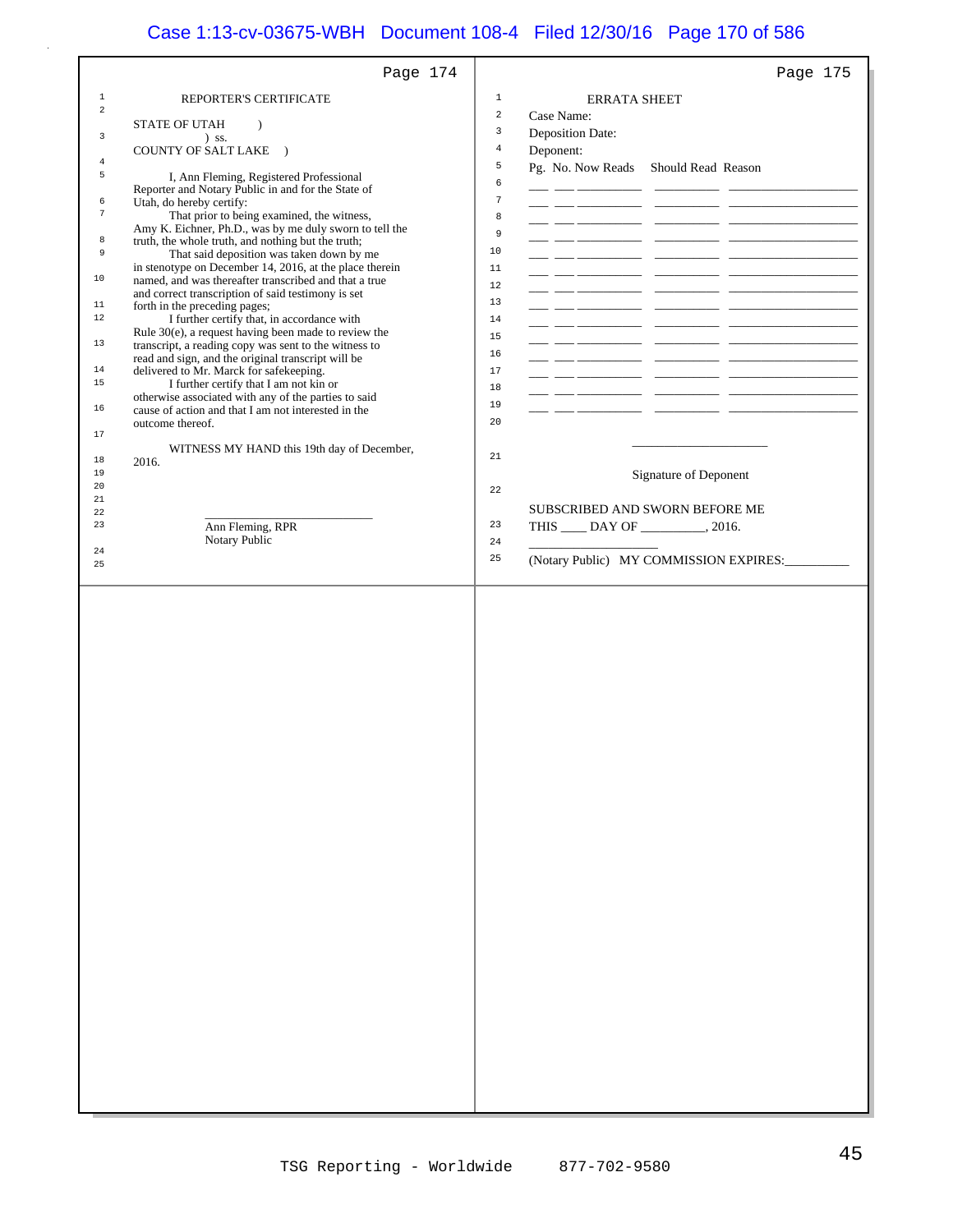Page 174

REPORTER'S CERTIFICATE

STATE OF UTAH )
) ss.
COUNTY OF SALT LAKE )

I, Ann Fleming, Registered Professional Reporter and Notary Public in and for the State of Utah, do hereby certify:

That prior to being examined, the witness, Amy K. Eichner, Ph.D., was by me duly sworn to tell the truth, the whole truth, and nothing but the truth;

That said deposition was taken down by me in stenotype on December 14, 2016, at the place therein named, and was thereafter transcribed and that a true and correct transcription of said testimony is set forth in the preceding pages;

I further certify that, in accordance with Rule 30(e), a request having been made to review the transcript, a reading copy was sent to the witness to read and sign, and the original transcript will be delivered to Mr. Marck for safekeeping.

I further certify that I am not kin or otherwise associated with any of the parties to said cause of action and that I am not interested in the outcome thereof.

WITNESS MY HAND this 19th day of December, 2016.

\_\_\_\_\_\_\_\_\_\_\_\_\_\_\_\_\_\_\_\_\_\_\_\_\_\_\_\_
Ann Fleming, RPR
Notary Public

Page 175

ERRATA SHEET

Case Name:

Deposition Date:

Deponent:

| Pg. | No. | Now Reads | Should Read | Reason |
|---|---|---|---|---|
| ___ | ___ | ________ | ________ | ______________ |
| ___ | ___ | ________ | ________ | ______________ |
| ___ | ___ | ________ | ________ | ______________ |
| ___ | ___ | ________ | ________ | ______________ |
| ___ | ___ | ________ | ________ | ______________ |
| ___ | ___ | ________ | ________ | ______________ |
| ___ | ___ | ________ | ________ | ______________ |
| ___ | ___ | ________ | ________ | ______________ |
| ___ | ___ | ________ | ________ | ______________ |
| ___ | ___ | ________ | ________ | ______________ |
| ___ | ___ | ________ | ________ | ______________ |
| ___ | ___ | ________ | ________ | ______________ |
| ___ | ___ | ________ | ________ | ______________ |
| ___ | ___ | ________ | ________ | ______________ |

\_\_\_\_\_\_\_\_\_\_\_\_\_\_\_\_\_\_\_\_
Signature of Deponent

SUBSCRIBED AND SWORN BEFORE ME
THIS ____ DAY OF _________, 2016.

\_\_\_\_\_\_\_\_\_\_\_\_\_\_\_\_\_\_\_\_
(Notary Public) MY COMMISSION EXPIRES:_________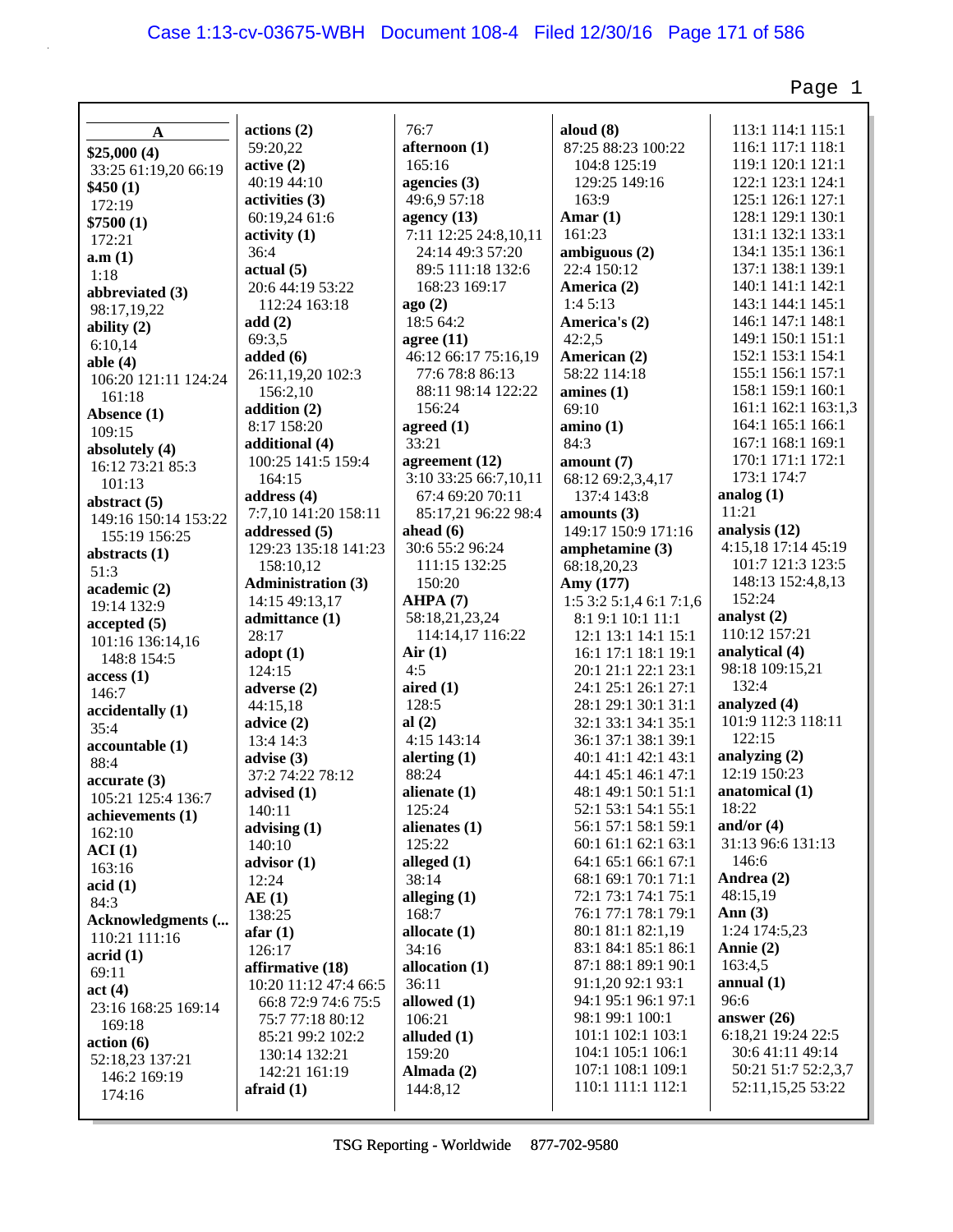**A**

**$25,000 (4)**
33:25 61:19,20 66:19
**$450 (1)**
172:19
**$7500 (1)**
172:21
**a.m (1)**
1:18
**abbreviated (3)**
98:17,19,22
**ability (2)**
6:10,14
**able (4)**
106:20 121:11 124:24
161:18
**Absence (1)**
109:15
**absolutely (4)**
16:12 73:21 85:3
101:13
**abstract (5)**
149:16 150:14 153:22
155:19 156:25
**abstracts (1)**
51:3
**academic (2)**
19:14 132:9
**accepted (5)**
101:16 136:14,16
148:8 154:5
**access (1)**
146:7
**accidentally (1)**
35:4
**accountable (1)**
88:4
**accurate (3)**
105:21 125:4 136:7
**achievements (1)**
162:10
**ACI (1)**
163:16
**acid (1)**
84:3
**Acknowledgments (...**
110:21 111:16
**acrid (1)**
69:11
**act (4)**
23:16 168:25 169:14
169:18
**action (6)**
52:18,23 137:21
146:2 169:19
174:16
**actions (2)**
59:20,22
**active (2)**
40:19 44:10
**activities (3)**
60:19,24 61:6
**activity (1)**
36:4
**actual (5)**
20:6 44:19 53:22
112:24 163:18
**add (2)**
69:3,5
**added (6)**
26:11,19,20 102:3
156:2,10
**addition (2)**
8:17 158:20
**additional (4)**
100:25 141:5 159:4
164:15
**address (4)**
7:7,10 141:20 158:11
**addressed (5)**
129:23 135:18 141:23
158:10,12
**Administration (3)**
14:15 49:13,17
**admittance (1)**
28:17
**adopt (1)**
124:15
**adverse (2)**
44:15,18
**advice (2)**
13:4 14:3
**advise (3)**
37:2 74:22 78:12
**advised (1)**
140:11
**advising (1)**
140:10
**advisor (1)**
12:24
**AE (1)**
138:25
**afar (1)**
126:17
**affirmative (18)**
10:20 11:12 47:4 66:5
66:8 72:9 74:6 75:5
75:7 77:18 80:12
85:21 99:2 102:2
130:14 132:21
142:21 161:19
**afraid (1)**
76:7
**afternoon (1)**
165:16
**agencies (3)**
49:6,9 57:18
**agency (13)**
7:11 12:25 24:8,10,11
24:14 49:3 57:20
89:5 111:18 132:6
168:23 169:17
**ago (2)**
18:5 64:2
**agree (11)**
46:12 66:17 75:16,19
77:6 78:8 86:13
88:11 98:14 122:22
156:24
**agreed (1)**
33:21
**agreement (12)**
3:10 33:25 66:7,10,11
67:4 69:20 70:11
85:17,21 96:22 98:4
**ahead (6)**
30:6 55:2 96:24
111:15 132:25
150:20
**AHPA (7)**
58:18,21,23,24
114:14,17 116:22
**Air (1)**
4:5
**aired (1)**
128:5
**al (2)**
4:15 143:14
**alerting (1)**
88:24
**alienate (1)**
125:24
**alienates (1)**
125:22
**alleged (1)**
38:14
**alleging (1)**
168:7
**allocate (1)**
34:16
**allocation (1)**
36:11
**allowed (1)**
106:21
**alluded (1)**
159:20
**Almada (2)**
144:8,12
**aloud (8)**
87:25 88:23 100:22
104:8 125:19
129:25 149:16
163:9
**Amar (1)**
161:23
**ambiguous (2)**
22:4 150:12
**America (2)**
1:4 5:13
**America's (2)**
42:2,5
**American (2)**
58:22 114:18
**amines (1)**
69:10
**amino (1)**
84:3
**amount (7)**
68:12 69:2,3,4,17
137:4 143:8
**amounts (3)**
149:17 150:9 171:16
**amphetamine (3)**
68:18,20,23
**Amy (177)**
1:5 3:2 5:1,4 6:1 7:1,6
8:1 9:1 10:1 11:1
12:1 13:1 14:1 15:1
16:1 17:1 18:1 19:1
20:1 21:1 22:1 23:1
24:1 25:1 26:1 27:1
28:1 29:1 30:1 31:1
32:1 33:1 34:1 35:1
36:1 37:1 38:1 39:1
40:1 41:1 42:1 43:1
44:1 45:1 46:1 47:1
48:1 49:1 50:1 51:1
52:1 53:1 54:1 55:1
56:1 57:1 58:1 59:1
60:1 61:1 62:1 63:1
64:1 65:1 66:1 67:1
68:1 69:1 70:1 71:1
72:1 73:1 74:1 75:1
76:1 77:1 78:1 79:1
80:1 81:1 82:1,19
83:1 84:1 85:1 86:1
87:1 88:1 89:1 90:1
91:1,20 92:1 93:1
94:1 95:1 96:1 97:1
98:1 99:1 100:1
101:1 102:1 103:1
104:1 105:1 106:1
107:1 108:1 109:1
110:1 111:1 112:1
113:1 114:1 115:1
116:1 117:1 118:1
119:1 120:1 121:1
122:1 123:1 124:1
125:1 126:1 127:1
128:1 129:1 130:1
131:1 132:1 133:1
134:1 135:1 136:1
137:1 138:1 139:1
140:1 141:1 142:1
143:1 144:1 145:1
146:1 147:1 148:1
149:1 150:1 151:1
152:1 153:1 154:1
155:1 156:1 157:1
158:1 159:1 160:1
161:1 162:1 163:1,3
164:1 165:1 166:1
167:1 168:1 169:1
170:1 171:1 172:1
173:1 174:7
**analog (1)**
11:21
**analysis (12)**
4:15,18 17:14 45:19
101:7 121:3 123:5
148:13 152:4,8,13
152:24
**analyst (2)**
110:12 157:21
**analytical (4)**
98:18 109:15,21
132:4
**analyzed (4)**
101:9 112:3 118:11
122:15
**analyzing (2)**
12:19 150:23
**anatomical (1)**
18:22
**and/or (4)**
31:13 96:6 131:13
146:6
**Andrea (2)**
48:15,19
**Ann (3)**
1:24 174:5,23
**Annie (2)**
163:4,5
**annual (1)**
96:6
**answer (26)**
6:18,21 19:24 22:5
30:6 41:11 49:14
50:21 51:7 52:2,3,7
52:11,15,25 53:22

TSG Reporting - Worldwide 877-702-9580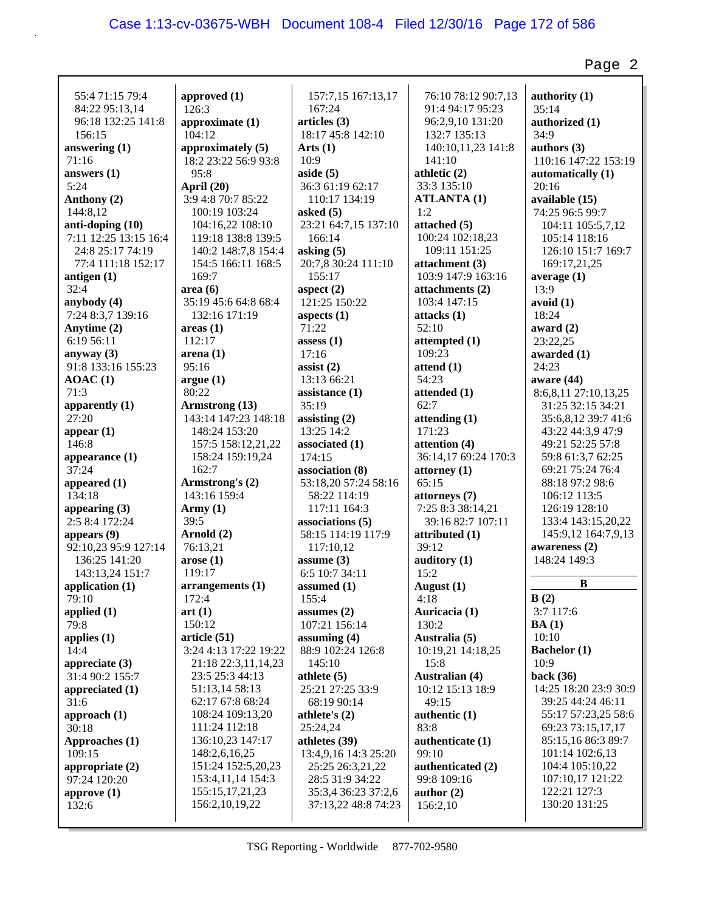55:4 71:15 79:4
84:22 95:13,14
96:18 132:25 141:8
156:15

**answering (1)**
71:16

**answers (1)**
5:24

**Anthony (2)**
144:8,12

**anti-doping (10)**
7:11 12:25 13:15 16:4
24:8 25:17 74:19
77:4 111:18 152:17

**antigen (1)**
32:4

**anybody (4)**
7:24 8:3,7 139:16

**Anytime (2)**
6:19 56:11

**anyway (3)**
91:8 133:16 155:23

**AOAC (1)**
71:3

**apparently (1)**
27:20

**appear (1)**
146:8

**appearance (1)**
37:24

**appeared (1)**
134:18

**appearing (3)**
2:5 8:4 172:24

**appears (9)**
92:10,23 95:9 127:14
136:25 141:20
143:13,24 151:7

**application (1)**
79:10

**applied (1)**
79:8

**applies (1)**
14:4

**appreciate (3)**
31:4 90:2 155:7

**appreciated (1)**
31:6

**approach (1)**
30:18

**Approaches (1)**
109:15

**appropriate (2)**
97:24 120:20

**approve (1)**
132:6

**approved (1)**
126:3

**approximate (1)**
104:12

**approximately (5)**
18:2 23:22 56:9 93:8
95:8

**April (20)**
3:9 4:8 70:7 85:22
100:19 103:24
104:16,22 108:10
119:18 138:8 139:5
140:2 148:7,8 154:4
154:5 166:11 168:5
169:7

**area (6)**
35:19 45:6 64:8 68:4
132:16 171:19

**areas (1)**
112:17

**arena (1)**
95:16

**argue (1)**
80:22

**Armstrong (13)**
143:14 147:23 148:18
148:24 153:20
157:5 158:12,21,22
158:24 159:19,24
162:7

**Armstrong's (2)**
143:16 159:4

**Army (1)**
39:5

**Arnold (2)**
76:13,21

**arose (1)**
119:17

**arrangements (1)**
172:4

**art (1)**
150:12

**article (51)**
3:24 4:13 17:22 19:22
21:18 22:3,11,14,23
23:5 25:3 44:13
51:13,14 58:13
62:17 67:8 68:24
108:24 109:13,20
111:24 112:18
136:10,23 147:17
148:2,6,16,25
151:24 152:5,20,23
153:4,11,14 154:3
155:15,17,21,23
156:2,10,19,22

157:7,15 167:13,17
167:24

**articles (3)**
18:17 45:8 142:10

**Arts (1)**
10:9

**aside (5)**
36:3 61:19 62:17
110:17 134:19

**asked (5)**
23:21 64:7,15 137:10
166:14

**asking (5)**
20:7,8 30:24 111:10
155:17

**aspect (2)**
121:25 150:22

**aspects (1)**
71:22

**assess (1)**
17:16

**assist (2)**
13:13 66:21

**assistance (1)**
35:19

**assisting (2)**
13:25 14:2

**associated (1)**
174:15

**association (8)**
53:18,20 57:24 58:16
58:22 114:19
117:11 164:3

**associations (5)**
58:15 114:19 117:9
117:10,12

**assume (3)**
6:5 10:7 34:11

**assumed (1)**
155:4

**assumes (2)**
107:21 156:14

**assuming (4)**
88:9 102:24 126:8
145:10

**athlete (5)**
25:21 27:25 33:9
68:19 90:14

**athlete's (2)**
25:24,24

**athletes (39)**
13:4,9,16 14:3 25:20
25:25 26:3,21,22
28:5 31:9 34:22
35:3,4 36:23 37:2,6
37:13,22 48:8 74:23

76:10 78:12 90:7,13
91:4 94:17 95:23
96:2,9,10 131:20
132:7 135:13
140:10,11,23 141:8
141:10

**athletic (2)**
33:3 135:10

**ATLANTA (1)**
1:2

**attached (5)**
100:24 102:18,23
109:11 151:25

**attachment (3)**
103:9 147:9 163:16

**attachments (2)**
103:4 147:15

**attacks (1)**
52:10

**attempted (1)**
109:23

**attend (1)**
54:23

**attended (1)**
62:7

**attending (1)**
171:23

**attention (4)**
36:14,17 69:24 170:3

**attorney (1)**
65:15

**attorneys (7)**
7:25 8:3 38:14,21
39:16 82:7 107:11

**attributed (1)**
39:12

**auditory (1)**
15:2

**August (1)**
4:18

**Auricacia (1)**
130:2

**Australia (5)**
10:19,21 14:18,25
15:8

**Australian (4)**
10:12 15:13 18:9
49:15

**authentic (1)**
83:8

**authenticate (1)**
99:10

**authenticated (2)**
99:8 109:16

**author (2)**
156:2,10

**authority (1)**
35:14

**authorized (1)**
34:9

**authors (3)**
110:16 147:22 153:19

**automatically (1)**
20:16

**available (15)**
74:25 96:5 99:7
104:11 105:5,7,12
105:14 118:16
126:10 151:7 169:7
169:17,21,25

**average (1)**
13:9

**avoid (1)**
18:24

**award (2)**
23:22,25

**awarded (1)**
24:23

**aware (44)**
8:6,8,11 27:10,13,25
31:25 32:15 34:21
35:6,8,12 39:7 41:6
43:22 44:3,9 47:9
49:21 52:25 57:8
59:8 61:3,7 62:25
69:21 75:24 76:4
88:18 97:2 98:6
106:12 113:5
126:19 128:10
133:4 143:15,20,22
145:9,12 164:7,9,13

**awareness (2)**
148:24 149:3

## B

**B (2)**
3:7 117:6

**BA (1)**
10:10

**Bachelor (1)**
10:9

**back (36)**
14:25 18:20 23:9 30:9
39:25 44:24 46:11
55:17 57:23,25 58:6
69:23 73:15,17,17
85:15,16 86:3 89:7
101:14 102:6,13
104:4 105:10,22
107:10,17 121:22
122:21 127:3
130:20 131:25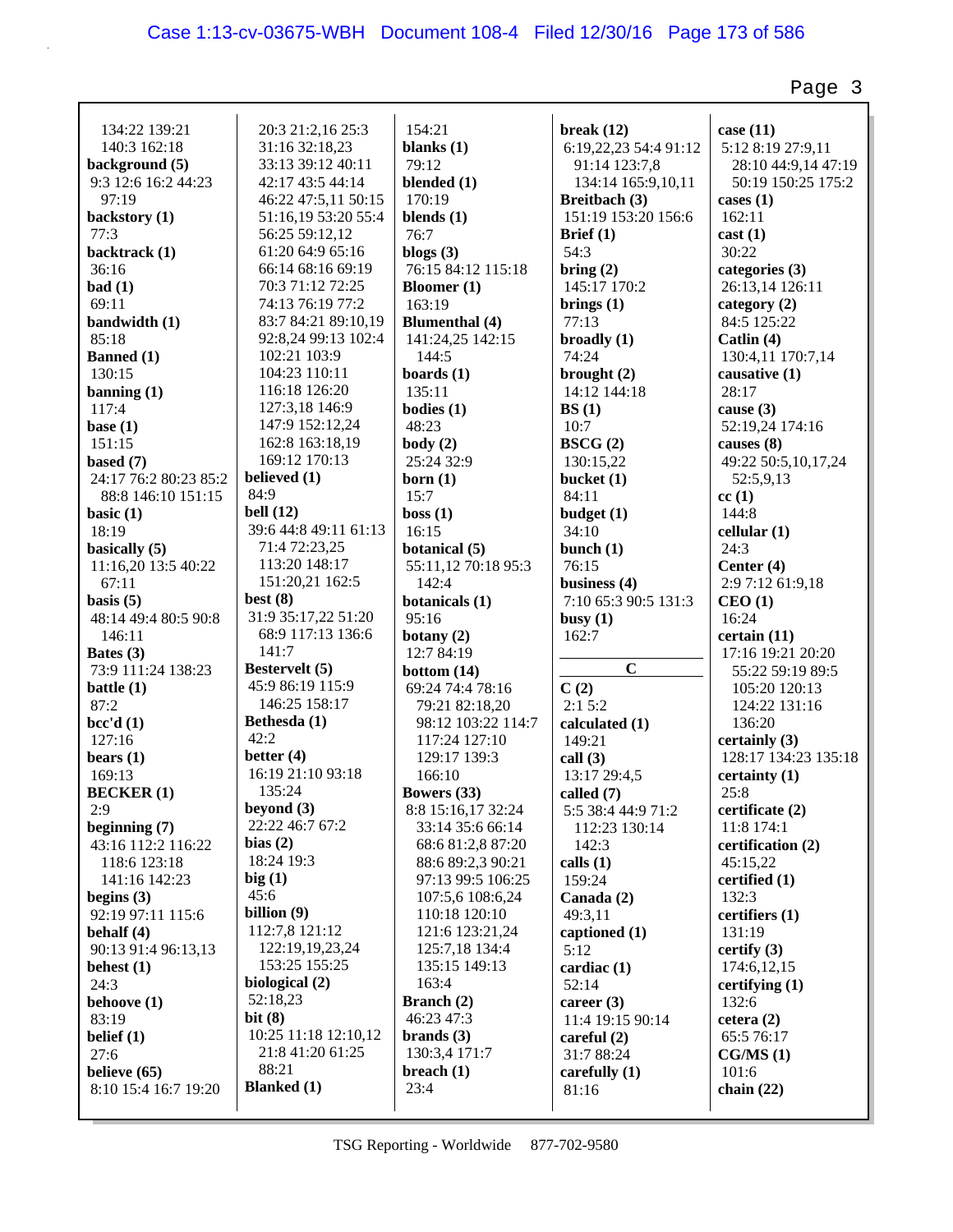134:22 139:21
140:3 162:18
**background (5)**
9:3 12:6 16:2 44:23
97:19
**backstory (1)**
77:3
**backtrack (1)**
36:16
**bad (1)**
69:11
**bandwidth (1)**
85:18
**Banned (1)**
130:15
**banning (1)**
117:4
**base (1)**
151:15
**based (7)**
24:17 76:2 80:23 85:2
88:8 146:10 151:15
**basic (1)**
18:19
**basically (5)**
11:16,20 13:5 40:22
67:11
**basis (5)**
48:14 49:4 80:5 90:8
146:11
**Bates (3)**
73:9 111:24 138:23
**battle (1)**
87:2
**bcc'd (1)**
127:16
**bears (1)**
169:13
**BECKER (1)**
2:9
**beginning (7)**
43:16 112:2 116:22
118:6 123:18
141:16 142:23
**begins (3)**
92:19 97:11 115:6
**behalf (4)**
90:13 91:4 96:13,13
**behest (1)**
24:3
**behoove (1)**
83:19
**belief (1)**
27:6
**believe (65)**
8:10 15:4 16:7 19:20
20:3 21:2,16 25:3
31:16 32:18,23
33:13 39:12 40:11
42:17 43:5 44:14
46:22 47:5,11 50:15
51:16,19 53:20 55:4
56:25 59:12,12
61:20 64:9 65:16
66:14 68:16 69:19
70:3 71:12 72:25
74:13 76:19 77:2
83:7 84:21 89:10,19
92:8,24 99:13 102:4
102:21 103:9
104:23 110:11
116:18 126:20
127:3,18 146:9
147:9 152:12,24
162:8 163:18,19
169:12 170:13
**believed (1)**
84:9
**bell (12)**
39:6 44:8 49:11 61:13
71:4 72:23,25
113:20 148:17
151:20,21 162:5
**best (8)**
31:9 35:17,22 51:20
68:9 117:13 136:6
141:7
**Bestervelt (5)**
45:9 86:19 115:9
146:25 158:17
**Bethesda (1)**
42:2
**better (4)**
16:19 21:10 93:18
135:24
**beyond (3)**
22:22 46:7 67:2
**bias (2)**
18:24 19:3
**big (1)**
45:6
**billion (9)**
112:7,8 121:12
122:19,19,23,24
153:25 155:25
**biological (2)**
52:18,23
**bit (8)**
10:25 11:18 12:10,12
21:8 41:20 61:25
88:21
**Blanked (1)**
154:21
**blanks (1)**
79:12
**blended (1)**
170:19
**blends (1)**
76:7
**blogs (3)**
76:15 84:12 115:18
**Bloomer (1)**
163:19
**Blumenthal (4)**
141:24,25 142:15
144:5
**boards (1)**
135:11
**bodies (1)**
48:23
**body (2)**
25:24 32:9
**born (1)**
15:7
**boss (1)**
16:15
**botanical (5)**
55:11,12 70:18 95:3
142:4
**botanicals (1)**
95:16
**botany (2)**
12:7 84:19
**bottom (14)**
69:24 74:4 78:16
79:21 82:18,20
98:12 103:22 114:7
117:24 127:10
129:17 139:3
166:10
**Bowers (33)**
8:8 15:16,17 32:24
33:14 35:6 66:14
68:6 81:2,8 87:20
88:6 89:2,3 90:21
97:13 99:5 106:25
107:5,6 108:6,24
110:18 120:10
121:6 123:21,24
125:7,18 134:4
135:15 149:13
163:4
**Branch (2)**
46:23 47:3
**brands (3)**
130:3,4 171:7
**breach (1)**
23:4
**break (12)**
6:19,22,23 54:4 91:12
91:14 123:7,8
134:14 165:9,10,11
**Breitbach (3)**
151:19 153:20 156:6
**Brief (1)**
54:3
**bring (2)**
145:17 170:2
**brings (1)**
77:13
**broadly (1)**
74:24
**brought (2)**
14:12 144:18
**BS (1)**
10:7
**BSCG (2)**
130:15,22
**bucket (1)**
84:11
**budget (1)**
34:10
**bunch (1)**
76:15
**business (4)**
7:10 65:3 90:5 131:3
**busy (1)**
162:7

**C**

**C (2)**
2:1 5:2
**calculated (1)**
149:21
**call (3)**
13:17 29:4,5
**called (7)**
5:5 38:4 44:9 71:2
112:23 130:14
142:3
**calls (1)**
159:24
**Canada (2)**
49:3,11
**captioned (1)**
5:12
**cardiac (1)**
52:14
**career (3)**
11:4 19:15 90:14
**careful (2)**
31:7 88:24
**carefully (1)**
81:16
**case (11)**
5:12 8:19 27:9,11
28:10 44:9,14 47:19
50:19 150:25 175:2
**cases (1)**
162:11
**cast (1)**
30:22
**categories (3)**
26:13,14 126:11
**category (2)**
84:5 125:22
**Catlin (4)**
130:4,11 170:7,14
**causative (1)**
28:17
**cause (3)**
52:19,24 174:16
**causes (8)**
49:22 50:5,10,17,24
52:5,9,13
**cc (1)**
144:8
**cellular (1)**
24:3
**Center (4)**
2:9 7:12 61:9,18
**CEO (1)**
16:24
**certain (11)**
17:16 19:21 20:20
55:22 59:19 89:5
105:20 120:13
124:22 131:16
136:20
**certainly (3)**
128:17 134:23 135:18
**certainty (1)**
25:8
**certificate (2)**
11:8 174:1
**certification (2)**
45:15,22
**certified (1)**
132:3
**certifiers (1)**
131:19
**certify (3)**
174:6,12,15
**certifying (1)**
132:6
**cetera (2)**
65:5 76:17
**CG/MS (1)**
101:6
**chain (22)**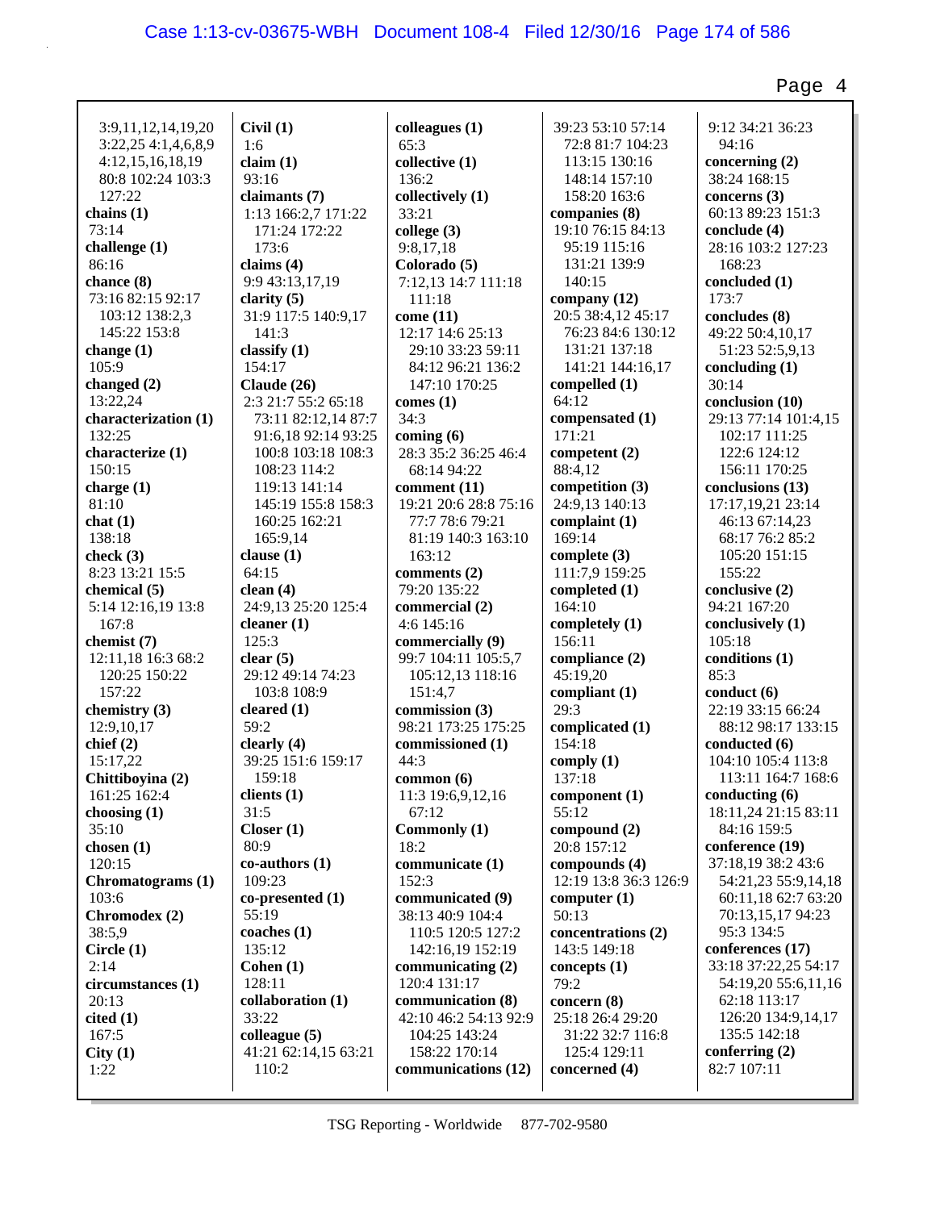3:9,11,12,14,19,20
3:22,25 4:1,4,6,8,9
4:12,15,16,18,19
80:8 102:24 103:3
127:22

**chains (1)**
73:14

**challenge (1)**
86:16

**chance (8)**
73:16 82:15 92:17
103:12 138:2,3
145:22 153:8

**change (1)**
105:9

**changed (2)**
13:22,24

**characterization (1)**
132:25

**characterize (1)**
150:15

**charge (1)**
81:10

**chat (1)**
138:18

**check (3)**
8:23 13:21 15:5

**chemical (5)**
5:14 12:16,19 13:8
167:8

**chemist (7)**
12:11,18 16:3 68:2
120:25 150:22
157:22

**chemistry (3)**
12:9,10,17

**chief (2)**
15:17,22

**Chittiboyina (2)**
161:25 162:4

**choosing (1)**
35:10

**chosen (1)**
120:15

**Chromatograms (1)**
103:6

**Chromodex (2)**
38:5,9

**Circle (1)**
2:14

**circumstances (1)**
20:13

**cited (1)**
167:5

**City (1)**
1:22

**Civil (1)**
1:6

**claim (1)**
93:16

**claimants (7)**
1:13 166:2,7 171:22
171:24 172:22
173:6

**claims (4)**
9:9 43:13,17,19

**clarity (5)**
31:9 117:5 140:9,17
141:3

**classify (1)**
154:17

**Claude (26)**
2:3 21:7 55:2 65:18
73:11 82:12,14 87:7
91:6,18 92:14 93:25
100:8 103:18 108:3
108:23 114:2
119:13 141:14
145:19 155:8 158:3
160:25 162:21
165:9,14

**clause (1)**
64:15

**clean (4)**
24:9,13 25:20 125:4

**cleaner (1)**
125:3

**clear (5)**
29:12 49:14 74:23
103:8 108:9

**cleared (1)**
59:2

**clearly (4)**
39:25 151:6 159:17
159:18

**clients (1)**
31:5

**Closer (1)**
80:9

**co-authors (1)**
109:23

**co-presented (1)**
55:19

**coaches (1)**
135:12

**Cohen (1)**
128:11

**collaboration (1)**
33:22

**colleague (5)**
41:21 62:14,15 63:21
110:2

**colleagues (1)**
65:3

**collective (1)**
136:2

**collectively (1)**
33:21

**college (3)**
9:8,17,18

**Colorado (5)**
7:12,13 14:7 111:18
111:18

**come (11)**
12:17 14:6 25:13
29:10 33:23 59:11
84:12 96:21 136:2
147:10 170:25

**comes (1)**
34:3

**coming (6)**
28:3 35:2 36:25 46:4
68:14 94:22

**comment (11)**
19:21 20:6 28:8 75:16
77:7 78:6 79:21
81:19 140:3 163:10
163:12

**comments (2)**
79:20 135:22

**commercial (2)**
4:6 145:16

**commercially (9)**
99:7 104:11 105:5,7
105:12,13 118:16
151:4,7

**commission (3)**
98:21 173:25 175:25

**commissioned (1)**
44:3

**common (6)**
11:3 19:6,9,12,16
67:12

**Commonly (1)**
18:2

**communicate (1)**
152:3

**communicated (9)**
38:13 40:9 104:4
110:5 120:5 127:2
142:16,19 152:19

**communicating (2)**
120:4 131:17

**communication (8)**
42:10 46:2 54:13 92:9
104:25 143:24
158:22 170:14

**communications (12)**
39:23 53:10 57:14
72:8 81:7 104:23
113:15 130:16
148:14 157:10
158:20 163:6

**companies (8)**
19:10 76:15 84:13
95:19 115:16
131:21 139:9
140:15

**company (12)**
20:5 38:4,12 45:17
76:23 84:6 130:12
131:21 137:18
141:21 144:16,17

**compelled (1)**
64:12

**compensated (1)**
171:21

**competent (2)**
88:4,12

**competition (3)**
24:9,13 140:13

**complaint (1)**
169:14

**complete (3)**
111:7,9 159:25

**completed (1)**
164:10

**completely (1)**
156:11

**compliance (2)**
45:19,20

**compliant (1)**
29:3

**complicated (1)**
154:18

**comply (1)**
137:18

**component (1)**
55:12

**compound (2)**
20:8 157:12

**compounds (4)**
12:19 13:8 36:3 126:9

**computer (1)**
50:13

**concentrations (2)**
143:5 149:18

**concepts (1)**
79:2

**concern (8)**
25:18 26:4 29:20
31:22 32:7 116:8
125:4 129:11

**concerned (4)**
9:12 34:21 36:23
94:16

**concerning (2)**
38:24 168:15

**concerns (3)**
60:13 89:23 151:3

**conclude (4)**
28:16 103:2 127:23
168:23

**concluded (1)**
173:7

**concludes (8)**
49:22 50:4,10,17
51:23 52:5,9,13

**concluding (1)**
30:14

**conclusion (10)**
29:13 77:14 101:4,15
102:17 111:25
122:6 124:12
156:11 170:25

**conclusions (13)**
17:17,19,21 23:14
46:13 67:14,23
68:17 76:2 85:2
105:20 151:15
155:22

**conclusive (2)**
94:21 167:20

**conclusively (1)**
105:18

**conditions (1)**
85:3

**conduct (6)**
22:19 33:15 66:24
88:12 98:17 133:15

**conducted (6)**
104:10 105:4 113:8
113:11 164:7 168:6

**conducting (6)**
18:11,24 21:15 83:11
84:16 159:5

**conference (19)**
37:18,19 38:2 43:6
54:21,23 55:9,14,18
60:11,18 62:7 63:20
70:13,15,17 94:23
95:3 134:5

**conferences (17)**
33:18 37:22,25 54:17
54:19,20 55:6,11,16
62:18 113:17
126:20 134:9,14,17
135:5 142:18

**conferring (2)**
82:7 107:11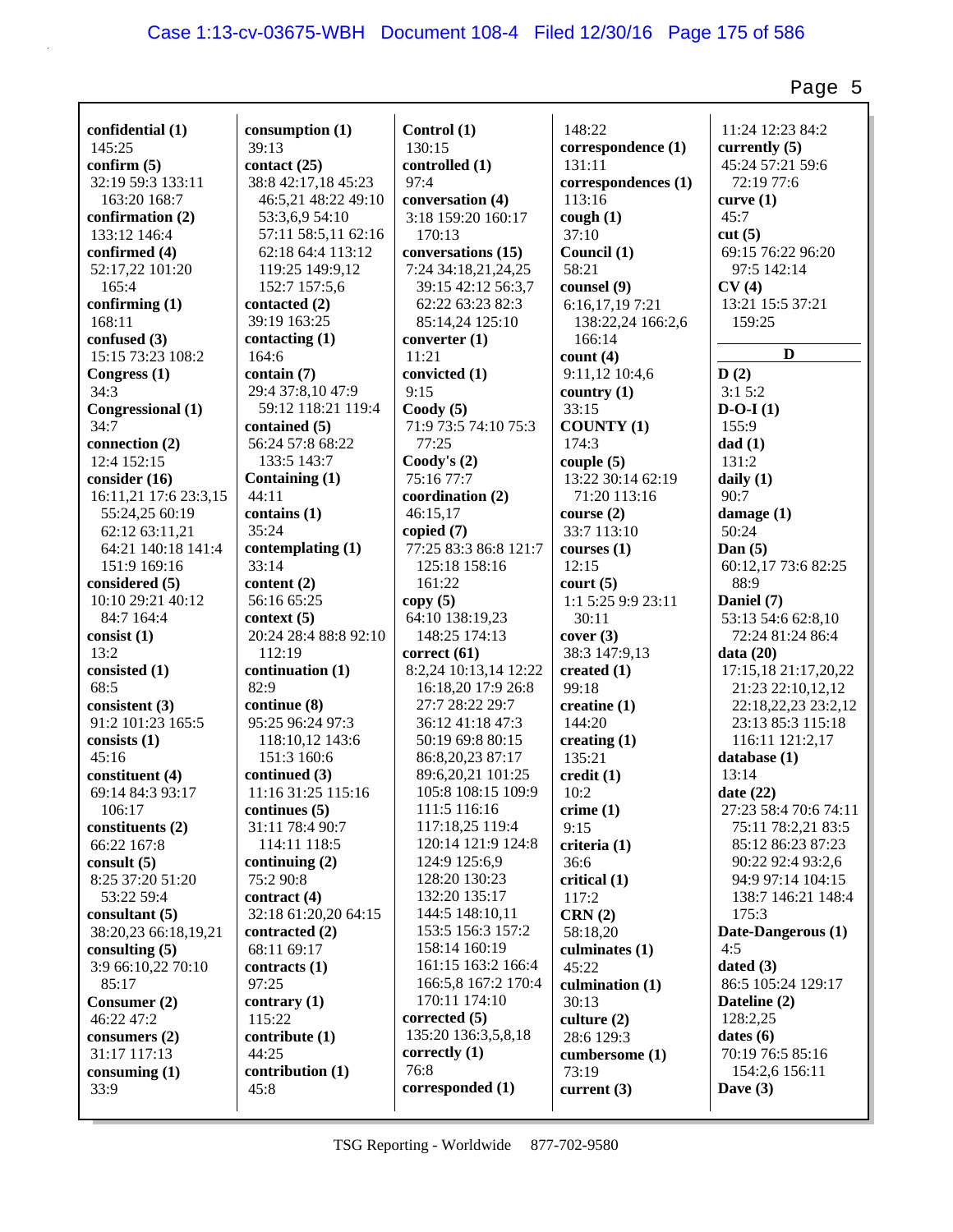**confidential (1)**
145:25
**confirm (5)**
32:19 59:3 133:11
163:20 168:7
**confirmation (2)**
133:12 146:4
**confirmed (4)**
52:17,22 101:20
165:4
**confirming (1)**
168:11
**confused (3)**
15:15 73:23 108:2
**Congress (1)**
34:3
**Congressional (1)**
34:7
**connection (2)**
12:4 152:15
**consider (16)**
16:11,21 17:6 23:3,15
55:24,25 60:19
62:12 63:11,21
64:21 140:18 141:4
151:9 169:16
**considered (5)**
10:10 29:21 40:12
84:7 164:4
**consist (1)**
13:2
**consisted (1)**
68:5
**consistent (3)**
91:2 101:23 165:5
**consists (1)**
45:16
**constituent (4)**
69:14 84:3 93:17
106:17
**constituents (2)**
66:22 167:8
**consult (5)**
8:25 37:20 51:20
53:22 59:4
**consultant (5)**
38:20,23 66:18,19,21
**consulting (5)**
3:9 66:10,22 70:10
85:17
**Consumer (2)**
46:22 47:2
**consumers (2)**
31:17 117:13
**consuming (1)**
33:9

**consumption (1)**
39:13
**contact (25)**
38:8 42:17,18 45:23
46:5,21 48:22 49:10
53:3,6,9 54:10
57:11 58:5,11 62:16
62:18 64:4 113:12
119:25 149:9,12
152:7 157:5,6
**contacted (2)**
39:19 163:25
**contacting (1)**
164:6
**contain (7)**
29:4 37:8,10 47:9
59:12 118:21 119:4
**contained (5)**
56:24 57:8 68:22
133:5 143:7
**Containing (1)**
44:11
**contains (1)**
35:24
**contemplating (1)**
33:14
**content (2)**
56:16 65:25
**context (5)**
20:24 28:4 88:8 92:10
112:19
**continuation (1)**
82:9
**continue (8)**
95:25 96:24 97:3
118:10,12 143:6
151:3 160:6
**continued (3)**
11:16 31:25 115:16
**continues (5)**
31:11 78:4 90:7
114:11 118:5
**continuing (2)**
75:2 90:8
**contract (4)**
32:18 61:20,20 64:15
**contracted (2)**
68:11 69:17
**contracts (1)**
97:25
**contrary (1)**
115:22
**contribute (1)**
44:25
**contribution (1)**
45:8

**Control (1)**
130:15
**controlled (1)**
97:4
**conversation (4)**
3:18 159:20 160:17
170:13
**conversations (15)**
7:24 34:18,21,24,25
39:15 42:12 56:3,7
62:22 63:23 82:3
85:14,24 125:10
**converter (1)**
11:21
**convicted (1)**
9:15
**Coody (5)**
71:9 73:5 74:10 75:3
77:25
**Coody's (2)**
75:16 77:7
**coordination (2)**
46:15,17
**copied (7)**
77:25 83:3 86:8 121:7
125:18 158:16
161:22
**copy (5)**
64:10 138:19,23
148:25 174:13
**correct (61)**
8:2,24 10:13,14 12:22
16:18,20 17:9 26:8
27:7 28:22 29:7
36:12 41:18 47:3
50:19 69:8 80:15
86:8,20,23 87:17
89:6,20,21 101:25
105:8 108:15 109:9
111:5 116:16
117:18,25 119:4
120:14 121:9 124:8
124:9 125:6,9
128:20 130:23
132:20 135:17
144:5 148:10,11
153:5 156:3 157:2
158:14 160:19
161:15 163:2 166:4
166:5,8 167:2 170:4
170:11 174:10
**corrected (5)**
135:20 136:3,5,8,18
**correctly (1)**
76:8
**corresponded (1)**

148:22
**correspondence (1)**
131:11
**correspondences (1)**
113:16
**cough (1)**
37:10
**Council (1)**
58:21
**counsel (9)**
6:16,17,19 7:21
138:22,24 166:2,6
166:14
**count (4)**
9:11,12 10:4,6
**country (1)**
33:15
**COUNTY (1)**
174:3
**couple (5)**
13:22 30:14 62:19
71:20 113:16
**course (2)**
33:7 113:10
**courses (1)**
12:15
**court (5)**
1:1 5:25 9:9 23:11
30:11
**cover (3)**
38:3 147:9,13
**created (1)**
99:18
**creatine (1)**
144:20
**creating (1)**
135:21
**credit (1)**
10:2
**crime (1)**
9:15
**criteria (1)**
36:6
**critical (1)**
117:2
**CRN (2)**
58:18,20
**culminates (1)**
45:22
**culmination (1)**
30:13
**culture (2)**
28:6 129:3
**cumbersome (1)**
73:19
**current (3)**

11:24 12:23 84:2
**currently (5)**
45:24 57:21 59:6
72:19 77:6
**curve (1)**
45:7
**cut (5)**
69:15 76:22 96:20
97:5 142:14
**CV (4)**
13:21 15:5 37:21
159:25

**D**

**D (2)**
3:1 5:2
**D-O-I (1)**
155:9
**dad (1)**
131:2
**daily (1)**
90:7
**damage (1)**
50:24
**Dan (5)**
60:12,17 73:6 82:25
88:9
**Daniel (7)**
53:13 54:6 62:8,10
72:24 81:24 86:4
**data (20)**
17:15,18 21:17,20,22
21:23 22:10,12,12
22:18,22,23 23:2,12
23:13 85:3 115:18
116:11 121:2,17
**database (1)**
13:14
**date (22)**
27:23 58:4 70:6 74:11
75:11 78:2,21 83:5
85:12 86:23 87:23
90:22 92:4 93:2,6
94:9 97:14 104:15
138:7 146:21 148:4
175:3
**Date-Dangerous (1)**
4:5
**dated (3)**
86:5 105:24 129:17
**Dateline (2)**
128:2,25
**dates (6)**
70:19 76:5 85:16
154:2,6 156:11
**Dave (3)**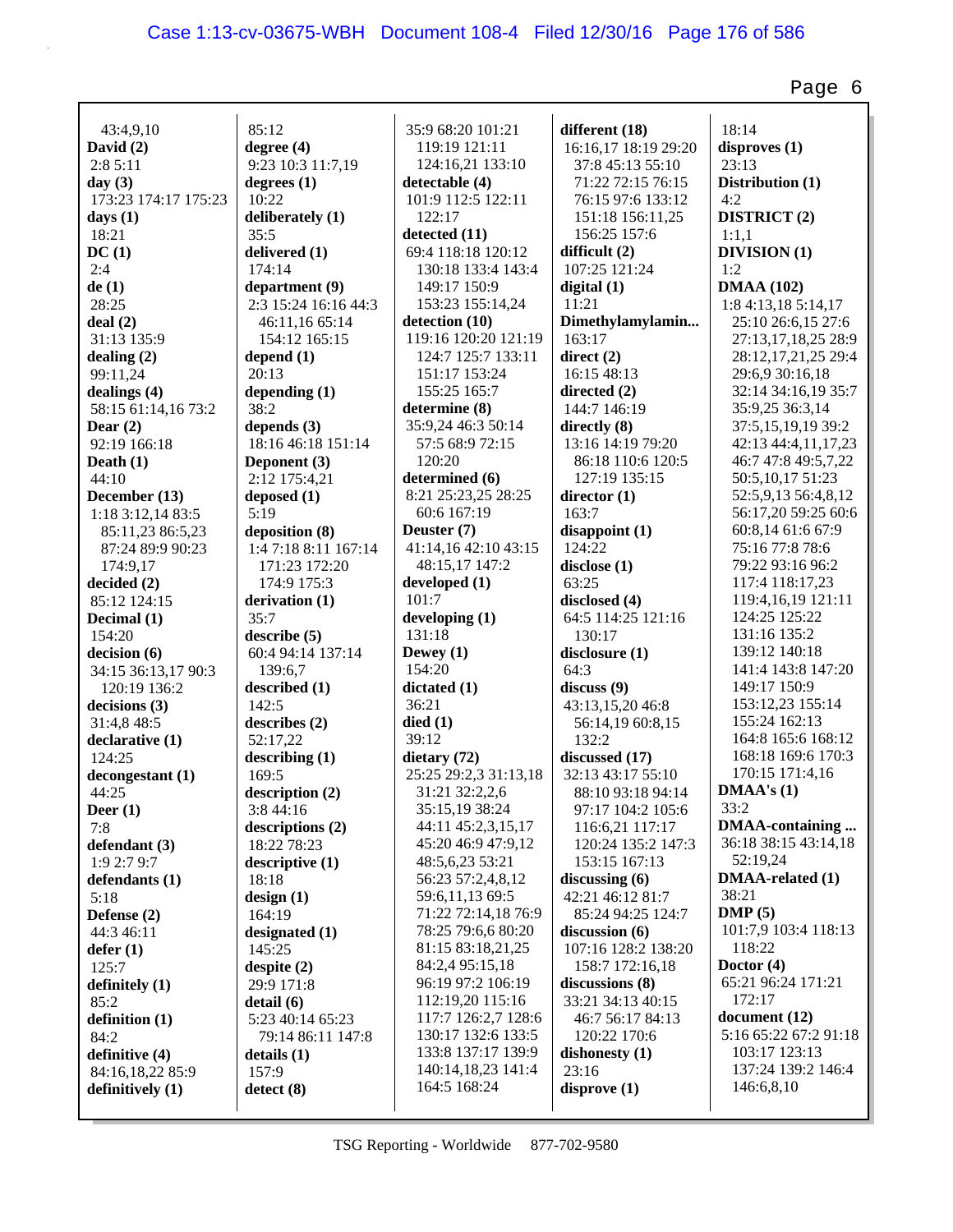43:4,9,10
**David (2)**
2:8 5:11
**day (3)**
173:23 174:17 175:23
**days (1)**
18:21
**DC (1)**
2:4
**de (1)**
28:25
**deal (2)**
31:13 135:9
**dealing (2)**
99:11,24
**dealings (4)**
58:15 61:14,16 73:2
**Dear (2)**
92:19 166:18
**Death (1)**
44:10
**December (13)**
1:18 3:12,14 83:5
85:11,23 86:5,23
87:24 89:9 90:23
174:9,17
**decided (2)**
85:12 124:15
**Decimal (1)**
154:20
**decision (6)**
34:15 36:13,17 90:3
120:19 136:2
**decisions (3)**
31:4,8 48:5
**declarative (1)**
124:25
**decongestant (1)**
44:25
**Deer (1)**
7:8
**defendant (3)**
1:9 2:7 9:7
**defendants (1)**
5:18
**Defense (2)**
44:3 46:11
**defer (1)**
125:7
**definitely (1)**
85:2
**definition (1)**
84:2
**definitive (4)**
84:16,18,22 85:9
**definitively (1)**

85:12
**degree (4)**
9:23 10:3 11:7,19
**degrees (1)**
10:22
**deliberately (1)**
35:5
**delivered (1)**
174:14
**department (9)**
2:3 15:24 16:16 44:3
46:11,16 65:14
154:12 165:15
**depend (1)**
20:13
**depending (1)**
38:2
**depends (3)**
18:16 46:18 151:14
**Deponent (3)**
2:12 175:4,21
**deposed (1)**
5:19
**deposition (8)**
1:4 7:18 8:11 167:14
171:23 172:20
174:9 175:3
**derivation (1)**
35:7
**describe (5)**
60:4 94:14 137:14
139:6,7
**described (1)**
142:5
**describes (2)**
52:17,22
**describing (1)**
169:5
**description (2)**
3:8 44:16
**descriptions (2)**
18:22 78:23
**descriptive (1)**
18:18
**design (1)**
164:19
**designated (1)**
145:25
**despite (2)**
29:9 171:8
**detail (6)**
5:23 40:14 65:23
79:14 86:11 147:8
**details (1)**
157:9
**detect (8)**

35:9 68:20 101:21
119:19 121:11
124:16,21 133:10
**detectable (4)**
101:9 112:5 122:11
122:17
**detected (11)**
69:4 118:18 120:12
130:18 133:4 143:4
149:17 150:9
153:23 155:14,24
**detection (10)**
119:16 120:20 121:19
124:7 125:7 133:11
151:17 153:24
155:25 165:7
**determine (8)**
35:9,24 46:3 50:14
57:5 68:9 72:15
120:20
**determined (6)**
8:21 25:23,25 28:25
60:6 167:19
**Deuster (7)**
41:14,16 42:10 43:15
48:15,17 147:2
**developed (1)**
101:7
**developing (1)**
131:18
**Dewey (1)**
154:20
**dictated (1)**
36:21
**died (1)**
39:12
**dietary (72)**
25:25 29:2,3 31:13,18
31:21 32:2,2,6
35:15,19 38:24
44:11 45:2,3,15,17
45:20 46:9 47:9,12
48:5,6,23 53:21
56:23 57:2,4,8,12
59:6,11,13 69:5
71:22 72:14,18 76:9
78:25 79:6,6 80:20
81:15 83:18,21,25
84:2,4 95:15,18
96:19 97:2 106:19
112:19,20 115:16
117:7 126:2,7 128:6
130:17 132:6 133:5
133:8 137:17 139:9
140:14,18,23 141:4
164:5 168:24

**different (18)**
16:16,17 18:19 29:20
37:8 45:13 55:10
71:22 72:15 76:15
76:15 97:6 133:12
151:18 156:11,25
156:25 157:6
**difficult (2)**
107:25 121:24
**digital (1)**
11:21
**Dimethylamylamin...**
163:17
**direct (2)**
16:15 48:13
**directed (2)**
144:7 146:19
**directly (8)**
13:16 14:19 79:20
86:18 110:6 120:5
127:19 135:15
**director (1)**
163:7
**disappoint (1)**
124:22
**disclose (1)**
63:25
**disclosed (4)**
64:5 114:25 121:16
130:17
**disclosure (1)**
64:3
**discuss (9)**
43:13,15,20 46:8
56:14,19 60:8,15
132:2
**discussed (17)**
32:13 43:17 55:10
88:10 93:18 94:14
97:17 104:2 105:6
116:6,21 117:17
120:24 135:2 147:3
153:15 167:13
**discussing (6)**
42:21 46:12 81:7
85:24 94:25 124:7
**discussion (6)**
107:16 128:2 138:20
158:7 172:16,18
**discussions (8)**
33:21 34:13 40:15
46:7 56:17 84:13
120:22 170:6
**dishonesty (1)**
23:16
**disprove (1)**

18:14
**disproves (1)**
23:13
**Distribution (1)**
4:2
**DISTRICT (2)**
1:1,1
**DIVISION (1)**
1:2
**DMAA (102)**
1:8 4:13,18 5:14,17
25:10 26:6,15 27:6
27:13,17,18,25 28:9
28:12,17,21,25 29:4
29:6,9 30:16,18
32:14 34:16,19 35:7
35:9,25 36:3,14
37:5,15,19,19 39:2
42:13 44:4,11,17,23
46:7 47:8 49:5,7,22
50:5,10,17 51:23
52:5,9,13 56:4,8,12
56:17,20 59:25 60:6
60:8,14 61:6 67:9
75:16 77:8 78:6
79:22 93:16 96:2
117:4 118:17,23
119:4,16,19 121:11
124:25 125:22
131:16 135:2
139:12 140:18
141:4 143:8 147:20
149:17 150:9
153:12,23 155:14
155:24 162:13
164:8 165:6 168:12
168:18 169:6 170:3
170:15 171:4,16
**DMAA's (1)**
33:2
**DMAA-containing ...**
36:18 38:15 43:14,18
52:19,24
**DMAA-related (1)**
38:21
**DMP (5)**
101:7,9 103:4 118:13
118:22
**Doctor (4)**
65:21 96:24 171:21
172:17
**document (12)**
5:16 65:22 67:2 91:18
103:17 123:13
137:24 139:2 146:4
146:6,8,10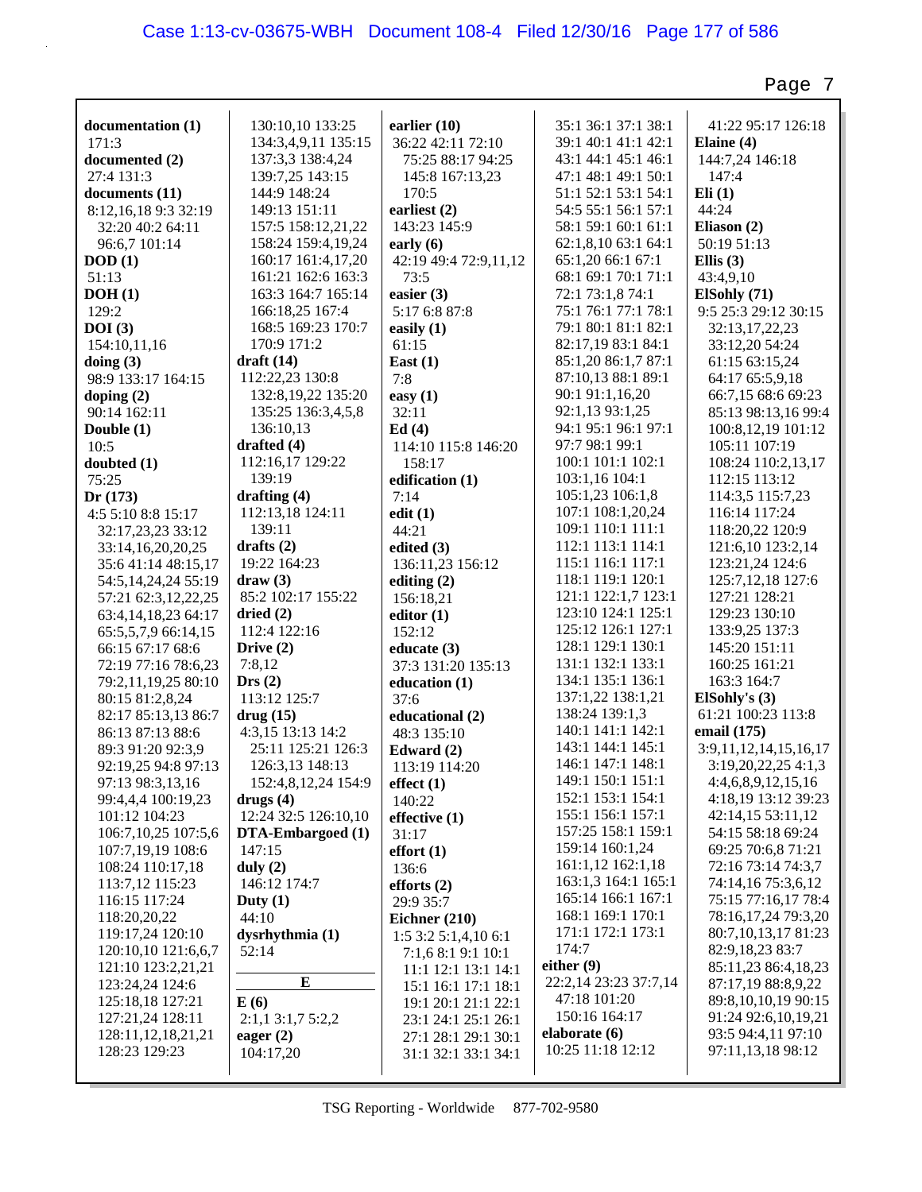**documentation (1)**
171:3
**documented (2)**
27:4 131:3
**documents (11)**
8:12,16,18 9:3 32:19 32:20 40:2 64:11 96:6,7 101:14
**DOD (1)**
51:13
**DOH (1)**
129:2
**DOI (3)**
154:10,11,16
**doing (3)**
98:9 133:17 164:15
**doping (2)**
90:14 162:11
**Double (1)**
10:5
**doubted (1)**
75:25
**Dr (173)**
4:5 5:10 8:8 15:17 32:17,23,23 33:12 33:14,16,20,20,25 35:6 41:14 48:15,17 54:5,14,24,24 55:19 57:21 62:3,12,22,25 63:4,14,18,23 64:17 65:5,5,7,9 66:14,15 66:15 67:17 68:6 72:19 77:16 78:6,23 79:2,11,19,25 80:10 80:15 81:2,8,24 82:17 85:13,13 86:7 86:13 87:13 88:6 89:3 91:20 92:3,9 92:19,25 94:8 97:13 97:13 98:3,13,16 99:4,4,4 100:19,23 101:12 104:23 106:7,10,25 107:5,6 107:7,19,19 108:6 108:24 110:17,18 113:7,12 115:23 116:15 117:24 118:20,20,22 119:17,24 120:10 120:10,10 121:6,6,7 121:10 123:2,21,21 123:24,24 124:6 125:18,18 127:21 127:21,24 128:11 128:11,12,18,21,21 128:23 129:23 130:10,10 133:25 134:3,4,9,11 135:15 137:3,3 138:4,24 139:7,25 143:15 144:9 148:24 149:13 151:11 157:5 158:12,21,22 158:24 159:4,19,24 160:17 161:4,17,20 161:21 162:6 163:3 163:3 164:7 165:14 166:18,25 167:4 168:5 169:23 170:7 170:9 171:2
**draft (14)**
112:22,23 130:8 132:8,19,22 135:20 135:25 136:3,4,5,8 136:10,13
**drafted (4)**
112:16,17 129:22 139:19
**drafting (4)**
112:13,18 124:11 139:11
**drafts (2)**
19:22 164:23
**draw (3)**
85:2 102:17 155:22
**dried (2)**
112:4 122:16
**Drive (2)**
7:8,12
**Drs (2)**
113:12 125:7
**drug (15)**
4:3,15 13:13 14:2 25:11 125:21 126:3 126:3,13 148:13 152:4,8,12,24 154:9
**drugs (4)**
12:24 32:5 126:10,10
**DTA-Embargoed (1)**
147:15
**duly (2)**
146:12 174:7
**Duty (1)**
44:10
**dysrhythmia (1)**
52:14

**E**

**E (6)**
2:1,1 3:1,7 5:2,2
**eager (2)**
104:17,20
**earlier (10)**
36:22 42:11 72:10 75:25 88:17 94:25 145:8 167:13,23 170:5
**earliest (2)**
143:23 145:9
**early (6)**
42:19 49:4 72:9,11,12 73:5
**easier (3)**
5:17 6:8 87:8
**easily (1)**
61:15
**East (1)**
7:8
**easy (1)**
32:11
**Ed (4)**
114:10 115:8 146:20 158:17
**edification (1)**
7:14
**edit (1)**
44:21
**edited (3)**
136:11,23 156:12
**editing (2)**
156:18,21
**editor (1)**
152:12
**educate (3)**
37:3 131:20 135:13
**education (1)**
37:6
**educational (2)**
48:3 135:10
**Edward (2)**
113:19 114:20
**effect (1)**
140:22
**effective (1)**
31:17
**effort (1)**
136:6
**efforts (2)**
29:9 35:7
**Eichner (210)**
1:5 3:2 5:1,4,10 6:1 7:1,6 8:1 9:1 10:1 11:1 12:1 13:1 14:1 15:1 16:1 17:1 18:1 19:1 20:1 21:1 22:1 23:1 24:1 25:1 26:1 27:1 28:1 29:1 30:1 31:1 32:1 33:1 34:1 35:1 36:1 37:1 38:1 39:1 40:1 41:1 42:1 43:1 44:1 45:1 46:1 47:1 48:1 49:1 50:1 51:1 52:1 53:1 54:1 54:5 55:1 56:1 57:1 58:1 59:1 60:1 61:1 62:1,8,10 63:1 64:1 65:1,20 66:1 67:1 68:1 69:1 70:1 71:1 72:1 73:1,8 74:1 75:1 76:1 77:1 78:1 79:1 80:1 81:1 82:1 82:17,19 83:1 84:1 85:1,20 86:1,7 87:1 87:10,13 88:1 89:1 90:1 91:1,16,20 92:1,13 93:1,25 94:1 95:1 96:1 97:1 97:7 98:1 99:1 100:1 101:1 102:1 103:1,16 104:1 105:1,23 106:1,8 107:1 108:1,20,24 109:1 110:1 111:1 112:1 113:1 114:1 115:1 116:1 117:1 118:1 119:1 120:1 121:1 122:1,7 123:1 123:10 124:1 125:1 125:12 126:1 127:1 128:1 129:1 130:1 131:1 132:1 133:1 134:1 135:1 136:1 137:1,22 138:1,21 138:24 139:1,3 140:1 141:1 142:1 143:1 144:1 145:1 146:1 147:1 148:1 149:1 150:1 151:1 152:1 153:1 154:1 155:1 156:1 157:1 157:25 158:1 159:1 159:14 160:1,24 161:1,12 162:1,18 163:1,3 164:1 165:1 165:14 166:1 167:1 168:1 169:1 170:1 171:1 172:1 173:1 174:7
**either (9)**
22:2,14 23:23 37:7,14 47:18 101:20 150:16 164:17
**elaborate (6)**
10:25 11:18 12:12 41:22 95:17 126:18
**Elaine (4)**
144:7,24 146:18 147:4
**Eli (1)**
44:24
**Eliason (2)**
50:19 51:13
**Ellis (3)**
43:4,9,10
**ElSohly (71)**
9:5 25:3 29:12 30:15 32:13,17,22,23 33:12,20 54:24 61:15 63:15,24 64:17 65:5,9,18 66:7,15 68:6 69:23 85:13 98:13,16 99:4 100:8,12,19 101:12 105:11 107:19 108:24 110:2,13,17 112:15 113:12 114:3,5 115:7,23 116:14 117:24 118:20,22 120:9 121:6,10 123:2,14 123:21,24 124:6 125:7,12,18 127:6 127:21 128:21 129:23 130:10 133:9,25 137:3 145:20 151:11 160:25 161:21 163:3 164:7
**ElSohly's (3)**
61:21 100:23 113:8
**email (175)**
3:9,11,12,14,15,16,17 3:19,20,22,25 4:1,3 4:4,6,8,9,12,15,16 4:18,19 13:12 39:23 42:14,15 53:11,12 54:15 58:18 69:24 69:25 70:6,8 71:21 72:16 73:14 74:3,7 74:14,16 75:3,6,12 75:15 77:16,17 78:4 78:16,17,24 79:3,20 80:7,10,13,17 81:23 82:9,18,23 83:7 85:11,23 86:4,18,23 87:17,19 88:8,9,22 89:8,10,10,19 90:15 91:24 92:6,10,19,21 93:5 94:4,11 97:10 97:11,13,18 98:12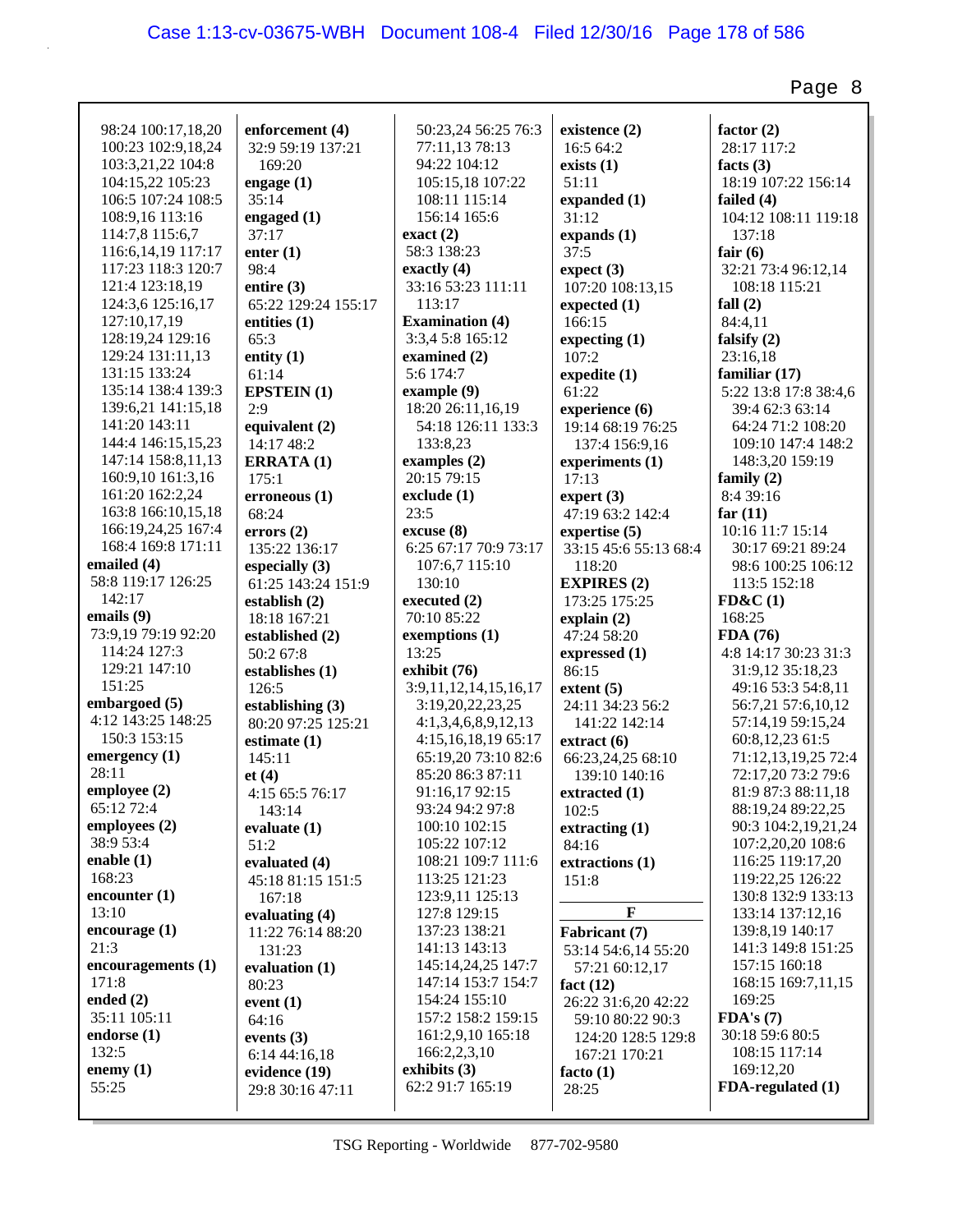98:24 100:17,18,20
100:23 102:9,18,24
103:3,21,22 104:8
104:15,22 105:23
106:5 107:24 108:5
108:9,16 113:16
114:7,8 115:6,7
116:6,14,19 117:17
117:23 118:3 120:7
121:4 123:18,19
124:3,6 125:16,17
127:10,17,19
128:19,24 129:16
129:24 131:11,13
131:15 133:24
135:14 138:4 139:3
139:6,21 141:15,18
141:20 143:11
144:4 146:15,15,23
147:14 158:8,11,13
160:9,10 161:3,16
161:20 162:2,24
163:8 166:10,15,18
166:19,24,25 167:4
168:4 169:8 171:11

**emailed (4)**
58:8 119:17 126:25
142:17

**emails (9)**
73:9,19 79:19 92:20
114:24 127:3
129:21 147:10
151:25

**embargoed (5)**
4:12 143:25 148:25
150:3 153:15

**emergency (1)**
28:11

**employee (2)**
65:12 72:4

**employees (2)**
38:9 53:4

**enable (1)**
168:23

**encounter (1)**
13:10

**encourage (1)**
21:3

**encouragements (1)**
171:8

**ended (2)**
35:11 105:11

**endorse (1)**
132:5

**enemy (1)**
55:25

**enforcement (4)**
32:9 59:19 137:21
169:20

**engage (1)**
35:14

**engaged (1)**
37:17

**enter (1)**
98:4

**entire (3)**
65:22 129:24 155:17

**entities (1)**
65:3

**entity (1)**
61:14

**EPSTEIN (1)**
2:9

**equivalent (2)**
14:17 48:2

**ERRATA (1)**
175:1

**erroneous (1)**
68:24

**errors (2)**
135:22 136:17

**especially (3)**
61:25 143:24 151:9

**establish (2)**
18:18 167:21

**established (2)**
50:2 67:8

**establishes (1)**
126:5

**establishing (3)**
80:20 97:25 125:21

**estimate (1)**
145:11

**et (4)**
4:15 65:5 76:17
143:14

**evaluate (1)**
51:2

**evaluated (4)**
45:18 81:15 151:5
167:18

**evaluating (4)**
11:22 76:14 88:20
131:23

**evaluation (1)**
80:23

**event (1)**
64:16

**events (3)**
6:14 44:16,18

**evidence (19)**
29:8 30:16 47:11
50:23,24 56:25 76:3
77:11,13 78:13
94:22 104:12
105:15,18 107:22
108:11 115:14
156:14 165:6

**exact (2)**
58:3 138:23

**exactly (4)**
33:16 53:23 111:11
113:17

**Examination (4)**
3:3,4 5:8 165:12

**examined (2)**
5:6 174:7

**example (9)**
18:20 26:11,16,19
54:18 126:11 133:3
133:8,23

**examples (2)**
20:15 79:15

**exclude (1)**
23:5

**excuse (8)**
6:25 67:17 70:9 73:17
107:6,7 115:10
130:10

**executed (2)**
70:10 85:22

**exemptions (1)**
13:25

**exhibit (76)**
3:9,11,12,14,15,16,17
3:19,20,22,23,25
4:1,3,4,6,8,9,12,13
4:15,16,18,19 65:17
65:19,20 73:10 82:6
85:20 86:3 87:11
91:16,17 92:15
93:24 94:2 97:8
100:10 102:15
105:22 107:12
108:21 109:7 111:6
113:25 121:23
123:9,11 125:13
127:8 129:15
137:23 138:21
141:13 143:13
145:14,24,25 147:7
147:14 153:7 154:7
154:24 155:10
157:2 158:2 159:15
161:2,9,10 165:18
166:2,2,3,10

**exhibits (3)**
62:2 91:7 165:19

**existence (2)**
16:5 64:2

**exists (1)**
51:11

**expanded (1)**
31:12

**expands (1)**
37:5

**expect (3)**
107:20 108:13,15

**expected (1)**
166:15

**expecting (1)**
107:2

**expedite (1)**
61:22

**experience (6)**
19:14 68:19 76:25
137:4 156:9,16

**experiments (1)**
17:13

**expert (3)**
47:19 63:2 142:4

**expertise (5)**
33:15 45:6 55:13 68:4
118:20

**EXPIRES (2)**
173:25 175:25

**explain (2)**
47:24 58:20

**expressed (1)**
86:15

**extent (5)**
24:11 34:23 56:2
141:22 142:14

**extract (6)**
66:23,24,25 68:10
139:10 140:16

**extracted (1)**
102:5

**extracting (1)**
84:16

**extractions (1)**
151:8

## F

**Fabricant (7)**
53:14 54:6,14 55:20
57:21 60:12,17

**fact (12)**
26:22 31:6,20 42:22
59:10 80:22 90:3
124:20 128:5 129:8
167:21 170:21

**facto (1)**
28:25

**factor (2)**
28:17 117:2

**facts (3)**
18:19 107:22 156:14

**failed (4)**
104:12 108:11 119:18
137:18

**fair (6)**
32:21 73:4 96:12,14
108:18 115:21

**fall (2)**
84:4,11

**falsify (2)**
23:16,18

**familiar (17)**
5:22 13:8 17:8 38:4,6
39:4 62:3 63:14
64:24 71:2 108:20
109:10 147:4 148:2
148:3,20 159:19

**family (2)**
8:4 39:16

**far (11)**
10:16 11:7 15:14
30:17 69:21 89:24
98:6 100:25 106:12
113:5 152:18

**FD&C (1)**
168:25

**FDA (76)**
4:8 14:17 30:23 31:3
31:9,12 35:18,23
49:16 53:3 54:8,11
56:7,21 57:6,10,12
57:14,19 59:15,24
60:8,12,23 61:5
71:12,13,19,25 72:4
72:17,20 73:2 79:6
81:9 87:3 88:11,18
88:19,24 89:22,25
90:3 104:2,19,21,24
107:2,20,20 108:6
116:25 119:17,20
119:22,25 126:22
130:8 132:9 133:13
133:14 137:12,16
139:8,19 140:17
141:3 149:8 151:25
157:15 160:18
168:15 169:7,11,15
169:25

**FDA's (7)**
30:18 59:6 80:5
108:15 117:14
169:12,20

**FDA-regulated (1)**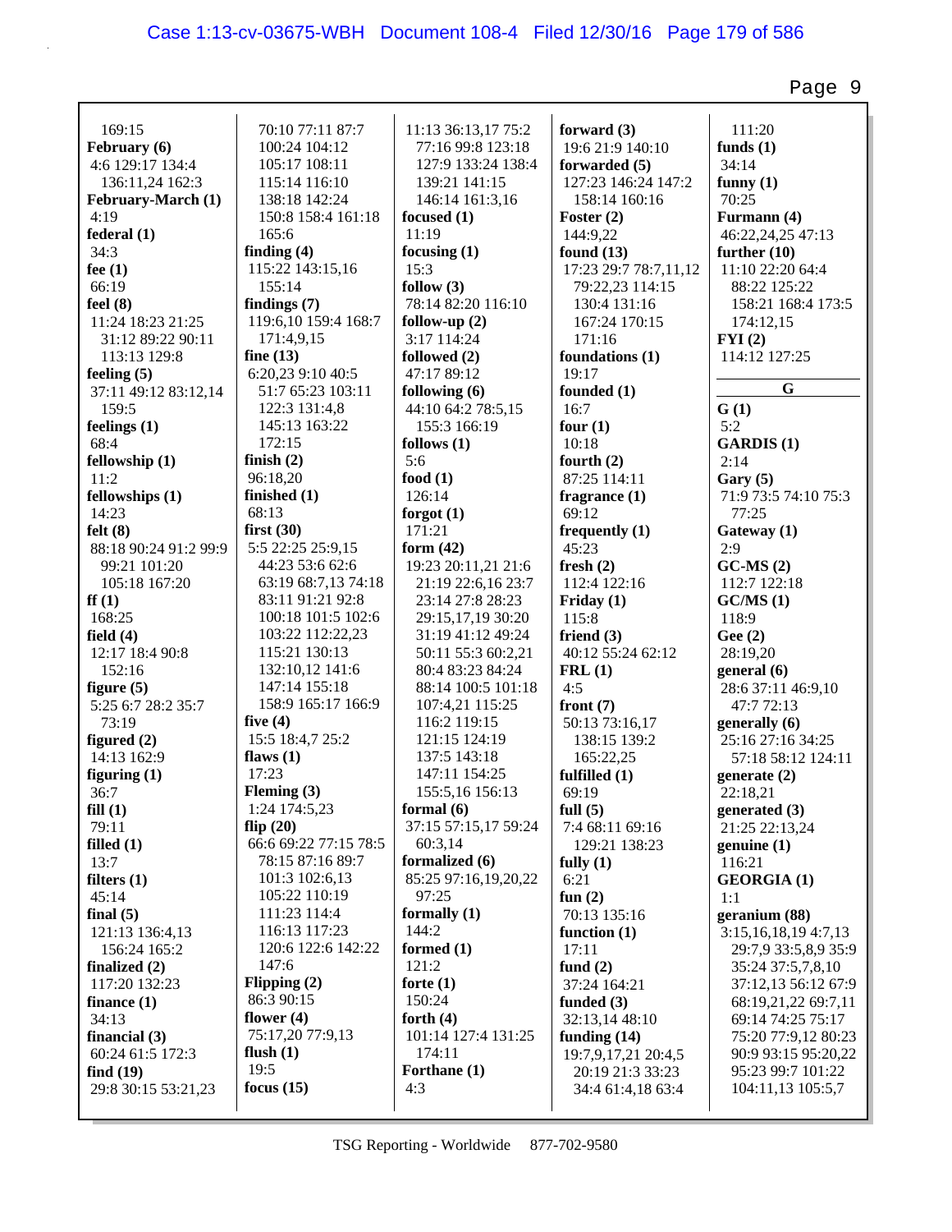169:15
**February (6)**
4:6 129:17 134:4
136:11,24 162:3
**February-March (1)**
4:19
**federal (1)**
34:3
**fee (1)**
66:19
**feel (8)**
11:24 18:23 21:25
31:12 89:22 90:11
113:13 129:8
**feeling (5)**
37:11 49:12 83:12,14
159:5
**feelings (1)**
68:4
**fellowship (1)**
11:2
**fellowships (1)**
14:23
**felt (8)**
88:18 90:24 91:2 99:9
99:21 101:20
105:18 167:20
**ff (1)**
168:25
**field (4)**
12:17 18:4 90:8
152:16
**figure (5)**
5:25 6:7 28:2 35:7
73:19
**figured (2)**
14:13 162:9
**figuring (1)**
36:7
**fill (1)**
79:11
**filled (1)**
13:7
**filters (1)**
45:14
**final (5)**
121:13 136:4,13
156:24 165:2
**finalized (2)**
117:20 132:23
**finance (1)**
34:13
**financial (3)**
60:24 61:5 172:3
**find (19)**
29:8 30:15 53:21,23
70:10 77:11 87:7
100:24 104:12
105:17 108:11
115:14 116:10
138:18 142:24
150:8 158:4 161:18
165:6
**finding (4)**
115:22 143:15,16
155:14
**findings (7)**
119:6,10 159:4 168:7
171:4,9,15
**fine (13)**
6:20,23 9:10 40:5
51:7 65:23 103:11
122:3 131:4,8
145:13 163:22
172:15
**finish (2)**
96:18,20
**finished (1)**
68:13
**first (30)**
5:5 22:25 25:9,15
44:23 53:6 62:6
63:19 68:7,13 74:18
83:11 91:21 92:8
100:18 101:5 102:6
103:22 112:22,23
115:21 130:13
132:10,12 141:6
147:14 155:18
158:9 165:17 166:9
**five (4)**
15:5 18:4,7 25:2
**flaws (1)**
17:23
**Fleming (3)**
1:24 174:5,23
**flip (20)**
66:6 69:22 77:15 78:5
78:15 87:16 89:7
101:3 102:6,13
105:22 110:19
111:23 114:4
116:13 117:23
120:6 122:6 142:22
147:6
**Flipping (2)**
86:3 90:15
**flower (4)**
75:17,20 77:9,13
**flush (1)**
19:5
**focus (15)**
11:13 36:13,17 75:2
77:16 99:8 123:18
127:9 133:24 138:4
139:21 141:15
146:14 161:3,16
**focused (1)**
11:19
**focusing (1)**
15:3
**follow (3)**
78:14 82:20 116:10
**follow-up (2)**
3:17 114:24
**followed (2)**
47:17 89:12
**following (6)**
44:10 64:2 78:5,15
155:3 166:19
**follows (1)**
5:6
**food (1)**
126:14
**forgot (1)**
171:21
**form (42)**
19:23 20:11,21 21:6
21:19 22:6,16 23:7
23:14 27:8 28:23
29:15,17,19 30:20
31:19 41:12 49:24
50:11 55:3 60:2,21
80:4 83:23 84:24
88:14 100:5 101:18
107:4,21 115:25
116:2 119:15
121:15 124:19
137:5 143:18
147:11 154:25
155:5,16 156:13
**formal (6)**
37:15 57:15,17 59:24
60:3,14
**formalized (6)**
85:25 97:16,19,20,22
97:25
**formally (1)**
144:2
**formed (1)**
121:2
**forte (1)**
150:24
**forth (4)**
101:14 127:4 131:25
174:11
**Forthane (1)**
4:3
**forward (3)**
19:6 21:9 140:10
**forwarded (5)**
127:23 146:24 147:2
158:14 160:16
**Foster (2)**
144:9,22
**found (13)**
17:23 29:7 78:7,11,12
79:22,23 114:15
130:4 131:16
167:24 170:15
171:16
**foundations (1)**
19:17
**founded (1)**
16:7
**four (1)**
10:18
**fourth (2)**
87:25 114:11
**fragrance (1)**
69:12
**frequently (1)**
45:23
**fresh (2)**
112:4 122:16
**Friday (1)**
115:8
**friend (3)**
40:12 55:24 62:12
**FRL (1)**
4:5
**front (7)**
50:13 73:16,17
138:15 139:2
165:22,25
**fulfilled (1)**
69:19
**full (5)**
7:4 68:11 69:16
129:21 138:23
**fully (1)**
6:21
**fun (2)**
70:13 135:16
**function (1)**
17:11
**fund (2)**
37:24 164:21
**funded (3)**
32:13,14 48:10
**funding (14)**
19:7,9,17,21 20:4,5
20:19 21:3 33:23
34:4 61:4,18 63:4
111:20
**funds (1)**
34:14
**funny (1)**
70:25
**Furmann (4)**
46:22,24,25 47:13
**further (10)**
11:10 22:20 64:4
88:22 125:22
158:21 168:4 173:5
174:12,15
**FYI (2)**
114:12 127:25

**G**

**G (1)**
5:2
**GARDIS (1)**
2:14
**Gary (5)**
71:9 73:5 74:10 75:3
77:25
**Gateway (1)**
2:9
**GC-MS (2)**
112:7 122:18
**GC/MS (1)**
118:9
**Gee (2)**
28:19,20
**general (6)**
28:6 37:11 46:9,10
47:7 72:13
**generally (6)**
25:16 27:16 34:25
57:18 58:12 124:11
**generate (2)**
22:18,21
**generated (3)**
21:25 22:13,24
**genuine (1)**
116:21
**GEORGIA (1)**
1:1
**geranium (88)**
3:15,16,18,19 4:7,13
29:7,9 33:5,8,9 35:9
35:24 37:5,7,8,10
37:12,13 56:12 67:9
68:19,21,22 69:7,11
69:14 74:25 75:17
75:20 77:9,12 80:23
90:9 93:15 95:20,22
95:23 99:7 101:22
104:11,13 105:5,7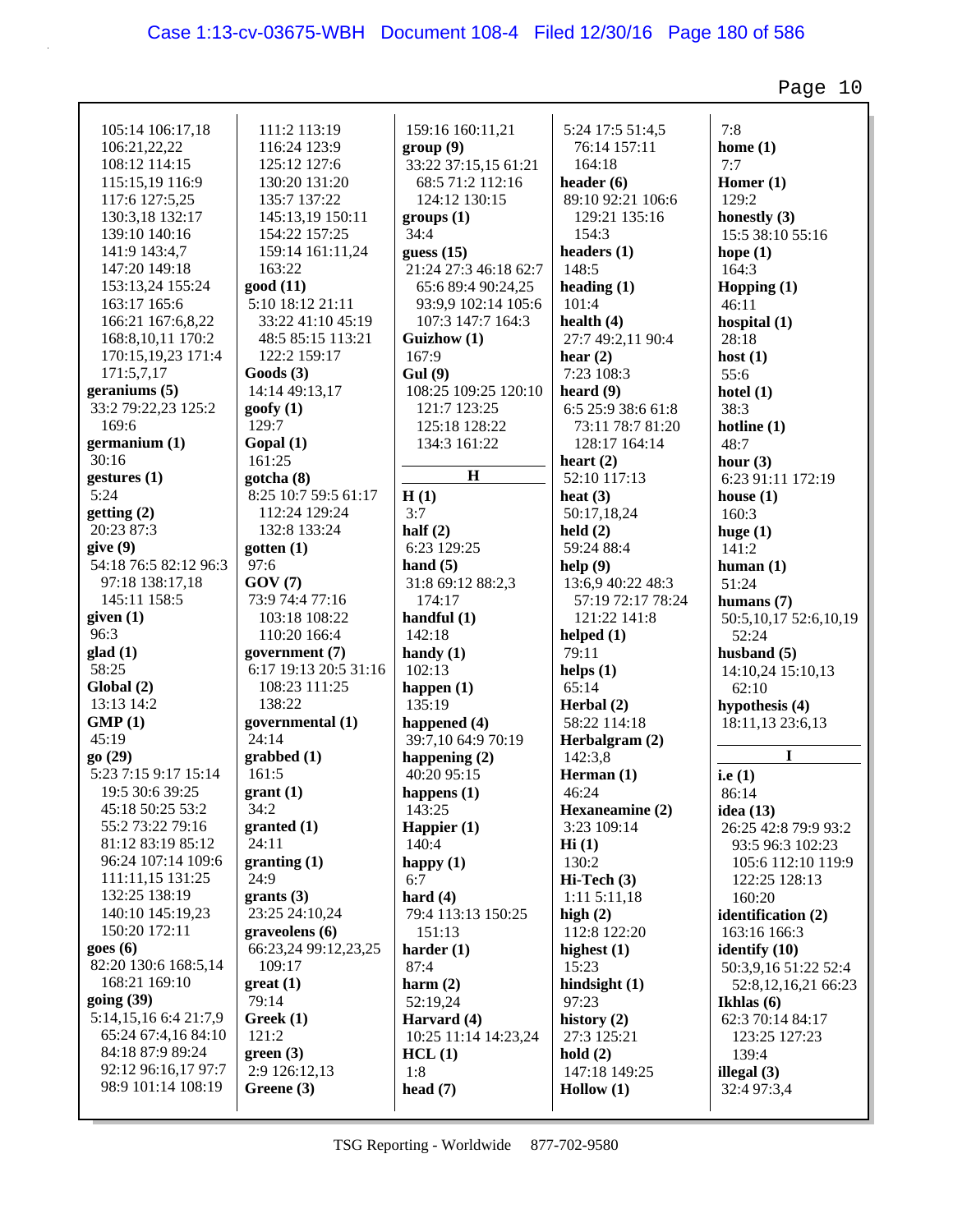105:14 106:17,18
106:21,22,22
108:12 114:15
115:15,19 116:9
117:6 127:5,25
130:3,18 132:17
139:10 140:16
141:9 143:4,7
147:20 149:18
153:13,24 155:24
163:17 165:6
166:21 167:6,8,22
168:8,10,11 170:2
170:15,19,23 171:4
171:5,7,17

**geraniums (5)**
33:2 79:22,23 125:2
169:6

**germanium (1)**
30:16

**gestures (1)**
5:24

**getting (2)**
20:23 87:3

**give (9)**
54:18 76:5 82:12 96:3
97:18 138:17,18
145:11 158:5

**given (1)**
96:3

**glad (1)**
58:25

**Global (2)**
13:13 14:2

**GMP (1)**
45:19

**go (29)**
5:23 7:15 9:17 15:14
19:5 30:6 39:25
45:18 50:25 53:2
55:2 73:22 79:16
81:12 83:19 85:12
96:24 107:14 109:6
111:11,15 131:25
132:25 138:19
140:10 145:19,23
150:20 172:11

**goes (6)**
82:20 130:6 168:5,14
168:21 169:10

**going (39)**
5:14,15,16 6:4 21:7,9
65:24 67:4,16 84:10
84:18 87:9 89:24
92:12 96:16,17 97:7
98:9 101:14 108:19
111:2 113:19
116:24 123:9
125:12 127:6
130:20 131:20
135:7 137:22
145:13,19 150:11
154:22 157:25
159:14 161:11,24
163:22

**good (11)**
5:10 18:12 21:11
33:22 41:10 45:19
48:5 85:15 113:21
122:2 159:17

**Goods (3)**
14:14 49:13,17

**goofy (1)**
129:7

**Gopal (1)**
161:25

**gotcha (8)**
8:25 10:7 59:5 61:17
112:24 129:24
132:8 133:24

**gotten (1)**
97:6

**GOV (7)**
73:9 74:4 77:16
103:18 108:22
110:20 166:4

**government (7)**
6:17 19:13 20:5 31:16
108:23 111:25
138:22

**governmental (1)**
24:14

**grabbed (1)**
161:5

**grant (1)**
34:2

**granted (1)**
24:11

**granting (1)**
24:9

**grants (3)**
23:25 24:10,24

**graveolens (6)**
66:23,24 99:12,23,25
109:17

**great (1)**
79:14

**Greek (1)**
121:2

**green (3)**
2:9 126:12,13

**Greene (3)**
159:16 160:11,21

**group (9)**
33:22 37:15,15 61:21
68:5 71:2 112:16
124:12 130:15

**groups (1)**
34:4

**guess (15)**
21:24 27:3 46:18 62:7
65:6 89:4 90:24,25
93:9,9 102:14 105:6
107:3 147:7 164:3

**Guizhow (1)**
167:9

**Gul (9)**
108:25 109:25 120:10
121:7 123:25
125:18 128:22
134:3 161:22

## H

**H (1)**
3:7

**half (2)**
6:23 129:25

**hand (5)**
31:8 69:12 88:2,3
174:17

**handful (1)**
142:18

**handy (1)**
102:13

**happen (1)**
135:19

**happened (4)**
39:7,10 64:9 70:19

**happening (2)**
40:20 95:15

**happens (1)**
143:25

**Happier (1)**
140:4

**happy (1)**
6:7

**hard (4)**
79:4 113:13 150:25
151:13

**harder (1)**
87:4

**harm (2)**
52:19,24

**Harvard (4)**
10:25 11:14 14:23,24

**HCL (1)**
1:8

**head (7)**
5:24 17:5 51:4,5
76:14 157:11
164:18

**header (6)**
89:10 92:21 106:6
129:21 135:16
154:3

**headers (1)**
148:5

**heading (1)**
101:4

**health (4)**
27:7 49:2,11 90:4

**hear (2)**
7:23 108:3

**heard (9)**
6:5 25:9 38:6 61:8
73:11 78:7 81:20
128:17 164:14

**heart (2)**
52:10 117:13

**heat (3)**
50:17,18,24

**held (2)**
59:24 88:4

**help (9)**
13:6,9 40:22 48:3
57:19 72:17 78:24
121:22 141:8

**helped (1)**
79:11

**helps (1)**
65:14

**Herbal (2)**
58:22 114:18

**Herbalgram (2)**
142:3,8

**Herman (1)**
46:24

**Hexaneamine (2)**
3:23 109:14

**Hi (1)**
130:2

**Hi-Tech (3)**
1:11 5:11,18

**high (2)**
112:8 122:20

**highest (1)**
15:23

**hindsight (1)**
97:23

**history (2)**
27:3 125:21

**hold (2)**
147:18 149:25

**Hollow (1)**
7:8

**home (1)**
7:7

**Homer (1)**
129:2

**honestly (3)**
15:5 38:10 55:16

**hope (1)**
164:3

**Hopping (1)**
46:11

**hospital (1)**
28:18

**host (1)**
55:6

**hotel (1)**
38:3

**hotline (1)**
48:7

**hour (3)**
6:23 91:11 172:19

**house (1)**
160:3

**huge (1)**
141:2

**human (1)**
51:24

**humans (7)**
50:5,10,17 52:6,10,19
52:24

**husband (5)**
14:10,24 15:10,13
62:10

**hypothesis (4)**
18:11,13 23:6,13

## I

**i.e (1)**
86:14

**idea (13)**
26:25 42:8 79:9 93:2
93:5 96:3 102:23
105:6 112:10 119:9
122:25 128:13
160:20

**identification (2)**
163:16 166:3

**identify (10)**
50:3,9,16 51:22 52:4
52:8,12,16,21 66:23

**Ikhlas (6)**
62:3 70:14 84:17
123:25 127:23
139:4

**illegal (3)**
32:4 97:3,4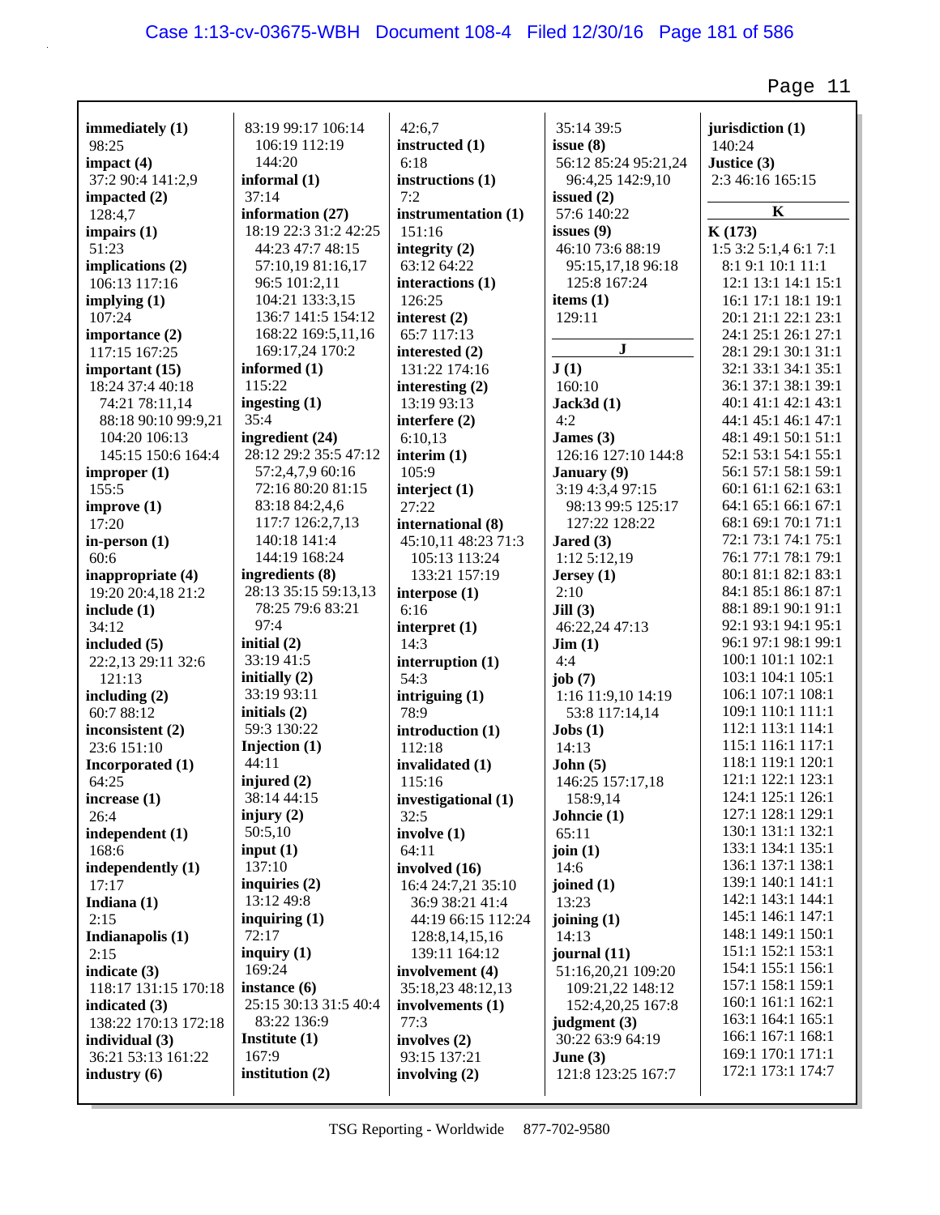**immediately (1)**
98:25
**impact (4)**
37:2 90:4 141:2,9
**impacted (2)**
128:4,7
**impairs (1)**
51:23
**implications (2)**
106:13 117:16
**implying (1)**
107:24
**importance (2)**
117:15 167:25
**important (15)**
18:24 37:4 40:18
74:21 78:11,14
88:18 90:10 99:9,21
104:20 106:13
145:15 150:6 164:4
**improper (1)**
155:5
**improve (1)**
17:20
**in-person (1)**
60:6
**inappropriate (4)**
19:20 20:4,18 21:2
**include (1)**
34:12
**included (5)**
22:2,13 29:11 32:6
121:13
**including (2)**
60:7 88:12
**inconsistent (2)**
23:6 151:10
**Incorporated (1)**
64:25
**increase (1)**
26:4
**independent (1)**
168:6
**independently (1)**
17:17
**Indiana (1)**
2:15
**Indianapolis (1)**
2:15
**indicate (3)**
118:17 131:15 170:18
**indicated (3)**
138:22 170:13 172:18
**individual (3)**
36:21 53:13 161:22
**industry (6)**
83:19 99:17 106:14
106:19 112:19
144:20
**informal (1)**
37:14
**information (27)**
18:19 22:3 31:2 42:25
44:23 47:7 48:15
57:10,19 81:16,17
96:5 101:2,11
104:21 133:3,15
136:7 141:5 154:12
168:22 169:5,11,16
169:17,24 170:2
**informed (1)**
115:22
**ingesting (1)**
35:4
**ingredient (24)**
28:12 29:2 35:5 47:12
57:2,4,7,9 60:16
72:16 80:20 81:15
83:18 84:2,4,6
117:7 126:2,7,13
140:18 141:4
144:19 168:24
**ingredients (8)**
28:13 35:15 59:13,13
78:25 79:6 83:21
97:4
**initial (2)**
33:19 41:5
**initially (2)**
33:19 93:11
**initials (2)**
59:3 130:22
**Injection (1)**
44:11
**injured (2)**
38:14 44:15
**injury (2)**
50:5,10
**input (1)**
137:10
**inquiries (2)**
13:12 49:8
**inquiring (1)**
72:17
**inquiry (1)**
169:24
**instance (6)**
25:15 30:13 31:5 40:4
83:22 136:9
**Institute (1)**
167:9
**institution (2)**
42:6,7
**instructed (1)**
6:18
**instructions (1)**
7:2
**instrumentation (1)**
151:16
**integrity (2)**
63:12 64:22
**interactions (1)**
126:25
**interest (2)**
65:7 117:13
**interested (2)**
131:22 174:16
**interesting (2)**
13:19 93:13
**interfere (2)**
6:10,13
**interim (1)**
105:9
**interject (1)**
27:22
**international (8)**
45:10,11 48:23 71:3
105:13 113:24
133:21 157:19
**interpose (1)**
6:16
**interpret (1)**
14:3
**interruption (1)**
54:3
**intriguing (1)**
78:9
**introduction (1)**
112:18
**invalidated (1)**
115:16
**investigational (1)**
32:5
**involve (1)**
64:11
**involved (16)**
16:4 24:7,21 35:10
36:9 38:21 41:4
44:19 66:15 112:24
128:8,14,15,16
139:11 164:12
**involvement (4)**
35:18,23 48:12,13
**involvements (1)**
77:3
**involves (2)**
93:15 137:21
**involving (2)**
35:14 39:5
**issue (8)**
56:12 85:24 95:21,24
96:4,25 142:9,10
**issued (2)**
57:6 140:22
**issues (9)**
46:10 73:6 88:19
95:15,17,18 96:18
125:8 167:24
**items (1)**
129:11

**J**

**J (1)**
160:10
**Jack3d (1)**
4:2
**James (3)**
126:16 127:10 144:8
**January (9)**
3:19 4:3,4 97:15
98:13 99:5 125:17
127:22 128:22
**Jared (3)**
1:12 5:12,19
**Jersey (1)**
2:10
**Jill (3)**
46:22,24 47:13
**Jim (1)**
4:4
**job (7)**
1:16 11:9,10 14:19
53:8 117:14,14
**Jobs (1)**
14:13
**John (5)**
146:25 157:17,18
158:9,14
**Johncie (1)**
65:11
**join (1)**
14:6
**joined (1)**
13:23
**joining (1)**
14:13
**journal (11)**
51:16,20,21 109:20
109:21,22 148:12
152:4,20,25 167:8
**judgment (3)**
30:22 63:9 64:19
**June (3)**
121:8 123:25 167:7
**jurisdiction (1)**
140:24
**Justice (3)**
2:3 46:16 165:15

**K**

**K (173)**
1:5 3:2 5:1,4 6:1 7:1
8:1 9:1 10:1 11:1
12:1 13:1 14:1 15:1
16:1 17:1 18:1 19:1
20:1 21:1 22:1 23:1
24:1 25:1 26:1 27:1
28:1 29:1 30:1 31:1
32:1 33:1 34:1 35:1
36:1 37:1 38:1 39:1
40:1 41:1 42:1 43:1
44:1 45:1 46:1 47:1
48:1 49:1 50:1 51:1
52:1 53:1 54:1 55:1
56:1 57:1 58:1 59:1
60:1 61:1 62:1 63:1
64:1 65:1 66:1 67:1
68:1 69:1 70:1 71:1
72:1 73:1 74:1 75:1
76:1 77:1 78:1 79:1
80:1 81:1 82:1 83:1
84:1 85:1 86:1 87:1
88:1 89:1 90:1 91:1
92:1 93:1 94:1 95:1
96:1 97:1 98:1 99:1
100:1 101:1 102:1
103:1 104:1 105:1
106:1 107:1 108:1
109:1 110:1 111:1
112:1 113:1 114:1
115:1 116:1 117:1
118:1 119:1 120:1
121:1 122:1 123:1
124:1 125:1 126:1
127:1 128:1 129:1
130:1 131:1 132:1
133:1 134:1 135:1
136:1 137:1 138:1
139:1 140:1 141:1
142:1 143:1 144:1
145:1 146:1 147:1
148:1 149:1 150:1
151:1 152:1 153:1
154:1 155:1 156:1
157:1 158:1 159:1
160:1 161:1 162:1
163:1 164:1 165:1
166:1 167:1 168:1
169:1 170:1 171:1
172:1 173:1 174:7

TSG Reporting - Worldwide 877-702-9580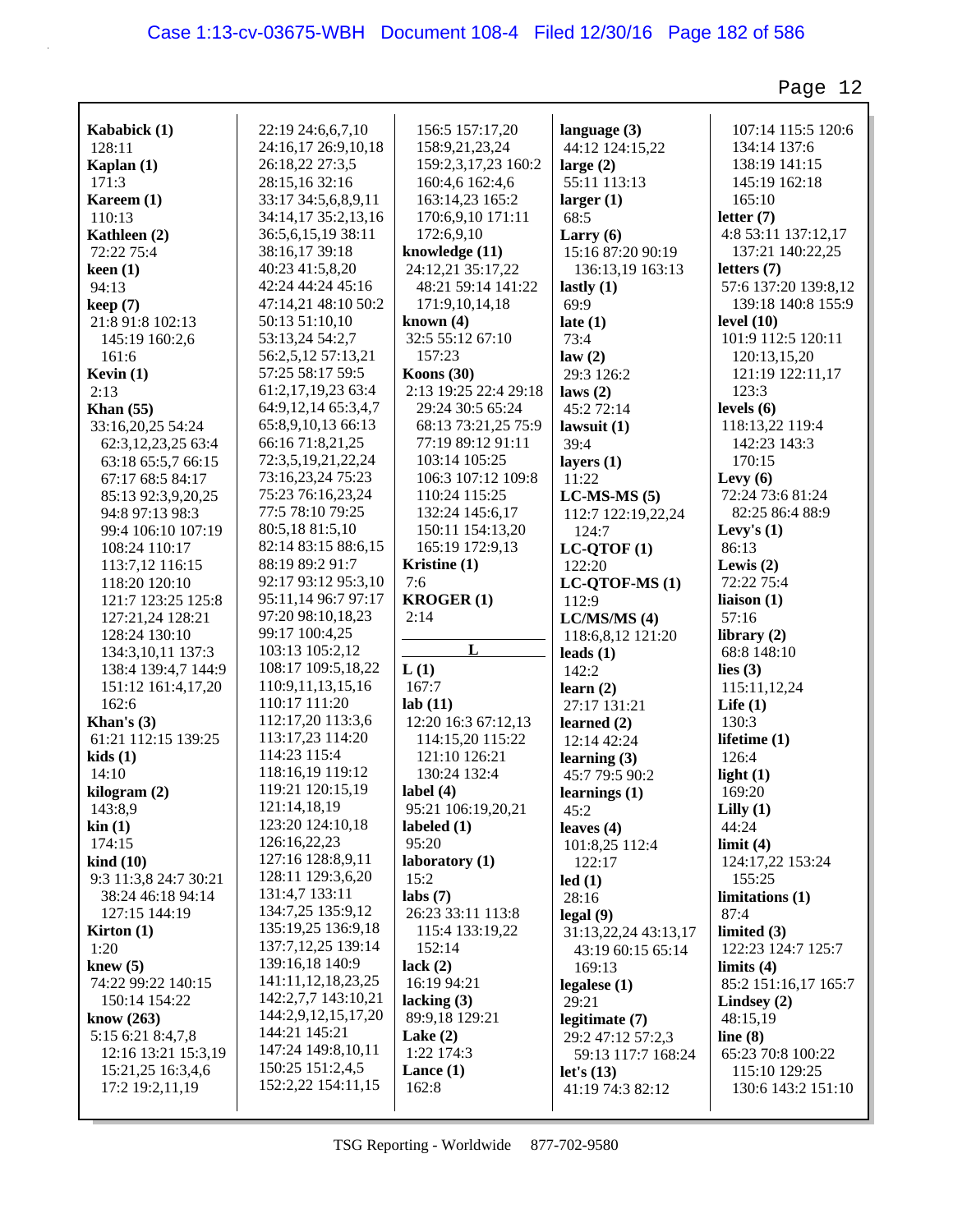**Kababick (1)**
128:11
**Kaplan (1)**
171:3
**Kareem (1)**
110:13
**Kathleen (2)**
72:22 75:4
**keen (1)**
94:13
**keep (7)**
21:8 91:8 102:13
145:19 160:2,6
161:6
**Kevin (1)**
2:13
**Khan (55)**
33:16,20,25 54:24
62:3,12,23,25 63:4
63:18 65:5,7 66:15
67:17 68:5 84:17
85:13 92:3,9,20,25
94:8 97:13 98:3
99:4 106:10 107:19
108:24 110:17
113:7,12 116:15
118:20 120:10
121:7 123:25 125:8
127:21,24 128:21
128:24 130:10
134:3,10,11 137:3
138:4 139:4,7 144:9
151:12 161:4,17,20
162:6
**Khan's (3)**
61:21 112:15 139:25
**kids (1)**
14:10
**kilogram (2)**
143:8,9
**kin (1)**
174:15
**kind (10)**
9:3 11:3,8 24:7 30:21
38:24 46:18 94:14
127:15 144:19
**Kirton (1)**
1:20
**knew (5)**
74:22 99:22 140:15
150:14 154:22
**know (263)**
5:15 6:21 8:4,7,8
12:16 13:21 15:3,19
15:21,25 16:3,4,6
17:2 19:2,11,19
22:19 24:6,6,7,10
24:16,17 26:9,10,18
26:18,22 27:3,5
28:15,16 32:16
33:17 34:5,6,8,9,11
34:14,17 35:2,13,16
36:5,6,15,19 38:11
38:16,17 39:18
40:23 41:5,8,20
42:24 44:24 45:16
47:14,21 48:10 50:2
50:13 51:10,10
53:13,24 54:2,7
56:2,5,12 57:13,21
57:25 58:17 59:5
61:2,17,19,23 63:4
64:9,12,14 65:3,4,7
65:8,9,10,13 66:13
66:16 71:8,21,25
72:3,5,19,21,22,24
73:16,23,24 75:23
75:23 76:16,23,24
77:5 78:10 79:25
80:5,18 81:5,10
82:14 83:15 88:6,15
88:19 89:2 91:7
92:17 93:12 95:3,10
95:11,14 96:7 97:17
97:20 98:10,18,23
99:17 100:4,25
103:13 105:2,12
108:17 109:5,18,22
110:9,11,13,15,16
110:17 111:20
112:17,20 113:3,6
113:17,23 114:20
114:23 115:4
118:16,19 119:12
119:21 120:15,19
121:14,18,19
123:20 124:10,18
126:16,22,23
127:16 128:8,9,11
128:11 129:3,6,20
131:4,7 133:11
134:7,25 135:9,12
135:19,25 136:9,18
137:7,12,25 139:14
139:16,18 140:9
141:11,12,18,23,25
142:2,7,7 143:10,21
144:2,9,12,15,17,20
144:21 145:21
147:24 149:8,10,11
150:25 151:2,4,5
152:2,22 154:11,15
156:5 157:17,20
158:9,21,23,24
159:2,3,17,23 160:2
160:4,6 162:4,6
163:14,23 165:2
170:6,9,10 171:11
172:6,9,10
**knowledge (11)**
24:12,21 35:17,22
48:21 59:14 141:22
171:9,10,14,18
**known (4)**
32:5 55:12 67:10
157:23
**Koons (30)**
2:13 19:25 22:4 29:18
29:24 30:5 65:24
68:13 73:21,25 75:9
77:19 89:12 91:11
103:14 105:25
106:3 107:12 109:8
110:24 115:25
132:24 145:6,17
150:11 154:13,20
165:19 172:9,13
**Kristine (1)**
7:6
**KROGER (1)**
2:14

## L

**L (1)**
167:7
**lab (11)**
12:20 16:3 67:12,13
114:15,20 115:22
121:10 126:21
130:24 132:4
**label (4)**
95:21 106:19,20,21
**labeled (1)**
95:20
**laboratory (1)**
15:2
**labs (7)**
26:23 33:11 113:8
115:4 133:19,22
152:14
**lack (2)**
16:19 94:21
**lacking (3)**
89:9,18 129:21
**Lake (2)**
1:22 174:3
**Lance (1)**
162:8
**language (3)**
44:12 124:15,22
**large (2)**
55:11 113:13
**larger (1)**
68:5
**Larry (6)**
15:16 87:20 90:19
136:13,19 163:13
**lastly (1)**
69:9
**late (1)**
73:4
**law (2)**
29:3 126:2
**laws (2)**
45:2 72:14
**lawsuit (1)**
39:4
**layers (1)**
11:22
**LC-MS-MS (5)**
112:7 122:19,22,24
124:7
**LC-QTOF (1)**
122:20
**LC-QTOF-MS (1)**
112:9
**LC/MS/MS (4)**
118:6,8,12 121:20
**leads (1)**
142:2
**learn (2)**
27:17 131:21
**learned (2)**
12:14 42:24
**learning (3)**
45:7 79:5 90:2
**learnings (1)**
45:2
**leaves (4)**
101:8,25 112:4
122:17
**led (1)**
28:16
**legal (9)**
31:13,22,24 43:13,17
43:19 60:15 65:14
169:13
**legalese (1)**
29:21
**legitimate (7)**
29:2 47:12 57:2,3
59:13 117:7 168:24
**let's (13)**
41:19 74:3 82:12
107:14 115:5 120:6
134:14 137:6
138:19 141:15
145:19 162:18
165:10
**letter (7)**
4:8 53:11 137:12,17
137:21 140:22,25
**letters (7)**
57:6 137:20 139:8,12
139:18 140:8 155:9
**level (10)**
101:9 112:5 120:11
120:13,15,20
121:19 122:11,17
123:3
**levels (6)**
118:13,22 119:4
142:23 143:3
170:15
**Levy (6)**
72:24 73:6 81:24
82:25 86:4 88:9
**Levy's (1)**
86:13
**Lewis (2)**
72:22 75:4
**liaison (1)**
57:16
**library (2)**
68:8 148:10
**lies (3)**
115:11,12,24
**Life (1)**
130:3
**lifetime (1)**
126:4
**light (1)**
169:20
**Lilly (1)**
44:24
**limit (4)**
124:17,22 153:24
155:25
**limitations (1)**
87:4
**limited (3)**
122:23 124:7 125:7
**limits (4)**
85:2 151:16,17 165:7
**Lindsey (2)**
48:15,19
**line (8)**
65:23 70:8 100:22
115:10 129:25
130:6 143:2 151:10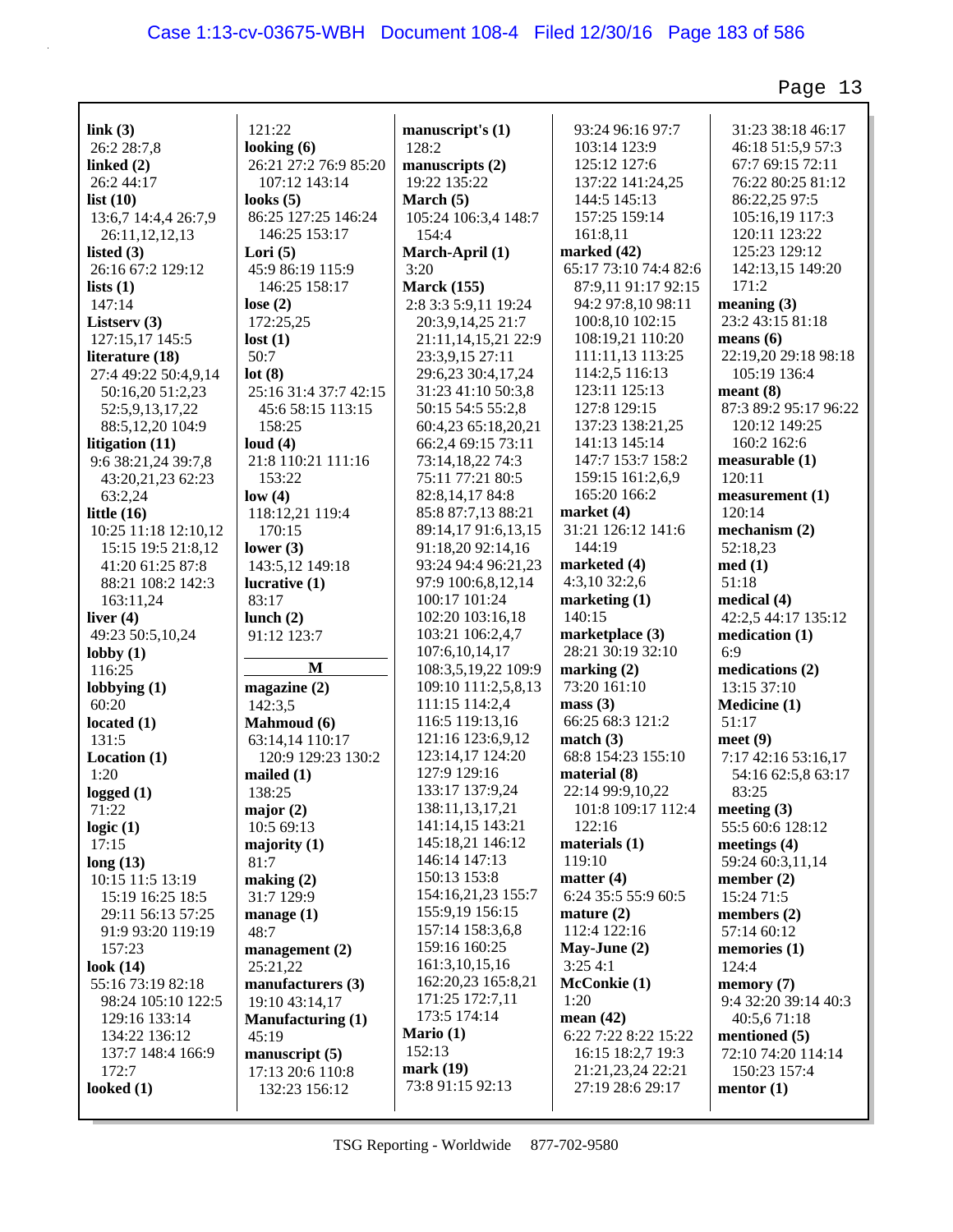**link (3)**
26:2 28:7,8
**linked (2)**
26:2 44:17
**list (10)**
13:6,7 14:4,4 26:7,9 26:11,12,12,13
**listed (3)**
26:16 67:2 129:12
**lists (1)**
147:14
**Listserv (3)**
127:15,17 145:5
**literature (18)**
27:4 49:22 50:4,9,14 50:16,20 51:2,23 52:5,9,13,17,22 88:5,12,20 104:9
**litigation (11)**
9:6 38:21,24 39:7,8 43:20,21,23 62:23 63:2,24
**little (16)**
10:25 11:18 12:10,12 15:15 19:5 21:8,12 41:20 61:25 87:8 88:21 108:2 142:3 163:11,24
**liver (4)**
49:23 50:5,10,24
**lobby (1)**
116:25
**lobbying (1)**
60:20
**located (1)**
131:5
**Location (1)**
1:20
**logged (1)**
71:22
**logic (1)**
17:15
**long (13)**
10:15 11:5 13:19 15:19 16:25 18:5 29:11 56:13 57:25 91:9 93:20 119:19 157:23
**look (14)**
55:16 73:19 82:18 98:24 105:10 122:5 129:16 133:14 134:22 136:12 137:7 148:4 166:9 172:7
**looked (1)**
121:22
**looking (6)**
26:21 27:2 76:9 85:20 107:12 143:14
**looks (5)**
86:25 127:25 146:24 146:25 153:17
**Lori (5)**
45:9 86:19 115:9 146:25 158:17
**lose (2)**
172:25,25
**lost (1)**
50:7
**lot (8)**
25:16 31:4 37:7 42:15 45:6 58:15 113:15 158:25
**loud (4)**
21:8 110:21 111:16 153:22
**low (4)**
118:12,21 119:4 170:15
**lower (3)**
143:5,12 149:18
**lucrative (1)**
83:17
**lunch (2)**
91:12 123:7

**M**

**magazine (2)**
142:3,5
**Mahmoud (6)**
63:14,14 110:17 120:9 129:23 130:2
**mailed (1)**
138:25
**major (2)**
10:5 69:13
**majority (1)**
81:7
**making (2)**
31:7 129:9
**manage (1)**
48:7
**management (2)**
25:21,22
**manufacturers (3)**
19:10 43:14,17
**Manufacturing (1)**
45:19
**manuscript (5)**
17:13 20:6 110:8 132:23 156:12
**manuscript's (1)**
128:2
**manuscripts (2)**
19:22 135:22
**March (5)**
105:24 106:3,4 148:7 154:4
**March-April (1)**
3:20
**Marck (155)**
2:8 3:3 5:9,11 19:24 20:3,9,14,25 21:7 21:11,14,15,21 22:9 23:3,9,15 27:11 29:6,23 30:4,17,24 31:23 41:10 50:3,8 50:15 54:5 55:2,8 60:4,23 65:18,20,21 66:2,4 69:15 73:11 73:14,18,22 74:3 75:11 77:21 80:5 82:8,14,17 84:8 85:8 87:7,13 88:21 89:14,17 91:6,13,15 91:18,20 92:14,16 93:24 94:4 96:21,23 97:9 100:6,8,12,14 100:17 101:24 102:20 103:16,18 103:21 106:2,4,7 107:6,10,14,17 108:3,5,19,22 109:9 109:10 111:2,5,8,13 111:15 114:2,4 116:5 119:13,16 121:16 123:6,9,12 123:14,17 124:20 127:9 129:16 133:17 137:9,24 138:11,13,17,21 141:14,15 143:21 145:18,21 146:12 146:14 147:13 150:13 153:8 154:16,21,23 155:7 155:9,19 156:15 157:14 158:3,6,8 159:16 160:25 161:3,10,15,16 162:20,23 165:8,21 171:25 172:7,11 173:5 174:14
**Mario (1)**
152:13
**mark (19)**
73:8 91:15 92:13 93:24 96:16 97:7 103:14 123:9 125:12 127:6 137:22 141:24,25 144:5 145:13 157:25 159:14 161:8,11
**marked (42)**
65:17 73:10 74:4 82:6 87:9,11 91:17 92:15 94:2 97:8,10 98:11 100:8,10 102:15 108:19,21 110:20 111:11,13 113:25 114:2,4 116:13 123:11 125:13 127:8 129:15 137:23 138:21,25 141:13 145:14 147:7 153:7 158:2 159:15 161:2,6,9 165:20 166:2
**market (4)**
31:21 126:12 141:6 144:19
**marketed (4)**
4:3,10 32:2,6
**marketing (1)**
140:15
**marketplace (3)**
28:21 30:19 32:10
**marking (2)**
73:20 161:10
**mass (3)**
66:25 68:3 121:2
**match (3)**
68:8 154:23 155:10
**material (8)**
22:14 99:9,10,22 101:8 109:17 112:4 122:16
**materials (1)**
119:10
**matter (4)**
6:24 35:5 55:9 60:5
**mature (2)**
112:4 122:16
**May-June (2)**
3:25 4:1
**McConkie (1)**
1:20
**mean (42)**
6:22 7:22 8:22 15:22 16:15 18:2,7 19:3 21:21,23,24 22:21 27:19 28:6 29:17 31:23 38:18 46:17 46:18 51:5,9 57:3 67:7 69:15 72:11 76:22 80:25 81:12 86:22,25 97:5 105:16,19 117:3 120:11 123:22 125:23 129:12 142:13,15 149:20 171:2
**meaning (3)**
23:2 43:15 81:18
**means (6)**
22:19,20 29:18 98:18 105:19 136:4
**meant (8)**
87:3 89:2 95:17 96:22 120:12 149:25 160:2 162:6
**measurable (1)**
120:11
**measurement (1)**
120:14
**mechanism (2)**
52:18,23
**med (1)**
51:18
**medical (4)**
42:2,5 44:17 135:12
**medication (1)**
6:9
**medications (2)**
13:15 37:10
**Medicine (1)**
51:17
**meet (9)**
7:17 42:16 53:16,17 54:16 62:5,8 63:17 83:25
**meeting (3)**
55:5 60:6 128:12
**meetings (4)**
59:24 60:3,11,14
**member (2)**
15:24 71:5
**members (2)**
57:14 60:12
**memories (1)**
124:4
**memory (7)**
9:4 32:20 39:14 40:3 40:5,6 71:18
**mentioned (5)**
72:10 74:20 114:14 150:23 157:4
**mentor (1)**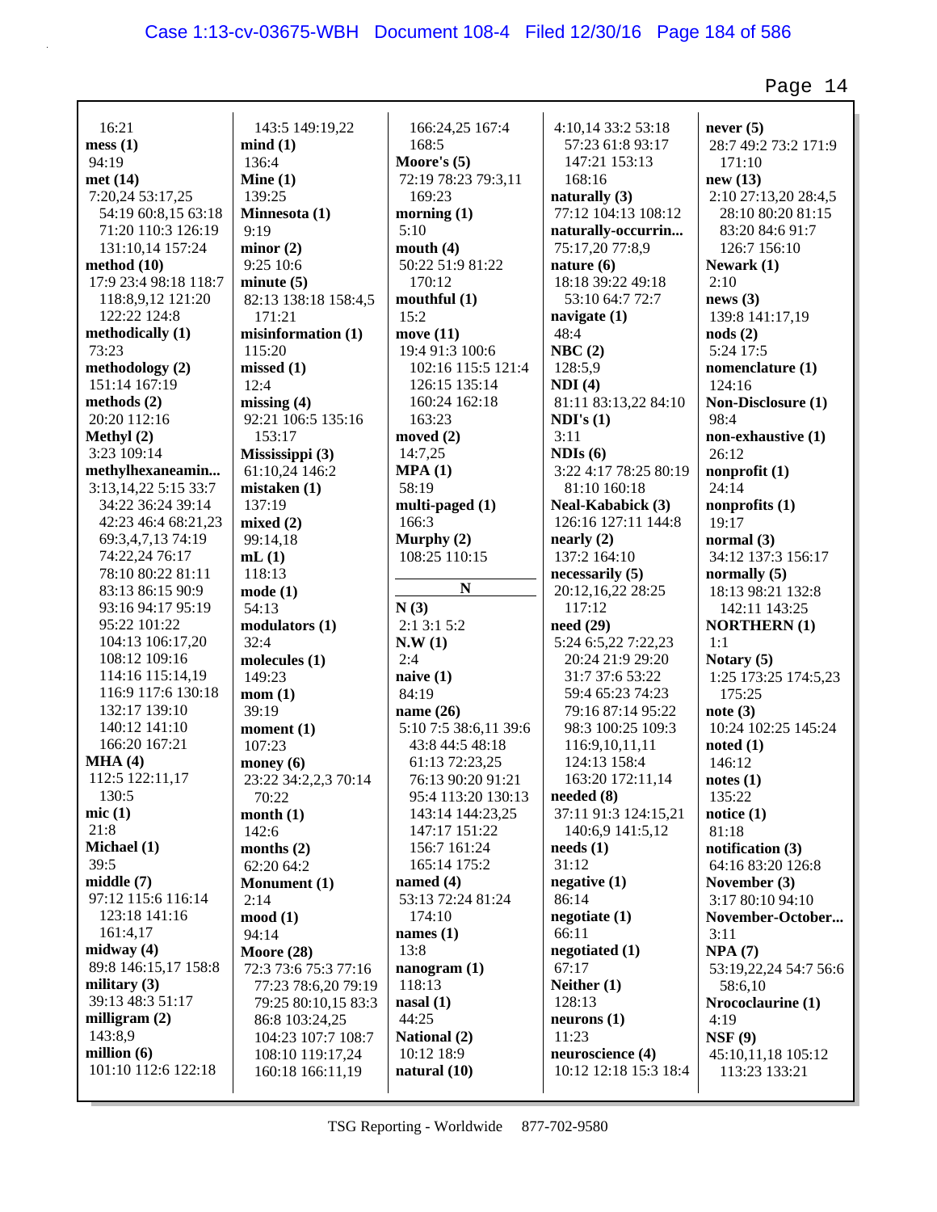16:21
**mess (1)**
94:19
**met (14)**
7:20,24 53:17,25
54:19 60:8,15 63:18
71:20 110:3 126:19
131:10,14 157:24
**method (10)**
17:9 23:4 98:18 118:7
118:8,9,12 121:20
122:22 124:8
**methodically (1)**
73:23
**methodology (2)**
151:14 167:19
**methods (2)**
20:20 112:16
**Methyl (2)**
3:23 109:14
**methylhexaneamin...**
3:13,14,22 5:15 33:7
34:22 36:24 39:14
42:23 46:4 68:21,23
69:3,4,7,13 74:19
74:22,24 76:17
78:10 80:22 81:11
83:13 86:15 90:9
93:16 94:17 95:19
95:22 101:22
104:13 106:17,20
108:12 109:16
114:16 115:14,19
116:9 117:6 130:18
132:17 139:10
140:12 141:10
166:20 167:21
**MHA (4)**
112:5 122:11,17
130:5
**mic (1)**
21:8
**Michael (1)**
39:5
**middle (7)**
97:12 115:6 116:14
123:18 141:16
161:4,17
**midway (4)**
89:8 146:15,17 158:8
**military (3)**
39:13 48:3 51:17
**milligram (2)**
143:8,9
**million (6)**
101:10 112:6 122:18
143:5 149:19,22
**mind (1)**
136:4
**Mine (1)**
139:25
**Minnesota (1)**
9:19
**minor (2)**
9:25 10:6
**minute (5)**
82:13 138:18 158:4,5
171:21
**misinformation (1)**
115:20
**missed (1)**
12:4
**missing (4)**
92:21 106:5 135:16
153:17
**Mississippi (3)**
61:10,24 146:2
**mistaken (1)**
137:19
**mixed (2)**
99:14,18
**mL (1)**
118:13
**mode (1)**
54:13
**modulators (1)**
32:4
**molecules (1)**
149:23
**mom (1)**
39:19
**moment (1)**
107:23
**money (6)**
23:22 34:2,2,3 70:14
70:22
**month (1)**
142:6
**months (2)**
62:20 64:2
**Monument (1)**
2:14
**mood (1)**
94:14
**Moore (28)**
72:3 73:6 75:3 77:16
77:23 78:6,20 79:19
79:25 80:10,15 83:3
86:8 103:24,25
104:23 107:7 108:7
108:10 119:17,24
160:18 166:11,19
166:24,25 167:4
168:5
**Moore's (5)**
72:19 78:23 79:3,11
169:23
**morning (1)**
5:10
**mouth (4)**
50:22 51:9 81:22
170:12
**mouthful (1)**
15:2
**move (11)**
19:4 91:3 100:6
102:16 115:5 121:4
126:15 135:14
160:24 162:18
163:23
**moved (2)**
14:7,25
**MPA (1)**
58:19
**multi-paged (1)**
166:3
**Murphy (2)**
108:25 110:15

**N**

**N (3)**
2:1 3:1 5:2
**N.W (1)**
2:4
**naive (1)**
84:19
**name (26)**
5:10 7:5 38:6,11 39:6
43:8 44:5 48:18
61:13 72:23,25
76:13 90:20 91:21
95:4 113:20 130:13
143:14 144:23,25
147:17 151:22
156:7 161:24
165:14 175:2
**named (4)**
53:13 72:24 81:24
174:10
**names (1)**
13:8
**nanogram (1)**
118:13
**nasal (1)**
44:25
**National (2)**
10:12 18:9
**natural (10)**
4:10,14 33:2 53:18
57:23 61:8 93:17
147:21 153:13
168:16
**naturally (3)**
77:12 104:13 108:12
**naturally-occurrin...**
75:17,20 77:8,9
**nature (6)**
18:18 39:22 49:18
53:10 64:7 72:7
**navigate (1)**
48:4
**NBC (2)**
128:5,9
**NDI (4)**
81:11 83:13,22 84:10
**NDI's (1)**
3:11
**NDIs (6)**
3:22 4:17 78:25 80:19
81:10 160:18
**Neal-Kababick (3)**
126:16 127:11 144:8
**nearly (2)**
137:2 164:10
**necessarily (5)**
20:12,16,22 28:25
117:12
**need (29)**
5:24 6:5,22 7:22,23
20:24 21:9 29:20
31:7 37:6 53:22
59:4 65:23 74:23
79:16 87:14 95:22
98:3 100:25 109:3
116:9,10,11,11
124:13 158:4
163:20 172:11,14
**needed (8)**
37:11 91:3 124:15,21
140:6,9 141:5,12
**needs (1)**
31:12
**negative (1)**
86:14
**negotiate (1)**
66:11
**negotiated (1)**
67:17
**Neither (1)**
128:13
**neurons (1)**
11:23
**neuroscience (4)**
10:12 12:18 15:3 18:4
**never (5)**
28:7 49:2 73:2 171:9
171:10
**new (13)**
2:10 27:13,20 28:4,5
28:10 80:20 81:15
83:20 84:6 91:7
126:7 156:10
**Newark (1)**
2:10
**news (3)**
139:8 141:17,19
**nods (2)**
5:24 17:5
**nomenclature (1)**
124:16
**Non-Disclosure (1)**
98:4
**non-exhaustive (1)**
26:12
**nonprofit (1)**
24:14
**nonprofits (1)**
19:17
**normal (3)**
34:12 137:3 156:17
**normally (5)**
18:13 98:21 132:8
142:11 143:25
**NORTHERN (1)**
1:1
**Notary (5)**
1:25 173:25 174:5,23
175:25
**note (3)**
10:24 102:25 145:24
**noted (1)**
146:12
**notes (1)**
135:22
**notice (1)**
81:18
**notification (3)**
64:16 83:20 126:8
**November (3)**
3:17 80:10 94:10
**November-October...**
3:11
**NPA (7)**
53:19,22,24 54:7 56:6
58:6,10
**Nrococlaurine (1)**
4:19
**NSF (9)**
45:10,11,18 105:12
113:23 133:21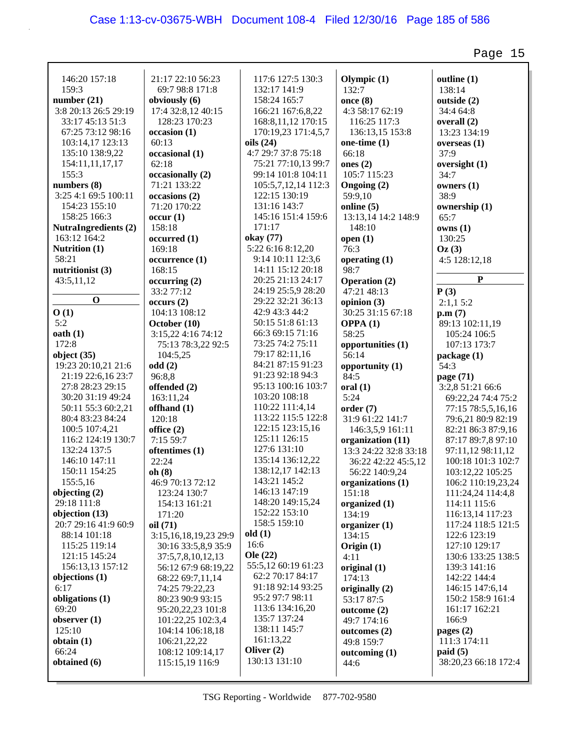146:20 157:18 159:3

**number (21)**
3:8 20:13 26:5 29:19 33:17 45:13 51:3 67:25 73:12 98:16 103:14,17 123:13 135:10 138:9,22 154:11,11,17,17 155:3

**numbers (8)**
3:25 4:1 69:5 100:11 154:23 155:10 158:25 166:3

**NutraIngredients (2)**
163:12 164:2

**Nutrition (1)**
58:21

**nutritionist (3)**
43:5,11,12

**O**

**O (1)**
5:2

**oath (1)**
172:8

**object (35)**
19:23 20:10,21 21:6 21:19 22:6,16 23:7 27:8 28:23 29:15 30:20 31:19 49:24 50:11 55:3 60:2,21 80:4 83:23 84:24 100:5 107:4,21 116:2 124:19 130:7 132:24 137:5 146:10 147:11 150:11 154:25 155:5,16

**objecting (2)**
29:18 111:8

**objection (13)**
20:7 29:16 41:9 60:9 88:14 101:18 115:25 119:14 121:15 145:24 156:13,13 157:12

**objections (1)**
6:17

**obligations (1)**
69:20

**observer (1)**
125:10

**obtain (1)**
66:24

**obtained (6)**
21:17 22:10 56:23 69:7 98:8 171:8

**obviously (6)**
17:4 32:8,12 40:15 128:23 170:23

**occasion (1)**
60:13

**occasional (1)**
62:18

**occasionally (2)**
71:21 133:22

**occasions (2)**
71:20 170:22

**occur (1)**
158:18

**occurred (1)**
169:18

**occurrence (1)**
168:15

**occurring (2)**
33:2 77:12

**occurs (2)**
104:13 108:12

**October (10)**
3:15,22 4:16 74:12 75:13 78:3,22 92:5 104:5,25

**odd (2)**
96:8,8

**offended (2)**
163:11,24

**offhand (1)**
120:18

**office (2)**
7:15 59:7

**oftentimes (1)**
22:24

**oh (8)**
46:9 70:13 72:12 123:24 130:7 154:13 161:21 171:20

**oil (71)**
3:15,16,18,19,23 29:9 30:16 33:5,8,9 35:9 37:5,7,8,10,12,13 56:12 67:9 68:19,22 68:22 69:7,11,14 74:25 79:22,23 80:23 90:9 93:15 95:20,22,23 101:8 101:22,25 102:3,4 104:14 106:18,18 106:21,22,22 108:12 109:14,17 115:15,19 116:9 117:6 127:5 130:3 132:17 141:9 158:24 165:7 166:21 167:6,8,22 168:8,11,12 170:15 170:19,23 171:4,5,7

**oils (24)**
4:7 29:7 37:8 75:18 75:21 77:10,13 99:7 99:14 101:8 104:11 105:5,7,12,14 112:3 122:15 130:19 131:16 143:7 145:16 151:4 159:6 171:17

**okay (77)**
5:22 6:16 8:12,20 9:14 10:11 12:3,6 14:11 15:12 20:18 20:25 21:13 24:17 24:19 25:5,9 28:20 29:22 32:21 36:13 42:9 43:3 44:2 50:15 51:8 61:13 66:3 69:15 71:16 73:25 74:2 75:11 79:17 82:11,16 84:21 87:15 91:23 91:23 92:18 94:3 95:13 100:16 103:7 103:20 108:18 110:22 111:4,14 113:22 115:5 122:8 122:15 123:15,16 125:11 126:15 127:6 131:10 135:14 136:12,22 138:12,17 142:13 143:21 145:2 146:13 147:19 148:20 149:15,24 152:22 153:10 158:5 159:10

**old (1)**
16:6

**Ole (22)**
55:5,12 60:19 61:23 62:2 70:17 84:17 91:18 92:14 93:25 95:2 97:7 98:11 113:6 134:16,20 135:7 137:24 138:11 145:7 161:13,22

**Oliver (2)**
130:13 131:10

**Olympic (1)**
132:7

**once (8)**
4:3 58:17 62:19 116:25 117:3 136:13,15 153:8

**one-time (1)**
66:18

**ones (2)**
105:7 115:23

**Ongoing (2)**
59:9,10

**online (5)**
13:13,14 14:2 148:9 148:10

**open (1)**
76:3

**operating (1)**
98:7

**Operation (2)**
47:21 48:13

**opinion (3)**
30:25 31:15 67:18

**OPPA (1)**
58:25

**opportunities (1)**
56:14

**opportunity (1)**
84:5

**oral (1)**
5:24

**order (7)**
31:9 61:22 141:7 146:3,5,9 161:11

**organization (11)**
13:3 24:22 32:8 33:18 36:22 42:22 45:5,12 56:22 140:9,24

**organizations (1)**
151:18

**organized (1)**
134:19

**organizer (1)**
134:15

**Origin (1)**
4:11

**original (1)**
174:13

**originally (2)**
53:17 87:5

**outcome (2)**
49:7 174:16

**outcomes (2)**
49:8 159:7

**outcoming (1)**
44:6

**outline (1)**
138:14

**outside (2)**
34:4 64:8

**overall (2)**
13:23 134:19

**overseas (1)**
37:9

**oversight (1)**
34:7

**owners (1)**
38:9

**ownership (1)**
65:7

**owns (1)**
130:25

**Oz (3)**
4:5 128:12,18

**P**

**P (3)**
2:1,1 5:2

**p.m (7)**
89:13 102:11,19 105:24 106:5 107:13 173:7

**package (1)**
54:3

**page (71)**
3:2,8 51:21 66:6 69:22,24 74:4 75:2 77:15 78:5,5,16,16 79:6,21 80:9 82:19 82:21 86:3 87:9,16 87:17 89:7,8 97:10 97:11,12 98:11,12 100:18 101:3 102:7 103:12,22 105:25 106:2 110:19,23,24 111:24,24 114:4,8 114:11 115:6 116:13,14 117:23 117:24 118:5 121:5 122:6 123:19 127:10 129:17 130:6 133:25 138:5 139:3 141:16 142:22 144:4 146:15 147:6,14 150:2 158:9 161:4 161:17 162:21 166:9

**pages (2)**
111:3 174:11

**paid (5)**
38:20,23 66:18 172:4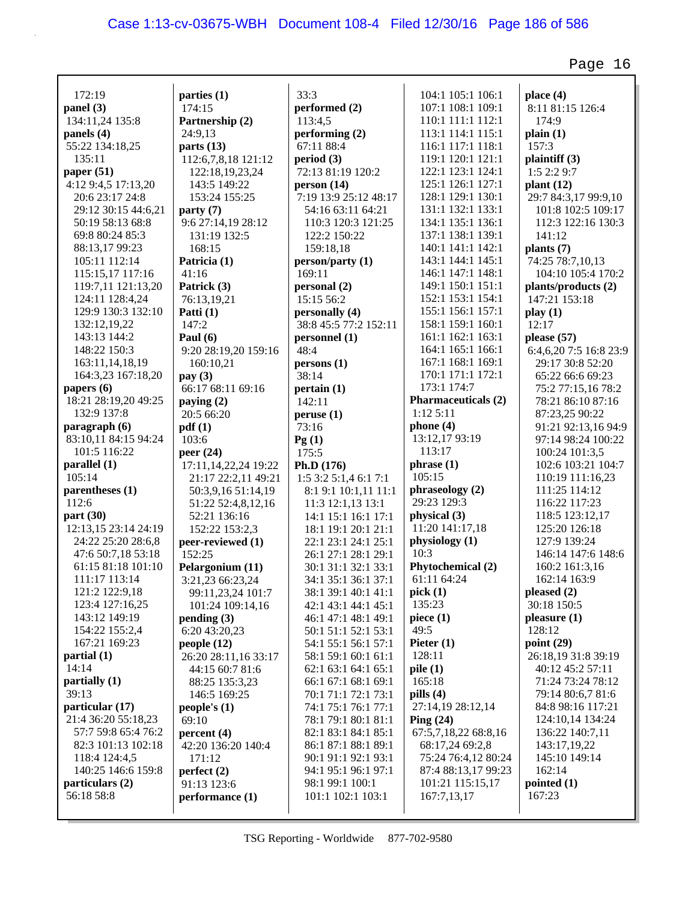172:19
**panel (3)**
134:11,24 135:8
**panels (4)**
55:22 134:18,25
135:11
**paper (51)**
4:12 9:4,5 17:13,20
20:6 23:17 24:8
29:12 30:15 44:6,21
50:19 58:13 68:8
69:8 80:24 85:3
88:13,17 99:23
105:11 112:14
115:15,17 117:16
119:7,11 121:13,20
124:11 128:4,24
129:9 130:3 132:10
132:12,19,22
143:13 144:2
148:22 150:3
163:11,14,18,19
164:3,23 167:18,20
**papers (6)**
18:21 28:19,20 49:25
132:9 137:8
**paragraph (6)**
83:10,11 84:15 94:24
101:5 116:22
**parallel (1)**
105:14
**parentheses (1)**
112:6
**part (30)**
12:13,15 23:14 24:19
24:22 25:20 28:6,8
47:6 50:7,18 53:18
61:15 81:18 101:10
111:17 113:14
121:2 122:9,18
123:4 127:16,25
143:12 149:19
154:22 155:2,4
167:21 169:23
**partial (1)**
14:14
**partially (1)**
39:13
**particular (17)**
21:4 36:20 55:18,23
57:7 59:8 65:4 76:2
82:3 101:13 102:18
118:4 124:4,5
140:25 146:6 159:8
**particulars (2)**
56:18 58:8

**parties (1)**
174:15
**Partnership (2)**
24:9,13
**parts (13)**
112:6,7,8,18 121:12
122:18,19,23,24
143:5 149:22
153:24 155:25
**party (7)**
9:6 27:14,19 28:12
131:19 132:5
168:15
**Patricia (1)**
41:16
**Patrick (3)**
76:13,19,21
**Patti (1)**
147:2
**Paul (6)**
9:20 28:19,20 159:16
160:10,21
**pay (3)**
66:17 68:11 69:16
**paying (2)**
20:5 66:20
**pdf (1)**
103:6
**peer (24)**
17:11,14,22,24 19:22
21:17 22:2,11 49:21
50:3,9,16 51:14,19
51:22 52:4,8,12,16
52:21 136:16
152:22 153:2,3
**peer-reviewed (1)**
152:25
**Pelargonium (11)**
3:21,23 66:23,24
99:11,23,24 101:7
101:24 109:14,16
**pending (3)**
6:20 43:20,23
**people (12)**
26:20 28:11,16 33:17
44:15 60:7 81:6
88:25 135:3,23
146:5 169:25
**people's (1)**
69:10
**percent (4)**
42:20 136:20 140:4
171:12
**perfect (2)**
91:13 123:6
**performance (1)**

33:3
**performed (2)**
113:4,5
**performing (2)**
67:11 88:4
**period (3)**
72:13 81:19 120:2
**person (14)**
7:19 13:9 25:12 48:17
54:16 63:11 64:21
110:3 120:3 121:25
122:2 150:22
159:18,18
**person/party (1)**
169:11
**personal (2)**
15:15 56:2
**personally (4)**
38:8 45:5 77:2 152:11
**personnel (1)**
48:4
**persons (1)**
38:14
**pertain (1)**
142:11
**peruse (1)**
73:16
**Pg (1)**
175:5
**Ph.D (176)**
1:5 3:2 5:1,4 6:1 7:1
8:1 9:1 10:1,11 11:1
11:3 12:1,13 13:1
14:1 15:1 16:1 17:1
18:1 19:1 20:1 21:1
22:1 23:1 24:1 25:1
26:1 27:1 28:1 29:1
30:1 31:1 32:1 33:1
34:1 35:1 36:1 37:1
38:1 39:1 40:1 41:1
42:1 43:1 44:1 45:1
46:1 47:1 48:1 49:1
50:1 51:1 52:1 53:1
54:1 55:1 56:1 57:1
58:1 59:1 60:1 61:1
62:1 63:1 64:1 65:1
66:1 67:1 68:1 69:1
70:1 71:1 72:1 73:1
74:1 75:1 76:1 77:1
78:1 79:1 80:1 81:1
82:1 83:1 84:1 85:1
86:1 87:1 88:1 89:1
90:1 91:1 92:1 93:1
94:1 95:1 96:1 97:1
98:1 99:1 100:1
101:1 102:1 103:1

104:1 105:1 106:1
107:1 108:1 109:1
110:1 111:1 112:1
113:1 114:1 115:1
116:1 117:1 118:1
119:1 120:1 121:1
122:1 123:1 124:1
125:1 126:1 127:1
128:1 129:1 130:1
131:1 132:1 133:1
134:1 135:1 136:1
137:1 138:1 139:1
140:1 141:1 142:1
143:1 144:1 145:1
146:1 147:1 148:1
149:1 150:1 151:1
152:1 153:1 154:1
155:1 156:1 157:1
158:1 159:1 160:1
161:1 162:1 163:1
164:1 165:1 166:1
167:1 168:1 169:1
170:1 171:1 172:1
173:1 174:7
**Pharmaceuticals (2)**
1:12 5:11
**phone (4)**
13:12,17 93:19
113:17
**phrase (1)**
105:15
**phraseology (2)**
29:23 129:3
**physical (3)**
11:20 141:17,18
**physiology (1)**
10:3
**Phytochemical (2)**
61:11 64:24
**pick (1)**
135:23
**piece (1)**
49:5
**Pieter (1)**
128:11
**pile (1)**
165:18
**pills (4)**
27:14,19 28:12,14
**Ping (24)**
67:5,7,18,22 68:8,16
68:17,24 69:2,8
75:24 76:4,12 80:24
87:4 88:13,17 99:23
101:21 115:15,17
167:7,13,17

**place (4)**
8:11 81:15 126:4
174:9
**plain (1)**
157:3
**plaintiff (3)**
1:5 2:2 9:7
**plant (12)**
29:7 84:3,17 99:9,10
101:8 102:5 109:17
112:3 122:16 130:3
141:12
**plants (7)**
74:25 78:7,10,13
104:10 105:4 170:2
**plants/products (2)**
147:21 153:18
**play (1)**
12:17
**please (57)**
6:4,6,20 7:5 16:8 23:9
29:17 30:8 52:20
65:22 66:6 69:23
75:2 77:15,16 78:2
78:21 86:10 87:16
87:23,25 90:22
91:21 92:13,16 94:9
97:14 98:24 100:22
100:24 101:3,5
102:6 103:21 104:7
110:19 111:16,23
111:25 114:12
116:22 117:23
118:5 123:12,17
125:20 126:18
127:9 139:24
146:14 147:6 148:6
160:2 161:3,16
162:14 163:9
**pleased (2)**
30:18 150:5
**pleasure (1)**
128:12
**point (29)**
26:18,19 31:8 39:19
40:12 45:2 57:11
71:24 73:24 78:12
79:14 80:6,7 81:6
84:8 98:16 117:21
124:10,14 134:24
136:22 140:7,11
143:17,19,22
145:10 149:14
162:14
**pointed (1)**
167:23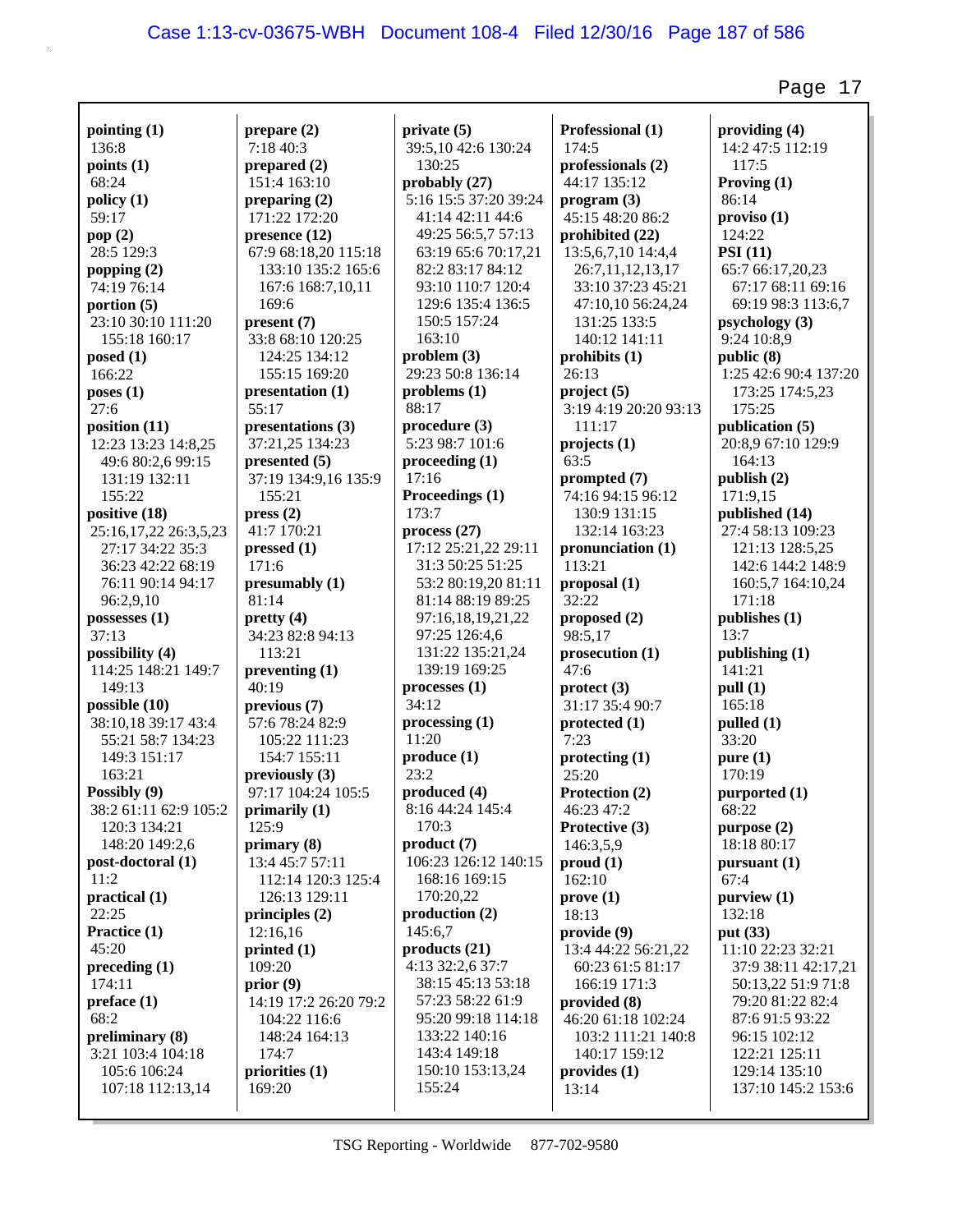**pointing (1)**
136:8
**points (1)**
68:24
**policy (1)**
59:17
**pop (2)**
28:5 129:3
**popping (2)**
74:19 76:14
**portion (5)**
23:10 30:10 111:20
155:18 160:17
**posed (1)**
166:22
**poses (1)**
27:6
**position (11)**
12:23 13:23 14:8,25
49:6 80:2,6 99:15
131:19 132:11
155:22
**positive (18)**
25:16,17,22 26:3,5,23
27:17 34:22 35:3
36:23 42:22 68:19
76:11 90:14 94:17
96:2,9,10
**possesses (1)**
37:13
**possibility (4)**
114:25 148:21 149:7
149:13
**possible (10)**
38:10,18 39:17 43:4
55:21 58:7 134:23
149:3 151:17
163:21
**Possibly (9)**
38:2 61:11 62:9 105:2
120:3 134:21
148:20 149:2,6
**post-doctoral (1)**
11:2
**practical (1)**
22:25
**Practice (1)**
45:20
**preceding (1)**
174:11
**preface (1)**
68:2
**preliminary (8)**
3:21 103:4 104:18
105:6 106:24
107:18 112:13,14

**prepare (2)**
7:18 40:3
**prepared (2)**
151:4 163:10
**preparing (2)**
171:22 172:20
**presence (12)**
67:9 68:18,20 115:18
133:10 135:2 165:6
167:6 168:7,10,11
169:6
**present (7)**
33:8 68:10 120:25
124:25 134:12
155:15 169:20
**presentation (1)**
55:17
**presentations (3)**
37:21,25 134:23
**presented (5)**
37:19 134:9,16 135:9
155:21
**press (2)**
41:7 170:21
**pressed (1)**
171:6
**presumably (1)**
81:14
**pretty (4)**
34:23 82:8 94:13
113:21
**preventing (1)**
40:19
**previous (7)**
57:6 78:24 82:9
105:22 111:23
154:7 155:11
**previously (3)**
97:17 104:24 105:5
**primarily (1)**
125:9
**primary (8)**
13:4 45:7 57:11
112:14 120:3 125:4
126:13 129:11
**principles (2)**
12:16,16
**printed (1)**
109:20
**prior (9)**
14:19 17:2 26:20 79:2
104:22 116:6
148:24 164:13
174:7
**priorities (1)**
169:20

**private (5)**
39:5,10 42:6 130:24
130:25
**probably (27)**
5:16 15:5 37:20 39:24
41:14 42:11 44:6
49:25 56:5,7 57:13
63:19 65:6 70:17,21
82:2 83:17 84:12
93:10 110:7 120:4
129:6 135:4 136:5
150:5 157:24
163:10
**problem (3)**
29:23 50:8 136:14
**problems (1)**
88:17
**procedure (3)**
5:23 98:7 101:6
**proceeding (1)**
17:16
**Proceedings (1)**
173:7
**process (27)**
17:12 25:21,22 29:11
31:3 50:25 51:25
53:2 80:19,20 81:11
81:14 88:19 89:25
97:16,18,19,21,22
97:25 126:4,6
131:22 135:21,24
139:19 169:25
**processes (1)**
34:12
**processing (1)**
11:20
**produce (1)**
23:2
**produced (4)**
8:16 44:24 145:4
170:3
**product (7)**
106:23 126:12 140:15
168:16 169:15
170:20,22
**production (2)**
145:6,7
**products (21)**
4:13 32:2,6 37:7
38:15 45:13 53:18
57:23 58:22 61:9
95:20 99:18 114:18
133:22 140:16
143:4 149:18
150:10 153:13,24
155:24

**Professional (1)**
174:5
**professionals (2)**
44:17 135:12
**program (3)**
45:15 48:20 86:2
**prohibited (22)**
13:5,6,7,10 14:4,4
26:7,11,12,13,17
33:10 37:23 45:21
47:10,10 56:24,24
131:25 133:5
140:12 141:11
**prohibits (1)**
26:13
**project (5)**
3:19 4:19 20:20 93:13
111:17
**projects (1)**
63:5
**prompted (7)**
74:16 94:15 96:12
130:9 131:15
132:14 163:23
**pronunciation (1)**
113:21
**proposal (1)**
32:22
**proposed (2)**
98:5,17
**prosecution (1)**
47:6
**protect (3)**
31:17 35:4 90:7
**protected (1)**
7:23
**protecting (1)**
25:20
**Protection (2)**
46:23 47:2
**Protective (3)**
146:3,5,9
**proud (1)**
162:10
**prove (1)**
18:13
**provide (9)**
13:4 44:22 56:21,22
60:23 61:5 81:17
166:19 171:3
**provided (8)**
46:20 61:18 102:24
103:2 111:21 140:8
140:17 159:12
**provides (1)**
13:14

**providing (4)**
14:2 47:5 112:19
117:5
**Proving (1)**
86:14
**proviso (1)**
124:22
**PSI (11)**
65:7 66:17,20,23
67:17 68:11 69:16
69:19 98:3 113:6,7
**psychology (3)**
9:24 10:8,9
**public (8)**
1:25 42:6 90:4 137:20
173:25 174:5,23
175:25
**publication (5)**
20:8,9 67:10 129:9
164:13
**publish (2)**
171:9,15
**published (14)**
27:4 58:13 109:23
121:13 128:5,25
142:6 144:2 148:9
160:5,7 164:10,24
171:18
**publishes (1)**
13:7
**publishing (1)**
141:21
**pull (1)**
165:18
**pulled (1)**
33:20
**pure (1)**
170:19
**purported (1)**
68:22
**purpose (2)**
18:18 80:17
**pursuant (1)**
67:4
**purview (1)**
132:18
**put (33)**
11:10 22:23 32:21
37:9 38:11 42:17,21
50:13,22 51:9 71:8
79:20 81:22 82:4
87:6 91:5 93:22
96:15 102:12
122:21 125:11
129:14 135:10
137:10 145:2 153:6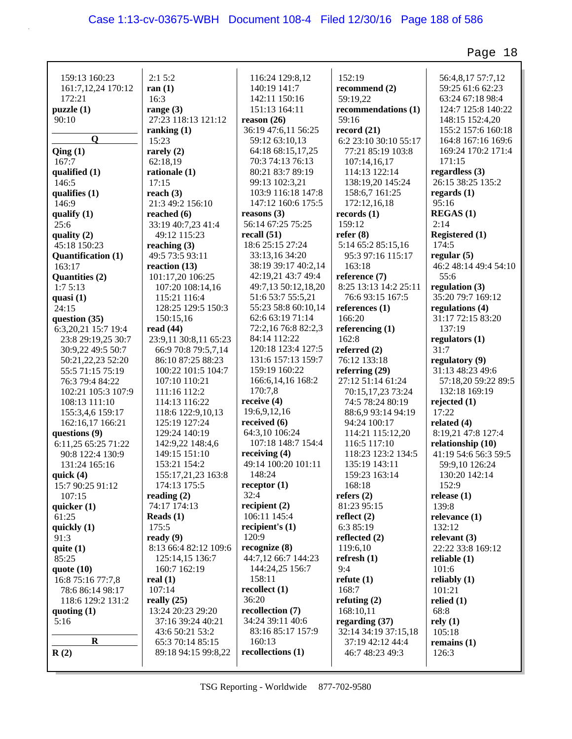159:13 160:23
161:7,12,24 170:12
172:21
**puzzle (1)**
90:10

**Q**

**Qing (1)**
167:7
**qualified (1)**
146:5
**qualifies (1)**
146:9
**qualify (1)**
25:6
**quality (2)**
45:18 150:23
**Quantification (1)**
163:17
**Quantities (2)**
1:7 5:13
**quasi (1)**
24:15
**question (35)**
6:3,20,21 15:7 19:4
23:8 29:19,25 30:7
30:9,22 49:5 50:7
50:21,22,23 52:20
55:5 71:15 75:19
76:3 79:4 84:22
102:21 105:3 107:9
108:13 111:10
155:3,4,6 159:17
162:16,17 166:21
**questions (9)**
6:11,25 65:25 71:22
90:8 122:4 130:9
131:24 165:16
**quick (4)**
15:7 90:25 91:12
107:15
**quicker (1)**
61:25
**quickly (1)**
91:3
**quite (1)**
85:25
**quote (10)**
16:8 75:16 77:7,8
78:6 86:14 98:17
118:6 129:2 131:2
**quoting (1)**
5:16

**R**

**R (2)**
2:1 5:2
**ran (1)**
16:3
**range (3)**
27:23 118:13 121:12
**ranking (1)**
15:23
**rarely (2)**
62:18,19
**rationale (1)**
17:15
**reach (3)**
21:3 49:2 156:10
**reached (6)**
33:19 40:7,23 41:4
49:12 115:23
**reaching (3)**
49:5 73:5 93:11
**reaction (13)**
101:17,20 106:25
107:20 108:14,16
115:21 116:4
128:25 129:5 150:3
150:15,16
**read (44)**
23:9,11 30:8,11 65:23
66:9 70:8 79:5,7,14
86:10 87:25 88:23
100:22 101:5 104:7
107:10 110:21
111:16 112:2
114:13 116:22
118:6 122:9,10,13
125:19 127:24
129:24 140:19
142:9,22 148:4,6
149:15 151:10
153:21 154:2
155:17,21,23 163:8
174:13 175:5
**reading (2)**
74:17 174:13
**Reads (1)**
175:5
**ready (9)**
8:13 66:4 82:12 109:6
125:14,15 136:7
160:7 162:19
**real (1)**
107:14
**really (25)**
13:24 20:23 29:20
37:16 39:24 40:21
43:6 50:21 53:2
65:3 70:14 85:15
89:18 94:15 99:8,22
116:24 129:8,12
140:19 141:7
142:11 150:16
151:13 164:11
**reason (26)**
36:19 47:6,11 56:25
59:12 63:10,13
64:18 68:15,17,25
70:3 74:13 76:13
80:21 83:7 89:19
99:13 102:3,21
103:9 116:18 147:8
147:12 160:6 175:5
**reasons (3)**
56:14 67:25 75:25
**recall (51)**
18:6 25:15 27:24
33:13,16 34:20
38:19 39:17 40:2,14
42:19,21 43:7 49:4
49:7,13 50:12,18,20
51:6 53:7 55:5,21
55:23 58:8 60:10,14
62:6 63:19 71:14
72:2,16 76:8 82:2,3
84:14 112:22
120:18 123:4 127:5
131:6 157:13 159:7
159:19 160:22
166:6,14,16 168:2
170:7,8
**receive (4)**
19:6,9,12,16
**received (6)**
64:3,10 106:24
107:18 148:7 154:4
**receiving (4)**
49:14 100:20 101:11
148:24
**receptor (1)**
32:4
**recipient (2)**
106:11 145:4
**recipient's (1)**
120:9
**recognize (8)**
44:7,12 66:7 144:23
144:24,25 156:7
158:11
**recollect (1)**
36:20
**recollection (7)**
34:24 39:11 40:6
83:16 85:17 157:9
160:13
**recollections (1)**
152:19
**recommend (2)**
59:19,22
**recommendations (1)**
59:16
**record (21)**
6:2 23:10 30:10 55:17
77:21 85:19 103:8
107:14,16,17
114:13 122:14
138:19,20 145:24
158:6,7 161:25
172:12,16,18
**records (1)**
159:12
**refer (8)**
5:14 65:2 85:15,16
95:3 97:16 115:17
163:18
**reference (7)**
8:25 13:13 14:2 25:11
76:6 93:15 167:5
**references (1)**
166:20
**referencing (1)**
162:8
**referred (2)**
76:12 133:18
**referring (29)**
27:12 51:14 61:24
70:15,17,23 73:24
74:5 78:24 80:19
88:6,9 93:14 94:19
94:24 100:17
114:21 115:12,20
116:5 117:10
118:23 123:2 134:5
135:19 143:11
159:23 163:14
168:18
**refers (2)**
81:23 95:15
**reflect (2)**
6:3 85:19
**reflected (2)**
119:6,10
**refresh (1)**
9:4
**refute (1)**
168:7
**refuting (2)**
168:10,11
**regarding (37)**
32:14 34:19 37:15,18
37:19 42:12 44:4
46:7 48:23 49:3
56:4,8,17 57:7,12
59:25 61:6 62:23
63:24 67:18 98:4
124:7 125:8 140:22
148:15 152:4,20
155:2 157:6 160:18
164:8 167:16 169:6
169:24 170:2 171:4
171:15
**regardless (3)**
26:15 38:25 135:2
**regards (1)**
95:16
**REGAS (1)**
2:14
**Registered (1)**
174:5
**regular (5)**
46:2 48:14 49:4 54:10
55:6
**regulation (3)**
35:20 79:7 169:12
**regulations (4)**
31:17 72:15 83:20
137:19
**regulators (1)**
31:7
**regulatory (9)**
31:13 48:23 49:6
57:18,20 59:22 89:5
132:18 169:19
**rejected (1)**
17:22
**related (4)**
8:19,21 47:8 127:4
**relationship (10)**
41:19 54:6 56:3 59:5
59:9,10 126:24
130:20 142:14
152:9
**release (1)**
139:8
**relevance (1)**
132:12
**relevant (3)**
22:22 33:8 169:12
**reliable (1)**
101:6
**reliably (1)**
101:21
**relied (1)**
68:8
**rely (1)**
105:18
**remains (1)**
126:3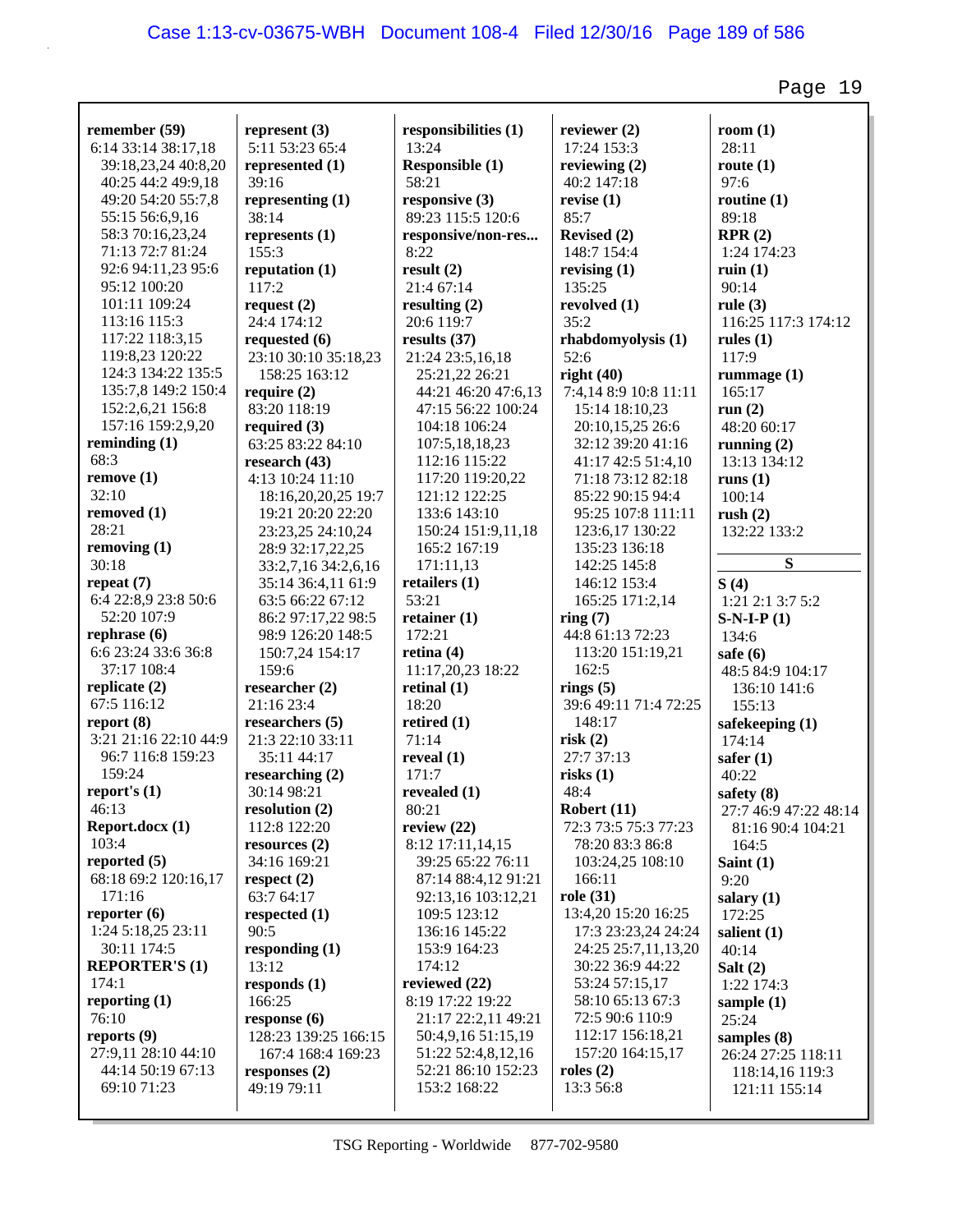**remember (59)**
6:14 33:14 38:17,18
39:18,23,24 40:8,20
40:25 44:2 49:9,18
49:20 54:20 55:7,8
55:15 56:6,9,16
58:3 70:16,23,24
71:13 72:7 81:24
92:6 94:11,23 95:6
95:12 100:20
101:11 109:24
113:16 115:3
117:22 118:3,15
119:8,23 120:22
124:3 134:22 135:5
135:7,8 149:2 150:4
152:2,6,21 156:8
157:16 159:2,9,20

**reminding (1)**
68:3

**remove (1)**
32:10

**removed (1)**
28:21

**removing (1)**
30:18

**repeat (7)**
6:4 22:8,9 23:8 50:6
52:20 107:9

**rephrase (6)**
6:6 23:24 33:6 36:8
37:17 108:4

**replicate (2)**
67:5 116:12

**report (8)**
3:21 21:16 22:10 44:9
96:7 116:8 159:23
159:24

**report's (1)**
46:13

**Report.docx (1)**
103:4

**reported (5)**
68:18 69:2 120:16,17
171:16

**reporter (6)**
1:24 5:18,25 23:11
30:11 174:5

**REPORTER'S (1)**
174:1

**reporting (1)**
76:10

**reports (9)**
27:9,11 28:10 44:10
44:14 50:19 67:13
69:10 71:23

**represent (3)**
5:11 53:23 65:4

**represented (1)**
39:16

**representing (1)**
38:14

**represents (1)**
155:3

**reputation (1)**
117:2

**request (2)**
24:4 174:12

**requested (6)**
23:10 30:10 35:18,23
158:25 163:12

**require (2)**
83:20 118:19

**required (3)**
63:25 83:22 84:10

**research (43)**
4:13 10:24 11:10
18:16,20,20,25 19:7
19:21 20:20 22:20
23:23,25 24:10,24
28:9 32:17,22,25
33:2,7,16 34:2,6,16
35:14 36:4,11 61:9
63:5 66:22 67:12
86:2 97:17,22 98:5
98:9 126:20 148:5
150:7,24 154:17
159:6

**researcher (2)**
21:16 23:4

**researchers (5)**
21:3 22:10 33:11
35:11 44:17

**researching (2)**
30:14 98:21

**resolution (2)**
112:8 122:20

**resources (2)**
34:16 169:21

**respect (2)**
63:7 64:17

**respected (1)**
90:5

**responding (1)**
13:12

**responds (1)**
166:25

**response (6)**
128:23 139:25 166:15
167:4 168:4 169:23

**responses (2)**
49:19 79:11

**responsibilities (1)**
13:24

**Responsible (1)**
58:21

**responsive (3)**
89:23 115:5 120:6

**responsive/non-res...**
8:22

**result (2)**
21:4 67:14

**resulting (2)**
20:6 119:7

**results (37)**
21:24 23:5,16,18
25:21,22 26:21
44:21 46:20 47:6,13
47:15 56:22 100:24
104:18 106:24
107:5,18,18,23
112:16 115:22
117:20 119:20,22
121:12 122:25
133:6 143:10
150:24 151:9,11,18
165:2 167:19
171:11,13

**retailers (1)**
53:21

**retainer (1)**
172:21

**retina (4)**
11:17,20,23 18:22

**retinal (1)**
18:20

**retired (1)**
71:14

**reveal (1)**
171:7

**revealed (1)**
80:21

**review (22)**
8:12 17:11,14,15
39:25 65:22 76:11
87:14 88:4,12 91:21
92:13,16 103:12,21
109:5 123:12
136:16 145:22
153:9 164:23
174:12

**reviewed (22)**
8:19 17:22 19:22
21:17 22:2,11 49:21
50:4,9,16 51:15,19
51:22 52:4,8,12,16
52:21 86:10 152:23
153:2 168:22

**reviewer (2)**
17:24 153:3

**reviewing (2)**
40:2 147:18

**revise (1)**
85:7

**Revised (2)**
148:7 154:4

**revising (1)**
135:25

**revolved (1)**
35:2

**rhabdomyolysis (1)**
52:6

**right (40)**
7:4,14 8:9 10:8 11:11
15:14 18:10,23
20:10,15,25 26:6
32:12 39:20 41:16
41:17 42:5 51:4,10
71:18 73:12 82:18
85:22 90:15 94:4
95:25 107:8 111:11
123:6,17 130:22
135:23 136:18
142:25 145:8
146:12 153:4
165:25 171:2,14

**ring (7)**
44:8 61:13 72:23
113:20 151:19,21
162:5

**rings (5)**
39:6 49:11 71:4 72:25
148:17

**risk (2)**
27:7 37:13

**risks (1)**
48:4

**Robert (11)**
72:3 73:5 75:3 77:23
78:20 83:3 86:8
103:24,25 108:10
166:11

**role (31)**
13:4,20 15:20 16:25
17:3 23:23,24 24:24
24:25 25:7,11,13,20
30:22 36:9 44:22
53:24 57:15,17
58:10 65:13 67:3
72:5 90:6 110:9
112:17 156:18,21
157:20 164:15,17

**roles (2)**
13:3 56:8

**room (1)**
28:11

**route (1)**
97:6

**routine (1)**
89:18

**RPR (2)**
1:24 174:23

**ruin (1)**
90:14

**rule (3)**
116:25 117:3 174:12

**rules (1)**
117:9

**rummage (1)**
165:17

**run (2)**
48:20 60:17

**running (2)**
13:13 134:12

**runs (1)**
100:14

**rush (2)**
132:22 133:2

## S

**S (4)**
1:21 2:1 3:7 5:2

**S-N-I-P (1)**
134:6

**safe (6)**
48:5 84:9 104:17
136:10 141:6
155:13

**safekeeping (1)**
174:14

**safer (1)**
40:22

**safety (8)**
27:7 46:9 47:22 48:14
81:16 90:4 104:21
164:5

**Saint (1)**
9:20

**salary (1)**
172:25

**salient (1)**
40:14

**Salt (2)**
1:22 174:3

**sample (1)**
25:24

**samples (8)**
26:24 27:25 118:11
118:14,16 119:3
121:11 155:14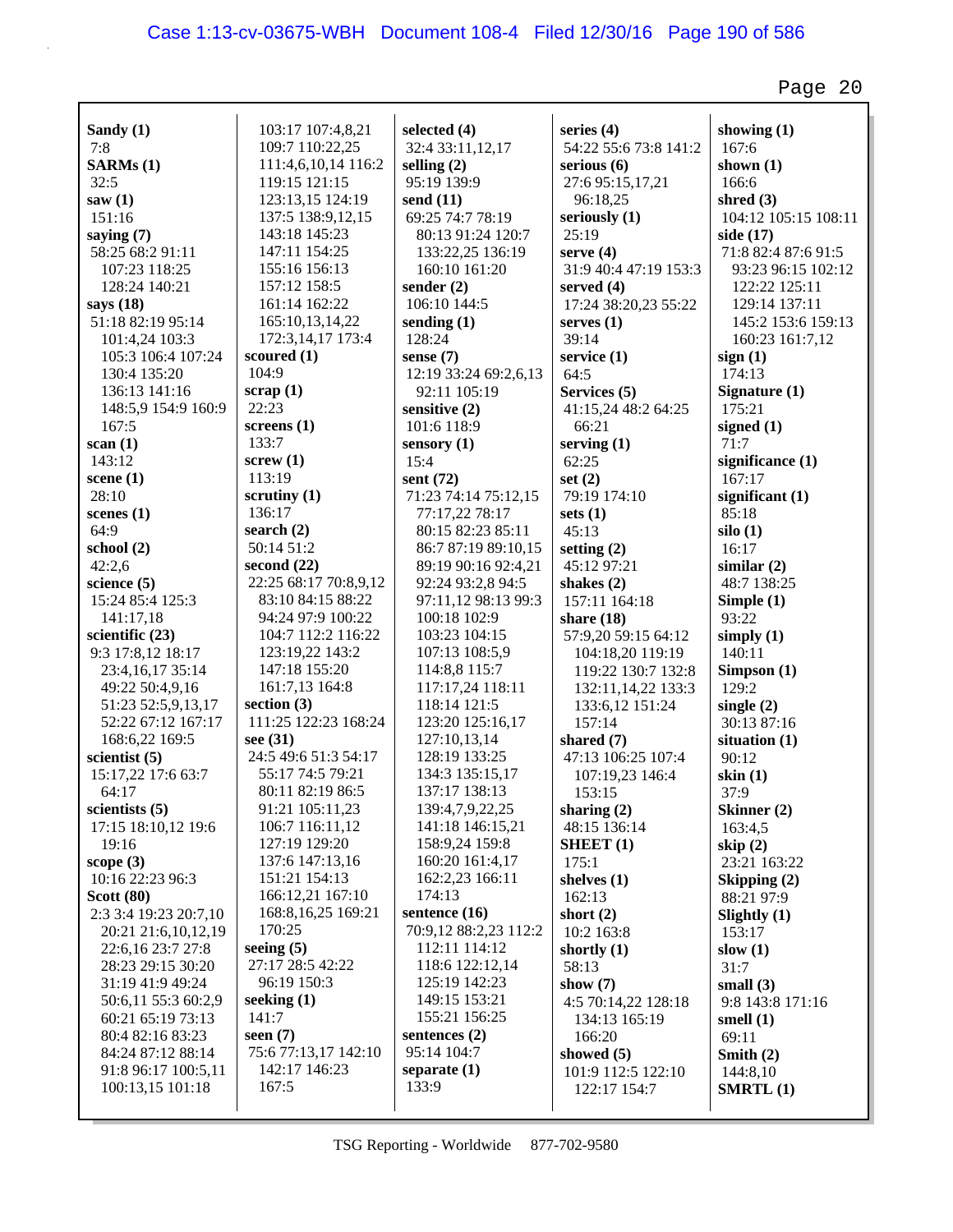**Sandy (1)**
7:8
**SARMs (1)**
32:5
**saw (1)**
151:16
**saying (7)**
58:25 68:2 91:11
107:23 118:25
128:24 140:21
**says (18)**
51:18 82:19 95:14
101:4,24 103:3
105:3 106:4 107:24
130:4 135:20
136:13 141:16
148:5,9 154:9 160:9
167:5
**scan (1)**
143:12
**scene (1)**
28:10
**scenes (1)**
64:9
**school (2)**
42:2,6
**science (5)**
15:24 85:4 125:3
141:17,18
**scientific (23)**
9:3 17:8,12 18:17
23:4,16,17 35:14
49:22 50:4,9,16
51:23 52:5,9,13,17
52:22 67:12 167:17
168:6,22 169:5
**scientist (5)**
15:17,22 17:6 63:7
64:17
**scientists (5)**
17:15 18:10,12 19:6
19:16
**scope (3)**
10:16 22:23 96:3
**Scott (80)**
2:3 3:4 19:23 20:7,10
20:21 21:6,10,12,19
22:6,16 23:7 27:8
28:23 29:15 30:20
31:19 41:9 49:24
50:6,11 55:3 60:2,9
60:21 65:19 73:13
80:4 82:16 83:23
84:24 87:12 88:14
91:8 96:17 100:5,11
100:13,15 101:18
103:17 107:4,8,21
109:7 110:22,25
111:4,6,10,14 116:2
119:15 121:15
123:13,15 124:19
137:5 138:9,12,15
143:18 145:23
147:11 154:25
155:16 156:13
157:12 158:5
161:14 162:22
165:10,13,14,22
172:3,14,17 173:4
**scoured (1)**
104:9
**scrap (1)**
22:23
**screens (1)**
133:7
**screw (1)**
113:19
**scrutiny (1)**
136:17
**search (2)**
50:14 51:2
**second (22)**
22:25 68:17 70:8,9,12
83:10 84:15 88:22
94:24 97:9 100:22
104:7 112:2 116:22
123:19,22 143:2
147:18 155:20
161:7,13 164:8
**section (3)**
111:25 122:23 168:24
**see (31)**
24:5 49:6 51:3 54:17
55:17 74:5 79:21
80:11 82:19 86:5
91:21 105:11,23
106:7 116:11,12
127:19 129:20
137:6 147:13,16
151:21 154:13
166:12,21 167:10
168:8,16,25 169:21
170:25
**seeing (5)**
27:17 28:5 42:22
96:19 150:3
**seeking (1)**
141:7
**seen (7)**
75:6 77:13,17 142:10
142:17 146:23
167:5
**selected (4)**
32:4 33:11,12,17
**selling (2)**
95:19 139:9
**send (11)**
69:25 74:7 78:19
80:13 91:24 120:7
133:22,25 136:19
160:10 161:20
**sender (2)**
106:10 144:5
**sending (1)**
128:24
**sense (7)**
12:19 33:24 69:2,6,13
92:11 105:19
**sensitive (2)**
101:6 118:9
**sensory (1)**
15:4
**sent (72)**
71:23 74:14 75:12,15
77:17,22 78:17
80:15 82:23 85:11
86:7 87:19 89:10,15
89:19 90:16 92:4,21
92:24 93:2,8 94:5
97:11,12 98:13 99:3
100:18 102:9
103:23 104:15
107:13 108:5,9
114:8,8 115:7
117:17,24 118:11
118:14 121:5
123:20 125:16,17
127:10,13,14
128:19 133:25
134:3 135:15,17
137:17 138:13
139:4,7,9,22,25
141:18 146:15,21
158:9,24 159:8
160:20 161:4,17
162:2,23 166:11
174:13
**sentence (16)**
70:9,12 88:2,23 112:2
112:11 114:12
118:6 122:12,14
125:19 142:23
149:15 153:21
155:21 156:25
**sentences (2)**
95:14 104:7
**separate (1)**
133:9
**series (4)**
54:22 55:6 73:8 141:2
**serious (6)**
27:6 95:15,17,21
96:18,25
**seriously (1)**
25:19
**serve (4)**
31:9 40:4 47:19 153:3
**served (4)**
17:24 38:20,23 55:22
**serves (1)**
39:14
**service (1)**
64:5
**Services (5)**
41:15,24 48:2 64:25
66:21
**serving (1)**
62:25
**set (2)**
79:19 174:10
**sets (1)**
45:13
**setting (2)**
45:12 97:21
**shakes (2)**
157:11 164:18
**share (18)**
57:9,20 59:15 64:12
104:18,20 119:19
119:22 130:7 132:8
132:11,14,22 133:3
133:6,12 151:24
157:14
**shared (7)**
47:13 106:25 107:4
107:19,23 146:4
153:15
**sharing (2)**
48:15 136:14
**SHEET (1)**
175:1
**shelves (1)**
162:13
**short (2)**
10:2 163:8
**shortly (1)**
58:13
**show (7)**
4:5 70:14,22 128:18
134:13 165:19
166:20
**showed (5)**
101:9 112:5 122:10
122:17 154:7
**showing (1)**
167:6
**shown (1)**
166:6
**shred (3)**
104:12 105:15 108:11
**side (17)**
71:8 82:4 87:6 91:5
93:23 96:15 102:12
122:22 125:11
129:14 137:11
145:2 153:6 159:13
160:23 161:7,12
**sign (1)**
174:13
**Signature (1)**
175:21
**signed (1)**
71:7
**significance (1)**
167:17
**significant (1)**
85:18
**silo (1)**
16:17
**similar (2)**
48:7 138:25
**Simple (1)**
93:22
**simply (1)**
140:11
**Simpson (1)**
129:2
**single (2)**
30:13 87:16
**situation (1)**
90:12
**skin (1)**
37:9
**Skinner (2)**
163:4,5
**skip (2)**
23:21 163:22
**Skipping (2)**
88:21 97:9
**Slightly (1)**
153:17
**slow (1)**
31:7
**small (3)**
9:8 143:8 171:16
**smell (1)**
69:11
**Smith (2)**
144:8,10
**SMRTL (1)**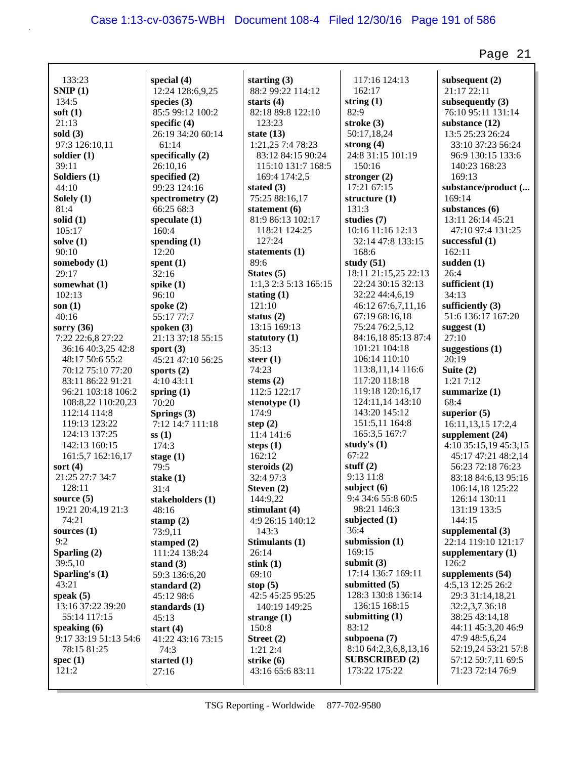133:23
**SNIP (1)**
134:5
**soft (1)**
21:13
**sold (3)**
97:3 126:10,11
**soldier (1)**
39:11
**Soldiers (1)**
44:10
**Solely (1)**
81:4
**solid (1)**
105:17
**solve (1)**
90:10
**somebody (1)**
29:17
**somewhat (1)**
102:13
**son (1)**
40:16
**sorry (36)**
7:22 22:6,8 27:22
36:16 40:3,25 42:8
48:17 50:6 55:2
70:12 75:10 77:20
83:11 86:22 91:21
96:21 103:18 106:2
108:8,22 110:20,23
112:14 114:8
119:13 123:22
124:13 137:25
142:13 160:15
161:5,7 162:16,17
**sort (4)**
21:25 27:7 34:7
128:11
**source (5)**
19:21 20:4,19 21:3
74:21
**sources (1)**
9:2
**Sparling (2)**
39:5,10
**Sparling's (1)**
43:21
**speak (5)**
13:16 37:22 39:20
55:14 117:15
**speaking (6)**
9:17 33:19 51:13 54:6
78:15 81:25
**spec (1)**
121:2

**special (4)**
12:24 128:6,9,25
**species (3)**
85:5 99:12 100:2
**specific (4)**
26:19 34:20 60:14
61:14
**specifically (2)**
26:10,16
**specified (2)**
99:23 124:16
**spectrometry (2)**
66:25 68:3
**speculate (1)**
160:4
**spending (1)**
12:20
**spent (1)**
32:16
**spike (1)**
96:10
**spoke (2)**
55:17 77:7
**spoken (3)**
21:13 37:18 55:15
**sport (3)**
45:21 47:10 56:25
**sports (2)**
4:10 43:11
**spring (1)**
70:20
**Springs (3)**
7:12 14:7 111:18
**ss (1)**
174:3
**stage (1)**
79:5
**stake (1)**
31:4
**stakeholders (1)**
48:16
**stamp (2)**
73:9,11
**stamped (2)**
111:24 138:24
**stand (3)**
59:3 136:6,20
**standard (2)**
45:12 98:6
**standards (1)**
45:13
**start (4)**
41:22 43:16 73:15
74:3
**started (1)**
27:16

**starting (3)**
88:2 99:22 114:12
**starts (4)**
82:18 89:8 122:10
123:23
**state (13)**
1:21,25 7:4 78:23
83:12 84:15 90:24
115:10 131:7 168:5
169:4 174:2,5
**stated (3)**
75:25 88:16,17
**statement (6)**
81:9 86:13 102:17
118:21 124:25
127:24
**statements (1)**
89:6
**States (5)**
1:1,3 2:3 5:13 165:15
**stating (1)**
121:10
**status (2)**
13:15 169:13
**statutory (1)**
35:13
**steer (1)**
74:23
**stems (2)**
112:5 122:17
**stenotype (1)**
174:9
**step (2)**
11:4 141:6
**steps (1)**
162:12
**steroids (2)**
32:4 97:3
**Steven (2)**
144:9,22
**stimulant (4)**
4:9 26:15 140:12
143:3
**Stimulants (1)**
26:14
**stink (1)**
69:10
**stop (5)**
42:5 45:25 95:25
140:19 149:25
**strange (1)**
150:8
**Street (2)**
1:21 2:4
**strike (6)**
43:16 65:6 83:11

117:16 124:13
162:17
**string (1)**
82:9
**stroke (3)**
50:17,18,24
**strong (4)**
24:8 31:15 101:19
150:16
**stronger (2)**
17:21 67:15
**structure (1)**
131:3
**studies (7)**
10:16 11:16 12:13
32:14 47:8 133:15
168:6
**study (51)**
18:11 21:15,25 22:13
22:24 30:15 32:13
32:22 44:4,6,19
46:12 67:6,7,11,16
67:19 68:16,18
75:24 76:2,5,12
84:16,18 85:13 87:4
101:21 104:18
106:14 110:10
113:8,11,14 116:6
117:20 118:18
119:18 120:16,17
124:11,14 143:10
143:20 145:12
151:5,11 164:8
165:3,5 167:7
**study's (1)**
67:22
**stuff (2)**
9:13 11:8
**subject (6)**
9:4 34:6 55:8 60:5
98:21 146:3
**subjected (1)**
36:4
**submission (1)**
169:15
**submit (3)**
17:14 136:7 169:11
**submitted (5)**
128:3 130:8 136:14
136:15 168:15
**submitting (1)**
83:12
**subpoena (7)**
8:10 64:2,3,6,8,13,16
**SUBSCRIBED (2)**
173:22 175:22

**subsequent (2)**
21:17 22:11
**subsequently (3)**
76:10 95:11 131:14
**substance (12)**
13:5 25:23 26:24
33:10 37:23 56:24
96:9 130:15 133:6
140:23 168:23
169:13
**substance/product (...**
169:14
**substances (6)**
13:11 26:14 45:21
47:10 97:4 131:25
**successful (1)**
162:11
**sudden (1)**
26:4
**sufficient (1)**
34:13
**sufficiently (3)**
51:6 136:17 167:20
**suggest (1)**
27:10
**suggestions (1)**
20:19
**Suite (2)**
1:21 7:12
**summarize (1)**
68:4
**superior (5)**
16:11,13,15 17:2,4
**supplement (24)**
4:10 35:15,19 45:3,15
45:17 47:21 48:2,14
56:23 72:18 76:23
83:18 84:6,13 95:16
106:14,18 125:22
126:14 130:11
131:19 133:5
144:15
**supplemental (3)**
22:14 119:10 121:17
**supplementary (1)**
126:2
**supplements (54)**
4:5,13 12:25 26:2
29:3 31:14,18,21
32:2,3,7 36:18
38:25 43:14,18
44:11 45:3,20 46:9
47:9 48:5,6,24
52:19,24 53:21 57:8
57:12 59:7,11 69:5
71:23 72:14 76:9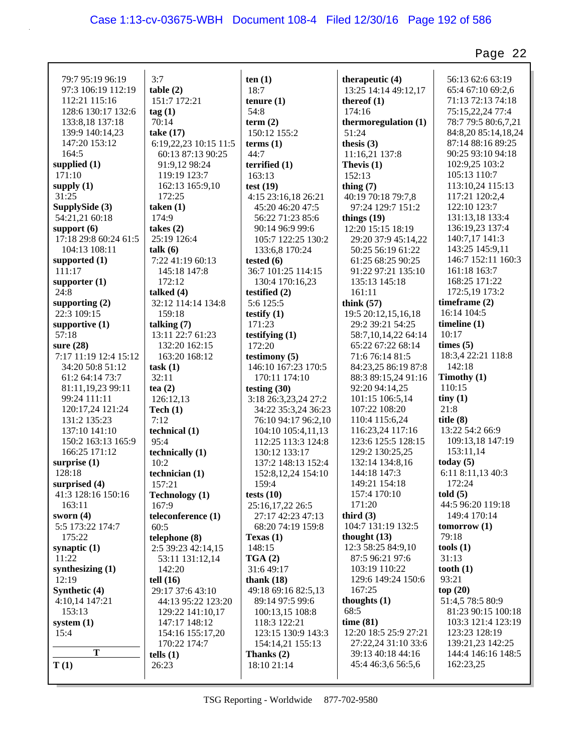79:7 95:19 96:19
97:3 106:19 112:19
112:21 115:16
128:6 130:17 132:6
133:8,18 137:18
139:9 140:14,23
147:20 153:12
164:5

**supplied (1)**
171:10

**supply (1)**
31:25

**SupplySide (3)**
54:21,21 60:18

**support (6)**
17:18 29:8 60:24 61:5
104:13 108:11

**supported (1)**
111:17

**supporter (1)**
24:8

**supporting (2)**
22:3 109:15

**supportive (1)**
57:18

**sure (28)**
7:17 11:19 12:4 15:12
34:20 50:8 51:12
61:2 64:14 73:7
81:11,19,23 99:11
99:24 111:11
120:17,24 121:24
131:2 135:23
137:10 141:10
150:2 163:13 165:9
166:25 171:12

**surprise (1)**
128:18

**surprised (4)**
41:3 128:16 150:16
163:11

**sworn (4)**
5:5 173:22 174:7
175:22

**synaptic (1)**
11:22

**synthesizing (1)**
12:19

**Synthetic (4)**
4:10,14 147:21
153:13

**system (1)**
15:4

**T**

**T (1)**
3:7

**table (2)**
151:7 172:21

**tag (1)**
70:14

**take (17)**
6:19,22,23 10:15 11:5
60:13 87:13 90:25
91:9,12 98:24
119:19 123:7
162:13 165:9,10
172:25

**taken (1)**
174:9

**takes (2)**
25:19 126:4

**talk (6)**
7:22 41:19 60:13
145:18 147:8
172:12

**talked (4)**
32:12 114:14 134:8
159:18

**talking (7)**
13:11 22:7 61:23
132:20 162:15
163:20 168:12

**task (1)**
32:11

**tea (2)**
126:12,13

**Tech (1)**
7:12

**technical (1)**
95:4

**technically (1)**
10:2

**technician (1)**
157:21

**Technology (1)**
167:9

**teleconference (1)**
60:5

**telephone (8)**
2:5 39:23 42:14,15
53:11 131:12,14
142:20

**tell (16)**
29:17 37:6 43:10
44:13 95:22 123:20
129:22 141:10,17
147:17 148:12
154:16 155:17,20
170:22 174:7

**tells (1)**
26:23

**ten (1)**
18:7

**tenure (1)**
54:8

**term (2)**
150:12 155:2

**terms (1)**
44:7

**terrified (1)**
163:13

**test (19)**
4:15 23:16,18 26:21
45:20 46:20 47:5
56:22 71:23 85:6
90:14 96:9 99:6
105:7 122:25 130:2
133:6,8 170:24

**tested (6)**
36:7 101:25 114:15
130:4 170:16,23

**testified (2)**
5:6 125:5

**testify (1)**
171:23

**testifying (1)**
172:20

**testimony (5)**
146:10 167:23 170:5
170:11 174:10

**testing (30)**
3:18 26:3,23,24 27:2
34:22 35:3,24 36:23
76:10 94:17 96:2,10
104:10 105:4,11,13
112:25 113:3 124:8
130:12 133:17
137:2 148:13 152:4
152:8,12,24 154:10
159:4

**tests (10)**
25:16,17,22 26:5
27:17 42:23 47:13
68:20 74:19 159:8

**Texas (1)**
148:15

**TGA (2)**
31:6 49:17

**thank (18)**
49:18 69:16 82:5,13
89:14 97:5 99:6
100:13,15 108:8
118:3 122:21
123:15 130:9 143:3
154:14,21 155:13

**Thanks (2)**
18:10 21:14

**therapeutic (4)**
13:25 14:14 49:12,17

**thereof (1)**
174:16

**thermoregulation (1)**
51:24

**thesis (3)**
11:16,21 137:8

**Thevis (1)**
152:13

**thing (7)**
40:19 70:18 79:7,8
97:24 129:7 151:2

**things (19)**
12:20 15:15 18:19
29:20 37:9 45:14,22
50:25 56:19 61:22
61:25 68:25 90:25
91:22 97:21 135:10
135:13 145:18
161:11

**think (57)**
19:5 20:12,15,16,18
29:2 39:21 54:25
58:7,10,14,22 64:14
65:22 67:22 68:14
71:6 76:14 81:5
84:23,25 86:19 87:8
88:3 89:15,24 91:16
92:20 94:14,25
101:15 106:5,14
107:22 108:20
110:4 115:6,24
116:23,24 117:16
123:6 125:5 128:15
129:2 130:25,25
132:14 134:8,16
144:18 147:3
149:21 154:18
157:4 170:10
171:20

**third (3)**
104:7 131:19 132:5

**thought (13)**
12:3 58:25 84:9,10
87:5 96:21 97:6
103:19 110:22
129:6 149:24 150:6
167:25

**thoughts (1)**
68:5

**time (81)**
12:20 18:5 25:9 27:21
27:22,24 31:10 33:6
39:13 40:18 44:16
45:4 46:3,6 56:5,6
56:13 62:6 63:19
65:4 67:10 69:2,6
71:13 72:13 74:18
75:15,22,24 77:4
78:7 79:5 80:6,7,21
84:8,20 85:14,18,24
87:14 88:16 89:25
90:25 93:10 94:18
102:9,25 103:2
105:13 110:7
113:10,24 115:13
117:21 120:2,4
122:10 123:7
131:13,18 133:4
136:19,23 137:4
140:7,17 141:3
143:25 145:9,11
146:7 152:11 160:3
161:18 163:7
168:25 171:22
172:5,19 173:2

**timeframe (2)**
16:14 104:5

**timeline (1)**
10:17

**times (5)**
18:3,4 22:21 118:8
142:18

**Timothy (1)**
110:15

**tiny (1)**
21:8

**title (8)**
13:22 54:2 66:9
109:13,18 147:19
153:11,14

**today (5)**
6:11 8:11,13 40:3
172:24

**told (5)**
44:5 96:20 119:18
149:4 170:14

**tomorrow (1)**
79:18

**tools (1)**
31:13

**tooth (1)**
93:21

**top (20)**
51:4,5 78:5 80:9
81:23 90:15 100:18
103:3 121:4 123:19
123:23 128:19
139:21,23 142:25
144:4 146:16 148:5
162:23,25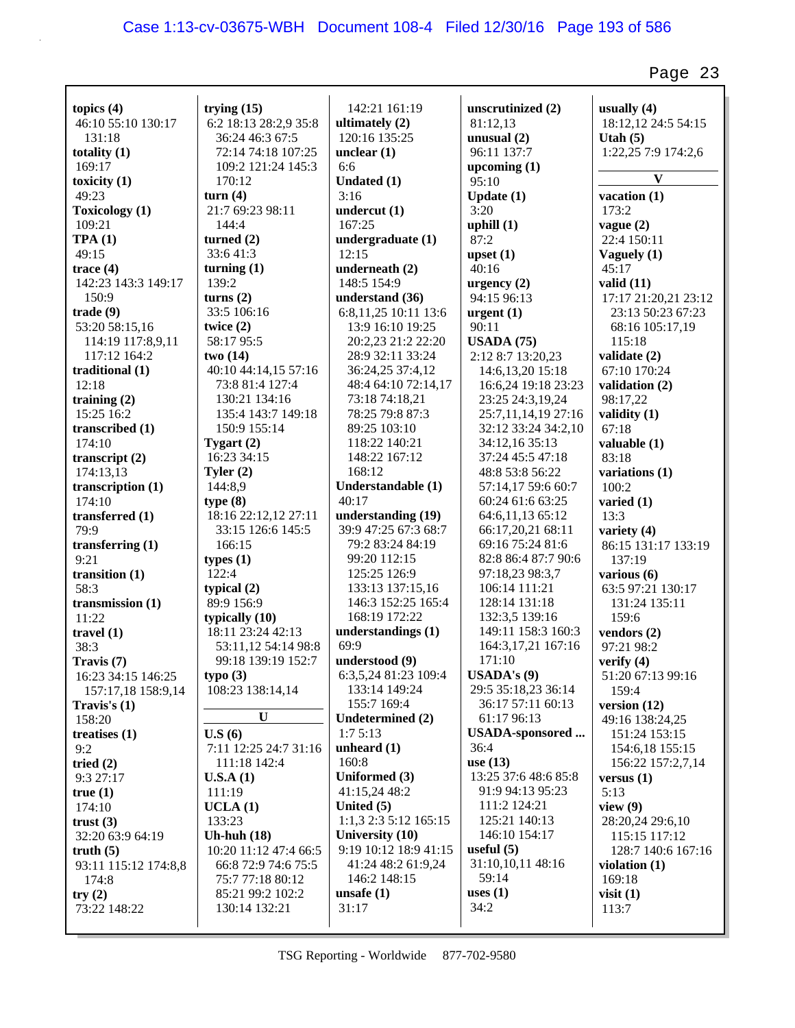**topics (4)**
46:10 55:10 130:17
131:18
**totality (1)**
169:17
**toxicity (1)**
49:23
**Toxicology (1)**
109:21
**TPA (1)**
49:15
**trace (4)**
142:23 143:3 149:17
150:9
**trade (9)**
53:20 58:15,16
114:19 117:8,9,11
117:12 164:2
**traditional (1)**
12:18
**training (2)**
15:25 16:2
**transcribed (1)**
174:10
**transcript (2)**
174:13,13
**transcription (1)**
174:10
**transferred (1)**
79:9
**transferring (1)**
9:21
**transition (1)**
58:3
**transmission (1)**
11:22
**travel (1)**
38:3
**Travis (7)**
16:23 34:15 146:25
157:17,18 158:9,14
**Travis's (1)**
158:20
**treatises (1)**
9:2
**tried (2)**
9:3 27:17
**true (1)**
174:10
**trust (3)**
32:20 63:9 64:19
**truth (5)**
93:11 115:12 174:8,8
174:8
**try (2)**
73:22 148:22

**trying (15)**
6:2 18:13 28:2,9 35:8
36:24 46:3 67:5
72:14 74:18 107:25
109:2 121:24 145:3
170:12
**turn (4)**
21:7 69:23 98:11
144:4
**turned (2)**
33:6 41:3
**turning (1)**
139:2
**turns (2)**
33:5 106:16
**twice (2)**
58:17 95:5
**two (14)**
40:10 44:14,15 57:16
73:8 81:4 127:4
130:21 134:16
135:4 143:7 149:18
150:9 155:14
**Tygart (2)**
16:23 34:15
**Tyler (2)**
144:8,9
**type (8)**
18:16 22:12,12 27:11
33:15 126:6 145:5
166:15
**types (1)**
122:4
**typical (2)**
89:9 156:9
**typically (10)**
18:11 23:24 42:13
53:11,12 54:14 98:8
99:18 139:19 152:7
**typo (3)**
108:23 138:14,14

**U**

**U.S (6)**
7:11 12:25 24:7 31:16
111:18 142:4
**U.S.A (1)**
111:19
**UCLA (1)**
133:23
**Uh-huh (18)**
10:20 11:12 47:4 66:5
66:8 72:9 74:6 75:5
75:7 77:18 80:12
85:21 99:2 102:2
130:14 132:21

142:21 161:19
**ultimately (2)**
120:16 135:25
**unclear (1)**
6:6
**Undated (1)**
3:16
**undercut (1)**
167:25
**undergraduate (1)**
12:15
**underneath (2)**
148:5 154:9
**understand (36)**
6:8,11,25 10:11 13:6
13:9 16:10 19:25
20:2,23 21:2 22:20
28:9 32:11 33:24
36:24,25 37:4,12
48:4 64:10 72:14,17
73:18 74:18,21
78:25 79:8 87:3
89:25 103:10
118:22 140:21
148:22 167:12
168:12
**Understandable (1)**
40:17
**understanding (19)**
39:9 47:25 67:3 68:7
79:2 83:24 84:19
99:20 112:15
125:25 126:9
133:13 137:15,16
146:3 152:25 165:4
168:19 172:22
**understandings (1)**
69:9
**understood (9)**
6:3,5,24 81:23 109:4
133:14 149:24
155:7 169:4
**Undetermined (2)**
1:7 5:13
**unheard (1)**
160:8
**Uniformed (3)**
41:15,24 48:2
**United (5)**
1:1,3 2:3 5:12 165:15
**University (10)**
9:19 10:12 18:9 41:15
41:24 48:2 61:9,24
146:2 148:15
**unsafe (1)**
31:17

**unscrutinized (2)**
81:12,13
**unusual (2)**
96:11 137:7
**upcoming (1)**
95:10
**Update (1)**
3:20
**uphill (1)**
87:2
**upset (1)**
40:16
**urgency (2)**
94:15 96:13
**urgent (1)**
90:11
**USADA (75)**
2:12 8:7 13:20,23
14:6,13,20 15:18
16:6,24 19:18 23:23
23:25 24:3,19,24
25:7,11,14,19 27:16
32:12 33:24 34:2,10
34:12,16 35:13
37:24 45:5 47:18
48:8 53:8 56:22
57:14,17 59:6 60:7
60:24 61:6 63:25
64:6,11,13 65:12
66:17,20,21 68:11
69:16 75:24 81:6
82:8 86:4 87:7 90:6
97:18,23 98:3,7
106:14 111:21
128:14 131:18
132:3,5 139:16
149:11 158:3 160:3
164:3,17,21 167:16
171:10
**USADA's (9)**
29:5 35:18,23 36:14
36:17 57:11 60:13
61:17 96:13
**USADA-sponsored ...**
36:4
**use (13)**
13:25 37:6 48:6 85:8
91:9 94:13 95:23
111:2 124:21
125:21 140:13
146:10 154:17
**useful (5)**
31:10,10,11 48:16
59:14
**uses (1)**
34:2

**usually (4)**
18:12,12 24:5 54:15
**Utah (5)**
1:22,25 7:9 174:2,6

**V**

**vacation (1)**
173:2
**vague (2)**
22:4 150:11
**Vaguely (1)**
45:17
**valid (11)**
17:17 21:20,21 23:12
23:13 50:23 67:23
68:16 105:17,19
115:18
**validate (2)**
67:10 170:24
**validation (2)**
98:17,22
**validity (1)**
67:18
**valuable (1)**
83:18
**variations (1)**
100:2
**varied (1)**
13:3
**variety (4)**
86:15 131:17 133:19
137:19
**various (6)**
63:5 97:21 130:17
131:24 135:11
159:6
**vendors (2)**
97:21 98:2
**verify (4)**
51:20 67:13 99:16
159:4
**version (12)**
49:16 138:24,25
151:24 153:15
154:6,18 155:15
156:22 157:2,7,14
**versus (1)**
5:13
**view (9)**
28:20,24 29:6,10
115:15 117:12
128:7 140:6 167:16
**violation (1)**
169:18
**visit (1)**
113:7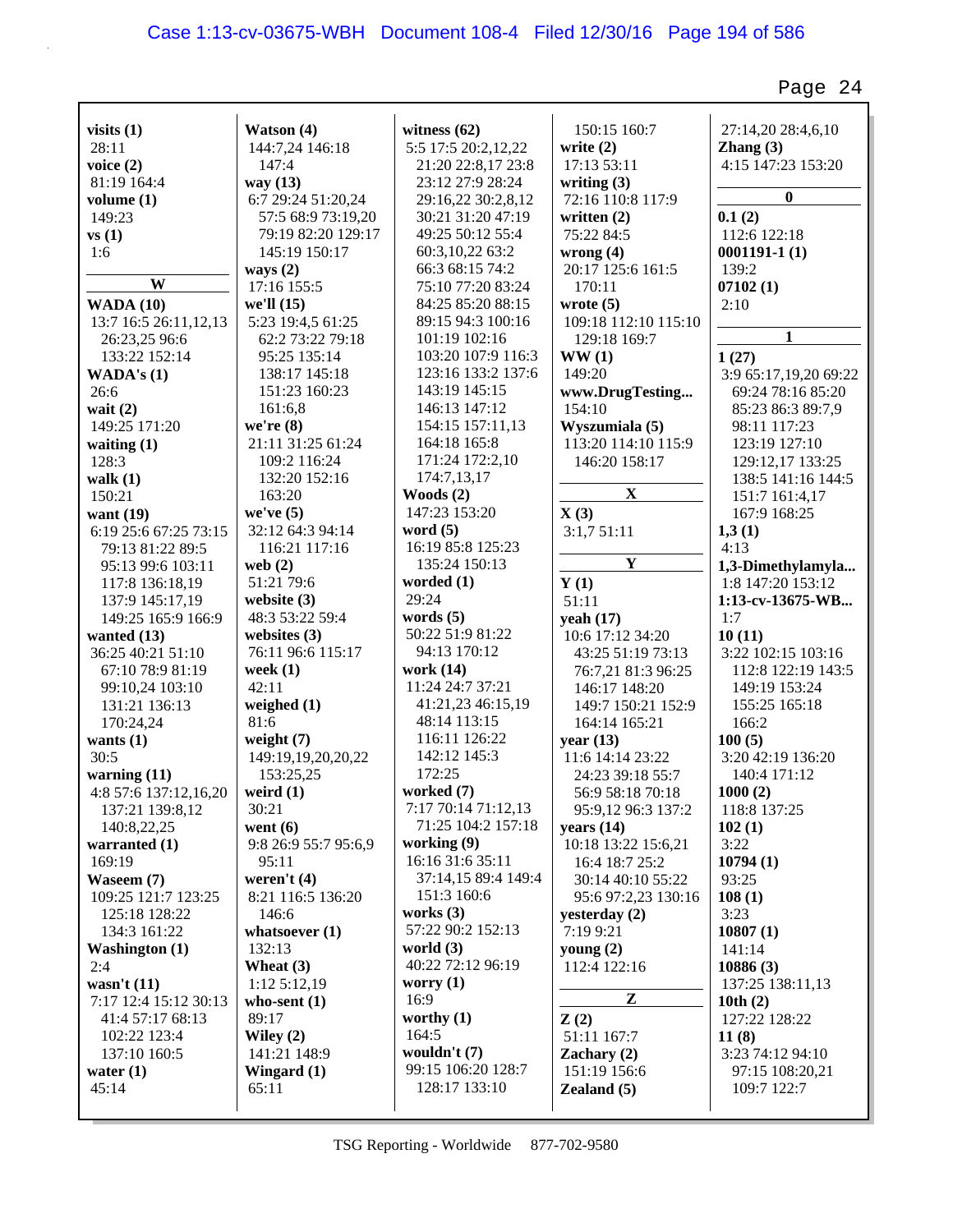**visits (1)**
28:11

**voice (2)**
81:19 164:4

**volume (1)**
149:23

**vs (1)**
1:6

**W**

**WADA (10)**
13:7 16:5 26:11,12,13 26:23,25 96:6 133:22 152:14

**WADA's (1)**
26:6

**wait (2)**
149:25 171:20

**waiting (1)**
128:3

**walk (1)**
150:21

**want (19)**
6:19 25:6 67:25 73:15 79:13 81:22 89:5 95:13 99:6 103:11 117:8 136:18,19 137:9 145:17,19 149:25 165:9 166:9

**wanted (13)**
36:25 40:21 51:10 67:10 78:9 81:19 99:10,24 103:10 131:21 136:13 170:24,24

**wants (1)**
30:5

**warning (11)**
4:8 57:6 137:12,16,20 137:21 139:8,12 140:8,22,25

**warranted (1)**
169:19

**Waseem (7)**
109:25 121:7 123:25 125:18 128:22 134:3 161:22

**Washington (1)**
2:4

**wasn't (11)**
7:17 12:4 15:12 30:13 41:4 57:17 68:13 102:22 123:4 137:10 160:5

**water (1)**
45:14

**Watson (4)**
144:7,24 146:18 147:4

**way (13)**
6:7 29:24 51:20,24 57:5 68:9 73:19,20 79:19 82:20 129:17 145:19 150:17

**ways (2)**
17:16 155:5

**we'll (15)**
5:23 19:4,5 61:25 62:2 73:22 79:18 95:25 135:14 138:17 145:18 151:23 160:23 161:6,8

**we're (8)**
21:11 31:25 61:24 109:2 116:24 132:20 152:16 163:20

**we've (5)**
32:12 64:3 94:14 116:21 117:16

**web (2)**
51:21 79:6

**website (3)**
48:3 53:22 59:4

**websites (3)**
76:11 96:6 115:17

**week (1)**
42:11

**weighed (1)**
81:6

**weight (7)**
149:19,19,20,20,22 153:25,25

**weird (1)**
30:21

**went (6)**
9:8 26:9 55:7 95:6,9 95:11

**weren't (4)**
8:21 116:5 136:20 146:6

**whatsoever (1)**
132:13

**Wheat (3)**
1:12 5:12,19

**who-sent (1)**
89:17

**Wiley (2)**
141:21 148:9

**Wingard (1)**
65:11

**witness (62)**
5:5 17:5 20:2,12,22 21:20 22:8,17 23:8 23:12 27:9 28:24 29:16,22 30:2,8,12 30:21 31:20 47:19 49:25 50:12 55:4 60:3,10,22 63:2 66:3 68:15 74:2 75:10 77:20 83:24 84:25 85:20 88:15 89:15 94:3 100:16 101:19 102:16 103:20 107:9 116:3 123:16 133:2 137:6 143:19 145:15 146:13 147:12 154:15 157:11,13 164:18 165:8 171:24 172:2,10 174:7,13,17

**Woods (2)**
147:23 153:20

**word (5)**
16:19 85:8 125:23 135:24 150:13

**worded (1)**
29:24

**words (5)**
50:22 51:9 81:22 94:13 170:12

**work (14)**
11:24 24:7 37:21 41:21,23 46:15,19 48:14 113:15 116:11 126:22 142:12 145:3 172:25

**worked (7)**
7:17 70:14 71:12,13 71:25 104:2 157:18

**working (9)**
16:16 31:6 35:11 37:14,15 89:4 149:4 151:3 160:6

**works (3)**
57:22 90:2 152:13

**world (3)**
40:22 72:12 96:19

**worry (1)**
16:9

**worthy (1)**
164:5

**wouldn't (7)**
99:15 106:20 128:7 128:17 133:10

150:15 160:7

**write (2)**
17:13 53:11

**writing (3)**
72:16 110:8 117:9

**written (2)**
75:22 84:5

**wrong (4)**
20:17 125:6 161:5 170:11

**wrote (5)**
109:18 112:10 115:10 129:18 169:7

**WW (1)**
149:20

**www.DrugTesting...**
154:10

**Wyszumiala (5)**
113:20 114:10 115:9 146:20 158:17

**X**

**X (3)**
3:1,7 51:11

**Y**

**Y (1)**
51:11

**yeah (17)**
10:6 17:12 34:20 43:25 51:19 73:13 76:7,21 81:3 96:25 146:17 148:20 149:7 150:21 152:9 164:14 165:21

**year (13)**
11:6 14:14 23:22 24:23 39:18 55:7 56:9 58:18 70:18 95:9,12 96:3 137:2

**years (14)**
10:18 13:22 15:6,21 16:4 18:7 25:2 30:14 40:10 55:22 95:6 97:2,23 130:16

**yesterday (2)**
7:19 9:21

**young (2)**
112:4 122:16

**Z**

**Z (2)**
51:11 167:7

**Zachary (2)**
151:19 156:6

**Zealand (5)**
27:14,20 28:4,6,10

**Zhang (3)**
4:15 147:23 153:20

**0**

**0.1 (2)**
112:6 122:18

**0001191-1 (1)**
139:2

**07102 (1)**
2:10

**1**

**1 (27)**
3:9 65:17,19,20 69:22 69:24 78:16 85:20 85:23 86:3 89:7,9 98:11 117:23 123:19 127:10 129:12,17 133:25 138:5 141:16 144:5 151:7 161:4,17 167:9 168:25

**1,3 (1)**
4:13

**1,3-Dimethylamyla...**
1:8 147:20 153:12

**1:13-cv-13675-WB...**
1:7

**10 (11)**
3:22 102:15 103:16 112:8 122:19 143:5 149:19 153:24 155:25 165:18 166:2

**100 (5)**
3:20 42:19 136:20 140:4 171:12

**1000 (2)**
118:8 137:25

**102 (1)**
3:22

**10794 (1)**
93:25

**108 (1)**
3:23

**10807 (1)**
141:14

**10886 (3)**
137:25 138:11,13

**10th (2)**
127:22 128:22

**11 (8)**
3:23 74:12 94:10 97:15 108:20,21 109:7 122:7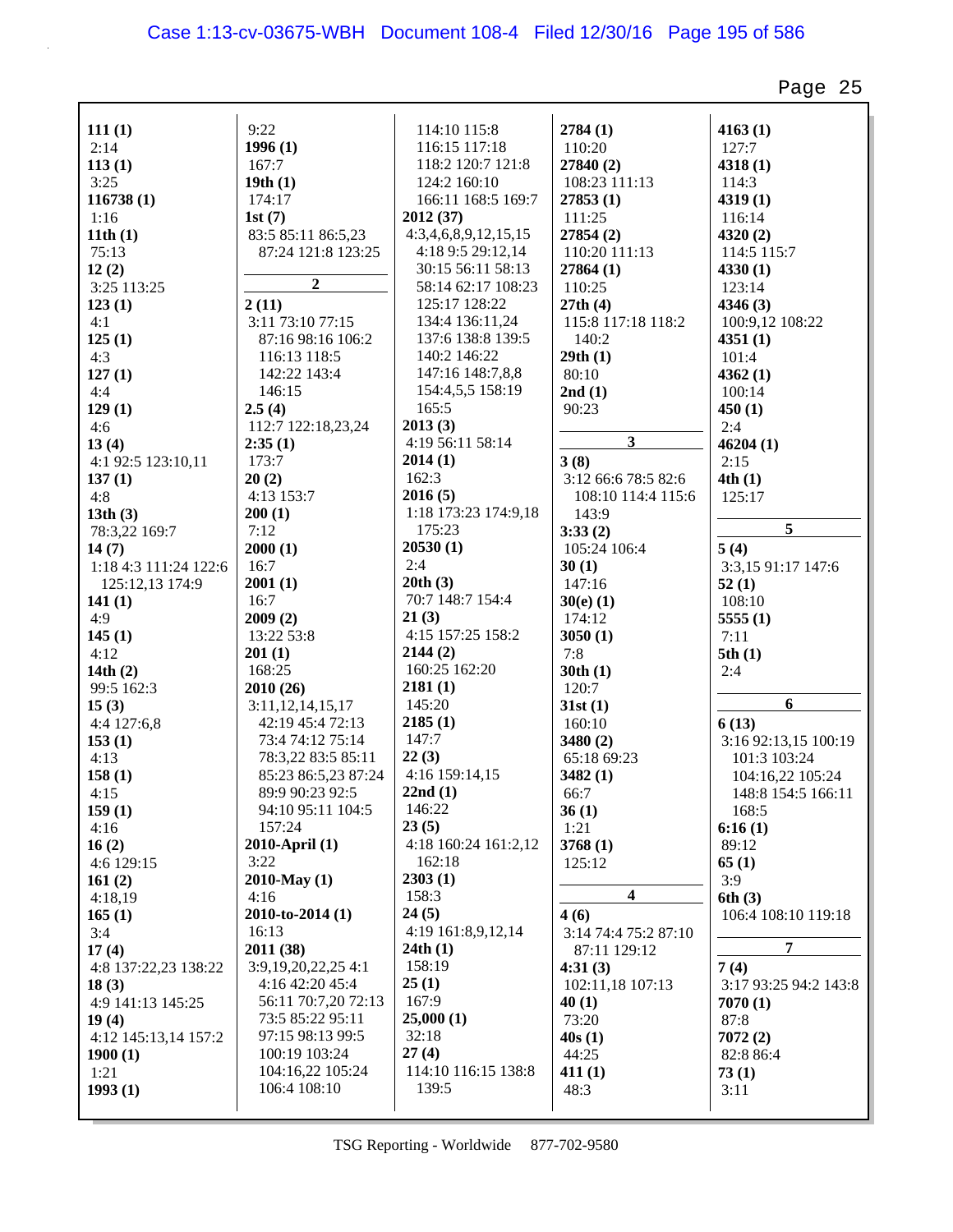**111 (1)**
2:14
**113 (1)**
3:25
**116738 (1)**
1:16
**11th (1)**
75:13
**12 (2)**
3:25 113:25
**123 (1)**
4:1
**125 (1)**
4:3
**127 (1)**
4:4
**129 (1)**
4:6
**13 (4)**
4:1 92:5 123:10,11
**137 (1)**
4:8
**13th (3)**
78:3,22 169:7
**14 (7)**
1:18 4:3 111:24 122:6 125:12,13 174:9
**141 (1)**
4:9
**145 (1)**
4:12
**14th (2)**
99:5 162:3
**15 (3)**
4:4 127:6,8
**153 (1)**
4:13
**158 (1)**
4:15
**159 (1)**
4:16
**16 (2)**
4:6 129:15
**161 (2)**
4:18,19
**165 (1)**
3:4
**17 (4)**
4:8 137:22,23 138:22
**18 (3)**
4:9 141:13 145:25
**19 (4)**
4:12 145:13,14 157:2
**1900 (1)**
1:21
**1993 (1)**
9:22
**1996 (1)**
167:7
**19th (1)**
174:17
**1st (7)**
83:5 85:11 86:5,23 87:24 121:8 123:25

**2**

**2 (11)**
3:11 73:10 77:15 87:16 98:16 106:2 116:13 118:5 142:22 143:4 146:15
**2.5 (4)**
112:7 122:18,23,24
**2:35 (1)**
173:7
**20 (2)**
4:13 153:7
**200 (1)**
7:12
**2000 (1)**
16:7
**2001 (1)**
16:7
**2009 (2)**
13:22 53:8
**201 (1)**
168:25
**2010 (26)**
3:11,12,14,15,17 42:19 45:4 72:13 73:4 74:12 75:14 78:3,22 83:5 85:11 85:23 86:5,23 87:24 89:9 90:23 92:5 94:10 95:11 104:5 157:24
**2010-April (1)**
3:22
**2010-May (1)**
4:16
**2010-to-2014 (1)**
16:13
**2011 (38)**
3:9,19,20,22,25 4:1 4:16 42:20 45:4 56:11 70:7,20 72:13 73:5 85:22 95:11 97:15 98:13 99:5 100:19 103:24 104:16,22 105:24 106:4 108:10 114:10 115:8 116:15 117:18 118:2 120:7 121:8 124:2 160:10 166:11 168:5 169:7
**2012 (37)**
4:3,4,6,8,9,12,15,15 4:18 9:5 29:12,14 30:15 56:11 58:13 58:14 62:17 108:23 125:17 128:22 134:4 136:11,24 137:6 138:8 139:5 140:2 146:22 147:16 148:7,8,8 154:4,5,5 158:19 165:5
**2013 (3)**
4:19 56:11 58:14
**2014 (1)**
162:3
**2016 (5)**
1:18 173:23 174:9,18 175:23
**20530 (1)**
2:4
**20th (3)**
70:7 148:7 154:4
**21 (3)**
4:15 157:25 158:2
**2144 (2)**
160:25 162:20
**2181 (1)**
145:20
**2185 (1)**
147:7
**22 (3)**
4:16 159:14,15
**22nd (1)**
146:22
**23 (5)**
4:18 160:24 161:2,12 162:18
**2303 (1)**
158:3
**24 (5)**
4:19 161:8,9,12,14
**24th (1)**
158:19
**25 (1)**
167:9
**25,000 (1)**
32:18
**27 (4)**
114:10 116:15 138:8 139:5
**2784 (1)**
110:20
**27840 (2)**
108:23 111:13
**27853 (1)**
111:25
**27854 (2)**
110:20 111:13
**27864 (1)**
110:25
**27th (4)**
115:8 117:18 118:2 140:2
**29th (1)**
80:10
**2nd (1)**
90:23

**3**

**3 (8)**
3:12 66:6 78:5 82:6 108:10 114:4 115:6 143:9
**3:33 (2)**
105:24 106:4
**30 (1)**
147:16
**30(e) (1)**
174:12
**3050 (1)**
7:8
**30th (1)**
120:7
**31st (1)**
160:10
**3480 (2)**
65:18 69:23
**3482 (1)**
66:7
**36 (1)**
1:21
**3768 (1)**
125:12

**4**

**4 (6)**
3:14 74:4 75:2 87:10 87:11 129:12
**4:31 (3)**
102:11,18 107:13
**40 (1)**
73:20
**40s (1)**
44:25
**411 (1)**
48:3
**4163 (1)**
127:7
**4318 (1)**
114:3
**4319 (1)**
116:14
**4320 (2)**
114:5 115:7
**4330 (1)**
123:14
**4346 (3)**
100:9,12 108:22
**4351 (1)**
101:4
**4362 (1)**
100:14
**450 (1)**
2:4
**46204 (1)**
2:15
**4th (1)**
125:17

**5**

**5 (4)**
3:3,15 91:17 147:6
**52 (1)**
108:10
**5555 (1)**
7:11
**5th (1)**
2:4

**6**

**6 (13)**
3:16 92:13,15 100:19 101:3 103:24 104:16,22 105:24 148:8 154:5 166:11 168:5
**6:16 (1)**
89:12
**65 (1)**
3:9
**6th (3)**
106:4 108:10 119:18

**7**

**7 (4)**
3:17 93:25 94:2 143:8
**7070 (1)**
87:8
**7072 (2)**
82:8 86:4
**73 (1)**
3:11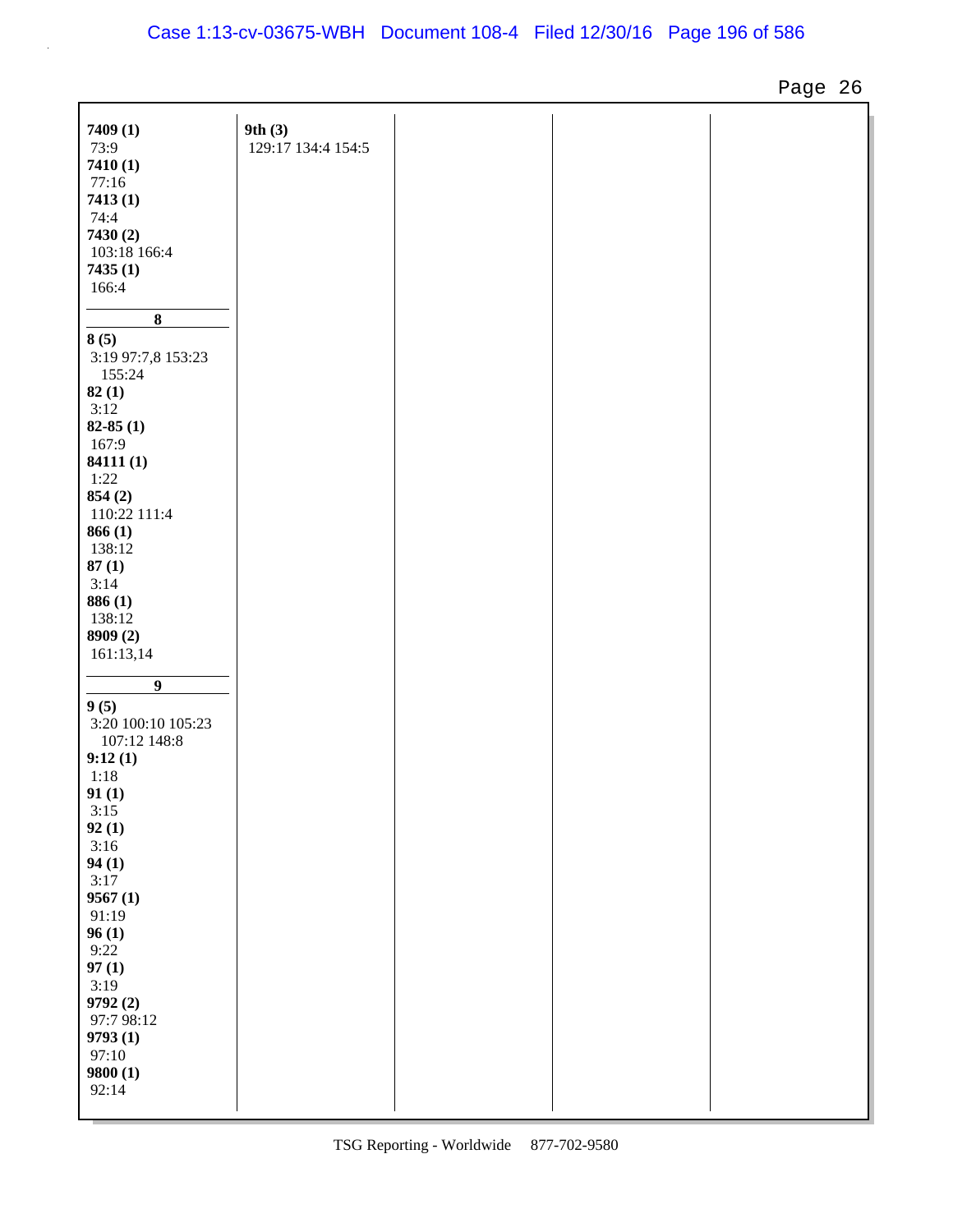**7409 (1)**
73:9
**7410 (1)**
77:16
**7413 (1)**
74:4
**7430 (2)**
103:18 166:4
**7435 (1)**
166:4

**8**

**8 (5)**
3:19 97:7,8 153:23 155:24
**82 (1)**
3:12
**82-85 (1)**
167:9
**84111 (1)**
1:22
**854 (2)**
110:22 111:4
**866 (1)**
138:12
**87 (1)**
3:14
**886 (1)**
138:12
**8909 (2)**
161:13,14

**9**

**9 (5)**
3:20 100:10 105:23 107:12 148:8
**9:12 (1)**
1:18
**91 (1)**
3:15
**92 (1)**
3:16
**94 (1)**
3:17
**9567 (1)**
91:19
**96 (1)**
9:22
**97 (1)**
3:19
**9792 (2)**
97:7 98:12
**9793 (1)**
97:10
**9800 (1)**
92:14
**9th (3)**
129:17 134:4 154:5